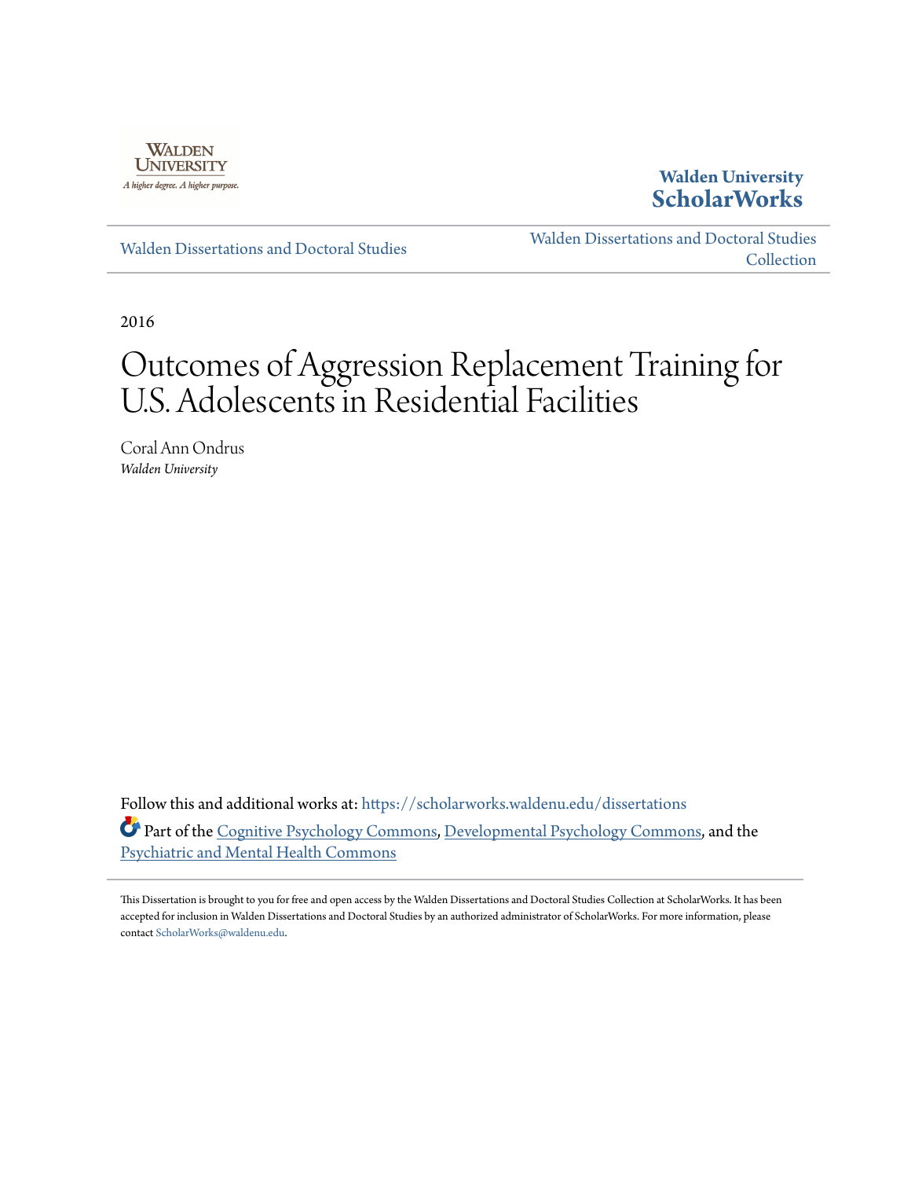Walden University

A higher degree. A higher purpose.

**Walden University**
**ScholarWorks**

Walden Dissertations and Doctoral Studies

Walden Dissertations and Doctoral Studies Collection

2016

# Outcomes of Aggression Replacement Training for U.S. Adolescents in Residential Facilities

Coral Ann Ondrus
*Walden University*

Follow this and additional works at: https://scholarworks.waldenu.edu/dissertations

Part of the Cognitive Psychology Commons, Developmental Psychology Commons, and the Psychiatric and Mental Health Commons

This Dissertation is brought to you for free and open access by the Walden Dissertations and Doctoral Studies Collection at ScholarWorks. It has been accepted for inclusion in Walden Dissertations and Doctoral Studies by an authorized administrator of ScholarWorks. For more information, please contact ScholarWorks@waldenu.edu.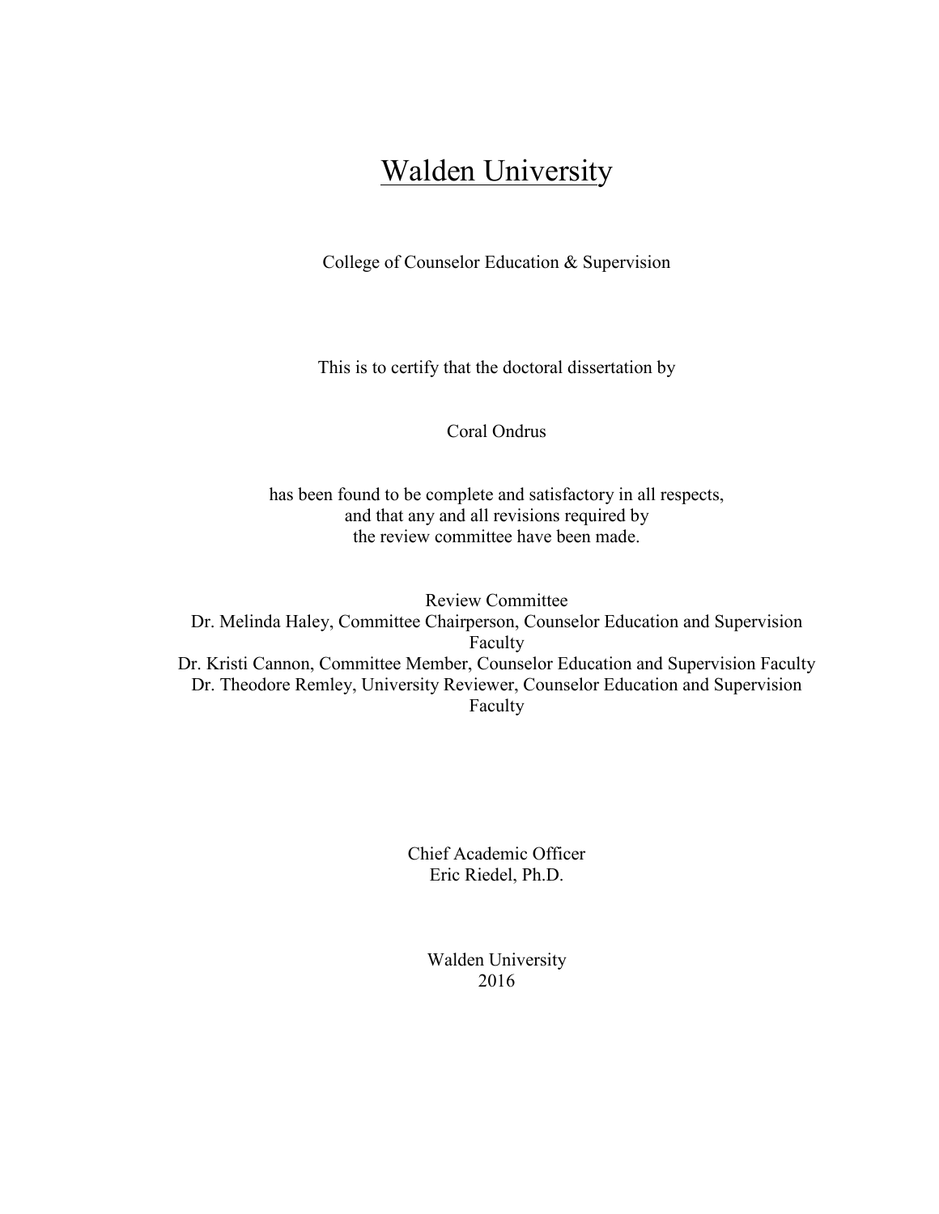# Walden University

College of Counselor Education & Supervision

This is to certify that the doctoral dissertation by

Coral Ondrus

has been found to be complete and satisfactory in all respects,
and that any and all revisions required by
the review committee have been made.

Review Committee
Dr. Melinda Haley, Committee Chairperson, Counselor Education and Supervision Faculty
Dr. Kristi Cannon, Committee Member, Counselor Education and Supervision Faculty
Dr. Theodore Remley, University Reviewer, Counselor Education and Supervision Faculty

Chief Academic Officer
Eric Riedel, Ph.D.

Walden University
2016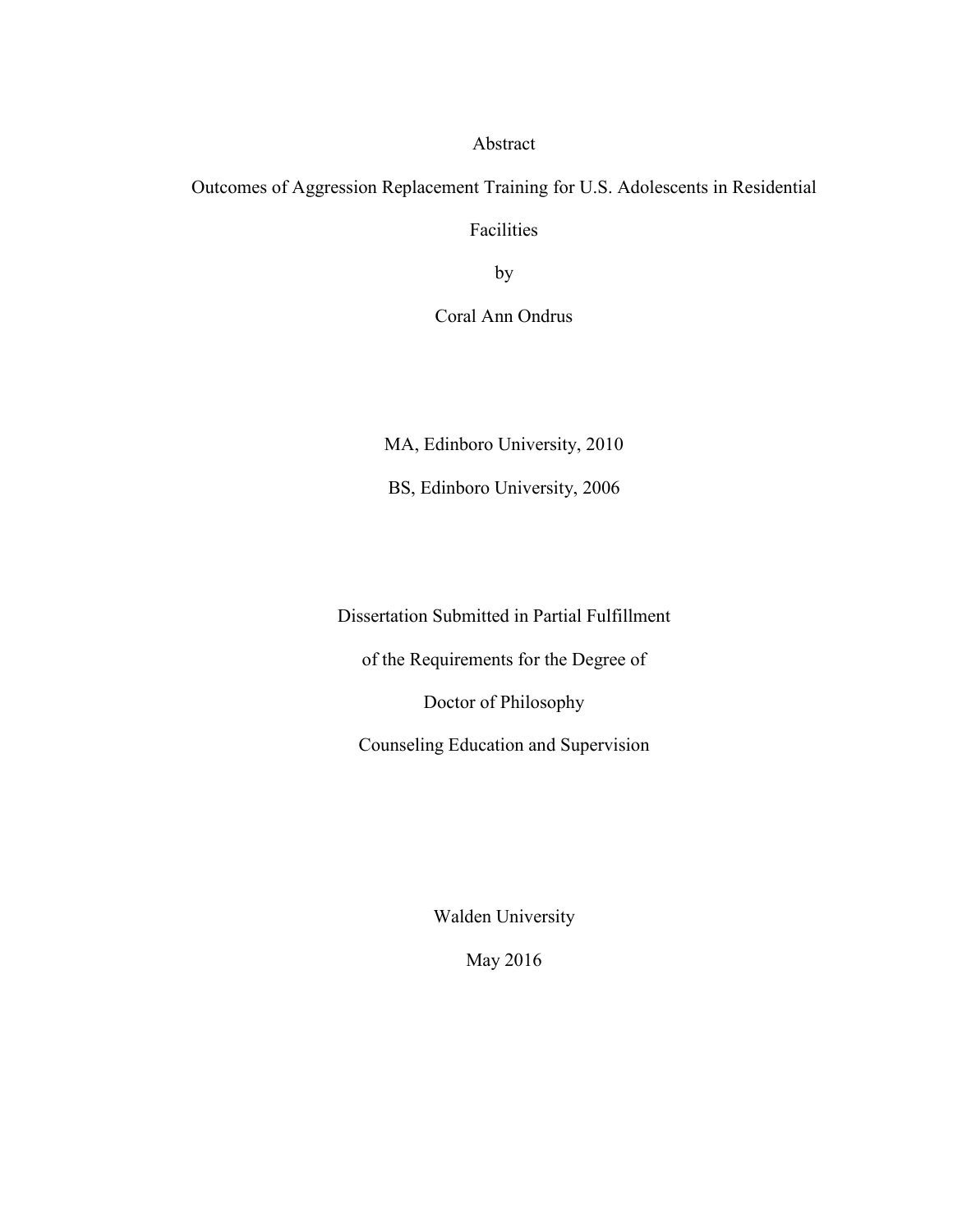Abstract

Outcomes of Aggression Replacement Training for U.S. Adolescents in Residential Facilities

by

Coral Ann Ondrus

MA, Edinboro University, 2010

BS, Edinboro University, 2006

Dissertation Submitted in Partial Fulfillment

of the Requirements for the Degree of

Doctor of Philosophy

Counseling Education and Supervision

Walden University

May 2016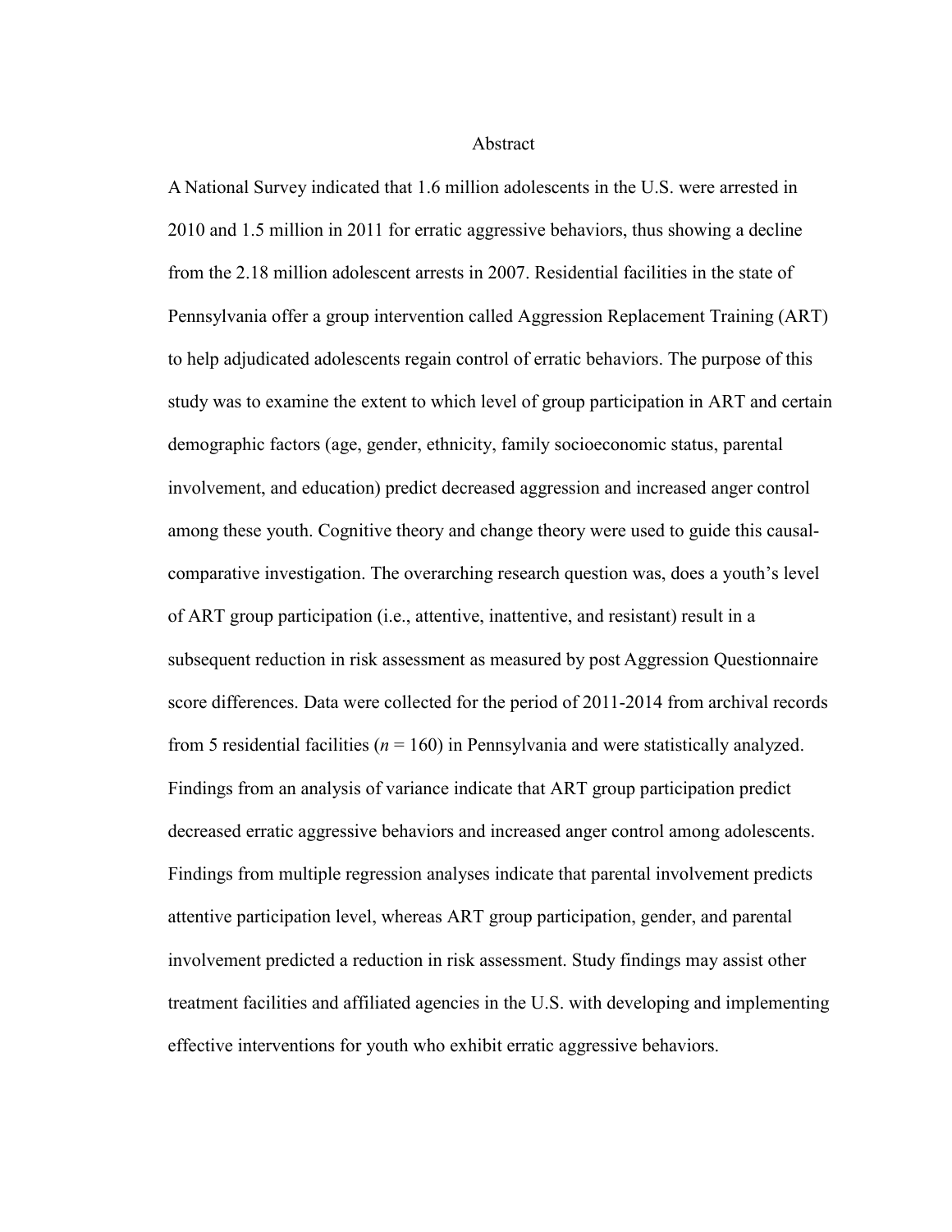# Abstract

A National Survey indicated that 1.6 million adolescents in the U.S. were arrested in 2010 and 1.5 million in 2011 for erratic aggressive behaviors, thus showing a decline from the 2.18 million adolescent arrests in 2007. Residential facilities in the state of Pennsylvania offer a group intervention called Aggression Replacement Training (ART) to help adjudicated adolescents regain control of erratic behaviors. The purpose of this study was to examine the extent to which level of group participation in ART and certain demographic factors (age, gender, ethnicity, family socioeconomic status, parental involvement, and education) predict decreased aggression and increased anger control among these youth. Cognitive theory and change theory were used to guide this causal-comparative investigation. The overarching research question was, does a youth's level of ART group participation (i.e., attentive, inattentive, and resistant) result in a subsequent reduction in risk assessment as measured by post Aggression Questionnaire score differences. Data were collected for the period of 2011-2014 from archival records from 5 residential facilities ($n$ = 160) in Pennsylvania and were statistically analyzed. Findings from an analysis of variance indicate that ART group participation predict decreased erratic aggressive behaviors and increased anger control among adolescents. Findings from multiple regression analyses indicate that parental involvement predicts attentive participation level, whereas ART group participation, gender, and parental involvement predicted a reduction in risk assessment. Study findings may assist other treatment facilities and affiliated agencies in the U.S. with developing and implementing effective interventions for youth who exhibit erratic aggressive behaviors.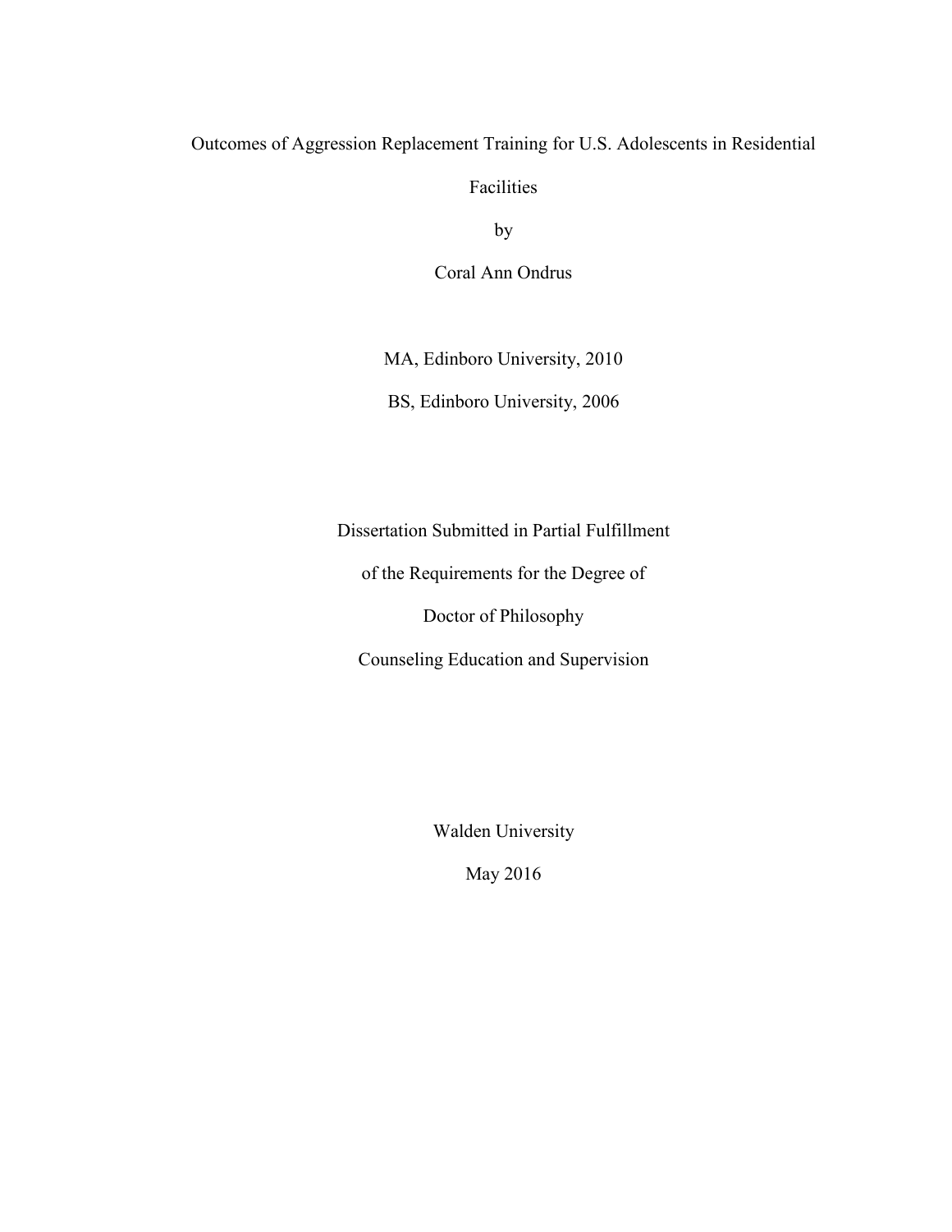Outcomes of Aggression Replacement Training for U.S. Adolescents in Residential Facilities

by

Coral Ann Ondrus

MA, Edinboro University, 2010

BS, Edinboro University, 2006

Dissertation Submitted in Partial Fulfillment

of the Requirements for the Degree of

Doctor of Philosophy

Counseling Education and Supervision

Walden University

May 2016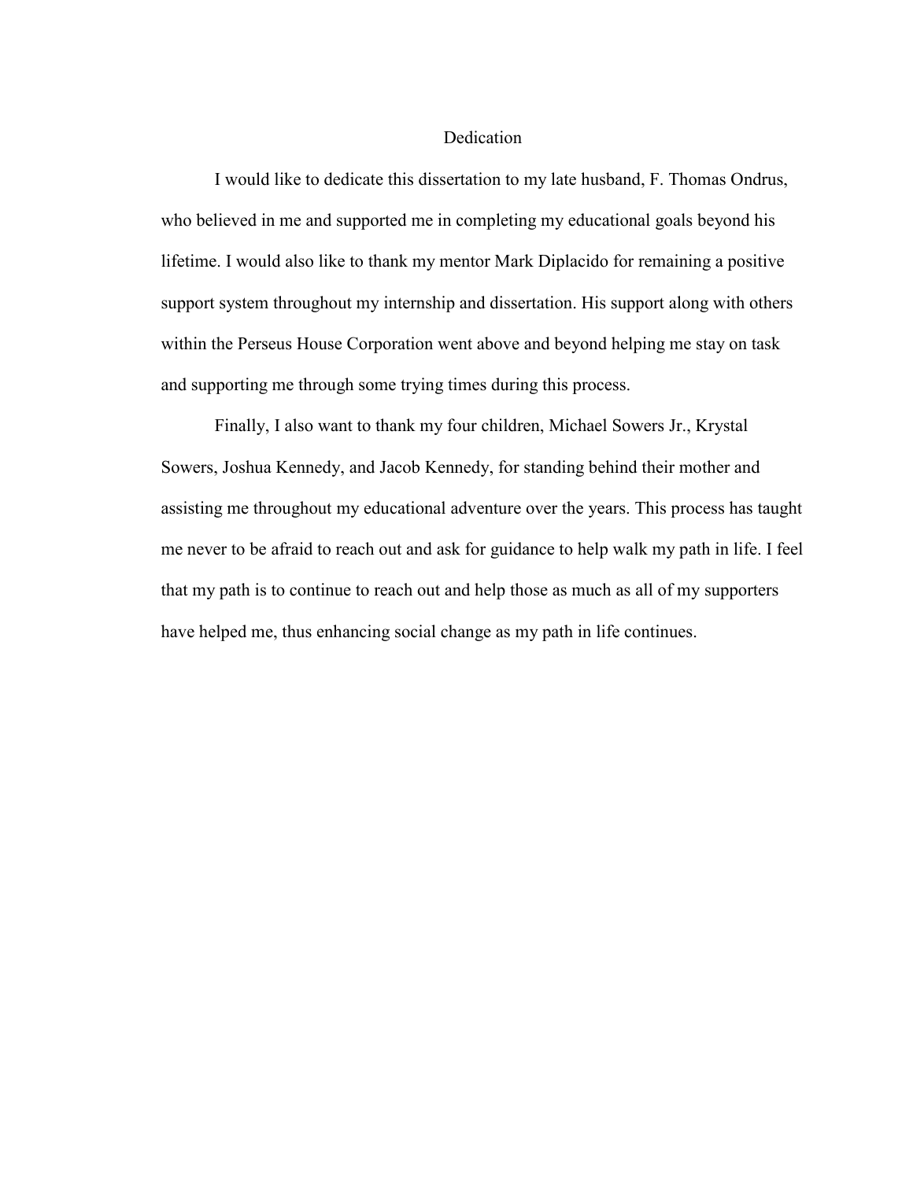# Dedication

I would like to dedicate this dissertation to my late husband, F. Thomas Ondrus, who believed in me and supported me in completing my educational goals beyond his lifetime. I would also like to thank my mentor Mark Diplacido for remaining a positive support system throughout my internship and dissertation. His support along with others within the Perseus House Corporation went above and beyond helping me stay on task and supporting me through some trying times during this process.

Finally, I also want to thank my four children, Michael Sowers Jr., Krystal Sowers, Joshua Kennedy, and Jacob Kennedy, for standing behind their mother and assisting me throughout my educational adventure over the years. This process has taught me never to be afraid to reach out and ask for guidance to help walk my path in life. I feel that my path is to continue to reach out and help those as much as all of my supporters have helped me, thus enhancing social change as my path in life continues.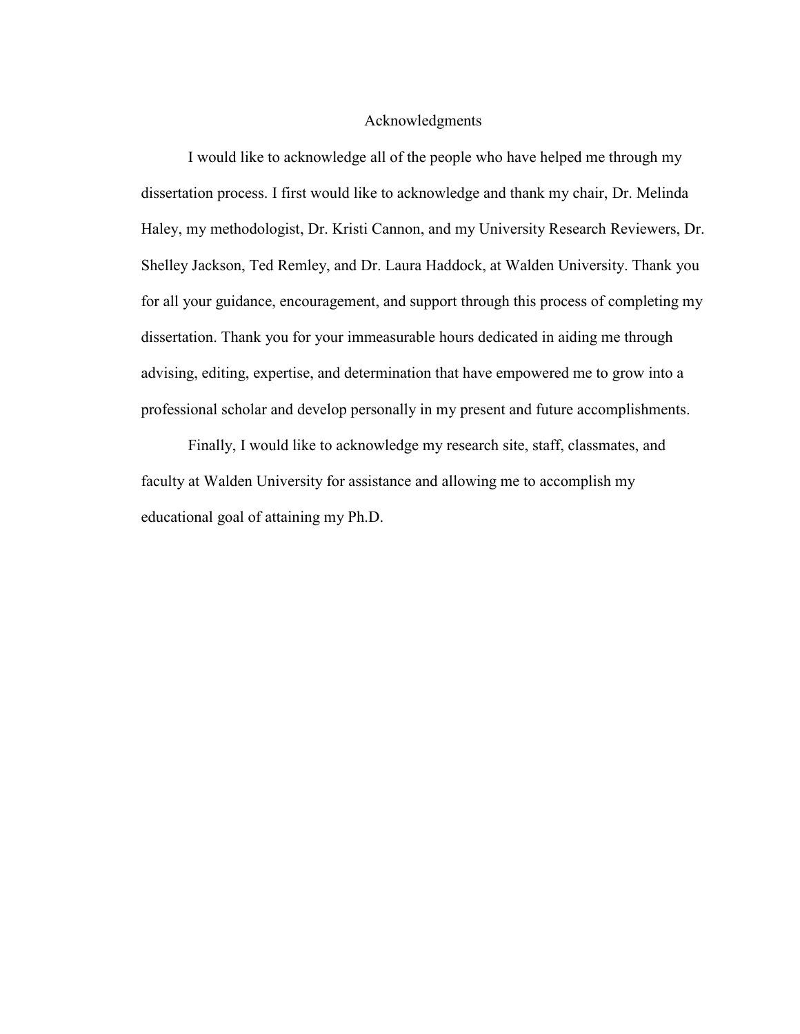# Acknowledgments

I would like to acknowledge all of the people who have helped me through my dissertation process. I first would like to acknowledge and thank my chair, Dr. Melinda Haley, my methodologist, Dr. Kristi Cannon, and my University Research Reviewers, Dr. Shelley Jackson, Ted Remley, and Dr. Laura Haddock, at Walden University. Thank you for all your guidance, encouragement, and support through this process of completing my dissertation. Thank you for your immeasurable hours dedicated in aiding me through advising, editing, expertise, and determination that have empowered me to grow into a professional scholar and develop personally in my present and future accomplishments.

Finally, I would like to acknowledge my research site, staff, classmates, and faculty at Walden University for assistance and allowing me to accomplish my educational goal of attaining my Ph.D.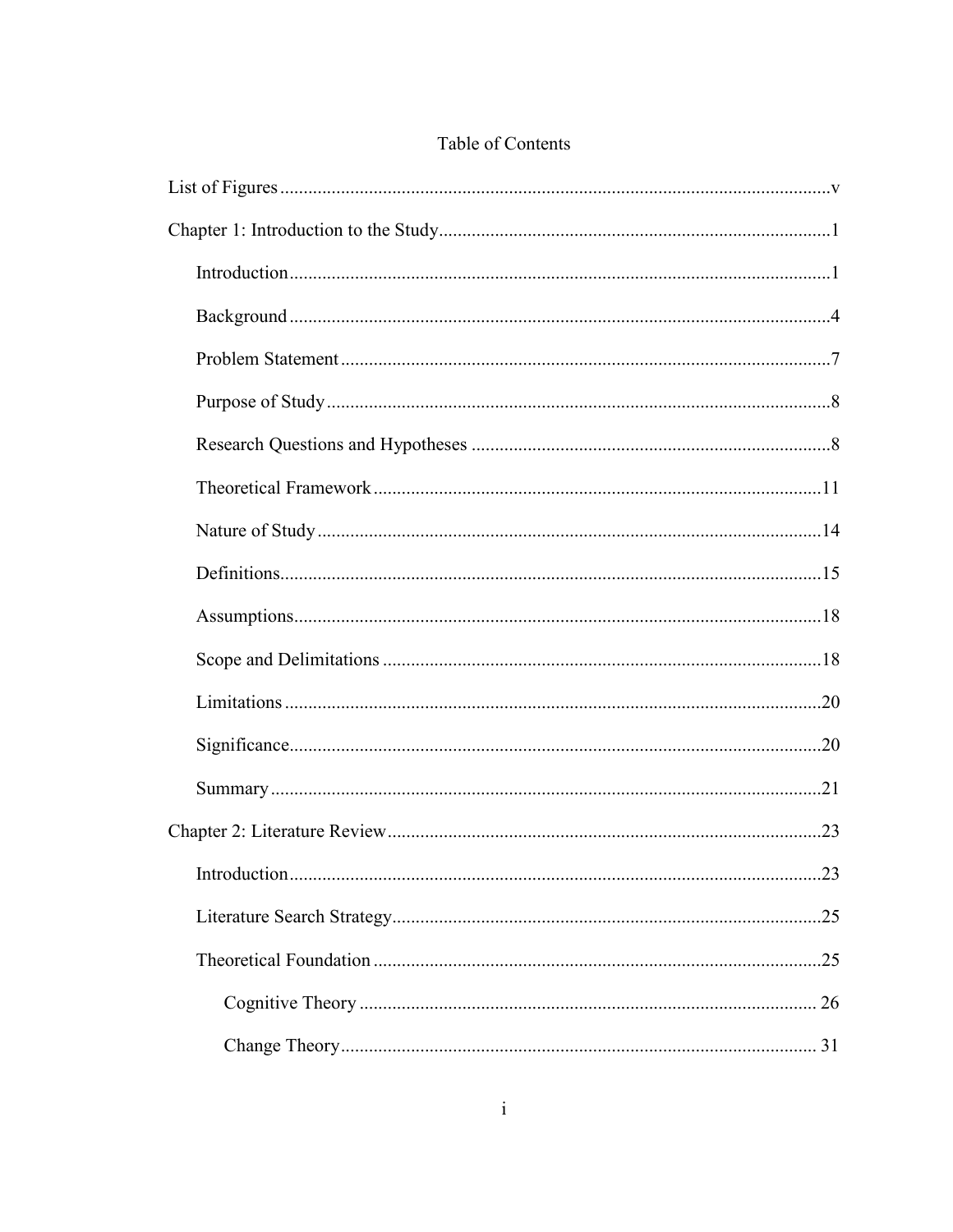Table of Contents

List of Figures ..................................................................................................................v

Chapter 1: Introduction to the Study...................................................................................1

- Introduction ..................................................................................................................1
- Background ..................................................................................................................4
- Problem Statement ........................................................................................................7
- Purpose of Study ..........................................................................................................8
- Research Questions and Hypotheses ............................................................................8
- Theoretical Framework ...............................................................................................11
- Nature of Study ...........................................................................................................14
- Definitions...................................................................................................................15
- Assumptions................................................................................................................18
- Scope and Delimitations .............................................................................................18
- Limitations .................................................................................................................20
- Significance.................................................................................................................20
- Summary .....................................................................................................................21

Chapter 2: Literature Review............................................................................................23

- Introduction ................................................................................................................23
- Literature Search Strategy...........................................................................................25
- Theoretical Foundation ...............................................................................................25
  - Cognitive Theory ................................................................................................. 26
  - Change Theory..................................................................................................... 31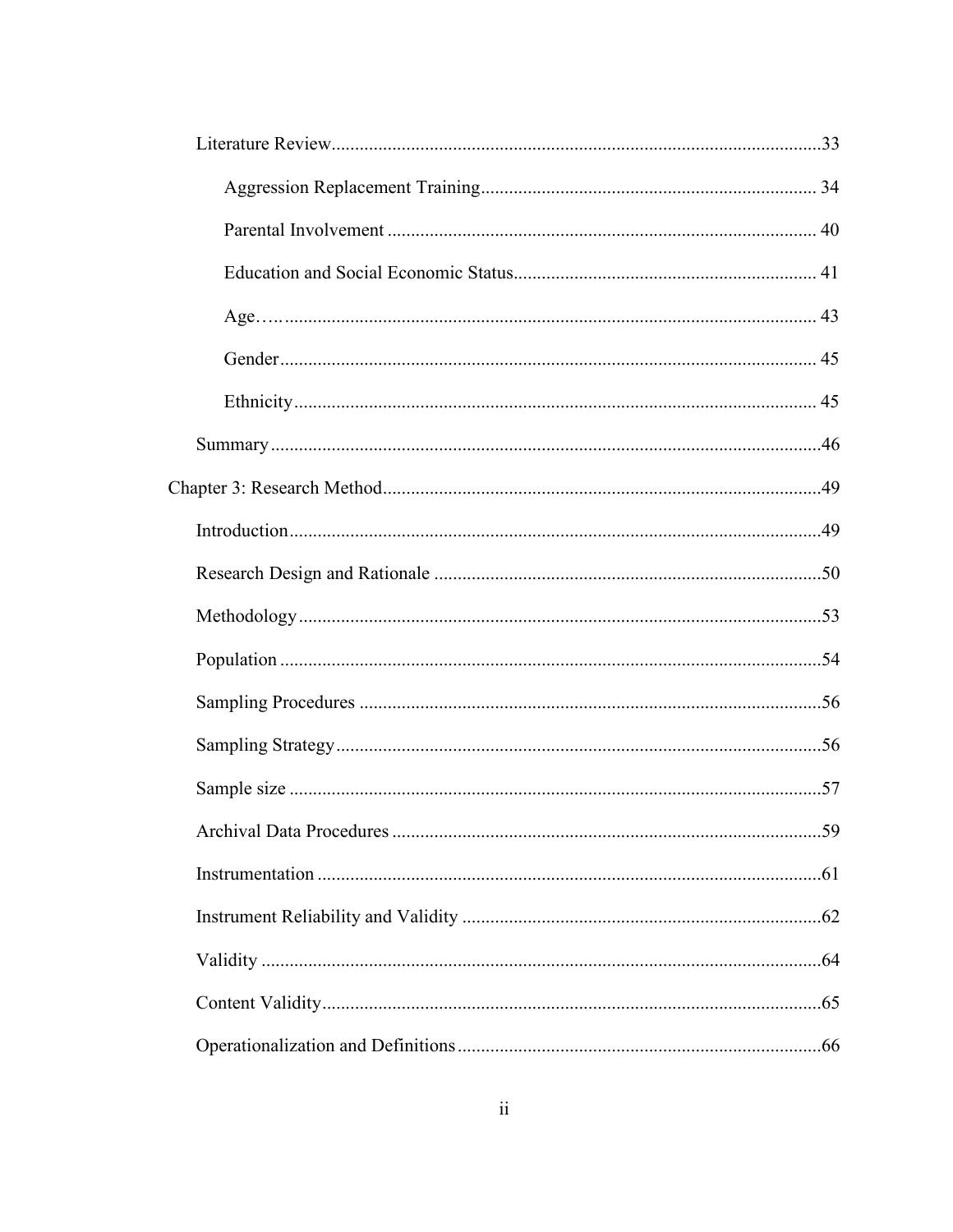Literature Review......................................................................................................33

Aggression Replacement Training...................................................................... 34

Parental Involvement .......................................................................................... 40

Education and Social Economic Status............................................................... 41

Age…................................................................................................................... 43

Gender................................................................................................................. 45

Ethnicity.............................................................................................................. 45

Summary....................................................................................................................46

Chapter 3: Research Method............................................................................................49

Introduction................................................................................................................49

Research Design and Rationale ..................................................................................50

Methodology...............................................................................................................53

Population ..................................................................................................................54

Sampling Procedures ..................................................................................................56

Sampling Strategy.......................................................................................................56

Sample size .................................................................................................................57

Archival Data Procedures ...........................................................................................59

Instrumentation ..........................................................................................................61

Instrument Reliability and Validity ............................................................................62

Validity .......................................................................................................................64

Content Validity..........................................................................................................65

Operationalization and Definitions.............................................................................66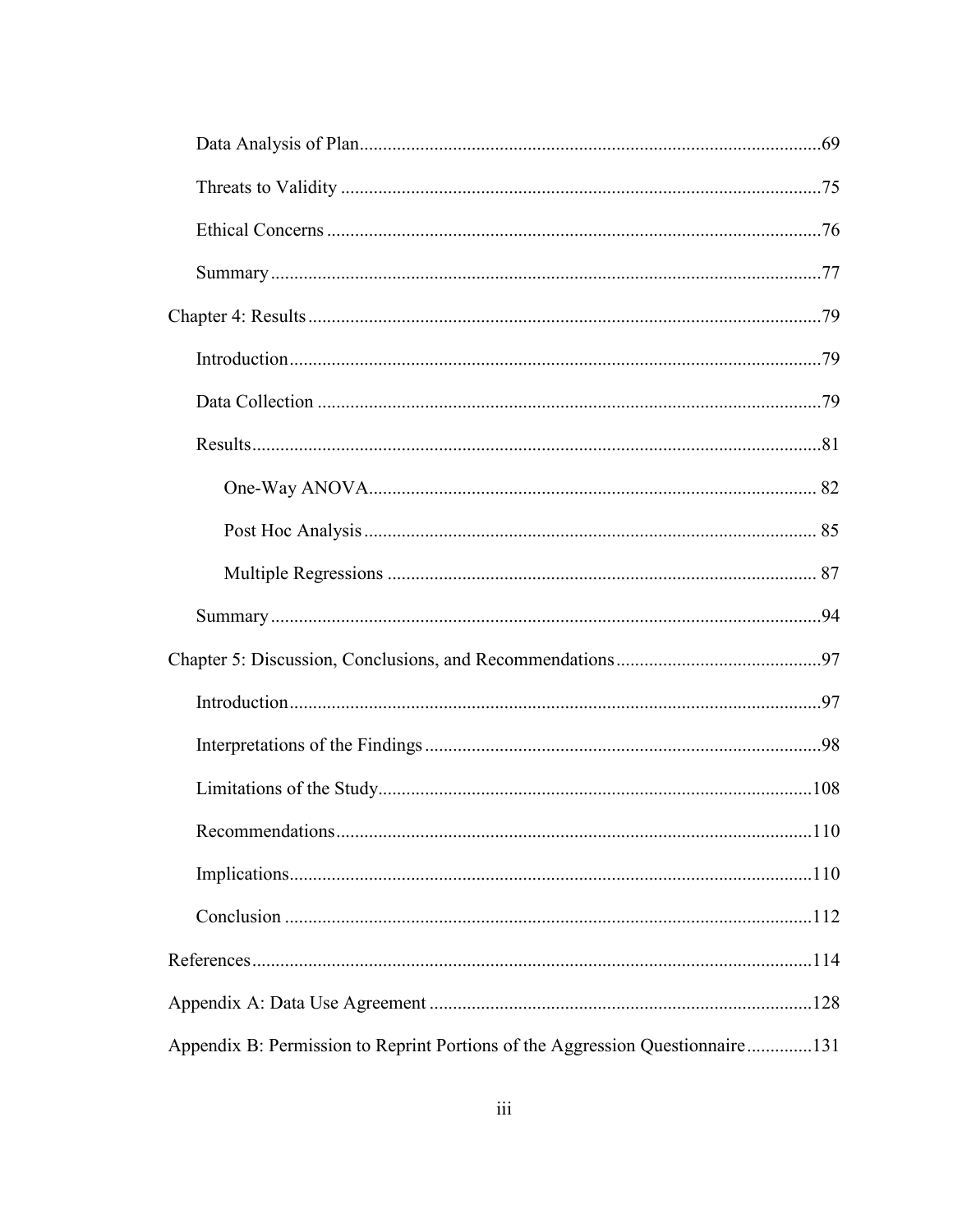Data Analysis of Plan....................................................................................................69

Threats to Validity ........................................................................................................75

Ethical Concerns ...........................................................................................................76

Summary .......................................................................................................................77

Chapter 4: Results ..............................................................................................................79

Introduction ...................................................................................................................79

Data Collection .............................................................................................................79

Results ...........................................................................................................................81

One-Way ANOVA ................................................................................................. 82

Post Hoc Analysis .................................................................................................. 85

Multiple Regressions ............................................................................................. 87

Summary .......................................................................................................................94

Chapter 5: Discussion, Conclusions, and Recommendations ............................................97

Introduction ...................................................................................................................97

Interpretations of the Findings ......................................................................................98

Limitations of the Study..............................................................................................108

Recommendations .......................................................................................................110

Implications.................................................................................................................110

Conclusion ..................................................................................................................112

References .........................................................................................................................114

Appendix A: Data Use Agreement ...................................................................................128

Appendix B: Permission to Reprint Portions of the Aggression Questionnaire ..............131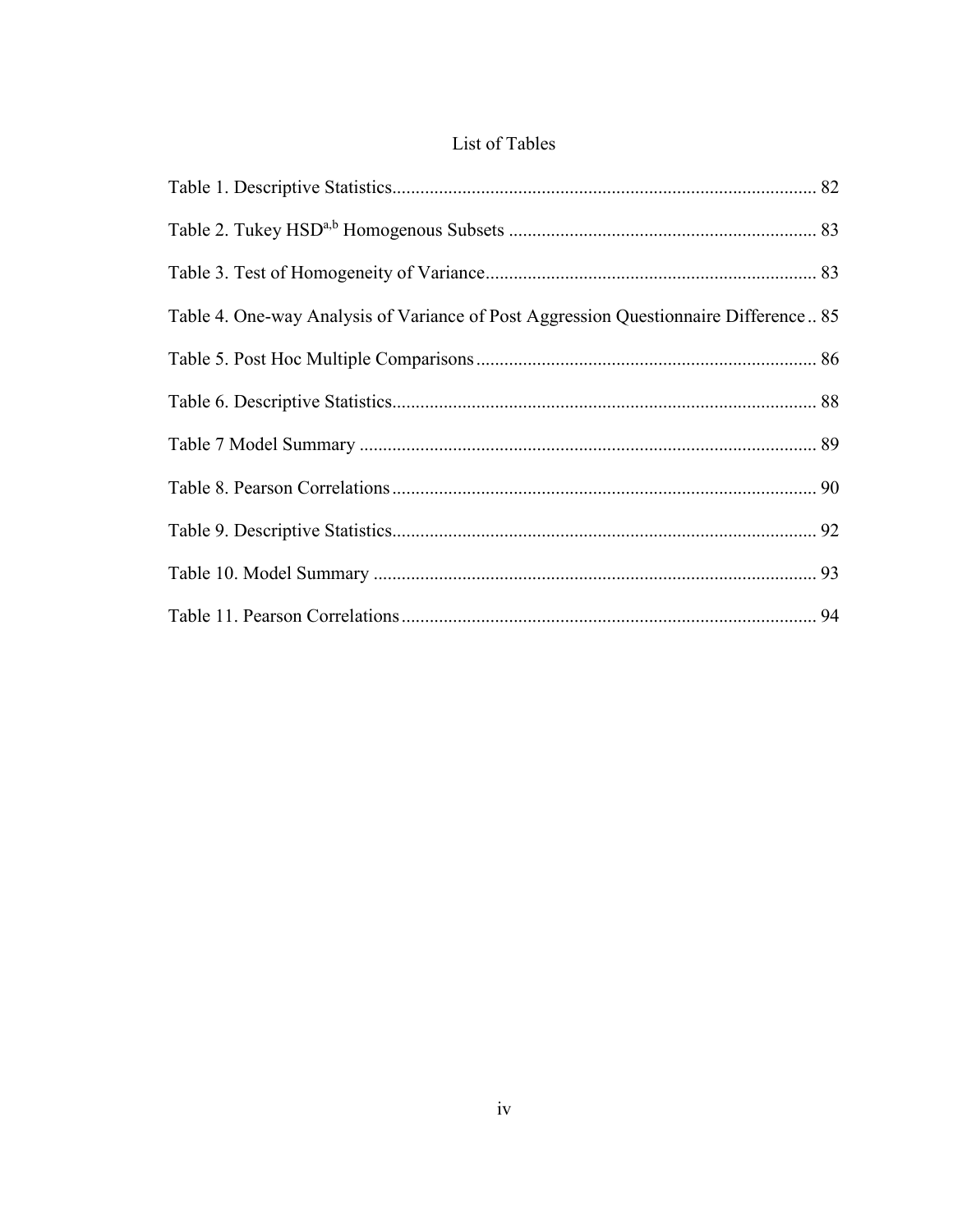# List of Tables

Table 1. Descriptive Statistics.......... 82

Table 2. Tukey HSD[a,b] Homogenous Subsets .......... 83

Table 3. Test of Homogeneity of Variance.......... 83

Table 4. One-way Analysis of Variance of Post Aggression Questionnaire Difference .. 85

Table 5. Post Hoc Multiple Comparisons .......... 86

Table 6. Descriptive Statistics.......... 88

Table 7 Model Summary .......... 89

Table 8. Pearson Correlations .......... 90

Table 9. Descriptive Statistics.......... 92

Table 10. Model Summary .......... 93

Table 11. Pearson Correlations .......... 94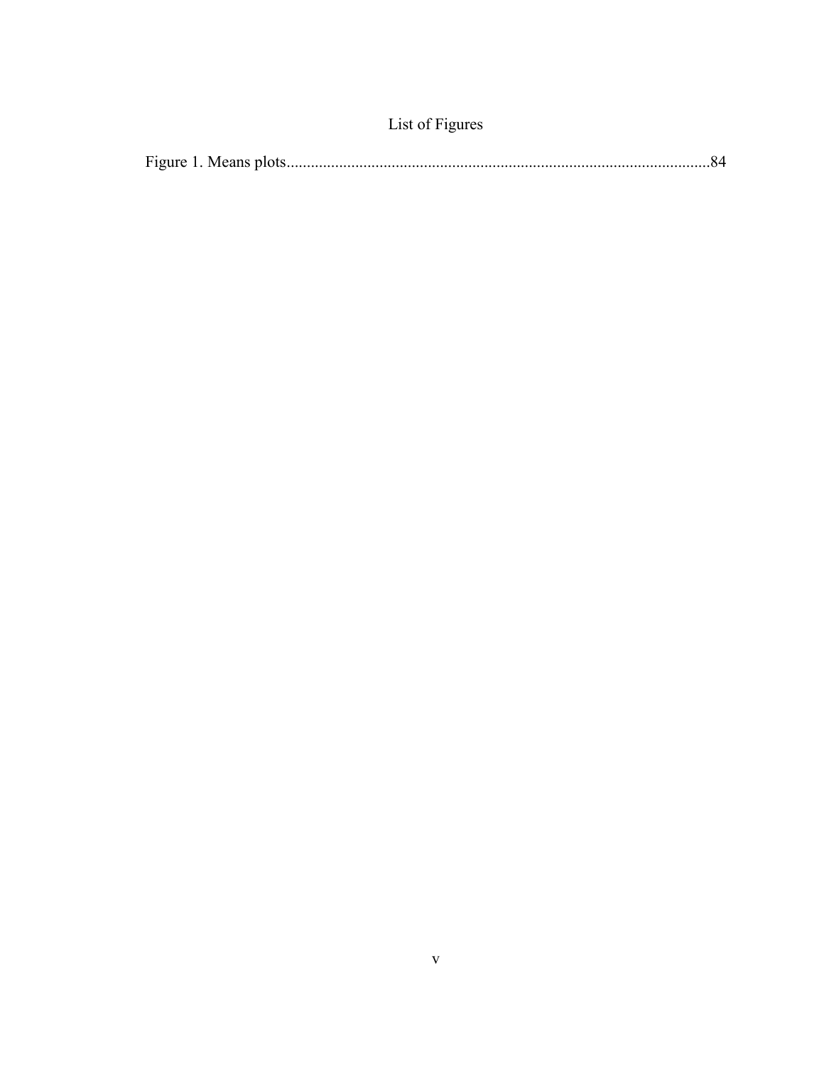# List of Figures

Figure 1. Means plots........................................................................................................84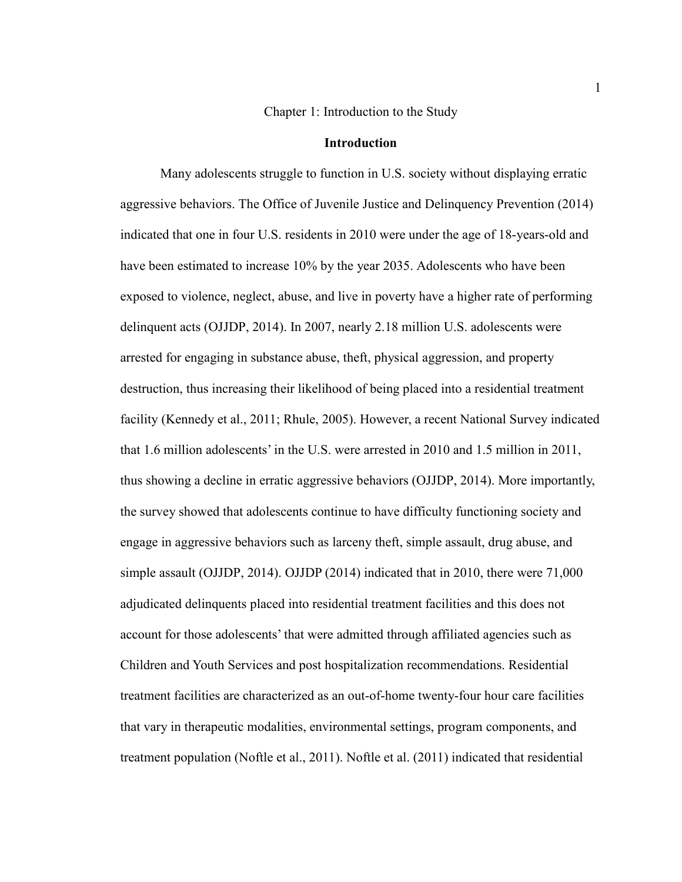# Chapter 1: Introduction to the Study

## Introduction

Many adolescents struggle to function in U.S. society without displaying erratic aggressive behaviors. The Office of Juvenile Justice and Delinquency Prevention (2014) indicated that one in four U.S. residents in 2010 were under the age of 18-years-old and have been estimated to increase 10% by the year 2035. Adolescents who have been exposed to violence, neglect, abuse, and live in poverty have a higher rate of performing delinquent acts (OJJDP, 2014). In 2007, nearly 2.18 million U.S. adolescents were arrested for engaging in substance abuse, theft, physical aggression, and property destruction, thus increasing their likelihood of being placed into a residential treatment facility (Kennedy et al., 2011; Rhule, 2005). However, a recent National Survey indicated that 1.6 million adolescents' in the U.S. were arrested in 2010 and 1.5 million in 2011, thus showing a decline in erratic aggressive behaviors (OJJDP, 2014). More importantly, the survey showed that adolescents continue to have difficulty functioning society and engage in aggressive behaviors such as larceny theft, simple assault, drug abuse, and simple assault (OJJDP, 2014). OJJDP (2014) indicated that in 2010, there were 71,000 adjudicated delinquents placed into residential treatment facilities and this does not account for those adolescents' that were admitted through affiliated agencies such as Children and Youth Services and post hospitalization recommendations. Residential treatment facilities are characterized as an out-of-home twenty-four hour care facilities that vary in therapeutic modalities, environmental settings, program components, and treatment population (Noftle et al., 2011). Noftle et al. (2011) indicated that residential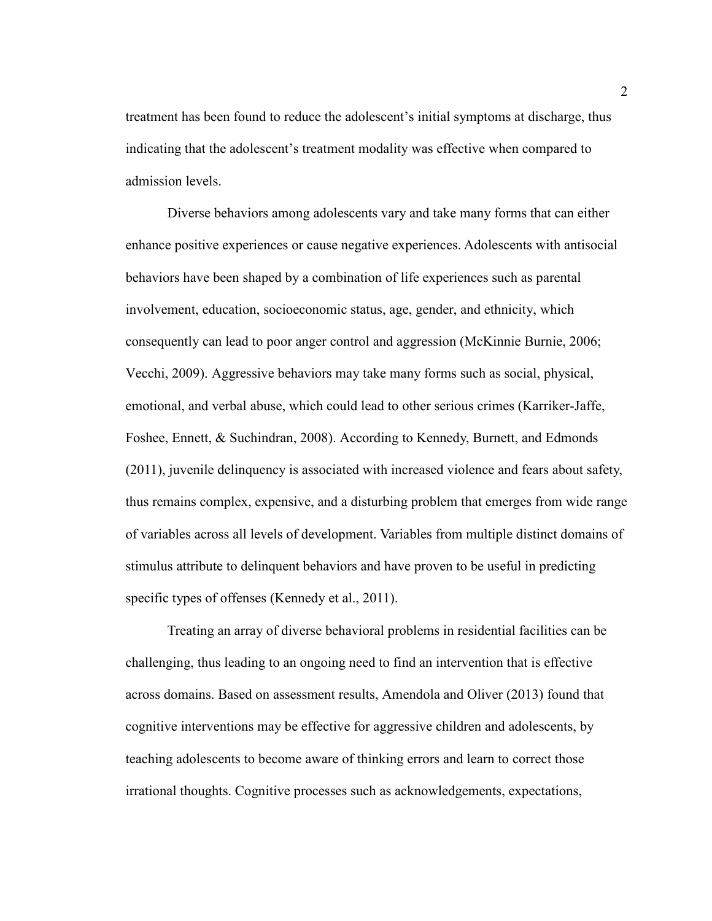treatment has been found to reduce the adolescent's initial symptoms at discharge, thus indicating that the adolescent's treatment modality was effective when compared to admission levels.

Diverse behaviors among adolescents vary and take many forms that can either enhance positive experiences or cause negative experiences. Adolescents with antisocial behaviors have been shaped by a combination of life experiences such as parental involvement, education, socioeconomic status, age, gender, and ethnicity, which consequently can lead to poor anger control and aggression (McKinnie Burnie, 2006; Vecchi, 2009). Aggressive behaviors may take many forms such as social, physical, emotional, and verbal abuse, which could lead to other serious crimes (Karriker-Jaffe, Foshee, Ennett, & Suchindran, 2008). According to Kennedy, Burnett, and Edmonds (2011), juvenile delinquency is associated with increased violence and fears about safety, thus remains complex, expensive, and a disturbing problem that emerges from wide range of variables across all levels of development. Variables from multiple distinct domains of stimulus attribute to delinquent behaviors and have proven to be useful in predicting specific types of offenses (Kennedy et al., 2011).

Treating an array of diverse behavioral problems in residential facilities can be challenging, thus leading to an ongoing need to find an intervention that is effective across domains. Based on assessment results, Amendola and Oliver (2013) found that cognitive interventions may be effective for aggressive children and adolescents, by teaching adolescents to become aware of thinking errors and learn to correct those irrational thoughts. Cognitive processes such as acknowledgements, expectations,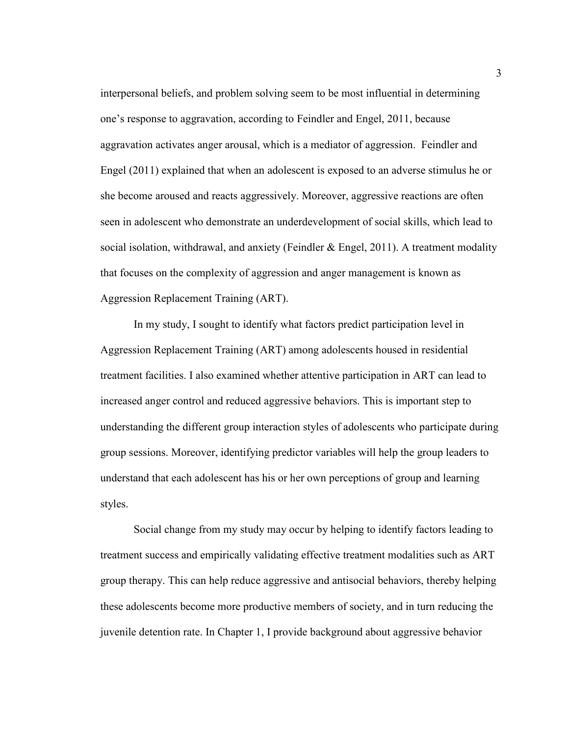interpersonal beliefs, and problem solving seem to be most influential in determining one's response to aggravation, according to Feindler and Engel, 2011, because aggravation activates anger arousal, which is a mediator of aggression. Feindler and Engel (2011) explained that when an adolescent is exposed to an adverse stimulus he or she become aroused and reacts aggressively. Moreover, aggressive reactions are often seen in adolescent who demonstrate an underdevelopment of social skills, which lead to social isolation, withdrawal, and anxiety (Feindler & Engel, 2011). A treatment modality that focuses on the complexity of aggression and anger management is known as Aggression Replacement Training (ART).

In my study, I sought to identify what factors predict participation level in Aggression Replacement Training (ART) among adolescents housed in residential treatment facilities. I also examined whether attentive participation in ART can lead to increased anger control and reduced aggressive behaviors. This is important step to understanding the different group interaction styles of adolescents who participate during group sessions. Moreover, identifying predictor variables will help the group leaders to understand that each adolescent has his or her own perceptions of group and learning styles.

Social change from my study may occur by helping to identify factors leading to treatment success and empirically validating effective treatment modalities such as ART group therapy. This can help reduce aggressive and antisocial behaviors, thereby helping these adolescents become more productive members of society, and in turn reducing the juvenile detention rate. In Chapter 1, I provide background about aggressive behavior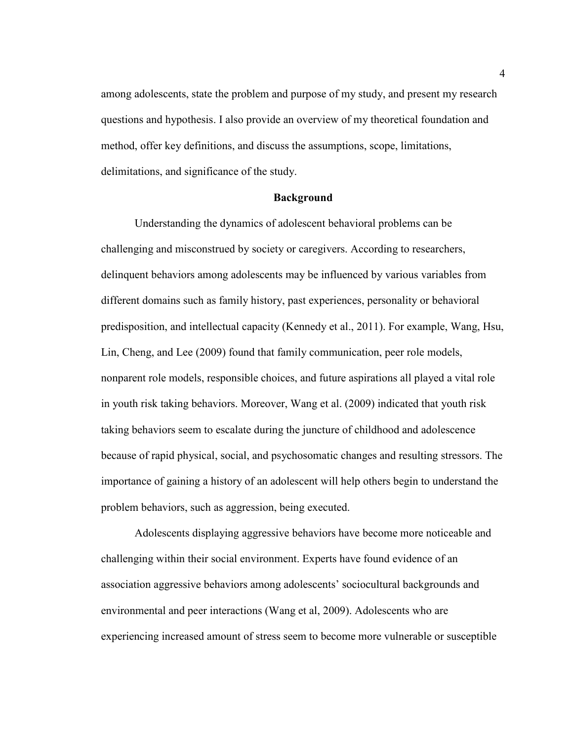among adolescents, state the problem and purpose of my study, and present my research questions and hypothesis. I also provide an overview of my theoretical foundation and method, offer key definitions, and discuss the assumptions, scope, limitations, delimitations, and significance of the study.

## Background

Understanding the dynamics of adolescent behavioral problems can be challenging and misconstrued by society or caregivers. According to researchers, delinquent behaviors among adolescents may be influenced by various variables from different domains such as family history, past experiences, personality or behavioral predisposition, and intellectual capacity (Kennedy et al., 2011). For example, Wang, Hsu, Lin, Cheng, and Lee (2009) found that family communication, peer role models, nonparent role models, responsible choices, and future aspirations all played a vital role in youth risk taking behaviors. Moreover, Wang et al. (2009) indicated that youth risk taking behaviors seem to escalate during the juncture of childhood and adolescence because of rapid physical, social, and psychosomatic changes and resulting stressors. The importance of gaining a history of an adolescent will help others begin to understand the problem behaviors, such as aggression, being executed.

Adolescents displaying aggressive behaviors have become more noticeable and challenging within their social environment. Experts have found evidence of an association aggressive behaviors among adolescents' sociocultural backgrounds and environmental and peer interactions (Wang et al, 2009). Adolescents who are experiencing increased amount of stress seem to become more vulnerable or susceptible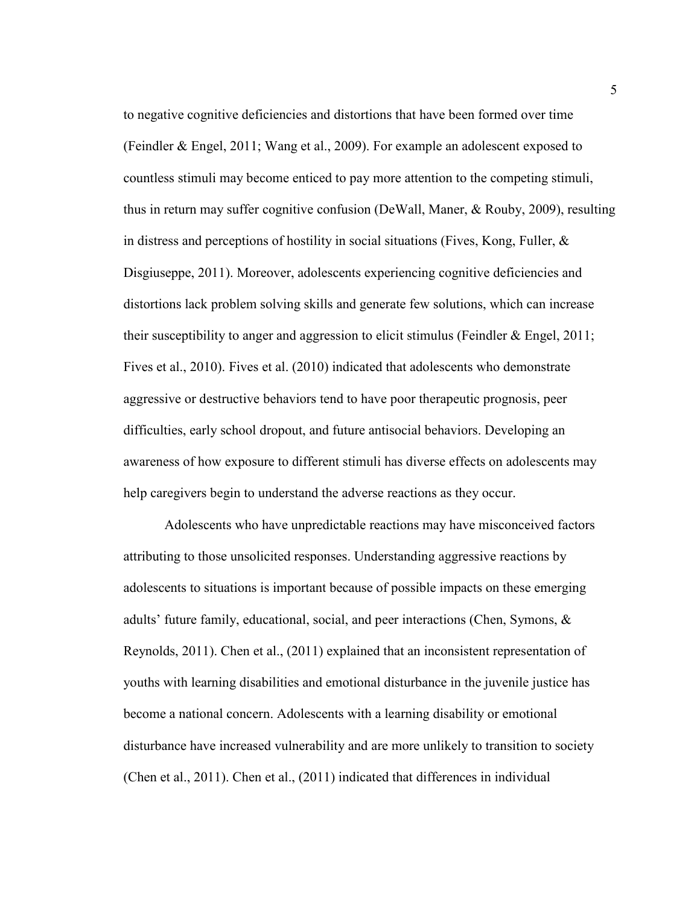to negative cognitive deficiencies and distortions that have been formed over time (Feindler & Engel, 2011; Wang et al., 2009). For example an adolescent exposed to countless stimuli may become enticed to pay more attention to the competing stimuli, thus in return may suffer cognitive confusion (DeWall, Maner, & Rouby, 2009), resulting in distress and perceptions of hostility in social situations (Fives, Kong, Fuller, & Disgiuseppe, 2011). Moreover, adolescents experiencing cognitive deficiencies and distortions lack problem solving skills and generate few solutions, which can increase their susceptibility to anger and aggression to elicit stimulus (Feindler & Engel, 2011; Fives et al., 2010). Fives et al. (2010) indicated that adolescents who demonstrate aggressive or destructive behaviors tend to have poor therapeutic prognosis, peer difficulties, early school dropout, and future antisocial behaviors. Developing an awareness of how exposure to different stimuli has diverse effects on adolescents may help caregivers begin to understand the adverse reactions as they occur.

Adolescents who have unpredictable reactions may have misconceived factors attributing to those unsolicited responses. Understanding aggressive reactions by adolescents to situations is important because of possible impacts on these emerging adults' future family, educational, social, and peer interactions (Chen, Symons, & Reynolds, 2011). Chen et al., (2011) explained that an inconsistent representation of youths with learning disabilities and emotional disturbance in the juvenile justice has become a national concern. Adolescents with a learning disability or emotional disturbance have increased vulnerability and are more unlikely to transition to society (Chen et al., 2011). Chen et al., (2011) indicated that differences in individual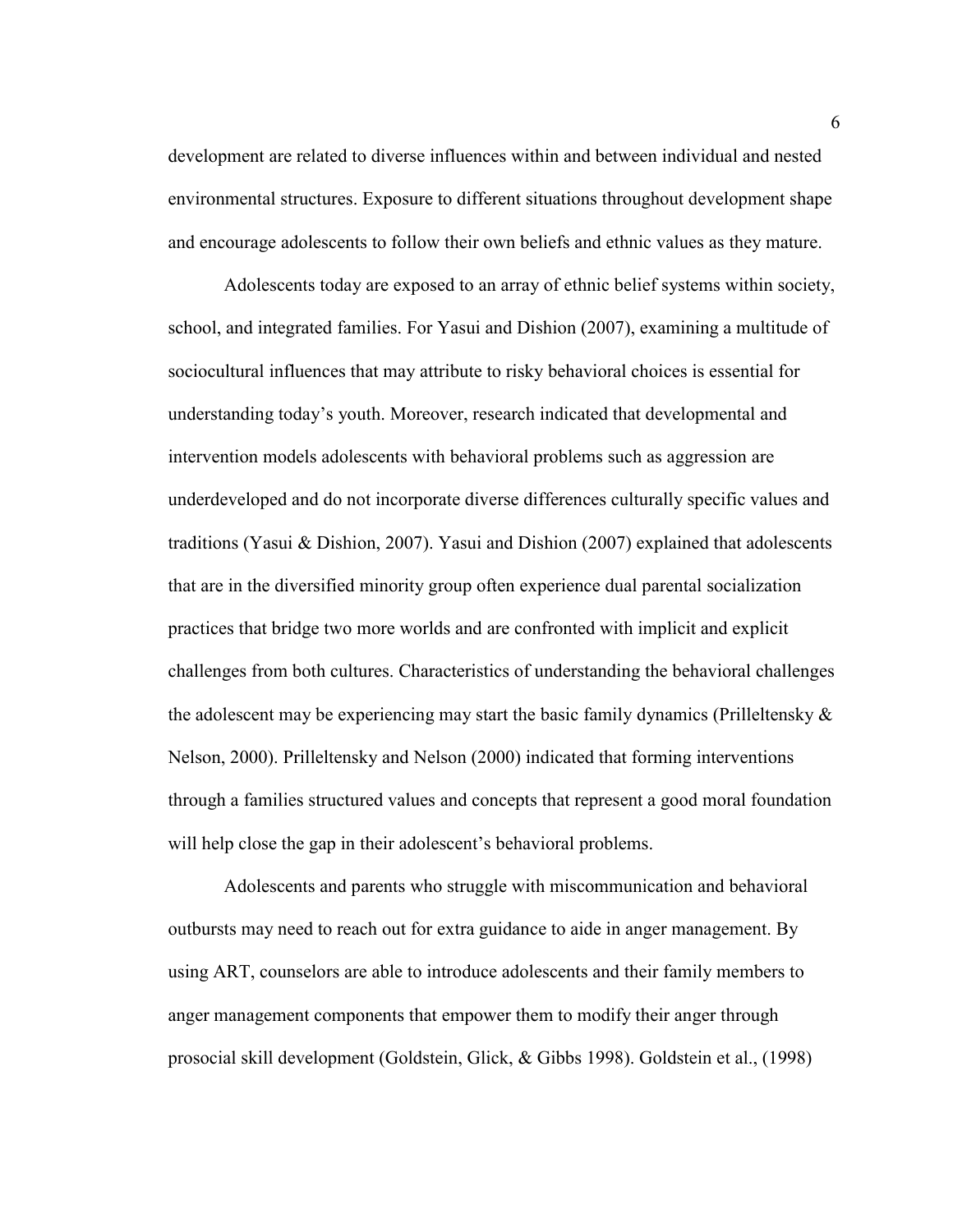development are related to diverse influences within and between individual and nested environmental structures. Exposure to different situations throughout development shape and encourage adolescents to follow their own beliefs and ethnic values as they mature.

Adolescents today are exposed to an array of ethnic belief systems within society, school, and integrated families. For Yasui and Dishion (2007), examining a multitude of sociocultural influences that may attribute to risky behavioral choices is essential for understanding today's youth. Moreover, research indicated that developmental and intervention models adolescents with behavioral problems such as aggression are underdeveloped and do not incorporate diverse differences culturally specific values and traditions (Yasui & Dishion, 2007). Yasui and Dishion (2007) explained that adolescents that are in the diversified minority group often experience dual parental socialization practices that bridge two more worlds and are confronted with implicit and explicit challenges from both cultures. Characteristics of understanding the behavioral challenges the adolescent may be experiencing may start the basic family dynamics (Prilleltensky & Nelson, 2000). Prilleltensky and Nelson (2000) indicated that forming interventions through a families structured values and concepts that represent a good moral foundation will help close the gap in their adolescent's behavioral problems.

Adolescents and parents who struggle with miscommunication and behavioral outbursts may need to reach out for extra guidance to aide in anger management. By using ART, counselors are able to introduce adolescents and their family members to anger management components that empower them to modify their anger through prosocial skill development (Goldstein, Glick, & Gibbs 1998). Goldstein et al., (1998)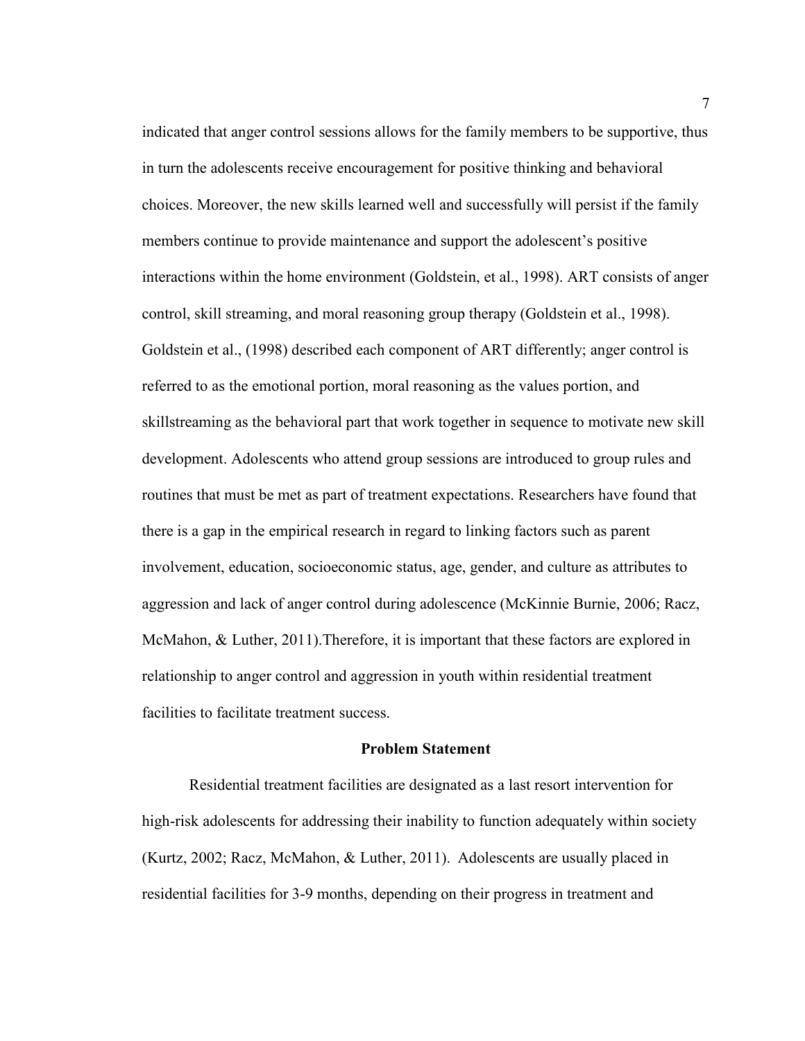indicated that anger control sessions allows for the family members to be supportive, thus in turn the adolescents receive encouragement for positive thinking and behavioral choices. Moreover, the new skills learned well and successfully will persist if the family members continue to provide maintenance and support the adolescent's positive interactions within the home environment (Goldstein, et al., 1998). ART consists of anger control, skill streaming, and moral reasoning group therapy (Goldstein et al., 1998). Goldstein et al., (1998) described each component of ART differently; anger control is referred to as the emotional portion, moral reasoning as the values portion, and skillstreaming as the behavioral part that work together in sequence to motivate new skill development. Adolescents who attend group sessions are introduced to group rules and routines that must be met as part of treatment expectations. Researchers have found that there is a gap in the empirical research in regard to linking factors such as parent involvement, education, socioeconomic status, age, gender, and culture as attributes to aggression and lack of anger control during adolescence (McKinnie Burnie, 2006; Racz, McMahon, & Luther, 2011).Therefore, it is important that these factors are explored in relationship to anger control and aggression in youth within residential treatment facilities to facilitate treatment success.

## Problem Statement

Residential treatment facilities are designated as a last resort intervention for high-risk adolescents for addressing their inability to function adequately within society (Kurtz, 2002; Racz, McMahon, & Luther, 2011). Adolescents are usually placed in residential facilities for 3-9 months, depending on their progress in treatment and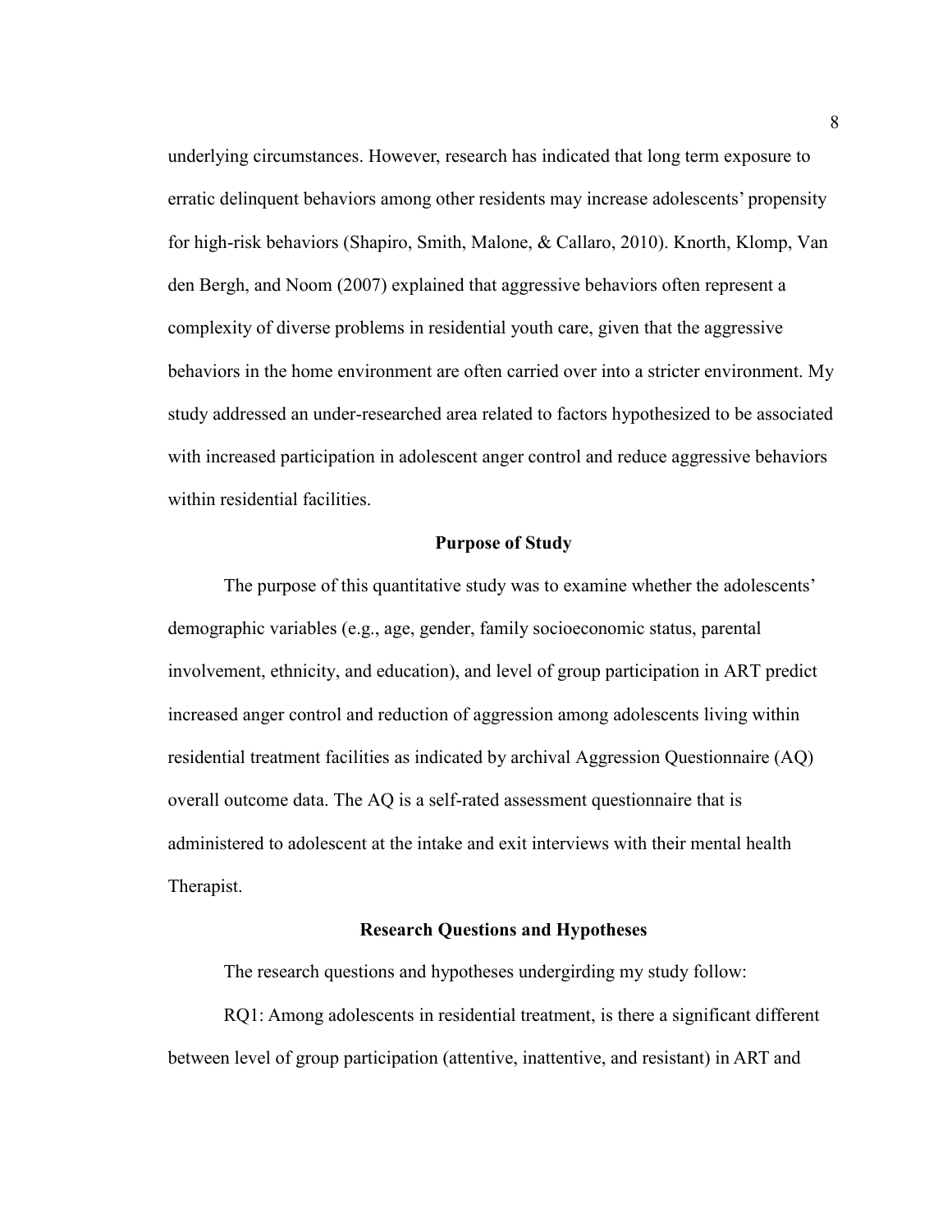underlying circumstances. However, research has indicated that long term exposure to erratic delinquent behaviors among other residents may increase adolescents' propensity for high-risk behaviors (Shapiro, Smith, Malone, & Callaro, 2010). Knorth, Klomp, Van den Bergh, and Noom (2007) explained that aggressive behaviors often represent a complexity of diverse problems in residential youth care, given that the aggressive behaviors in the home environment are often carried over into a stricter environment. My study addressed an under-researched area related to factors hypothesized to be associated with increased participation in adolescent anger control and reduce aggressive behaviors within residential facilities.

## Purpose of Study

The purpose of this quantitative study was to examine whether the adolescents' demographic variables (e.g., age, gender, family socioeconomic status, parental involvement, ethnicity, and education), and level of group participation in ART predict increased anger control and reduction of aggression among adolescents living within residential treatment facilities as indicated by archival Aggression Questionnaire (AQ) overall outcome data. The AQ is a self-rated assessment questionnaire that is administered to adolescent at the intake and exit interviews with their mental health Therapist.

## Research Questions and Hypotheses

The research questions and hypotheses undergirding my study follow:

RQ1: Among adolescents in residential treatment, is there a significant different between level of group participation (attentive, inattentive, and resistant) in ART and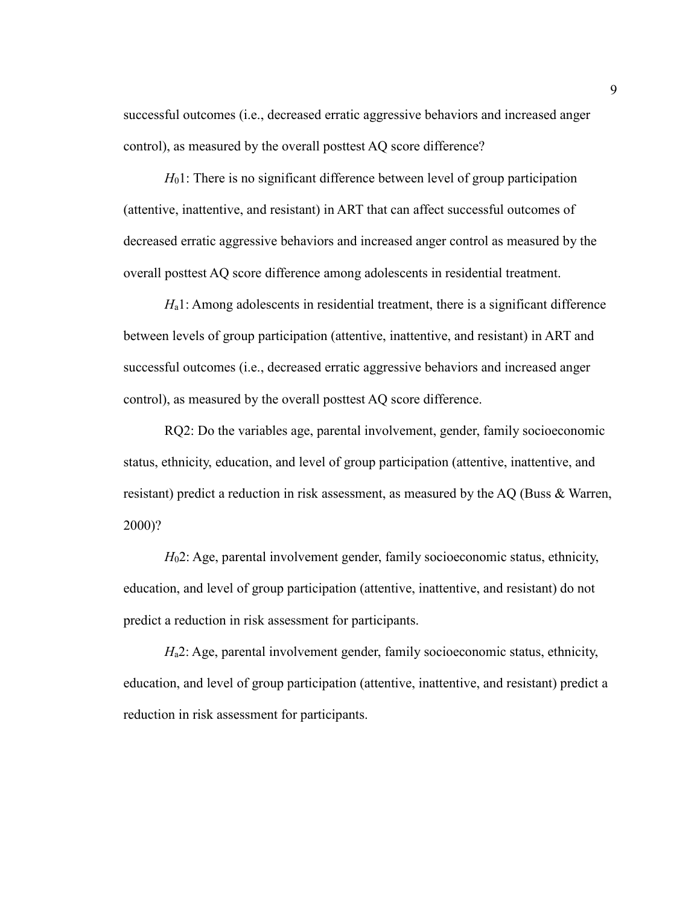successful outcomes (i.e., decreased erratic aggressive behaviors and increased anger control), as measured by the overall posttest AQ score difference?

$H_0$1: There is no significant difference between level of group participation (attentive, inattentive, and resistant) in ART that can affect successful outcomes of decreased erratic aggressive behaviors and increased anger control as measured by the overall posttest AQ score difference among adolescents in residential treatment.

$H_a$1: Among adolescents in residential treatment, there is a significant difference between levels of group participation (attentive, inattentive, and resistant) in ART and successful outcomes (i.e., decreased erratic aggressive behaviors and increased anger control), as measured by the overall posttest AQ score difference.

RQ2: Do the variables age, parental involvement, gender, family socioeconomic status, ethnicity, education, and level of group participation (attentive, inattentive, and resistant) predict a reduction in risk assessment, as measured by the AQ (Buss & Warren, 2000)?

$H_0$2: Age, parental involvement gender, family socioeconomic status, ethnicity, education, and level of group participation (attentive, inattentive, and resistant) do not predict a reduction in risk assessment for participants.

$H_a$2: Age, parental involvement gender, family socioeconomic status, ethnicity, education, and level of group participation (attentive, inattentive, and resistant) predict a reduction in risk assessment for participants.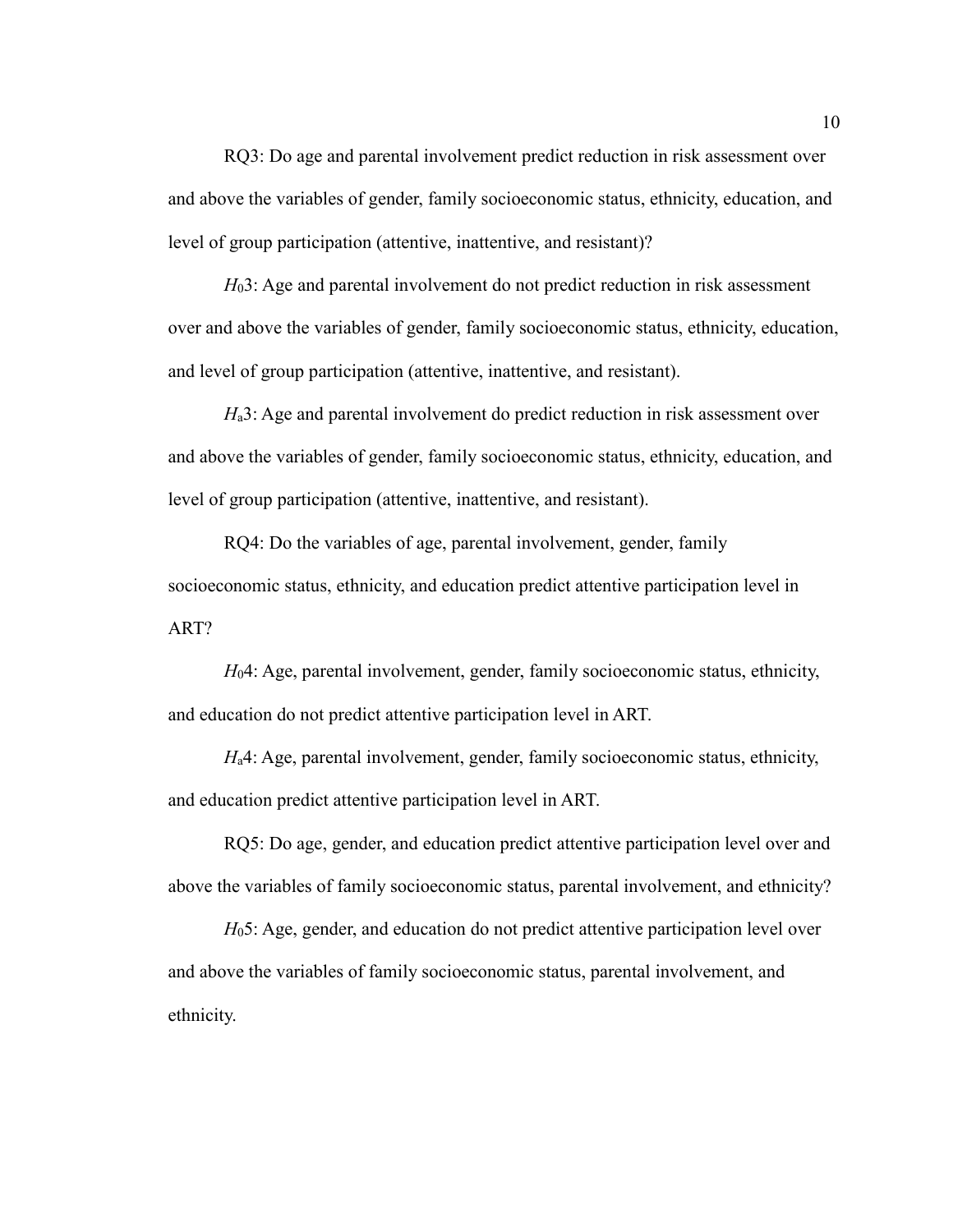RQ3: Do age and parental involvement predict reduction in risk assessment over and above the variables of gender, family socioeconomic status, ethnicity, education, and level of group participation (attentive, inattentive, and resistant)?

$H_0$3: Age and parental involvement do not predict reduction in risk assessment over and above the variables of gender, family socioeconomic status, ethnicity, education, and level of group participation (attentive, inattentive, and resistant).

$H_a$3: Age and parental involvement do predict reduction in risk assessment over and above the variables of gender, family socioeconomic status, ethnicity, education, and level of group participation (attentive, inattentive, and resistant).

RQ4: Do the variables of age, parental involvement, gender, family socioeconomic status, ethnicity, and education predict attentive participation level in ART?

$H_0$4: Age, parental involvement, gender, family socioeconomic status, ethnicity, and education do not predict attentive participation level in ART.

$H_a$4: Age, parental involvement, gender, family socioeconomic status, ethnicity, and education predict attentive participation level in ART.

RQ5: Do age, gender, and education predict attentive participation level over and above the variables of family socioeconomic status, parental involvement, and ethnicity?

$H_0$5: Age, gender, and education do not predict attentive participation level over and above the variables of family socioeconomic status, parental involvement, and ethnicity.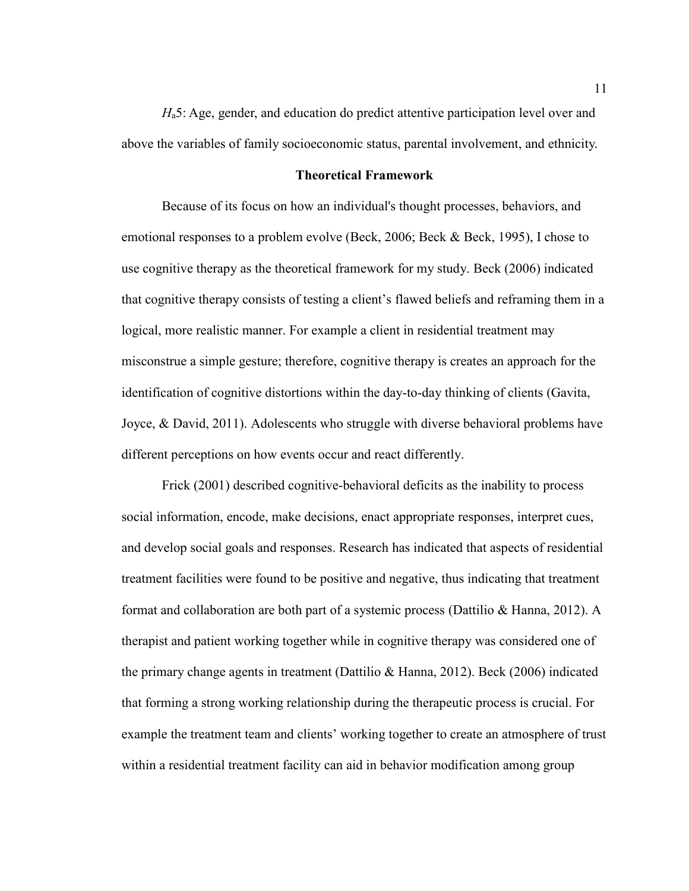*H*$_a$5: Age, gender, and education do predict attentive participation level over and above the variables of family socioeconomic status, parental involvement, and ethnicity.

### Theoretical Framework

Because of its focus on how an individual's thought processes, behaviors, and emotional responses to a problem evolve (Beck, 2006; Beck & Beck, 1995), I chose to use cognitive therapy as the theoretical framework for my study. Beck (2006) indicated that cognitive therapy consists of testing a client's flawed beliefs and reframing them in a logical, more realistic manner. For example a client in residential treatment may misconstrue a simple gesture; therefore, cognitive therapy is creates an approach for the identification of cognitive distortions within the day-to-day thinking of clients (Gavita, Joyce, & David, 2011). Adolescents who struggle with diverse behavioral problems have different perceptions on how events occur and react differently.

Frick (2001) described cognitive-behavioral deficits as the inability to process social information, encode, make decisions, enact appropriate responses, interpret cues, and develop social goals and responses. Research has indicated that aspects of residential treatment facilities were found to be positive and negative, thus indicating that treatment format and collaboration are both part of a systemic process (Dattilio & Hanna, 2012). A therapist and patient working together while in cognitive therapy was considered one of the primary change agents in treatment (Dattilio & Hanna, 2012). Beck (2006) indicated that forming a strong working relationship during the therapeutic process is crucial. For example the treatment team and clients' working together to create an atmosphere of trust within a residential treatment facility can aid in behavior modification among group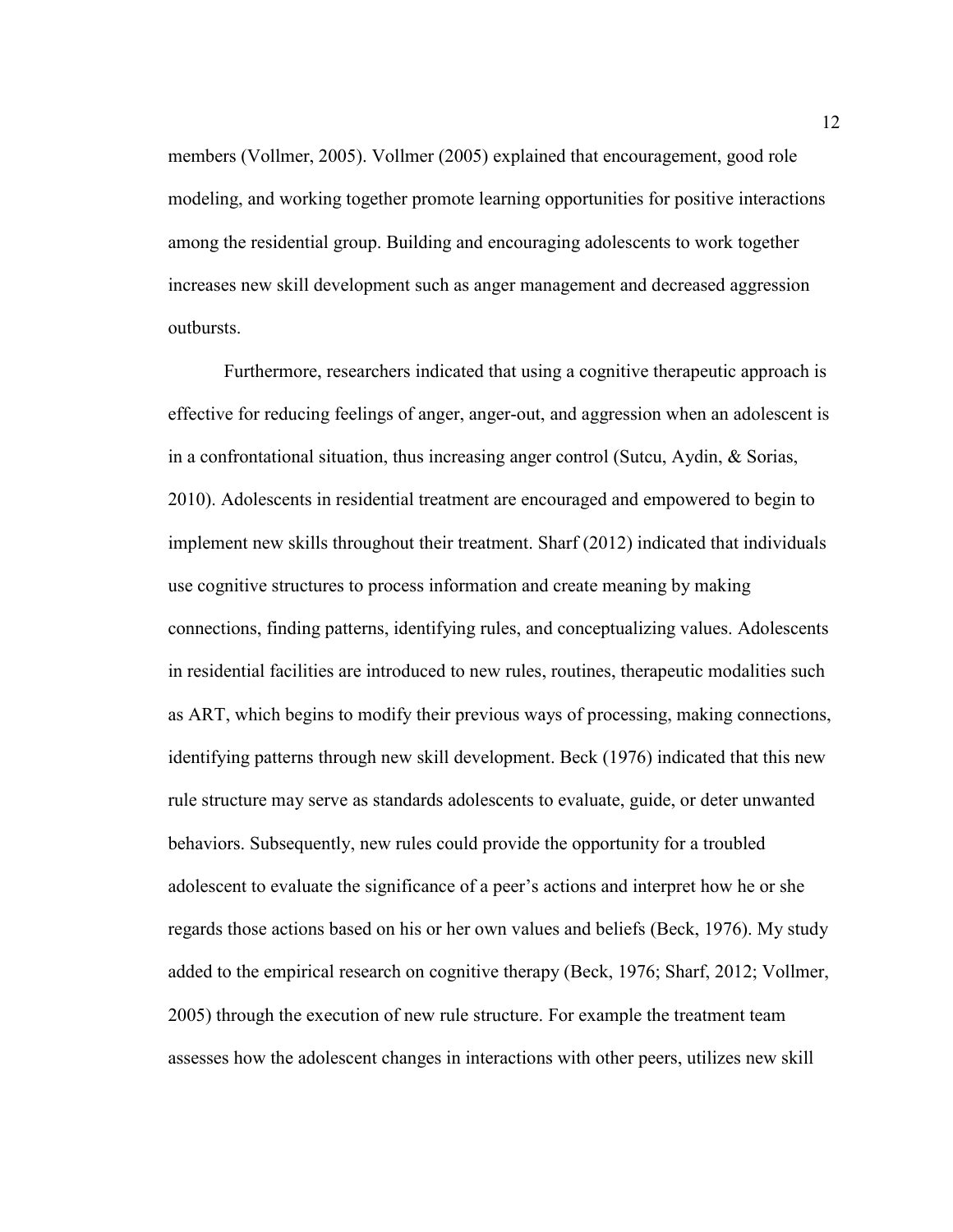members (Vollmer, 2005). Vollmer (2005) explained that encouragement, good role modeling, and working together promote learning opportunities for positive interactions among the residential group. Building and encouraging adolescents to work together increases new skill development such as anger management and decreased aggression outbursts.

Furthermore, researchers indicated that using a cognitive therapeutic approach is effective for reducing feelings of anger, anger-out, and aggression when an adolescent is in a confrontational situation, thus increasing anger control (Sutcu, Aydin, & Sorias, 2010). Adolescents in residential treatment are encouraged and empowered to begin to implement new skills throughout their treatment. Sharf (2012) indicated that individuals use cognitive structures to process information and create meaning by making connections, finding patterns, identifying rules, and conceptualizing values. Adolescents in residential facilities are introduced to new rules, routines, therapeutic modalities such as ART, which begins to modify their previous ways of processing, making connections, identifying patterns through new skill development. Beck (1976) indicated that this new rule structure may serve as standards adolescents to evaluate, guide, or deter unwanted behaviors. Subsequently, new rules could provide the opportunity for a troubled adolescent to evaluate the significance of a peer's actions and interpret how he or she regards those actions based on his or her own values and beliefs (Beck, 1976). My study added to the empirical research on cognitive therapy (Beck, 1976; Sharf, 2012; Vollmer, 2005) through the execution of new rule structure. For example the treatment team assesses how the adolescent changes in interactions with other peers, utilizes new skill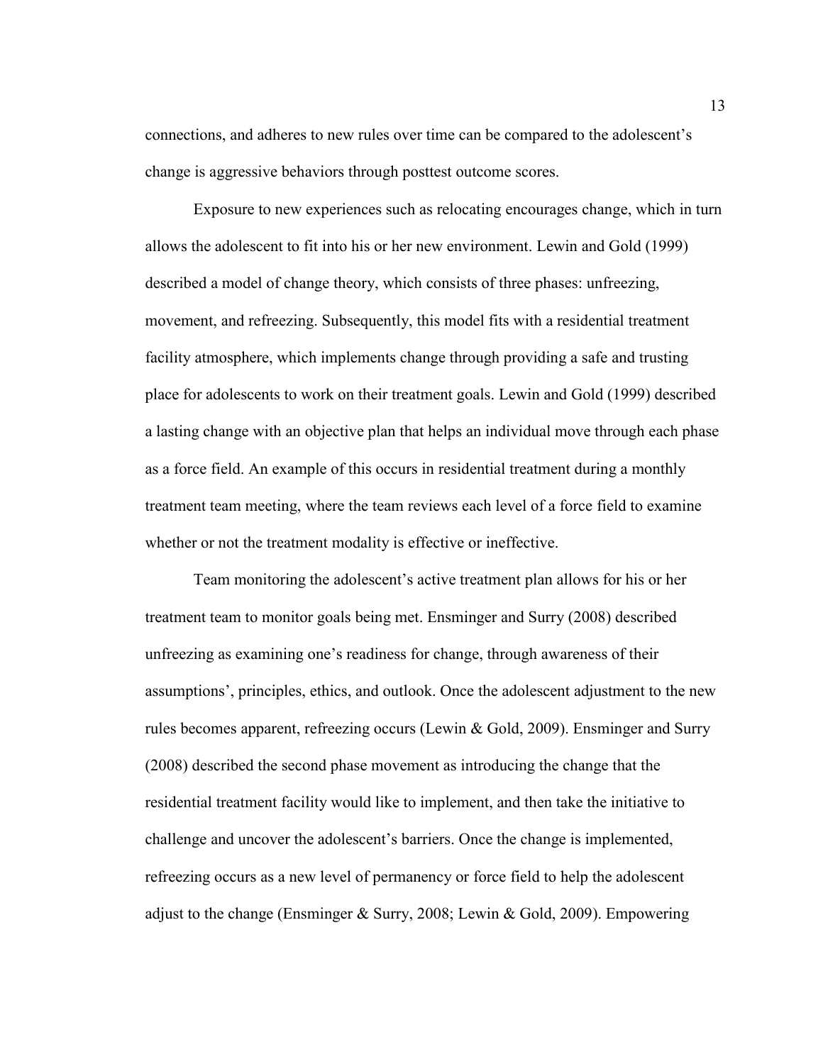connections, and adheres to new rules over time can be compared to the adolescent's change is aggressive behaviors through posttest outcome scores.

Exposure to new experiences such as relocating encourages change, which in turn allows the adolescent to fit into his or her new environment. Lewin and Gold (1999) described a model of change theory, which consists of three phases: unfreezing, movement, and refreezing. Subsequently, this model fits with a residential treatment facility atmosphere, which implements change through providing a safe and trusting place for adolescents to work on their treatment goals. Lewin and Gold (1999) described a lasting change with an objective plan that helps an individual move through each phase as a force field. An example of this occurs in residential treatment during a monthly treatment team meeting, where the team reviews each level of a force field to examine whether or not the treatment modality is effective or ineffective.

Team monitoring the adolescent's active treatment plan allows for his or her treatment team to monitor goals being met. Ensminger and Surry (2008) described unfreezing as examining one's readiness for change, through awareness of their assumptions', principles, ethics, and outlook. Once the adolescent adjustment to the new rules becomes apparent, refreezing occurs (Lewin & Gold, 2009). Ensminger and Surry (2008) described the second phase movement as introducing the change that the residential treatment facility would like to implement, and then take the initiative to challenge and uncover the adolescent's barriers. Once the change is implemented, refreezing occurs as a new level of permanency or force field to help the adolescent adjust to the change (Ensminger & Surry, 2008; Lewin & Gold, 2009). Empowering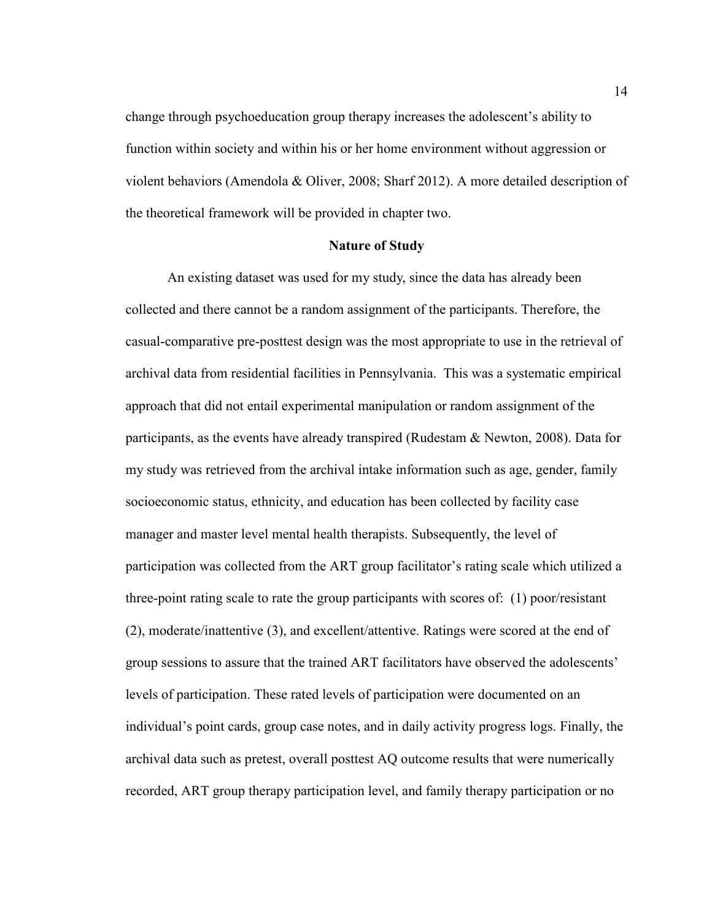change through psychoeducation group therapy increases the adolescent's ability to function within society and within his or her home environment without aggression or violent behaviors (Amendola & Oliver, 2008; Sharf 2012). A more detailed description of the theoretical framework will be provided in chapter two.

## Nature of Study

An existing dataset was used for my study, since the data has already been collected and there cannot be a random assignment of the participants. Therefore, the casual-comparative pre-posttest design was the most appropriate to use in the retrieval of archival data from residential facilities in Pennsylvania. This was a systematic empirical approach that did not entail experimental manipulation or random assignment of the participants, as the events have already transpired (Rudestam & Newton, 2008). Data for my study was retrieved from the archival intake information such as age, gender, family socioeconomic status, ethnicity, and education has been collected by facility case manager and master level mental health therapists. Subsequently, the level of participation was collected from the ART group facilitator's rating scale which utilized a three-point rating scale to rate the group participants with scores of: (1) poor/resistant (2), moderate/inattentive (3), and excellent/attentive. Ratings were scored at the end of group sessions to assure that the trained ART facilitators have observed the adolescents' levels of participation. These rated levels of participation were documented on an individual's point cards, group case notes, and in daily activity progress logs. Finally, the archival data such as pretest, overall posttest AQ outcome results that were numerically recorded, ART group therapy participation level, and family therapy participation or no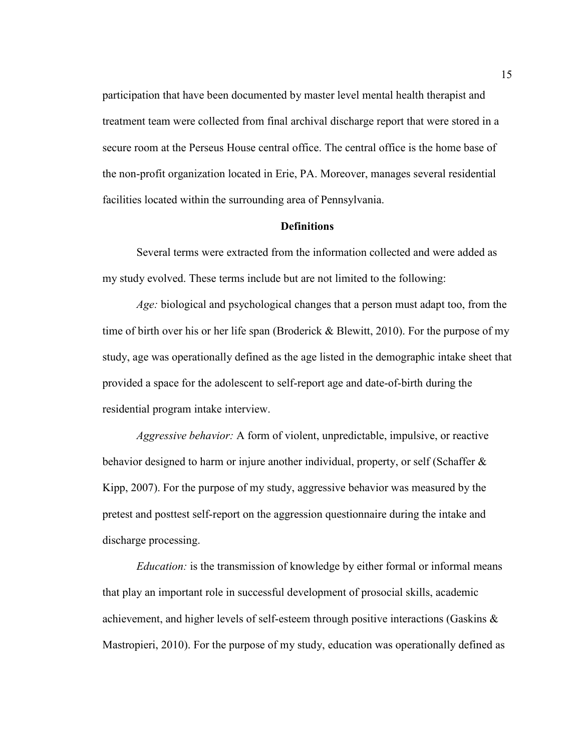participation that have been documented by master level mental health therapist and treatment team were collected from final archival discharge report that were stored in a secure room at the Perseus House central office. The central office is the home base of the non-profit organization located in Erie, PA. Moreover, manages several residential facilities located within the surrounding area of Pennsylvania.

## Definitions

Several terms were extracted from the information collected and were added as my study evolved. These terms include but are not limited to the following:

*Age:* biological and psychological changes that a person must adapt too, from the time of birth over his or her life span (Broderick & Blewitt, 2010). For the purpose of my study, age was operationally defined as the age listed in the demographic intake sheet that provided a space for the adolescent to self-report age and date-of-birth during the residential program intake interview.

*Aggressive behavior:* A form of violent, unpredictable, impulsive, or reactive behavior designed to harm or injure another individual, property, or self (Schaffer & Kipp, 2007). For the purpose of my study, aggressive behavior was measured by the pretest and posttest self-report on the aggression questionnaire during the intake and discharge processing.

*Education:* is the transmission of knowledge by either formal or informal means that play an important role in successful development of prosocial skills, academic achievement, and higher levels of self-esteem through positive interactions (Gaskins & Mastropieri, 2010). For the purpose of my study, education was operationally defined as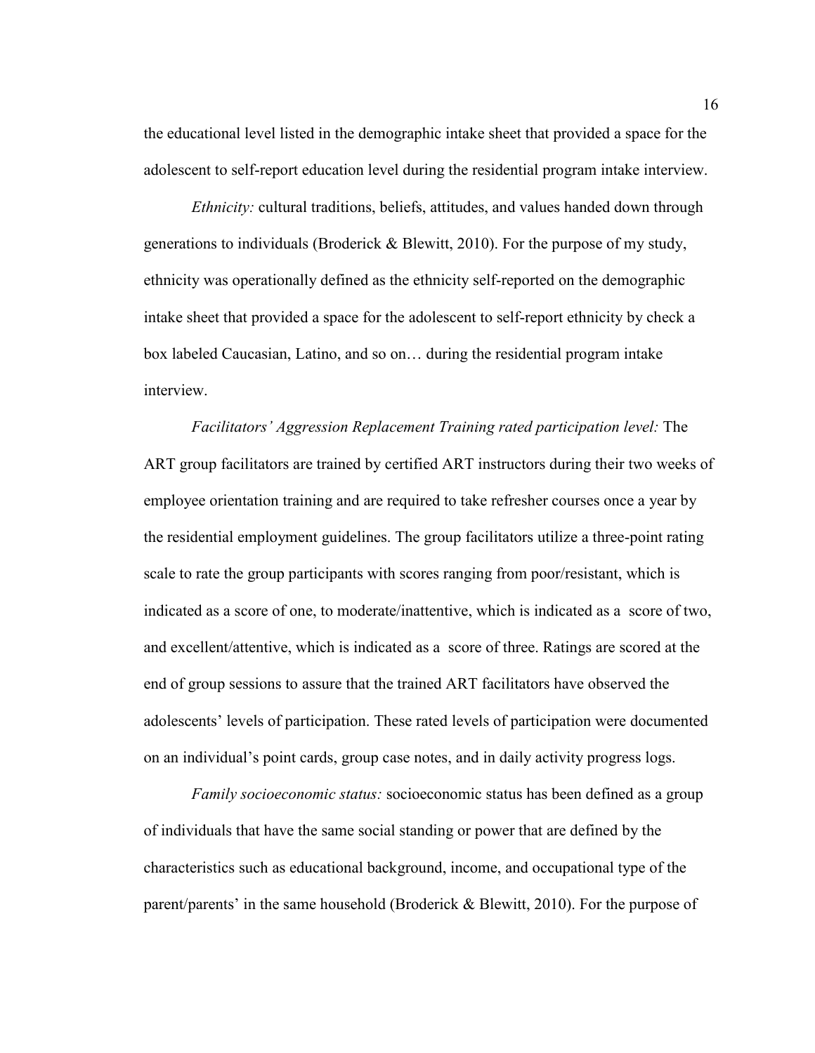the educational level listed in the demographic intake sheet that provided a space for the adolescent to self-report education level during the residential program intake interview.

*Ethnicity:* cultural traditions, beliefs, attitudes, and values handed down through generations to individuals (Broderick & Blewitt, 2010). For the purpose of my study, ethnicity was operationally defined as the ethnicity self-reported on the demographic intake sheet that provided a space for the adolescent to self-report ethnicity by check a box labeled Caucasian, Latino, and so on… during the residential program intake interview.

*Facilitators' Aggression Replacement Training rated participation level:* The ART group facilitators are trained by certified ART instructors during their two weeks of employee orientation training and are required to take refresher courses once a year by the residential employment guidelines. The group facilitators utilize a three-point rating scale to rate the group participants with scores ranging from poor/resistant, which is indicated as a score of one, to moderate/inattentive, which is indicated as a score of two, and excellent/attentive, which is indicated as a score of three. Ratings are scored at the end of group sessions to assure that the trained ART facilitators have observed the adolescents' levels of participation. These rated levels of participation were documented on an individual's point cards, group case notes, and in daily activity progress logs.

*Family socioeconomic status:* socioeconomic status has been defined as a group of individuals that have the same social standing or power that are defined by the characteristics such as educational background, income, and occupational type of the parent/parents' in the same household (Broderick & Blewitt, 2010). For the purpose of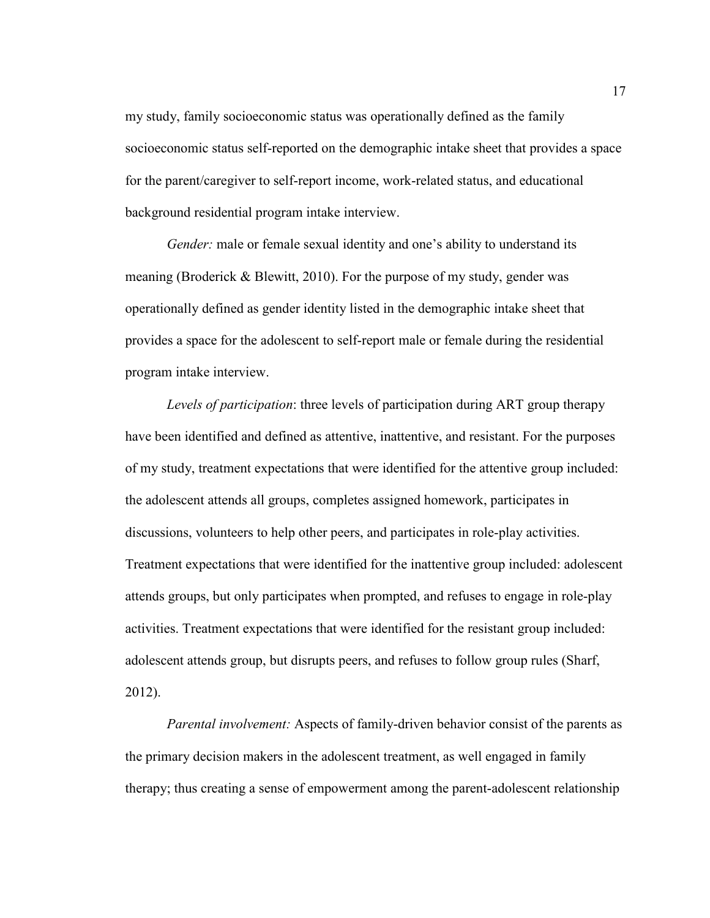my study, family socioeconomic status was operationally defined as the family socioeconomic status self-reported on the demographic intake sheet that provides a space for the parent/caregiver to self-report income, work-related status, and educational background residential program intake interview.

*Gender:* male or female sexual identity and one's ability to understand its meaning (Broderick & Blewitt, 2010). For the purpose of my study, gender was operationally defined as gender identity listed in the demographic intake sheet that provides a space for the adolescent to self-report male or female during the residential program intake interview.

*Levels of participation*: three levels of participation during ART group therapy have been identified and defined as attentive, inattentive, and resistant. For the purposes of my study, treatment expectations that were identified for the attentive group included: the adolescent attends all groups, completes assigned homework, participates in discussions, volunteers to help other peers, and participates in role-play activities. Treatment expectations that were identified for the inattentive group included: adolescent attends groups, but only participates when prompted, and refuses to engage in role-play activities. Treatment expectations that were identified for the resistant group included: adolescent attends group, but disrupts peers, and refuses to follow group rules (Sharf, 2012).

*Parental involvement:* Aspects of family-driven behavior consist of the parents as the primary decision makers in the adolescent treatment, as well engaged in family therapy; thus creating a sense of empowerment among the parent-adolescent relationship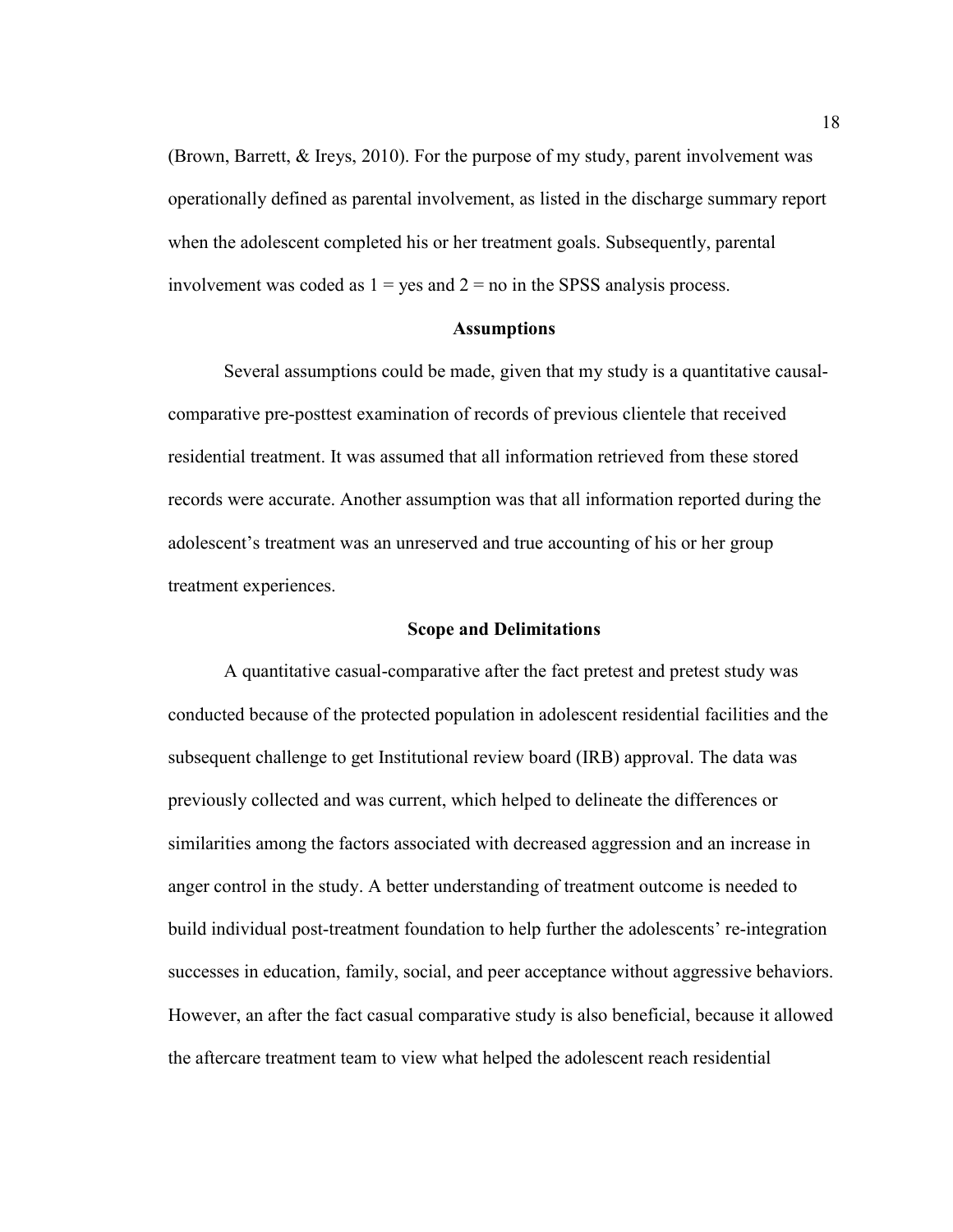(Brown, Barrett, & Ireys, 2010). For the purpose of my study, parent involvement was operationally defined as parental involvement, as listed in the discharge summary report when the adolescent completed his or her treatment goals. Subsequently, parental involvement was coded as 1 = yes and 2 = no in the SPSS analysis process.

## Assumptions

Several assumptions could be made, given that my study is a quantitative causal-comparative pre-posttest examination of records of previous clientele that received residential treatment. It was assumed that all information retrieved from these stored records were accurate. Another assumption was that all information reported during the adolescent's treatment was an unreserved and true accounting of his or her group treatment experiences.

## Scope and Delimitations

A quantitative casual-comparative after the fact pretest and pretest study was conducted because of the protected population in adolescent residential facilities and the subsequent challenge to get Institutional review board (IRB) approval. The data was previously collected and was current, which helped to delineate the differences or similarities among the factors associated with decreased aggression and an increase in anger control in the study. A better understanding of treatment outcome is needed to build individual post-treatment foundation to help further the adolescents' re-integration successes in education, family, social, and peer acceptance without aggressive behaviors. However, an after the fact casual comparative study is also beneficial, because it allowed the aftercare treatment team to view what helped the adolescent reach residential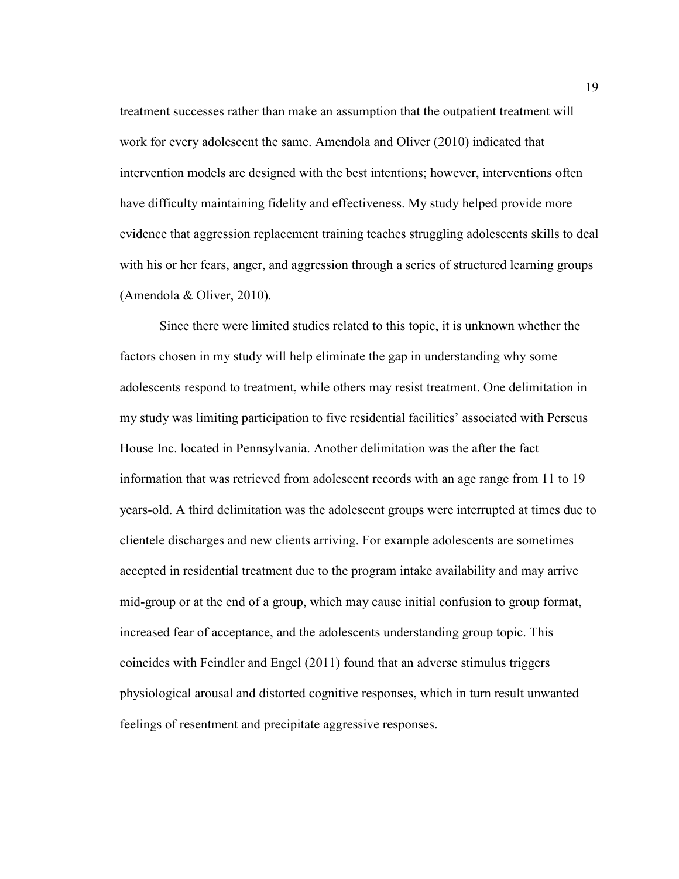treatment successes rather than make an assumption that the outpatient treatment will work for every adolescent the same. Amendola and Oliver (2010) indicated that intervention models are designed with the best intentions; however, interventions often have difficulty maintaining fidelity and effectiveness. My study helped provide more evidence that aggression replacement training teaches struggling adolescents skills to deal with his or her fears, anger, and aggression through a series of structured learning groups (Amendola & Oliver, 2010).

Since there were limited studies related to this topic, it is unknown whether the factors chosen in my study will help eliminate the gap in understanding why some adolescents respond to treatment, while others may resist treatment. One delimitation in my study was limiting participation to five residential facilities' associated with Perseus House Inc. located in Pennsylvania. Another delimitation was the after the fact information that was retrieved from adolescent records with an age range from 11 to 19 years-old. A third delimitation was the adolescent groups were interrupted at times due to clientele discharges and new clients arriving. For example adolescents are sometimes accepted in residential treatment due to the program intake availability and may arrive mid-group or at the end of a group, which may cause initial confusion to group format, increased fear of acceptance, and the adolescents understanding group topic. This coincides with Feindler and Engel (2011) found that an adverse stimulus triggers physiological arousal and distorted cognitive responses, which in turn result unwanted feelings of resentment and precipitate aggressive responses.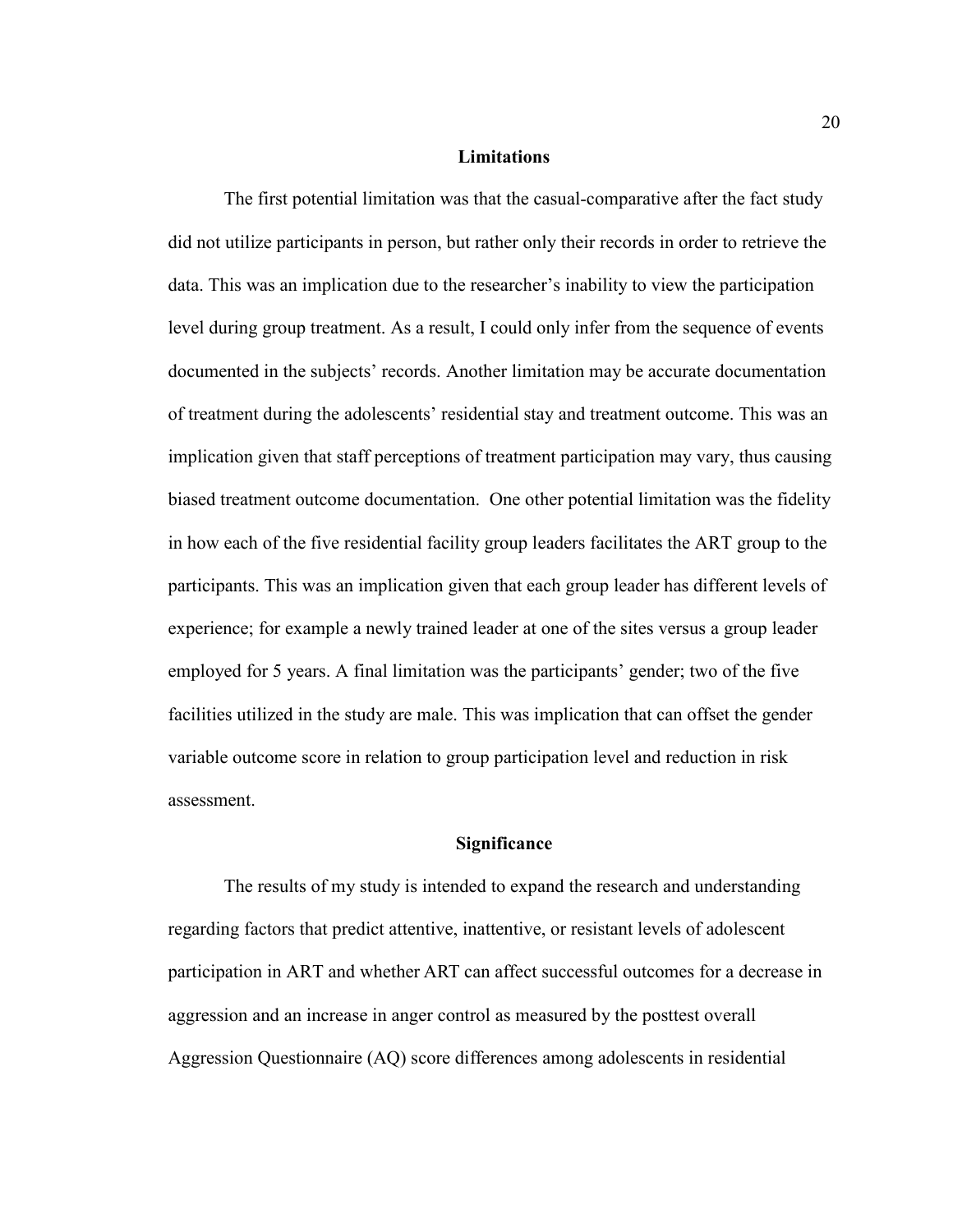## Limitations

The first potential limitation was that the casual-comparative after the fact study did not utilize participants in person, but rather only their records in order to retrieve the data. This was an implication due to the researcher's inability to view the participation level during group treatment. As a result, I could only infer from the sequence of events documented in the subjects' records. Another limitation may be accurate documentation of treatment during the adolescents' residential stay and treatment outcome. This was an implication given that staff perceptions of treatment participation may vary, thus causing biased treatment outcome documentation. One other potential limitation was the fidelity in how each of the five residential facility group leaders facilitates the ART group to the participants. This was an implication given that each group leader has different levels of experience; for example a newly trained leader at one of the sites versus a group leader employed for 5 years. A final limitation was the participants' gender; two of the five facilities utilized in the study are male. This was implication that can offset the gender variable outcome score in relation to group participation level and reduction in risk assessment.

## Significance

The results of my study is intended to expand the research and understanding regarding factors that predict attentive, inattentive, or resistant levels of adolescent participation in ART and whether ART can affect successful outcomes for a decrease in aggression and an increase in anger control as measured by the posttest overall Aggression Questionnaire (AQ) score differences among adolescents in residential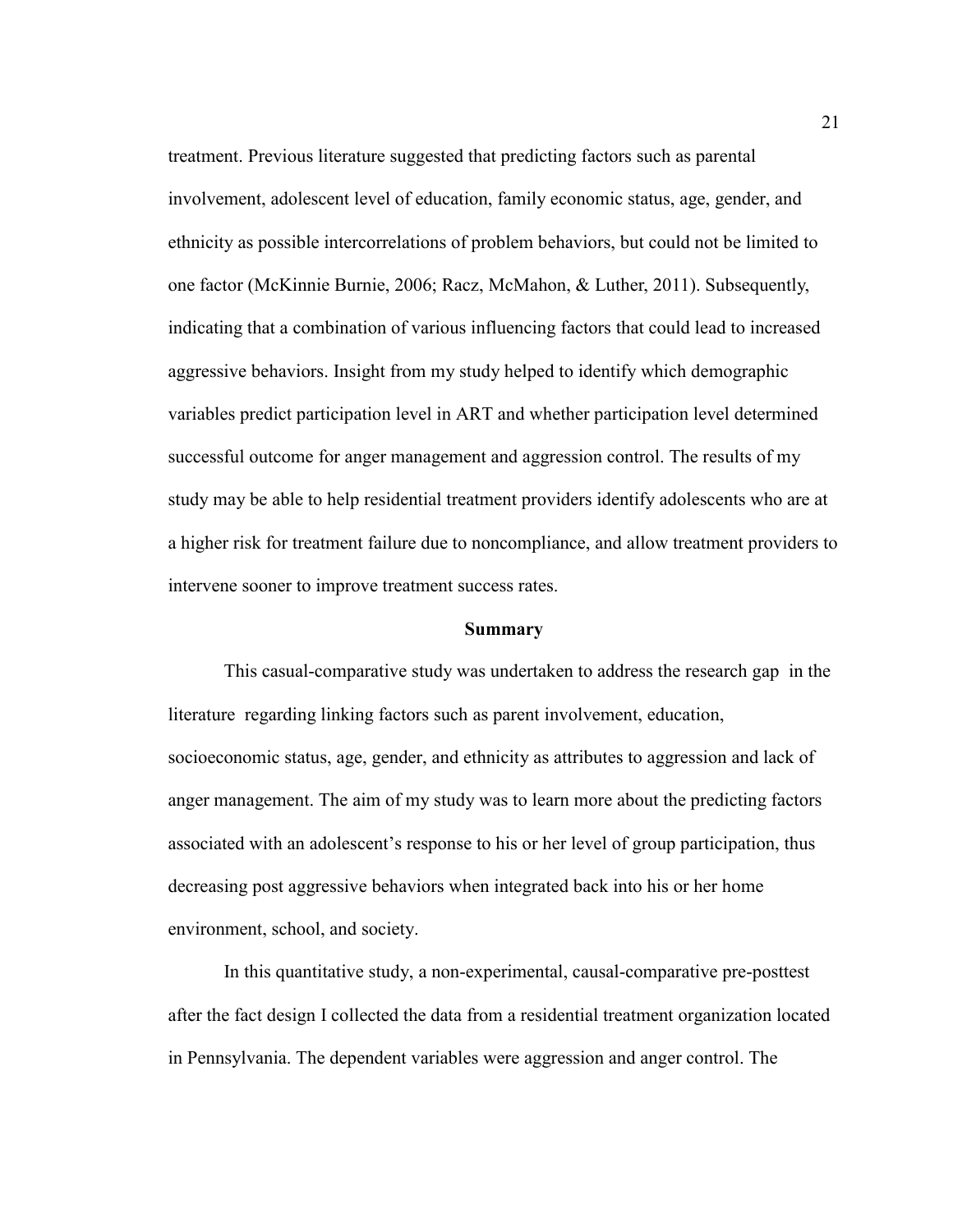treatment. Previous literature suggested that predicting factors such as parental involvement, adolescent level of education, family economic status, age, gender, and ethnicity as possible intercorrelations of problem behaviors, but could not be limited to one factor (McKinnie Burnie, 2006; Racz, McMahon, & Luther, 2011). Subsequently, indicating that a combination of various influencing factors that could lead to increased aggressive behaviors. Insight from my study helped to identify which demographic variables predict participation level in ART and whether participation level determined successful outcome for anger management and aggression control. The results of my study may be able to help residential treatment providers identify adolescents who are at a higher risk for treatment failure due to noncompliance, and allow treatment providers to intervene sooner to improve treatment success rates.

## Summary

This casual-comparative study was undertaken to address the research gap in the literature regarding linking factors such as parent involvement, education, socioeconomic status, age, gender, and ethnicity as attributes to aggression and lack of anger management. The aim of my study was to learn more about the predicting factors associated with an adolescent's response to his or her level of group participation, thus decreasing post aggressive behaviors when integrated back into his or her home environment, school, and society.

In this quantitative study, a non-experimental, causal-comparative pre-posttest after the fact design I collected the data from a residential treatment organization located in Pennsylvania. The dependent variables were aggression and anger control. The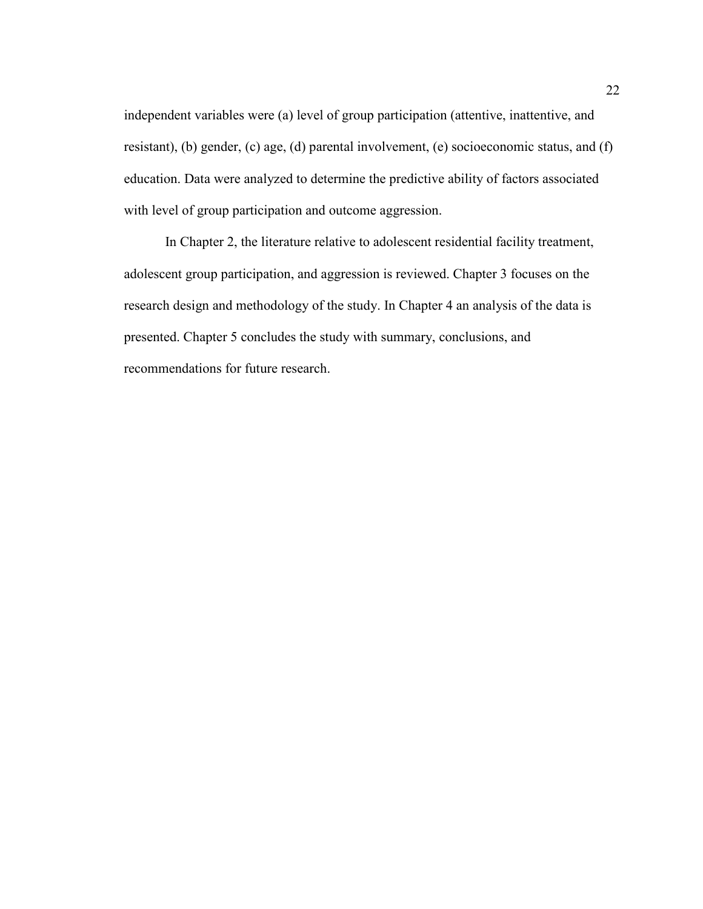independent variables were (a) level of group participation (attentive, inattentive, and resistant), (b) gender, (c) age, (d) parental involvement, (e) socioeconomic status, and (f) education. Data were analyzed to determine the predictive ability of factors associated with level of group participation and outcome aggression.

In Chapter 2, the literature relative to adolescent residential facility treatment, adolescent group participation, and aggression is reviewed. Chapter 3 focuses on the research design and methodology of the study. In Chapter 4 an analysis of the data is presented. Chapter 5 concludes the study with summary, conclusions, and recommendations for future research.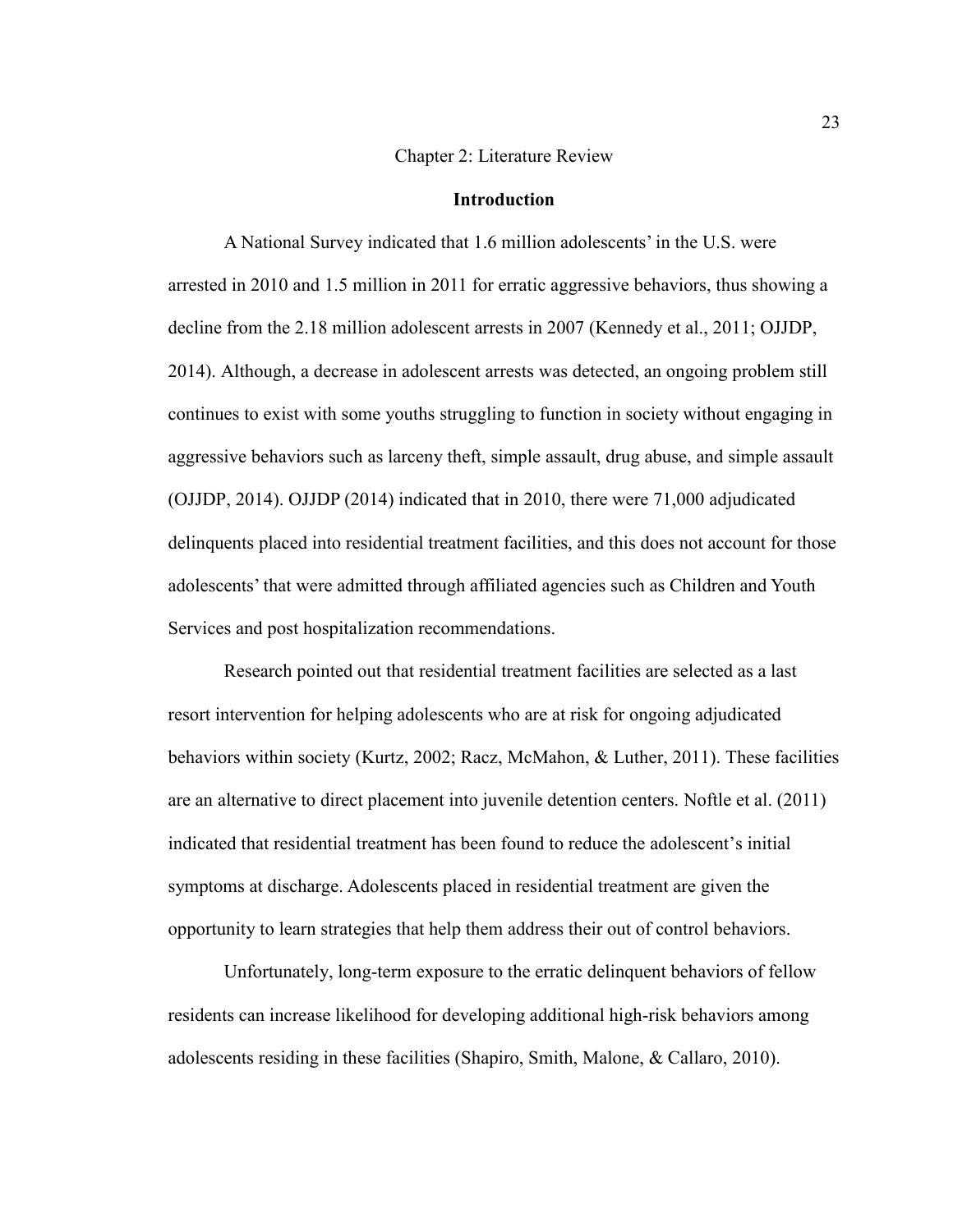# Chapter 2: Literature Review

## Introduction

A National Survey indicated that 1.6 million adolescents' in the U.S. were arrested in 2010 and 1.5 million in 2011 for erratic aggressive behaviors, thus showing a decline from the 2.18 million adolescent arrests in 2007 (Kennedy et al., 2011; OJJDP, 2014). Although, a decrease in adolescent arrests was detected, an ongoing problem still continues to exist with some youths struggling to function in society without engaging in aggressive behaviors such as larceny theft, simple assault, drug abuse, and simple assault (OJJDP, 2014). OJJDP (2014) indicated that in 2010, there were 71,000 adjudicated delinquents placed into residential treatment facilities, and this does not account for those adolescents' that were admitted through affiliated agencies such as Children and Youth Services and post hospitalization recommendations.

Research pointed out that residential treatment facilities are selected as a last resort intervention for helping adolescents who are at risk for ongoing adjudicated behaviors within society (Kurtz, 2002; Racz, McMahon, & Luther, 2011). These facilities are an alternative to direct placement into juvenile detention centers. Noftle et al. (2011) indicated that residential treatment has been found to reduce the adolescent's initial symptoms at discharge. Adolescents placed in residential treatment are given the opportunity to learn strategies that help them address their out of control behaviors.

Unfortunately, long-term exposure to the erratic delinquent behaviors of fellow residents can increase likelihood for developing additional high-risk behaviors among adolescents residing in these facilities (Shapiro, Smith, Malone, & Callaro, 2010).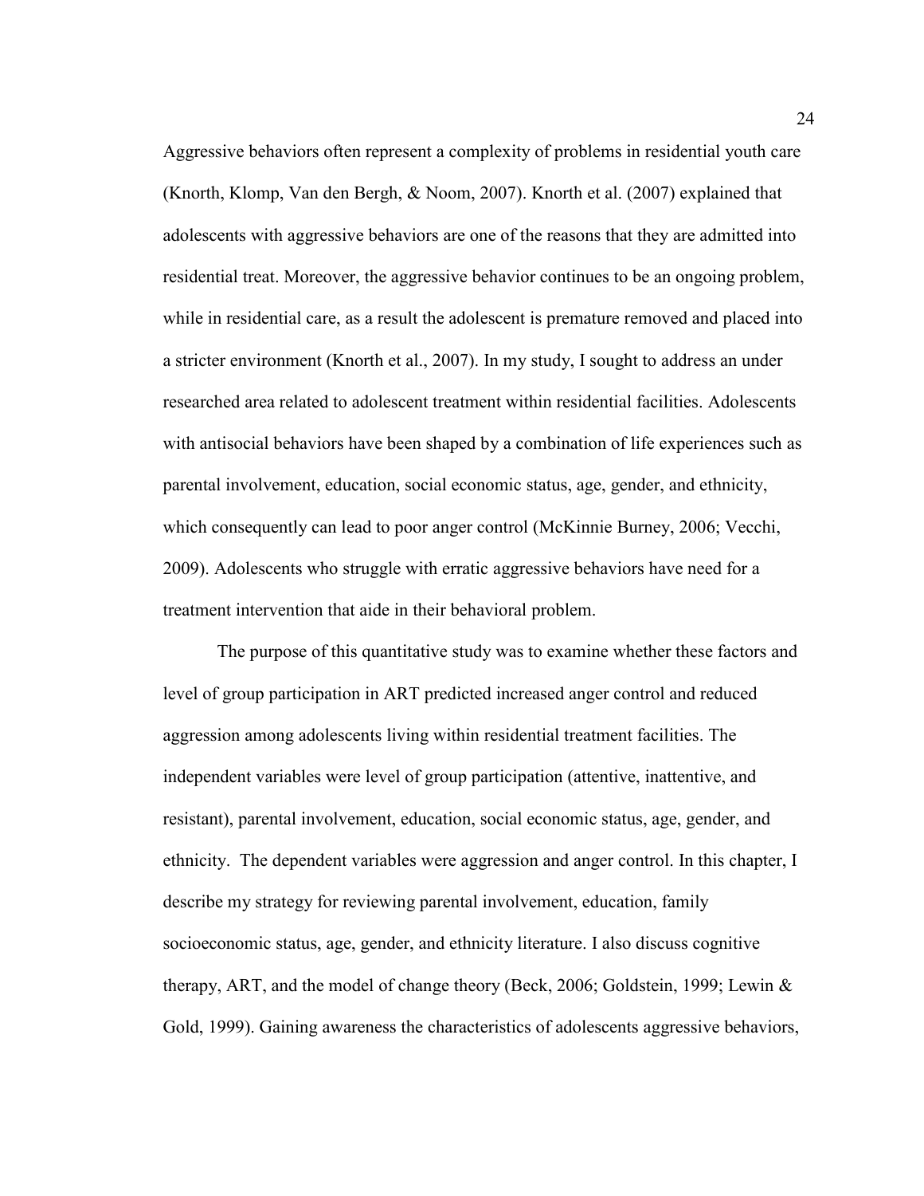Aggressive behaviors often represent a complexity of problems in residential youth care (Knorth, Klomp, Van den Bergh, & Noom, 2007). Knorth et al. (2007) explained that adolescents with aggressive behaviors are one of the reasons that they are admitted into residential treat. Moreover, the aggressive behavior continues to be an ongoing problem, while in residential care, as a result the adolescent is premature removed and placed into a stricter environment (Knorth et al., 2007). In my study, I sought to address an under researched area related to adolescent treatment within residential facilities. Adolescents with antisocial behaviors have been shaped by a combination of life experiences such as parental involvement, education, social economic status, age, gender, and ethnicity, which consequently can lead to poor anger control (McKinnie Burney, 2006; Vecchi, 2009). Adolescents who struggle with erratic aggressive behaviors have need for a treatment intervention that aide in their behavioral problem.

The purpose of this quantitative study was to examine whether these factors and level of group participation in ART predicted increased anger control and reduced aggression among adolescents living within residential treatment facilities. The independent variables were level of group participation (attentive, inattentive, and resistant), parental involvement, education, social economic status, age, gender, and ethnicity. The dependent variables were aggression and anger control. In this chapter, I describe my strategy for reviewing parental involvement, education, family socioeconomic status, age, gender, and ethnicity literature. I also discuss cognitive therapy, ART, and the model of change theory (Beck, 2006; Goldstein, 1999; Lewin & Gold, 1999). Gaining awareness the characteristics of adolescents aggressive behaviors,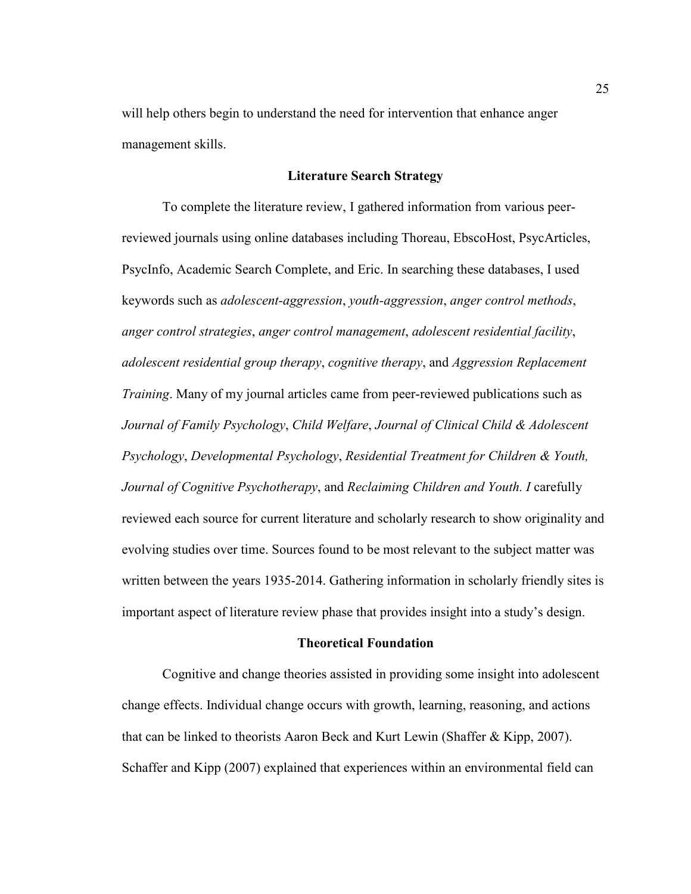will help others begin to understand the need for intervention that enhance anger management skills.

## Literature Search Strategy

To complete the literature review, I gathered information from various peer-reviewed journals using online databases including Thoreau, EbscoHost, PsycArticles, PsycInfo, Academic Search Complete, and Eric. In searching these databases, I used keywords such as *adolescent-aggression*, *youth-aggression*, *anger control methods*, *anger control strategies*, *anger control management*, *adolescent residential facility*, *adolescent residential group therapy*, *cognitive therapy*, and *Aggression Replacement Training*. Many of my journal articles came from peer-reviewed publications such as *Journal of Family Psychology*, *Child Welfare*, *Journal of Clinical Child & Adolescent Psychology*, *Developmental Psychology*, *Residential Treatment for Children & Youth, Journal of Cognitive Psychotherapy*, and *Reclaiming Children and Youth. I* carefully reviewed each source for current literature and scholarly research to show originality and evolving studies over time. Sources found to be most relevant to the subject matter was written between the years 1935-2014. Gathering information in scholarly friendly sites is important aspect of literature review phase that provides insight into a study's design.

## Theoretical Foundation

Cognitive and change theories assisted in providing some insight into adolescent change effects. Individual change occurs with growth, learning, reasoning, and actions that can be linked to theorists Aaron Beck and Kurt Lewin (Shaffer & Kipp, 2007). Schaffer and Kipp (2007) explained that experiences within an environmental field can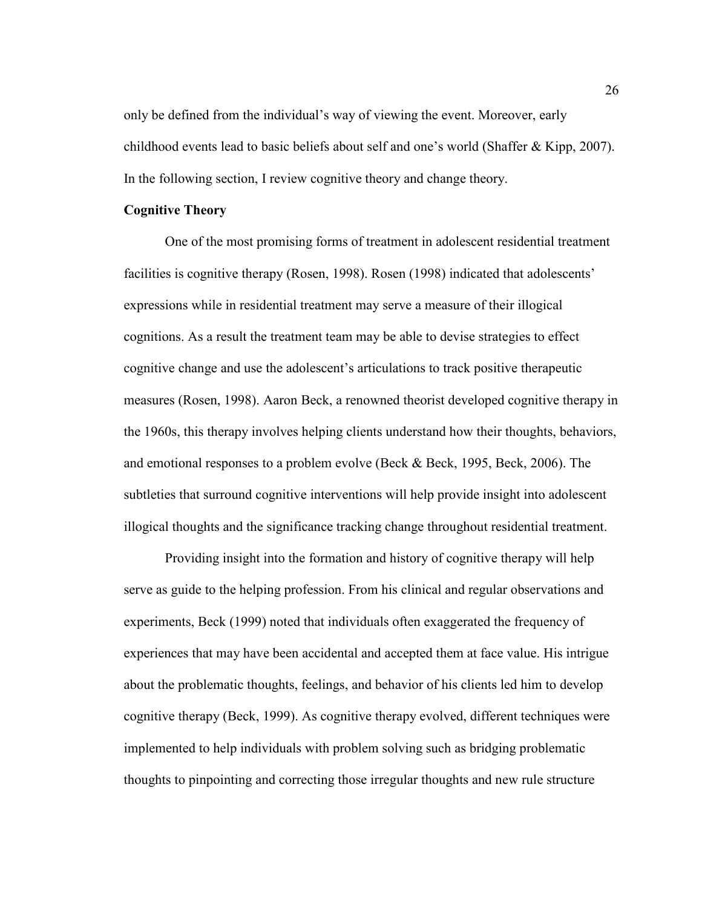only be defined from the individual's way of viewing the event. Moreover, early childhood events lead to basic beliefs about self and one's world (Shaffer & Kipp, 2007). In the following section, I review cognitive theory and change theory.

**Cognitive Theory**

One of the most promising forms of treatment in adolescent residential treatment facilities is cognitive therapy (Rosen, 1998). Rosen (1998) indicated that adolescents' expressions while in residential treatment may serve a measure of their illogical cognitions. As a result the treatment team may be able to devise strategies to effect cognitive change and use the adolescent's articulations to track positive therapeutic measures (Rosen, 1998). Aaron Beck, a renowned theorist developed cognitive therapy in the 1960s, this therapy involves helping clients understand how their thoughts, behaviors, and emotional responses to a problem evolve (Beck & Beck, 1995, Beck, 2006). The subtleties that surround cognitive interventions will help provide insight into adolescent illogical thoughts and the significance tracking change throughout residential treatment.

Providing insight into the formation and history of cognitive therapy will help serve as guide to the helping profession. From his clinical and regular observations and experiments, Beck (1999) noted that individuals often exaggerated the frequency of experiences that may have been accidental and accepted them at face value. His intrigue about the problematic thoughts, feelings, and behavior of his clients led him to develop cognitive therapy (Beck, 1999). As cognitive therapy evolved, different techniques were implemented to help individuals with problem solving such as bridging problematic thoughts to pinpointing and correcting those irregular thoughts and new rule structure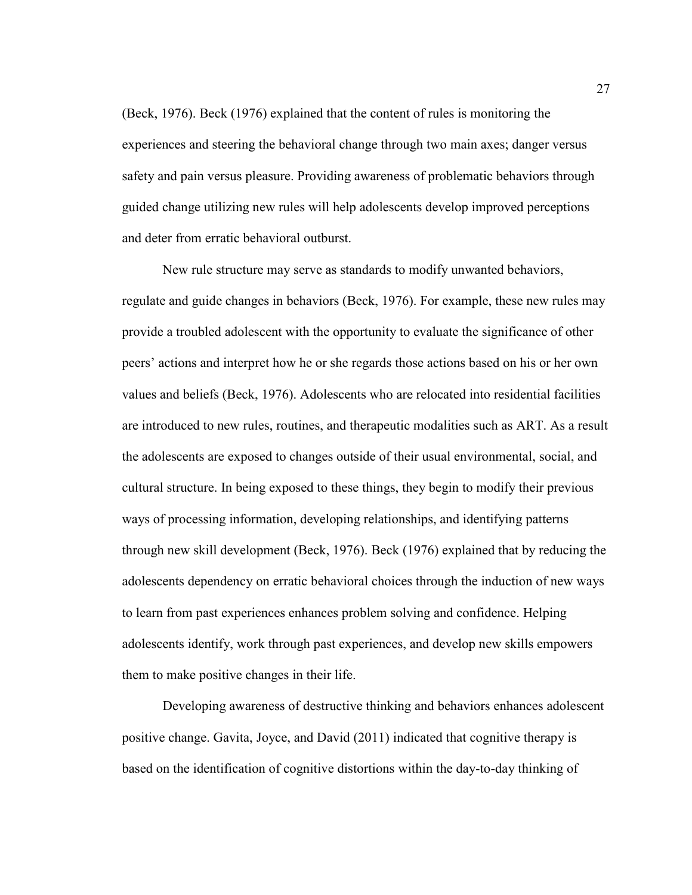(Beck, 1976). Beck (1976) explained that the content of rules is monitoring the experiences and steering the behavioral change through two main axes; danger versus safety and pain versus pleasure. Providing awareness of problematic behaviors through guided change utilizing new rules will help adolescents develop improved perceptions and deter from erratic behavioral outburst.

New rule structure may serve as standards to modify unwanted behaviors, regulate and guide changes in behaviors (Beck, 1976). For example, these new rules may provide a troubled adolescent with the opportunity to evaluate the significance of other peers' actions and interpret how he or she regards those actions based on his or her own values and beliefs (Beck, 1976). Adolescents who are relocated into residential facilities are introduced to new rules, routines, and therapeutic modalities such as ART. As a result the adolescents are exposed to changes outside of their usual environmental, social, and cultural structure. In being exposed to these things, they begin to modify their previous ways of processing information, developing relationships, and identifying patterns through new skill development (Beck, 1976). Beck (1976) explained that by reducing the adolescents dependency on erratic behavioral choices through the induction of new ways to learn from past experiences enhances problem solving and confidence. Helping adolescents identify, work through past experiences, and develop new skills empowers them to make positive changes in their life.

Developing awareness of destructive thinking and behaviors enhances adolescent positive change. Gavita, Joyce, and David (2011) indicated that cognitive therapy is based on the identification of cognitive distortions within the day-to-day thinking of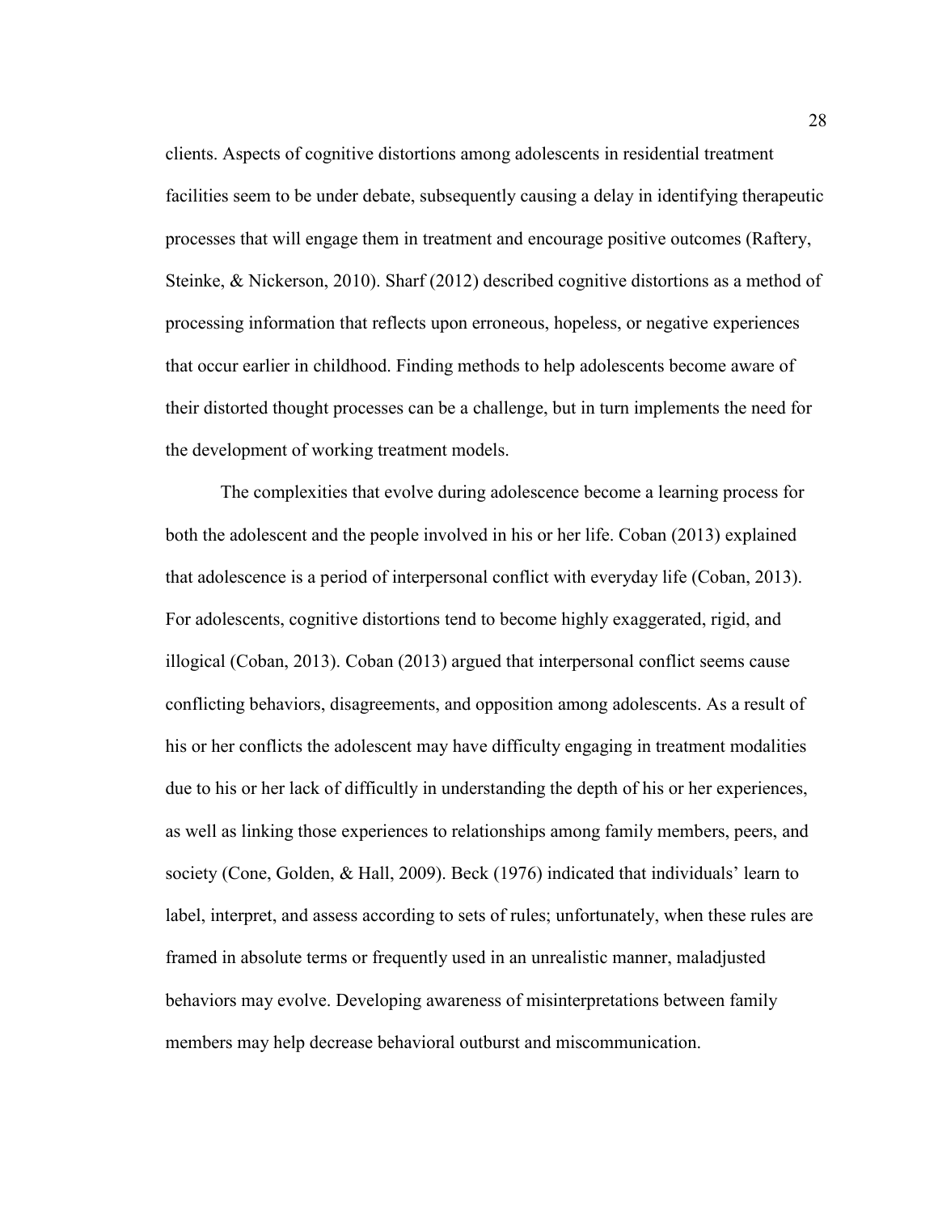clients. Aspects of cognitive distortions among adolescents in residential treatment facilities seem to be under debate, subsequently causing a delay in identifying therapeutic processes that will engage them in treatment and encourage positive outcomes (Raftery, Steinke, & Nickerson, 2010). Sharf (2012) described cognitive distortions as a method of processing information that reflects upon erroneous, hopeless, or negative experiences that occur earlier in childhood. Finding methods to help adolescents become aware of their distorted thought processes can be a challenge, but in turn implements the need for the development of working treatment models.

The complexities that evolve during adolescence become a learning process for both the adolescent and the people involved in his or her life. Coban (2013) explained that adolescence is a period of interpersonal conflict with everyday life (Coban, 2013). For adolescents, cognitive distortions tend to become highly exaggerated, rigid, and illogical (Coban, 2013). Coban (2013) argued that interpersonal conflict seems cause conflicting behaviors, disagreements, and opposition among adolescents. As a result of his or her conflicts the adolescent may have difficulty engaging in treatment modalities due to his or her lack of difficultly in understanding the depth of his or her experiences, as well as linking those experiences to relationships among family members, peers, and society (Cone, Golden, & Hall, 2009). Beck (1976) indicated that individuals' learn to label, interpret, and assess according to sets of rules; unfortunately, when these rules are framed in absolute terms or frequently used in an unrealistic manner, maladjusted behaviors may evolve. Developing awareness of misinterpretations between family members may help decrease behavioral outburst and miscommunication.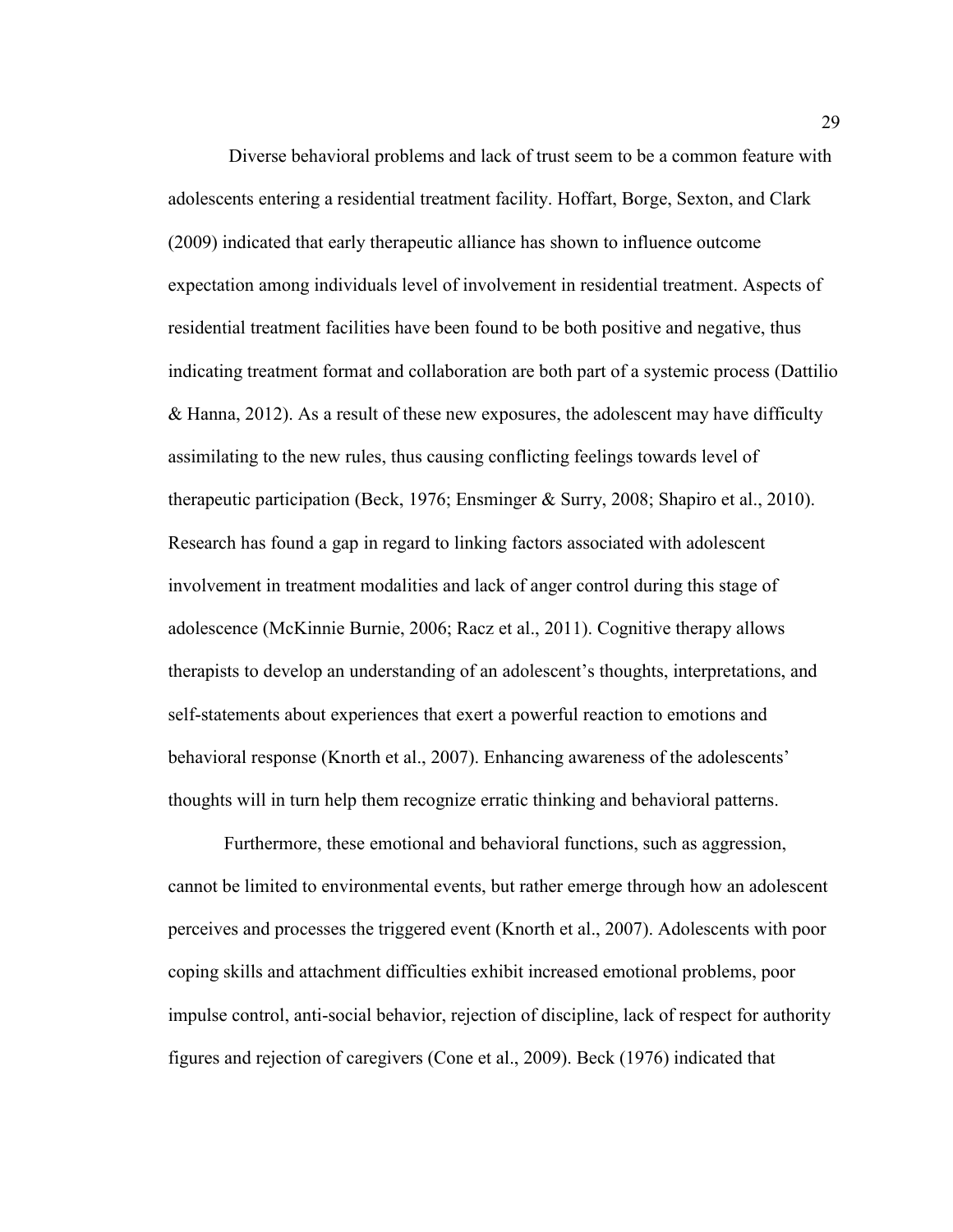Diverse behavioral problems and lack of trust seem to be a common feature with adolescents entering a residential treatment facility. Hoffart, Borge, Sexton, and Clark (2009) indicated that early therapeutic alliance has shown to influence outcome expectation among individuals level of involvement in residential treatment. Aspects of residential treatment facilities have been found to be both positive and negative, thus indicating treatment format and collaboration are both part of a systemic process (Dattilio & Hanna, 2012). As a result of these new exposures, the adolescent may have difficulty assimilating to the new rules, thus causing conflicting feelings towards level of therapeutic participation (Beck, 1976; Ensminger & Surry, 2008; Shapiro et al., 2010). Research has found a gap in regard to linking factors associated with adolescent involvement in treatment modalities and lack of anger control during this stage of adolescence (McKinnie Burnie, 2006; Racz et al., 2011). Cognitive therapy allows therapists to develop an understanding of an adolescent's thoughts, interpretations, and self-statements about experiences that exert a powerful reaction to emotions and behavioral response (Knorth et al., 2007). Enhancing awareness of the adolescents' thoughts will in turn help them recognize erratic thinking and behavioral patterns.

Furthermore, these emotional and behavioral functions, such as aggression, cannot be limited to environmental events, but rather emerge through how an adolescent perceives and processes the triggered event (Knorth et al., 2007). Adolescents with poor coping skills and attachment difficulties exhibit increased emotional problems, poor impulse control, anti-social behavior, rejection of discipline, lack of respect for authority figures and rejection of caregivers (Cone et al., 2009). Beck (1976) indicated that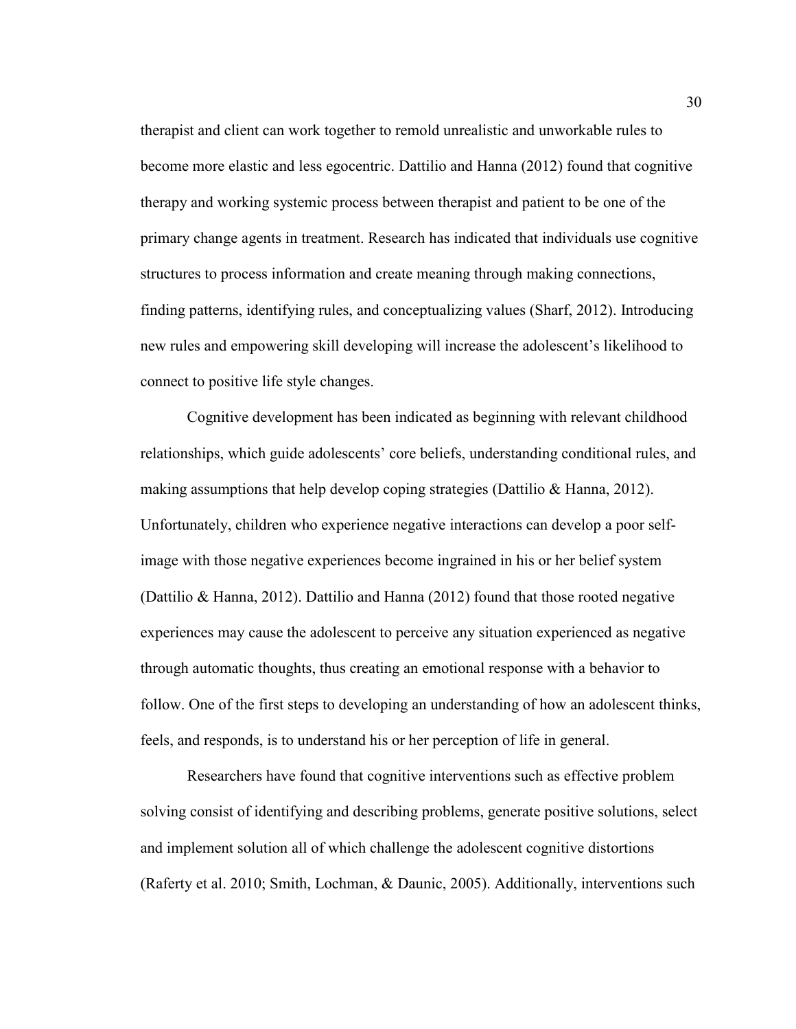therapist and client can work together to remold unrealistic and unworkable rules to become more elastic and less egocentric. Dattilio and Hanna (2012) found that cognitive therapy and working systemic process between therapist and patient to be one of the primary change agents in treatment. Research has indicated that individuals use cognitive structures to process information and create meaning through making connections, finding patterns, identifying rules, and conceptualizing values (Sharf, 2012). Introducing new rules and empowering skill developing will increase the adolescent's likelihood to connect to positive life style changes.

Cognitive development has been indicated as beginning with relevant childhood relationships, which guide adolescents' core beliefs, understanding conditional rules, and making assumptions that help develop coping strategies (Dattilio & Hanna, 2012). Unfortunately, children who experience negative interactions can develop a poor self-image with those negative experiences become ingrained in his or her belief system (Dattilio & Hanna, 2012). Dattilio and Hanna (2012) found that those rooted negative experiences may cause the adolescent to perceive any situation experienced as negative through automatic thoughts, thus creating an emotional response with a behavior to follow. One of the first steps to developing an understanding of how an adolescent thinks, feels, and responds, is to understand his or her perception of life in general.

Researchers have found that cognitive interventions such as effective problem solving consist of identifying and describing problems, generate positive solutions, select and implement solution all of which challenge the adolescent cognitive distortions (Raferty et al. 2010; Smith, Lochman, & Daunic, 2005). Additionally, interventions such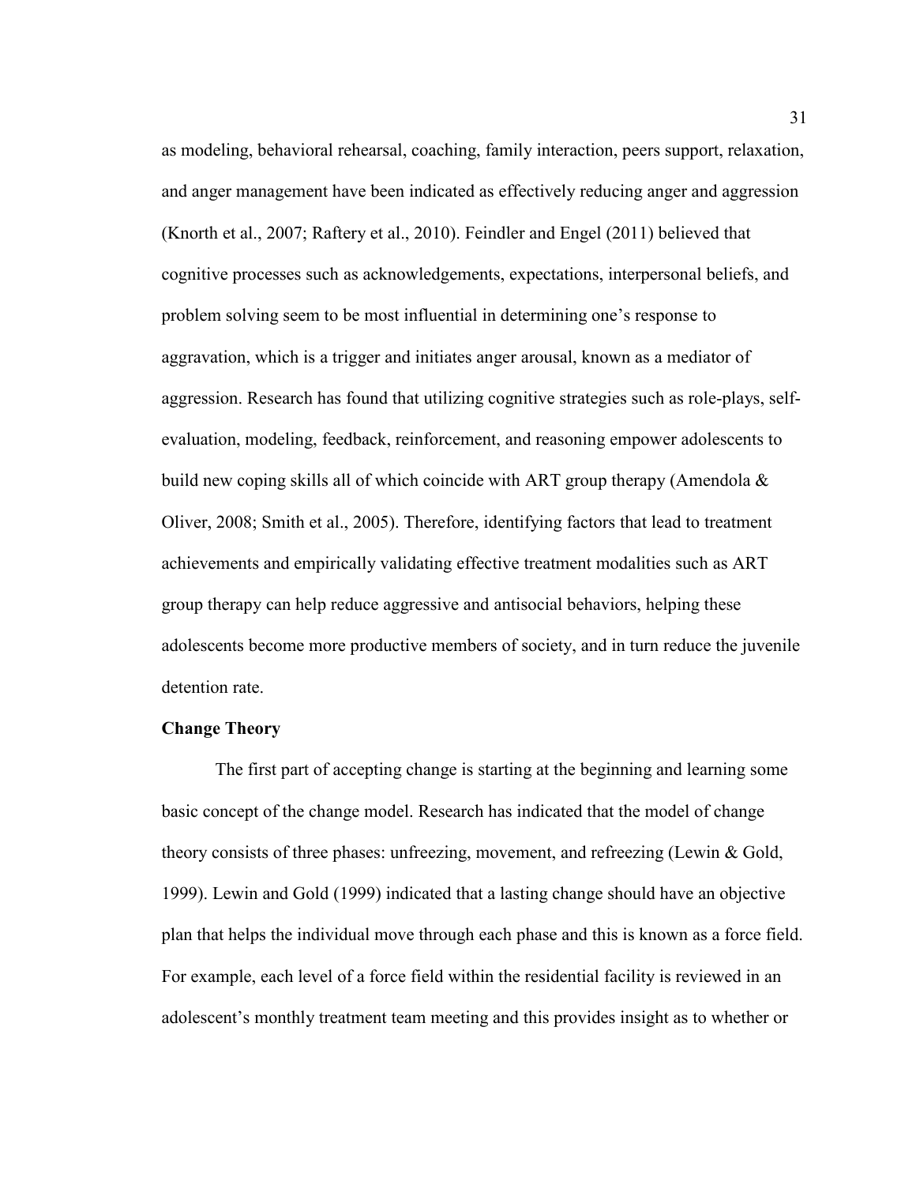as modeling, behavioral rehearsal, coaching, family interaction, peers support, relaxation, and anger management have been indicated as effectively reducing anger and aggression (Knorth et al., 2007; Raftery et al., 2010). Feindler and Engel (2011) believed that cognitive processes such as acknowledgements, expectations, interpersonal beliefs, and problem solving seem to be most influential in determining one's response to aggravation, which is a trigger and initiates anger arousal, known as a mediator of aggression. Research has found that utilizing cognitive strategies such as role-plays, self-evaluation, modeling, feedback, reinforcement, and reasoning empower adolescents to build new coping skills all of which coincide with ART group therapy (Amendola & Oliver, 2008; Smith et al., 2005). Therefore, identifying factors that lead to treatment achievements and empirically validating effective treatment modalities such as ART group therapy can help reduce aggressive and antisocial behaviors, helping these adolescents become more productive members of society, and in turn reduce the juvenile detention rate.

**Change Theory**

The first part of accepting change is starting at the beginning and learning some basic concept of the change model. Research has indicated that the model of change theory consists of three phases: unfreezing, movement, and refreezing (Lewin & Gold, 1999). Lewin and Gold (1999) indicated that a lasting change should have an objective plan that helps the individual move through each phase and this is known as a force field. For example, each level of a force field within the residential facility is reviewed in an adolescent's monthly treatment team meeting and this provides insight as to whether or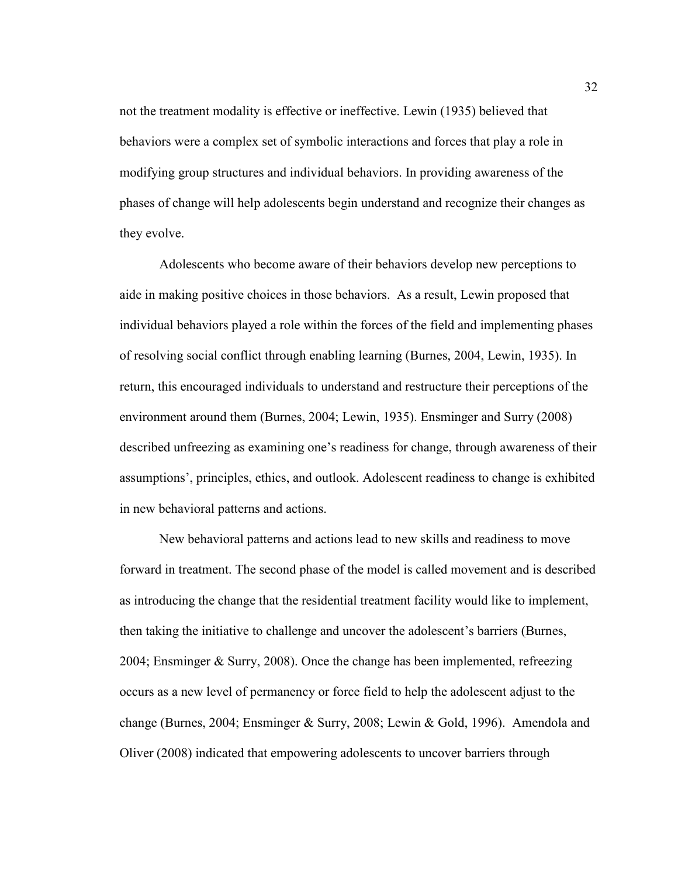not the treatment modality is effective or ineffective. Lewin (1935) believed that behaviors were a complex set of symbolic interactions and forces that play a role in modifying group structures and individual behaviors. In providing awareness of the phases of change will help adolescents begin understand and recognize their changes as they evolve.

Adolescents who become aware of their behaviors develop new perceptions to aide in making positive choices in those behaviors. As a result, Lewin proposed that individual behaviors played a role within the forces of the field and implementing phases of resolving social conflict through enabling learning (Burnes, 2004, Lewin, 1935). In return, this encouraged individuals to understand and restructure their perceptions of the environment around them (Burnes, 2004; Lewin, 1935). Ensminger and Surry (2008) described unfreezing as examining one's readiness for change, through awareness of their assumptions', principles, ethics, and outlook. Adolescent readiness to change is exhibited in new behavioral patterns and actions.

New behavioral patterns and actions lead to new skills and readiness to move forward in treatment. The second phase of the model is called movement and is described as introducing the change that the residential treatment facility would like to implement, then taking the initiative to challenge and uncover the adolescent's barriers (Burnes, 2004; Ensminger & Surry, 2008). Once the change has been implemented, refreezing occurs as a new level of permanency or force field to help the adolescent adjust to the change (Burnes, 2004; Ensminger & Surry, 2008; Lewin & Gold, 1996). Amendola and Oliver (2008) indicated that empowering adolescents to uncover barriers through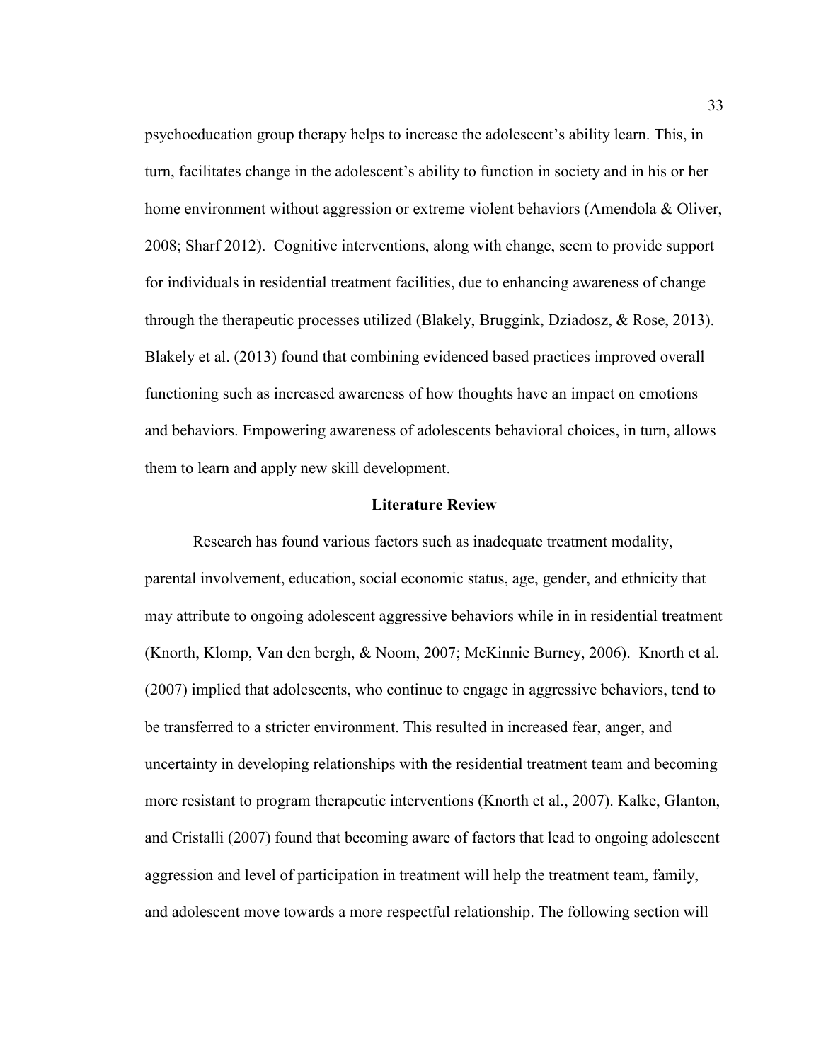psychoeducation group therapy helps to increase the adolescent's ability learn. This, in turn, facilitates change in the adolescent's ability to function in society and in his or her home environment without aggression or extreme violent behaviors (Amendola & Oliver, 2008; Sharf 2012). Cognitive interventions, along with change, seem to provide support for individuals in residential treatment facilities, due to enhancing awareness of change through the therapeutic processes utilized (Blakely, Bruggink, Dziadosz, & Rose, 2013). Blakely et al. (2013) found that combining evidenced based practices improved overall functioning such as increased awareness of how thoughts have an impact on emotions and behaviors. Empowering awareness of adolescents behavioral choices, in turn, allows them to learn and apply new skill development.

## Literature Review

Research has found various factors such as inadequate treatment modality, parental involvement, education, social economic status, age, gender, and ethnicity that may attribute to ongoing adolescent aggressive behaviors while in in residential treatment (Knorth, Klomp, Van den bergh, & Noom, 2007; McKinnie Burney, 2006). Knorth et al. (2007) implied that adolescents, who continue to engage in aggressive behaviors, tend to be transferred to a stricter environment. This resulted in increased fear, anger, and uncertainty in developing relationships with the residential treatment team and becoming more resistant to program therapeutic interventions (Knorth et al., 2007). Kalke, Glanton, and Cristalli (2007) found that becoming aware of factors that lead to ongoing adolescent aggression and level of participation in treatment will help the treatment team, family, and adolescent move towards a more respectful relationship. The following section will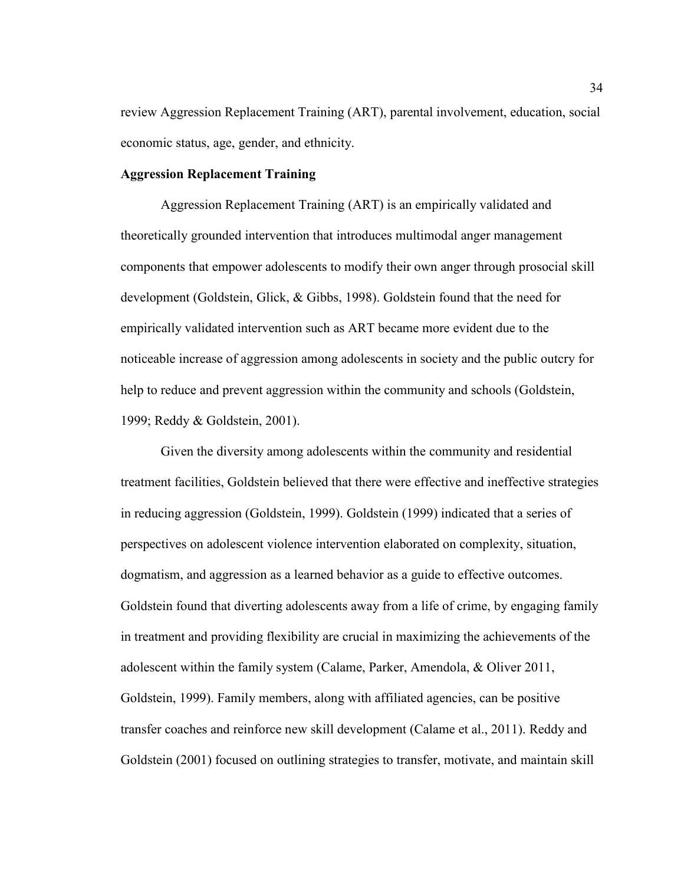review Aggression Replacement Training (ART), parental involvement, education, social economic status, age, gender, and ethnicity.

**Aggression Replacement Training**

Aggression Replacement Training (ART) is an empirically validated and theoretically grounded intervention that introduces multimodal anger management components that empower adolescents to modify their own anger through prosocial skill development (Goldstein, Glick, & Gibbs, 1998). Goldstein found that the need for empirically validated intervention such as ART became more evident due to the noticeable increase of aggression among adolescents in society and the public outcry for help to reduce and prevent aggression within the community and schools (Goldstein, 1999; Reddy & Goldstein, 2001).

Given the diversity among adolescents within the community and residential treatment facilities, Goldstein believed that there were effective and ineffective strategies in reducing aggression (Goldstein, 1999). Goldstein (1999) indicated that a series of perspectives on adolescent violence intervention elaborated on complexity, situation, dogmatism, and aggression as a learned behavior as a guide to effective outcomes. Goldstein found that diverting adolescents away from a life of crime, by engaging family in treatment and providing flexibility are crucial in maximizing the achievements of the adolescent within the family system (Calame, Parker, Amendola, & Oliver 2011, Goldstein, 1999). Family members, along with affiliated agencies, can be positive transfer coaches and reinforce new skill development (Calame et al., 2011). Reddy and Goldstein (2001) focused on outlining strategies to transfer, motivate, and maintain skill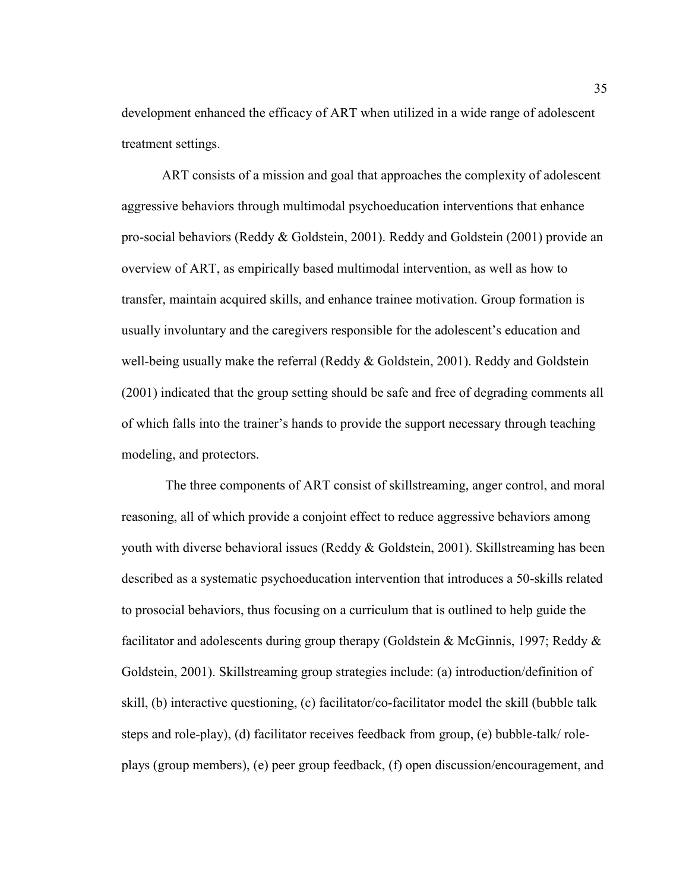development enhanced the efficacy of ART when utilized in a wide range of adolescent treatment settings.

ART consists of a mission and goal that approaches the complexity of adolescent aggressive behaviors through multimodal psychoeducation interventions that enhance pro-social behaviors (Reddy & Goldstein, 2001). Reddy and Goldstein (2001) provide an overview of ART, as empirically based multimodal intervention, as well as how to transfer, maintain acquired skills, and enhance trainee motivation. Group formation is usually involuntary and the caregivers responsible for the adolescent's education and well-being usually make the referral (Reddy & Goldstein, 2001). Reddy and Goldstein (2001) indicated that the group setting should be safe and free of degrading comments all of which falls into the trainer's hands to provide the support necessary through teaching modeling, and protectors.

The three components of ART consist of skillstreaming, anger control, and moral reasoning, all of which provide a conjoint effect to reduce aggressive behaviors among youth with diverse behavioral issues (Reddy & Goldstein, 2001). Skillstreaming has been described as a systematic psychoeducation intervention that introduces a 50-skills related to prosocial behaviors, thus focusing on a curriculum that is outlined to help guide the facilitator and adolescents during group therapy (Goldstein & McGinnis, 1997; Reddy & Goldstein, 2001). Skillstreaming group strategies include: (a) introduction/definition of skill, (b) interactive questioning, (c) facilitator/co-facilitator model the skill (bubble talk steps and role-play), (d) facilitator receives feedback from group, (e) bubble-talk/ role-plays (group members), (e) peer group feedback, (f) open discussion/encouragement, and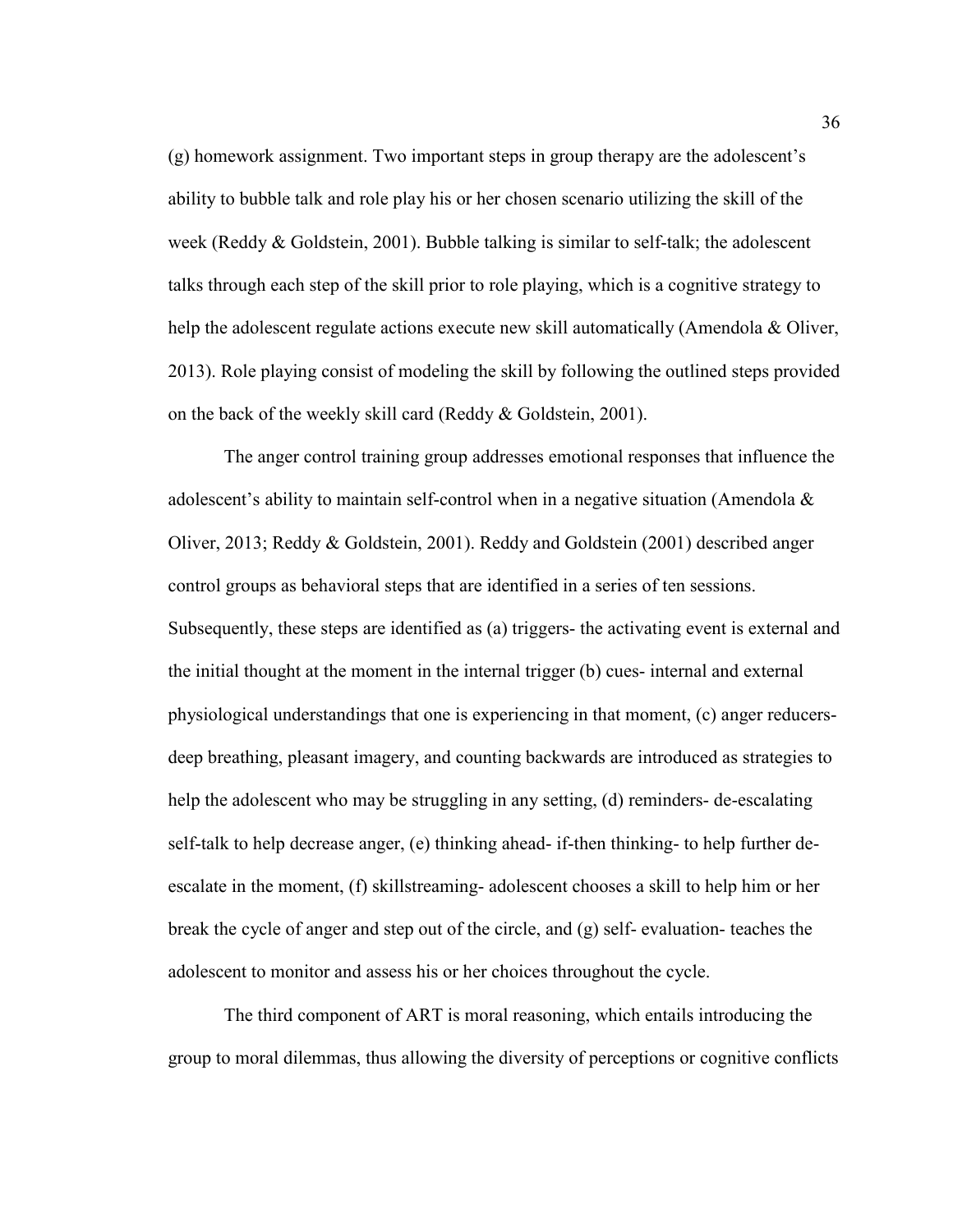(g) homework assignment. Two important steps in group therapy are the adolescent's ability to bubble talk and role play his or her chosen scenario utilizing the skill of the week (Reddy & Goldstein, 2001). Bubble talking is similar to self-talk; the adolescent talks through each step of the skill prior to role playing, which is a cognitive strategy to help the adolescent regulate actions execute new skill automatically (Amendola & Oliver, 2013). Role playing consist of modeling the skill by following the outlined steps provided on the back of the weekly skill card (Reddy & Goldstein, 2001).

The anger control training group addresses emotional responses that influence the adolescent's ability to maintain self-control when in a negative situation (Amendola & Oliver, 2013; Reddy & Goldstein, 2001). Reddy and Goldstein (2001) described anger control groups as behavioral steps that are identified in a series of ten sessions. Subsequently, these steps are identified as (a) triggers- the activating event is external and the initial thought at the moment in the internal trigger (b) cues- internal and external physiological understandings that one is experiencing in that moment, (c) anger reducers- deep breathing, pleasant imagery, and counting backwards are introduced as strategies to help the adolescent who may be struggling in any setting, (d) reminders- de-escalating self-talk to help decrease anger, (e) thinking ahead- if-then thinking- to help further de-escalate in the moment, (f) skillstreaming- adolescent chooses a skill to help him or her break the cycle of anger and step out of the circle, and (g) self- evaluation- teaches the adolescent to monitor and assess his or her choices throughout the cycle.

The third component of ART is moral reasoning, which entails introducing the group to moral dilemmas, thus allowing the diversity of perceptions or cognitive conflicts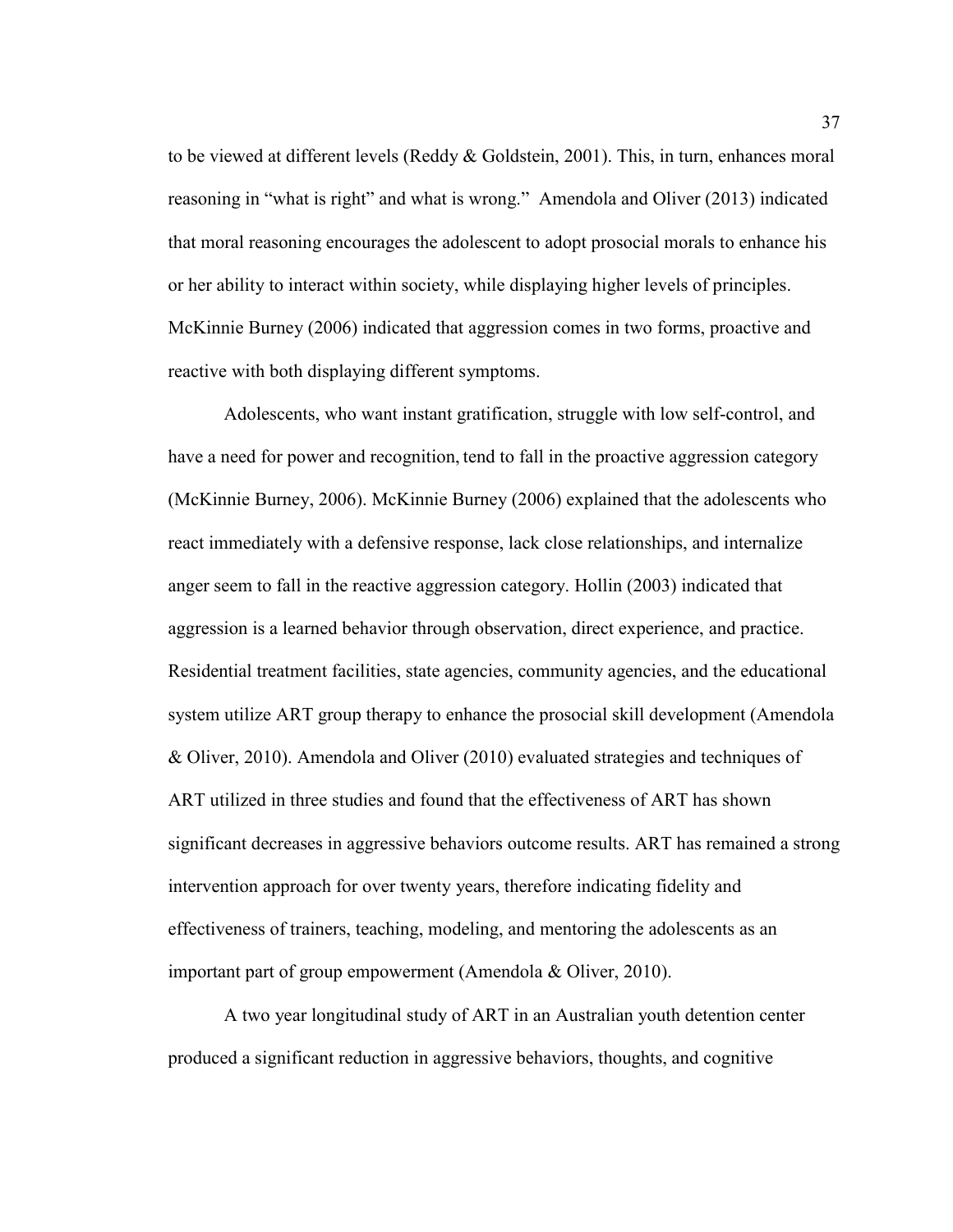to be viewed at different levels (Reddy & Goldstein, 2001). This, in turn, enhances moral reasoning in "what is right" and what is wrong." Amendola and Oliver (2013) indicated that moral reasoning encourages the adolescent to adopt prosocial morals to enhance his or her ability to interact within society, while displaying higher levels of principles. McKinnie Burney (2006) indicated that aggression comes in two forms, proactive and reactive with both displaying different symptoms.

Adolescents, who want instant gratification, struggle with low self-control, and have a need for power and recognition, tend to fall in the proactive aggression category (McKinnie Burney, 2006). McKinnie Burney (2006) explained that the adolescents who react immediately with a defensive response, lack close relationships, and internalize anger seem to fall in the reactive aggression category. Hollin (2003) indicated that aggression is a learned behavior through observation, direct experience, and practice. Residential treatment facilities, state agencies, community agencies, and the educational system utilize ART group therapy to enhance the prosocial skill development (Amendola & Oliver, 2010). Amendola and Oliver (2010) evaluated strategies and techniques of ART utilized in three studies and found that the effectiveness of ART has shown significant decreases in aggressive behaviors outcome results. ART has remained a strong intervention approach for over twenty years, therefore indicating fidelity and effectiveness of trainers, teaching, modeling, and mentoring the adolescents as an important part of group empowerment (Amendola & Oliver, 2010).

A two year longitudinal study of ART in an Australian youth detention center produced a significant reduction in aggressive behaviors, thoughts, and cognitive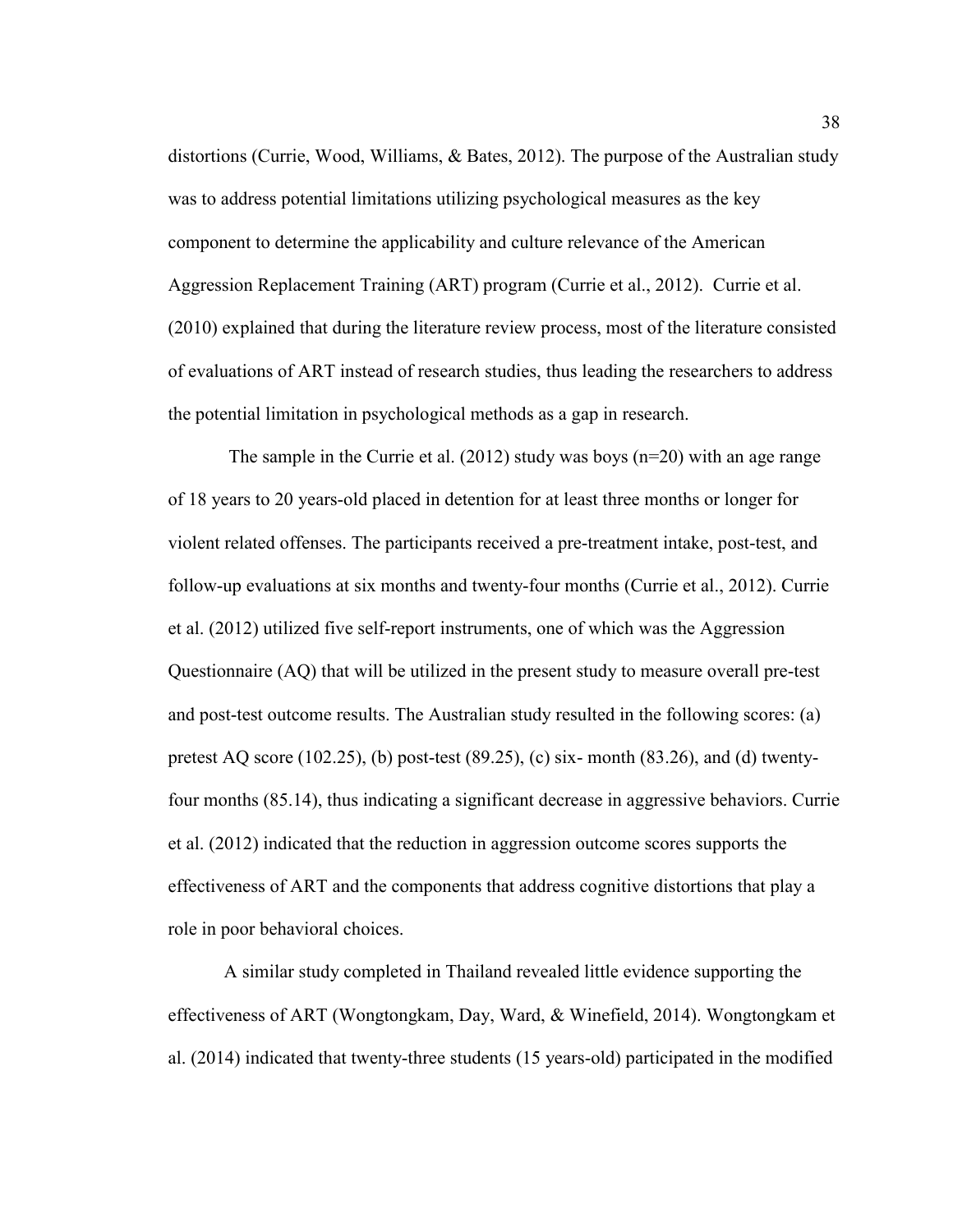distortions (Currie, Wood, Williams, & Bates, 2012). The purpose of the Australian study was to address potential limitations utilizing psychological measures as the key component to determine the applicability and culture relevance of the American Aggression Replacement Training (ART) program (Currie et al., 2012). Currie et al. (2010) explained that during the literature review process, most of the literature consisted of evaluations of ART instead of research studies, thus leading the researchers to address the potential limitation in psychological methods as a gap in research.

The sample in the Currie et al. (2012) study was boys (n=20) with an age range of 18 years to 20 years-old placed in detention for at least three months or longer for violent related offenses. The participants received a pre-treatment intake, post-test, and follow-up evaluations at six months and twenty-four months (Currie et al., 2012). Currie et al. (2012) utilized five self-report instruments, one of which was the Aggression Questionnaire (AQ) that will be utilized in the present study to measure overall pre-test and post-test outcome results. The Australian study resulted in the following scores: (a) pretest AQ score (102.25), (b) post-test (89.25), (c) six- month (83.26), and (d) twenty-four months (85.14), thus indicating a significant decrease in aggressive behaviors. Currie et al. (2012) indicated that the reduction in aggression outcome scores supports the effectiveness of ART and the components that address cognitive distortions that play a role in poor behavioral choices.

A similar study completed in Thailand revealed little evidence supporting the effectiveness of ART (Wongtongkam, Day, Ward, & Winefield, 2014). Wongtongkam et al. (2014) indicated that twenty-three students (15 years-old) participated in the modified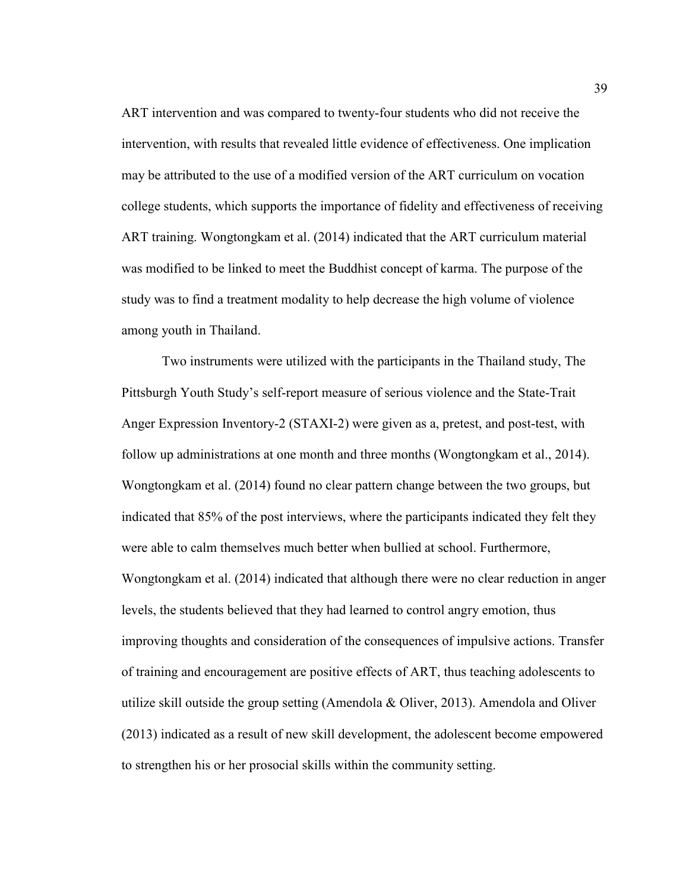ART intervention and was compared to twenty-four students who did not receive the intervention, with results that revealed little evidence of effectiveness. One implication may be attributed to the use of a modified version of the ART curriculum on vocation college students, which supports the importance of fidelity and effectiveness of receiving ART training. Wongtongkam et al. (2014) indicated that the ART curriculum material was modified to be linked to meet the Buddhist concept of karma. The purpose of the study was to find a treatment modality to help decrease the high volume of violence among youth in Thailand.

Two instruments were utilized with the participants in the Thailand study, The Pittsburgh Youth Study's self-report measure of serious violence and the State-Trait Anger Expression Inventory-2 (STAXI-2) were given as a, pretest, and post-test, with follow up administrations at one month and three months (Wongtongkam et al., 2014). Wongtongkam et al. (2014) found no clear pattern change between the two groups, but indicated that 85% of the post interviews, where the participants indicated they felt they were able to calm themselves much better when bullied at school. Furthermore, Wongtongkam et al. (2014) indicated that although there were no clear reduction in anger levels, the students believed that they had learned to control angry emotion, thus improving thoughts and consideration of the consequences of impulsive actions. Transfer of training and encouragement are positive effects of ART, thus teaching adolescents to utilize skill outside the group setting (Amendola & Oliver, 2013). Amendola and Oliver (2013) indicated as a result of new skill development, the adolescent become empowered to strengthen his or her prosocial skills within the community setting.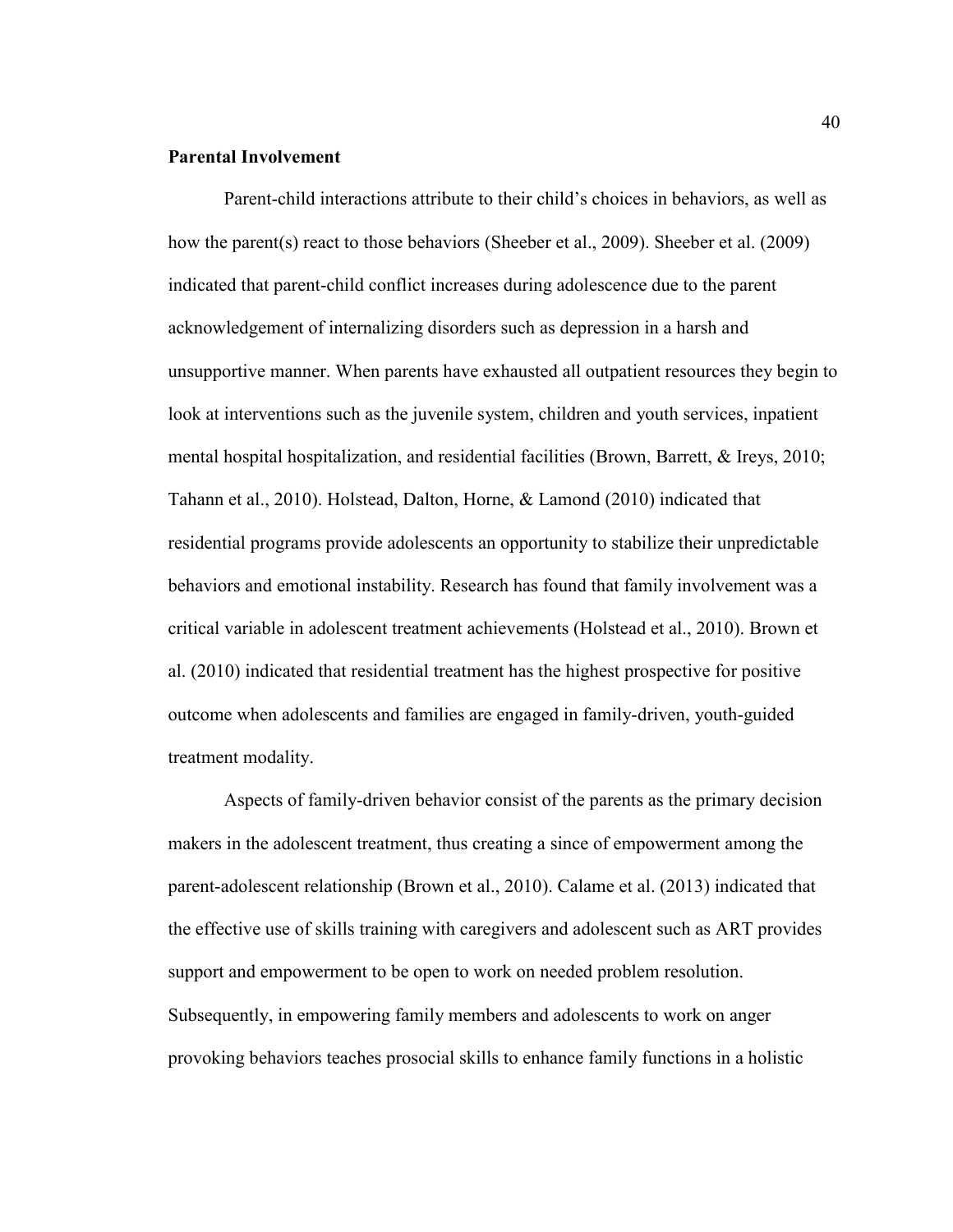**Parental Involvement**

Parent-child interactions attribute to their child's choices in behaviors, as well as how the parent(s) react to those behaviors (Sheeber et al., 2009). Sheeber et al. (2009) indicated that parent-child conflict increases during adolescence due to the parent acknowledgement of internalizing disorders such as depression in a harsh and unsupportive manner. When parents have exhausted all outpatient resources they begin to look at interventions such as the juvenile system, children and youth services, inpatient mental hospital hospitalization, and residential facilities (Brown, Barrett, & Ireys, 2010; Tahann et al., 2010). Holstead, Dalton, Horne, & Lamond (2010) indicated that residential programs provide adolescents an opportunity to stabilize their unpredictable behaviors and emotional instability. Research has found that family involvement was a critical variable in adolescent treatment achievements (Holstead et al., 2010). Brown et al. (2010) indicated that residential treatment has the highest prospective for positive outcome when adolescents and families are engaged in family-driven, youth-guided treatment modality.

Aspects of family-driven behavior consist of the parents as the primary decision makers in the adolescent treatment, thus creating a since of empowerment among the parent-adolescent relationship (Brown et al., 2010). Calame et al. (2013) indicated that the effective use of skills training with caregivers and adolescent such as ART provides support and empowerment to be open to work on needed problem resolution. Subsequently, in empowering family members and adolescents to work on anger provoking behaviors teaches prosocial skills to enhance family functions in a holistic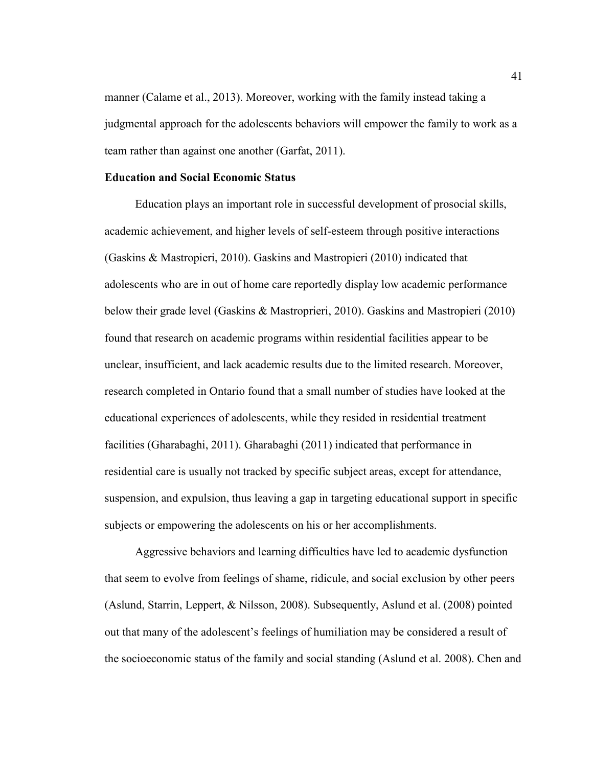manner (Calame et al., 2013). Moreover, working with the family instead taking a judgmental approach for the adolescents behaviors will empower the family to work as a team rather than against one another (Garfat, 2011).

**Education and Social Economic Status**

Education plays an important role in successful development of prosocial skills, academic achievement, and higher levels of self-esteem through positive interactions (Gaskins & Mastropieri, 2010). Gaskins and Mastropieri (2010) indicated that adolescents who are in out of home care reportedly display low academic performance below their grade level (Gaskins & Mastroprieri, 2010). Gaskins and Mastropieri (2010) found that research on academic programs within residential facilities appear to be unclear, insufficient, and lack academic results due to the limited research. Moreover, research completed in Ontario found that a small number of studies have looked at the educational experiences of adolescents, while they resided in residential treatment facilities (Gharabaghi, 2011). Gharabaghi (2011) indicated that performance in residential care is usually not tracked by specific subject areas, except for attendance, suspension, and expulsion, thus leaving a gap in targeting educational support in specific subjects or empowering the adolescents on his or her accomplishments.

Aggressive behaviors and learning difficulties have led to academic dysfunction that seem to evolve from feelings of shame, ridicule, and social exclusion by other peers (Aslund, Starrin, Leppert, & Nilsson, 2008). Subsequently, Aslund et al. (2008) pointed out that many of the adolescent's feelings of humiliation may be considered a result of the socioeconomic status of the family and social standing (Aslund et al. 2008). Chen and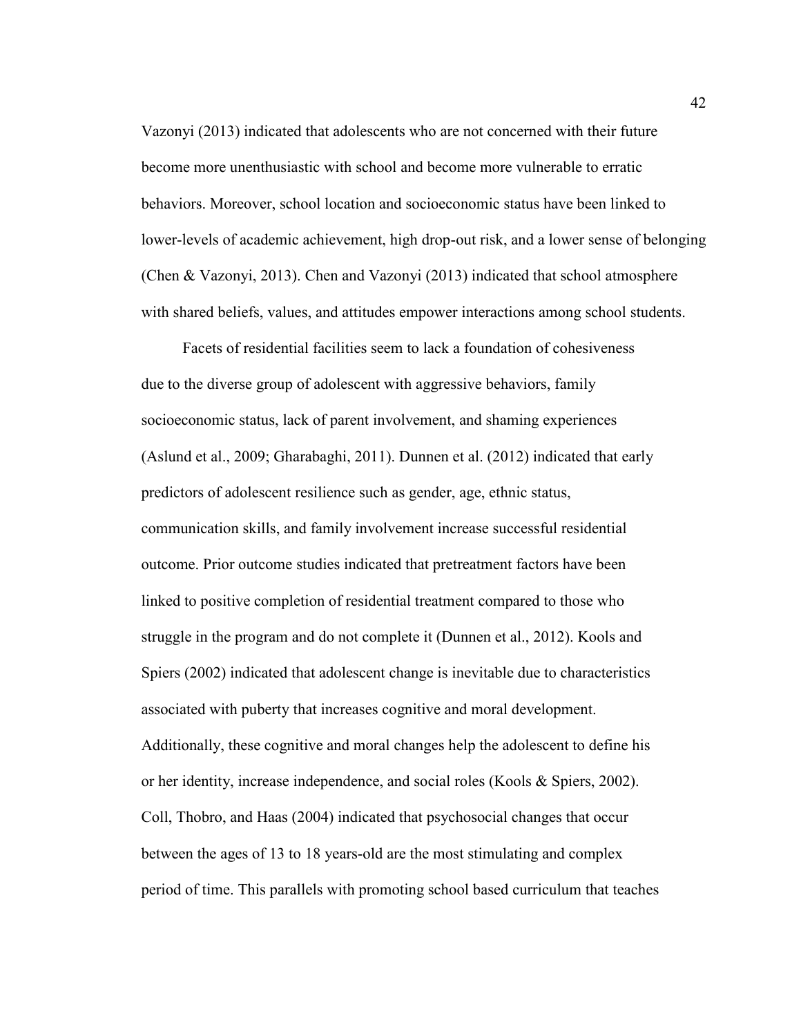Vazonyi (2013) indicated that adolescents who are not concerned with their future become more unenthusiastic with school and become more vulnerable to erratic behaviors. Moreover, school location and socioeconomic status have been linked to lower-levels of academic achievement, high drop-out risk, and a lower sense of belonging (Chen & Vazonyi, 2013). Chen and Vazonyi (2013) indicated that school atmosphere with shared beliefs, values, and attitudes empower interactions among school students.

Facets of residential facilities seem to lack a foundation of cohesiveness due to the diverse group of adolescent with aggressive behaviors, family socioeconomic status, lack of parent involvement, and shaming experiences (Aslund et al., 2009; Gharabaghi, 2011). Dunnen et al. (2012) indicated that early predictors of adolescent resilience such as gender, age, ethnic status, communication skills, and family involvement increase successful residential outcome. Prior outcome studies indicated that pretreatment factors have been linked to positive completion of residential treatment compared to those who struggle in the program and do not complete it (Dunnen et al., 2012). Kools and Spiers (2002) indicated that adolescent change is inevitable due to characteristics associated with puberty that increases cognitive and moral development. Additionally, these cognitive and moral changes help the adolescent to define his or her identity, increase independence, and social roles (Kools & Spiers, 2002). Coll, Thobro, and Haas (2004) indicated that psychosocial changes that occur between the ages of 13 to 18 years-old are the most stimulating and complex period of time. This parallels with promoting school based curriculum that teaches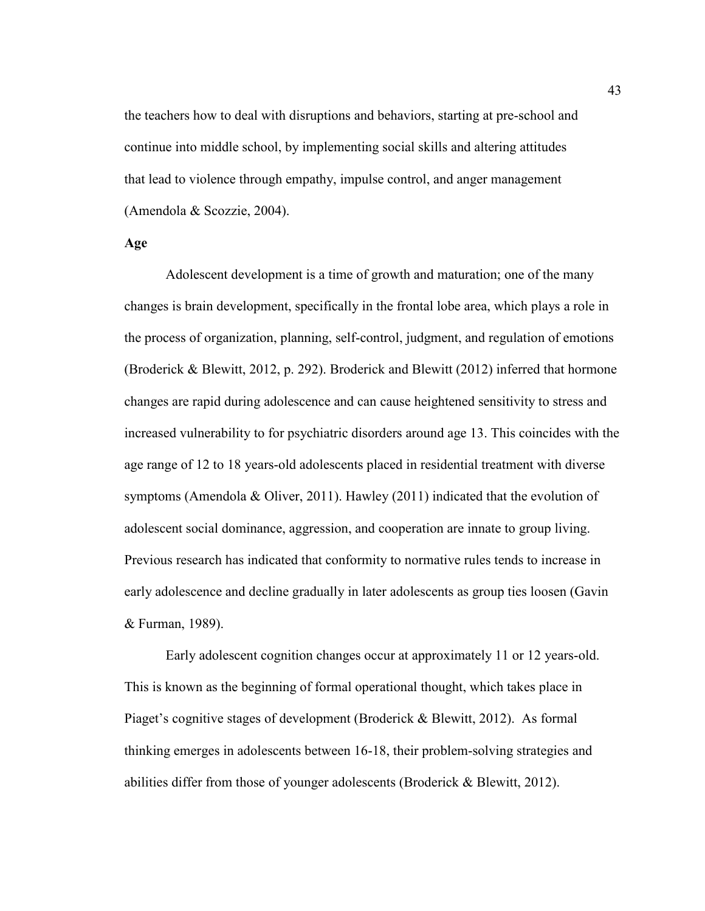the teachers how to deal with disruptions and behaviors, starting at pre-school and continue into middle school, by implementing social skills and altering attitudes that lead to violence through empathy, impulse control, and anger management (Amendola & Scozzie, 2004).

**Age**

Adolescent development is a time of growth and maturation; one of the many changes is brain development, specifically in the frontal lobe area, which plays a role in the process of organization, planning, self-control, judgment, and regulation of emotions (Broderick & Blewitt, 2012, p. 292). Broderick and Blewitt (2012) inferred that hormone changes are rapid during adolescence and can cause heightened sensitivity to stress and increased vulnerability to for psychiatric disorders around age 13. This coincides with the age range of 12 to 18 years-old adolescents placed in residential treatment with diverse symptoms (Amendola & Oliver, 2011). Hawley (2011) indicated that the evolution of adolescent social dominance, aggression, and cooperation are innate to group living. Previous research has indicated that conformity to normative rules tends to increase in early adolescence and decline gradually in later adolescents as group ties loosen (Gavin & Furman, 1989).

Early adolescent cognition changes occur at approximately 11 or 12 years-old. This is known as the beginning of formal operational thought, which takes place in Piaget's cognitive stages of development (Broderick & Blewitt, 2012). As formal thinking emerges in adolescents between 16-18, their problem-solving strategies and abilities differ from those of younger adolescents (Broderick & Blewitt, 2012).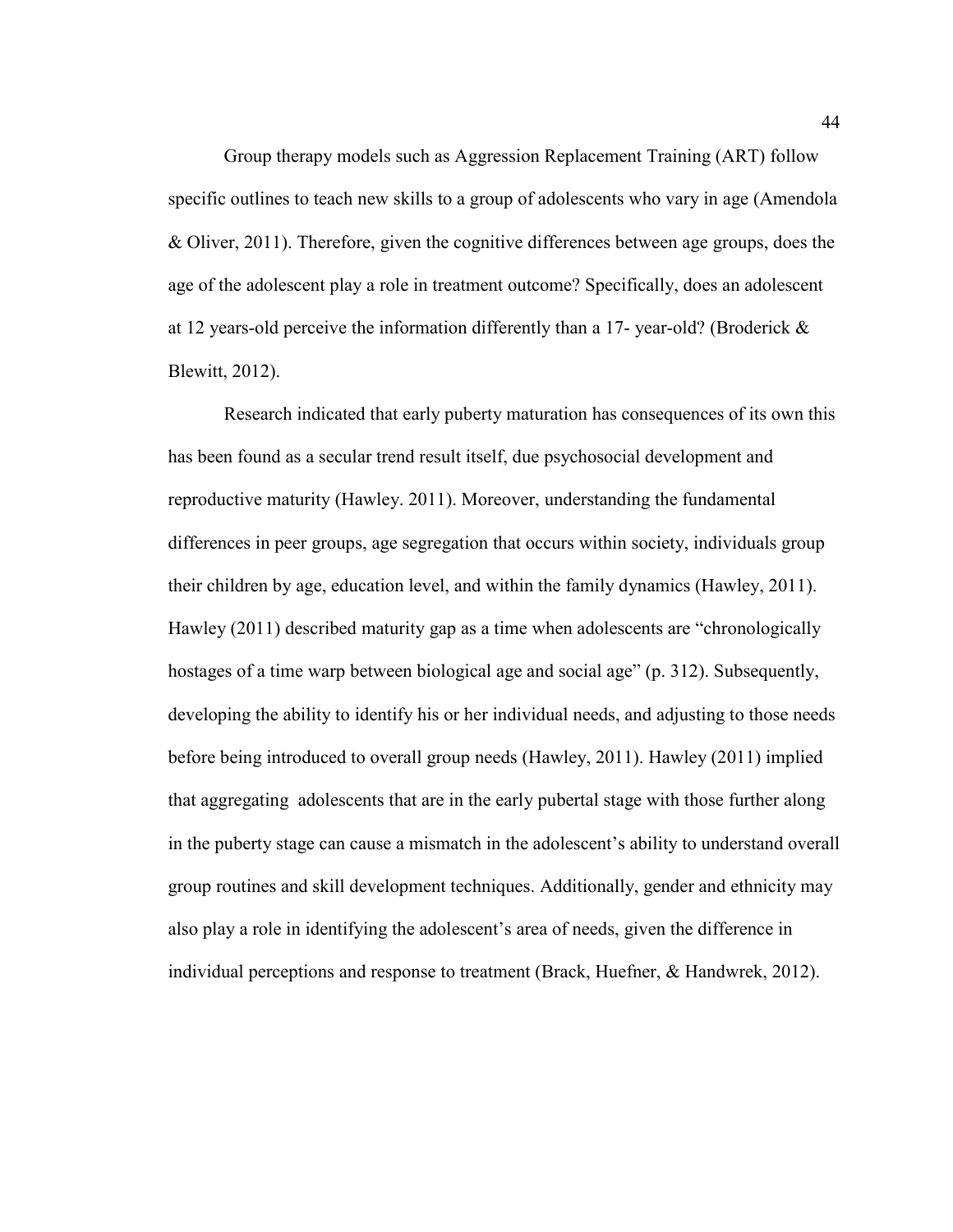Group therapy models such as Aggression Replacement Training (ART) follow specific outlines to teach new skills to a group of adolescents who vary in age (Amendola & Oliver, 2011). Therefore, given the cognitive differences between age groups, does the age of the adolescent play a role in treatment outcome? Specifically, does an adolescent at 12 years-old perceive the information differently than a 17- year-old? (Broderick & Blewitt, 2012).

Research indicated that early puberty maturation has consequences of its own this has been found as a secular trend result itself, due psychosocial development and reproductive maturity (Hawley. 2011). Moreover, understanding the fundamental differences in peer groups, age segregation that occurs within society, individuals group their children by age, education level, and within the family dynamics (Hawley, 2011). Hawley (2011) described maturity gap as a time when adolescents are "chronologically hostages of a time warp between biological age and social age" (p. 312). Subsequently, developing the ability to identify his or her individual needs, and adjusting to those needs before being introduced to overall group needs (Hawley, 2011). Hawley (2011) implied that aggregating adolescents that are in the early pubertal stage with those further along in the puberty stage can cause a mismatch in the adolescent's ability to understand overall group routines and skill development techniques. Additionally, gender and ethnicity may also play a role in identifying the adolescent's area of needs, given the difference in individual perceptions and response to treatment (Brack, Huefner, & Handwrek, 2012).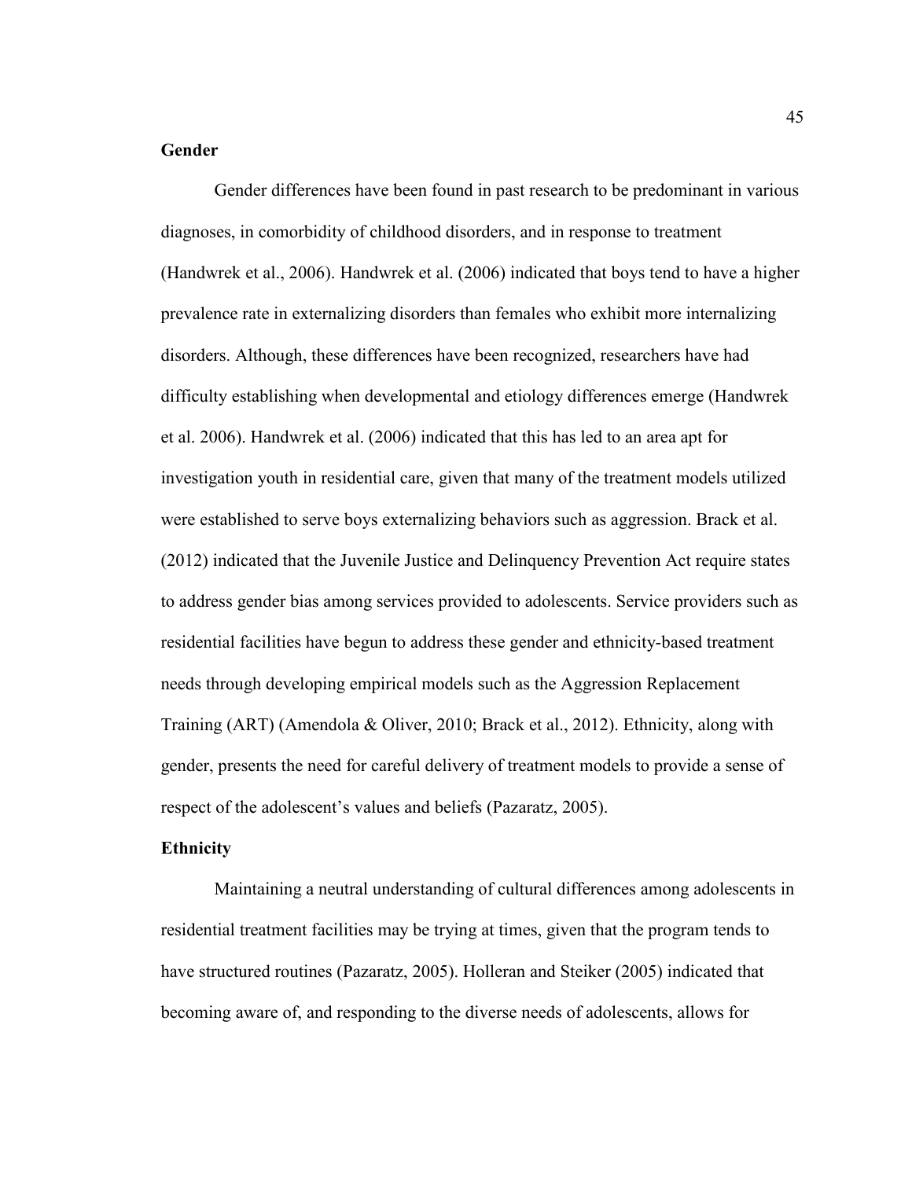**Gender**

Gender differences have been found in past research to be predominant in various diagnoses, in comorbidity of childhood disorders, and in response to treatment (Handwrek et al., 2006). Handwrek et al. (2006) indicated that boys tend to have a higher prevalence rate in externalizing disorders than females who exhibit more internalizing disorders. Although, these differences have been recognized, researchers have had difficulty establishing when developmental and etiology differences emerge (Handwrek et al. 2006). Handwrek et al. (2006) indicated that this has led to an area apt for investigation youth in residential care, given that many of the treatment models utilized were established to serve boys externalizing behaviors such as aggression. Brack et al. (2012) indicated that the Juvenile Justice and Delinquency Prevention Act require states to address gender bias among services provided to adolescents. Service providers such as residential facilities have begun to address these gender and ethnicity-based treatment needs through developing empirical models such as the Aggression Replacement Training (ART) (Amendola & Oliver, 2010; Brack et al., 2012). Ethnicity, along with gender, presents the need for careful delivery of treatment models to provide a sense of respect of the adolescent's values and beliefs (Pazaratz, 2005).

**Ethnicity**

Maintaining a neutral understanding of cultural differences among adolescents in residential treatment facilities may be trying at times, given that the program tends to have structured routines (Pazaratz, 2005). Holleran and Steiker (2005) indicated that becoming aware of, and responding to the diverse needs of adolescents, allows for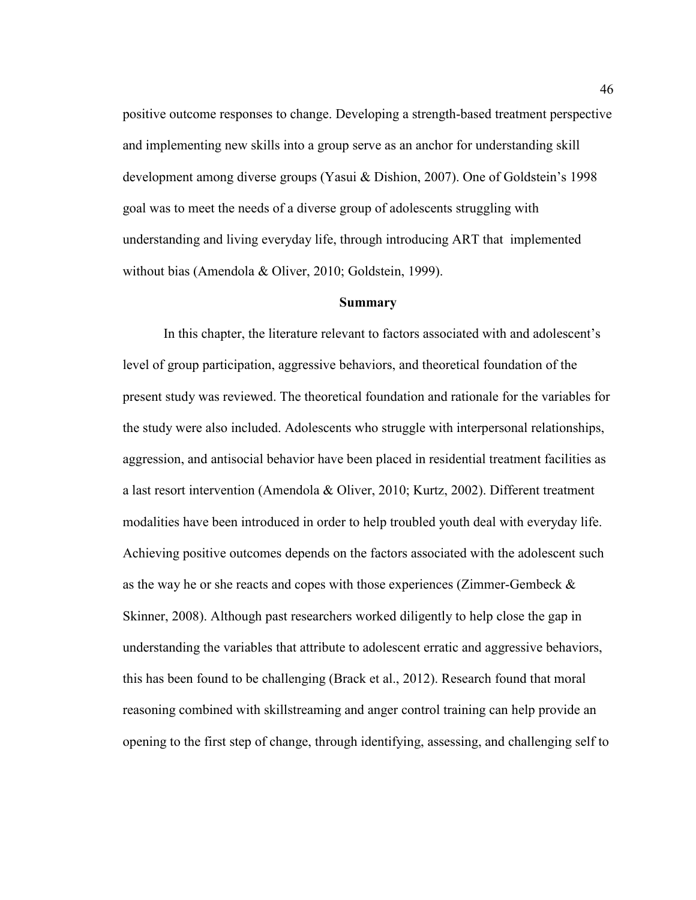positive outcome responses to change. Developing a strength-based treatment perspective and implementing new skills into a group serve as an anchor for understanding skill development among diverse groups (Yasui & Dishion, 2007). One of Goldstein's 1998 goal was to meet the needs of a diverse group of adolescents struggling with understanding and living everyday life, through introducing ART that implemented without bias (Amendola & Oliver, 2010; Goldstein, 1999).

## Summary

In this chapter, the literature relevant to factors associated with and adolescent's level of group participation, aggressive behaviors, and theoretical foundation of the present study was reviewed. The theoretical foundation and rationale for the variables for the study were also included. Adolescents who struggle with interpersonal relationships, aggression, and antisocial behavior have been placed in residential treatment facilities as a last resort intervention (Amendola & Oliver, 2010; Kurtz, 2002). Different treatment modalities have been introduced in order to help troubled youth deal with everyday life. Achieving positive outcomes depends on the factors associated with the adolescent such as the way he or she reacts and copes with those experiences (Zimmer-Gembeck & Skinner, 2008). Although past researchers worked diligently to help close the gap in understanding the variables that attribute to adolescent erratic and aggressive behaviors, this has been found to be challenging (Brack et al., 2012). Research found that moral reasoning combined with skillstreaming and anger control training can help provide an opening to the first step of change, through identifying, assessing, and challenging self to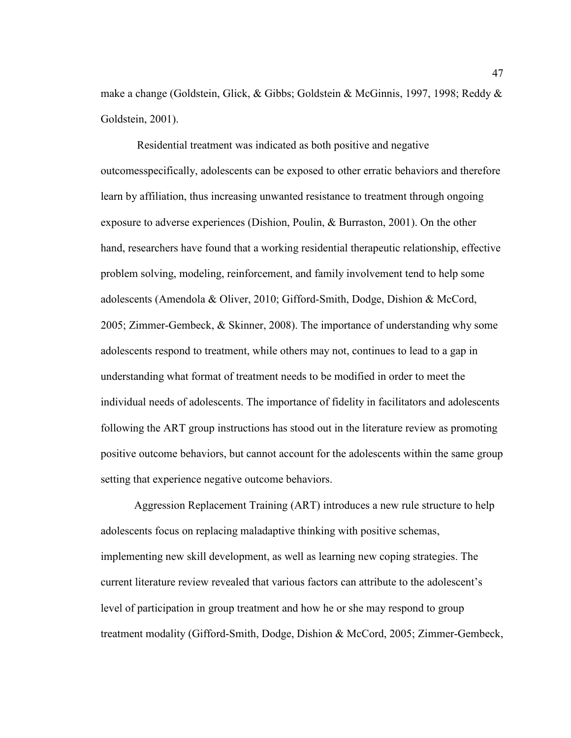make a change (Goldstein, Glick, & Gibbs; Goldstein & McGinnis, 1997, 1998; Reddy & Goldstein, 2001).

Residential treatment was indicated as both positive and negative outcomesspecifically, adolescents can be exposed to other erratic behaviors and therefore learn by affiliation, thus increasing unwanted resistance to treatment through ongoing exposure to adverse experiences (Dishion, Poulin, & Burraston, 2001). On the other hand, researchers have found that a working residential therapeutic relationship, effective problem solving, modeling, reinforcement, and family involvement tend to help some adolescents (Amendola & Oliver, 2010; Gifford-Smith, Dodge, Dishion & McCord, 2005; Zimmer-Gembeck, & Skinner, 2008). The importance of understanding why some adolescents respond to treatment, while others may not, continues to lead to a gap in understanding what format of treatment needs to be modified in order to meet the individual needs of adolescents. The importance of fidelity in facilitators and adolescents following the ART group instructions has stood out in the literature review as promoting positive outcome behaviors, but cannot account for the adolescents within the same group setting that experience negative outcome behaviors.

Aggression Replacement Training (ART) introduces a new rule structure to help adolescents focus on replacing maladaptive thinking with positive schemas, implementing new skill development, as well as learning new coping strategies. The current literature review revealed that various factors can attribute to the adolescent's level of participation in group treatment and how he or she may respond to group treatment modality (Gifford-Smith, Dodge, Dishion & McCord, 2005; Zimmer-Gembeck,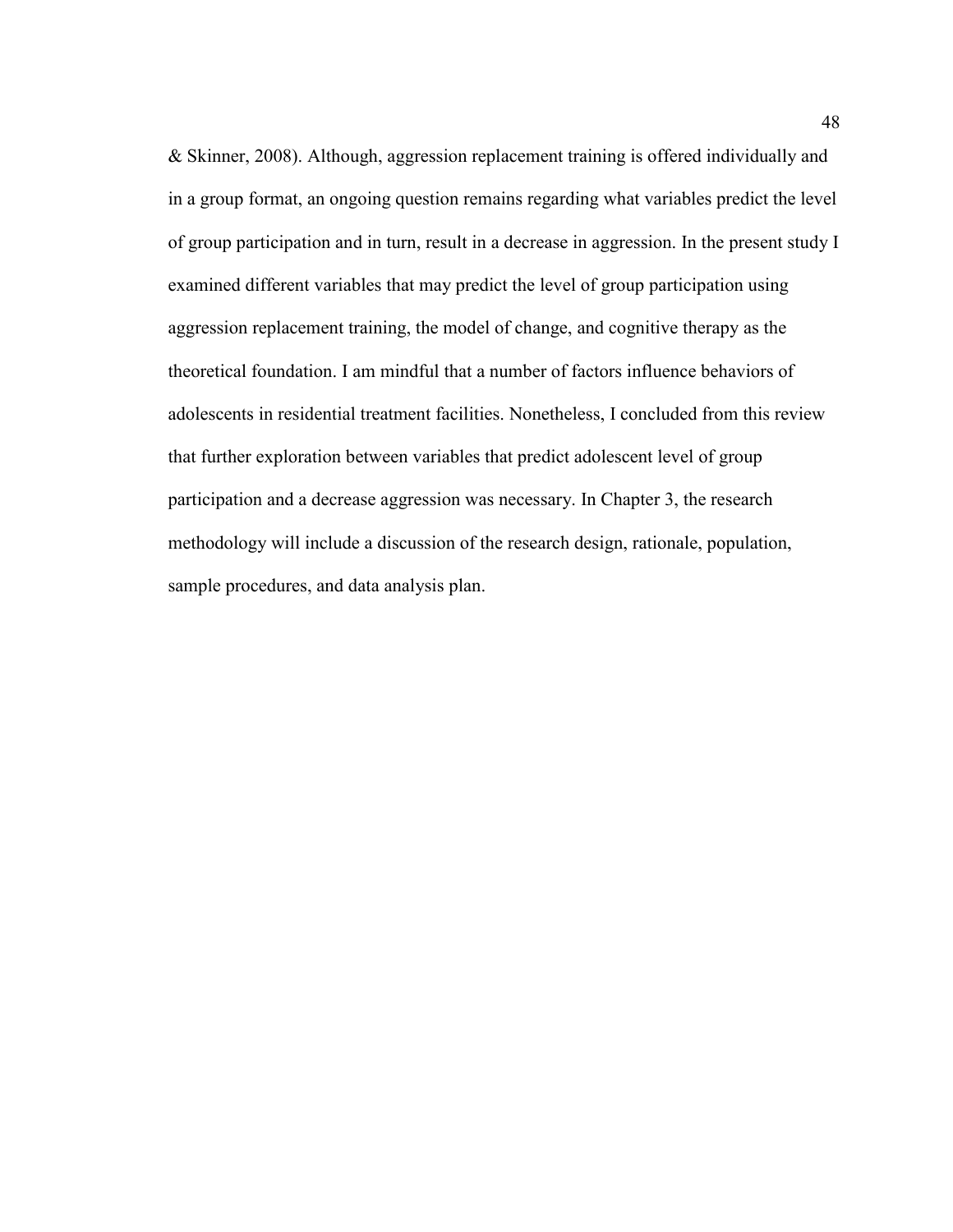& Skinner, 2008). Although, aggression replacement training is offered individually and in a group format, an ongoing question remains regarding what variables predict the level of group participation and in turn, result in a decrease in aggression. In the present study I examined different variables that may predict the level of group participation using aggression replacement training, the model of change, and cognitive therapy as the theoretical foundation. I am mindful that a number of factors influence behaviors of adolescents in residential treatment facilities. Nonetheless, I concluded from this review that further exploration between variables that predict adolescent level of group participation and a decrease aggression was necessary. In Chapter 3, the research methodology will include a discussion of the research design, rationale, population, sample procedures, and data analysis plan.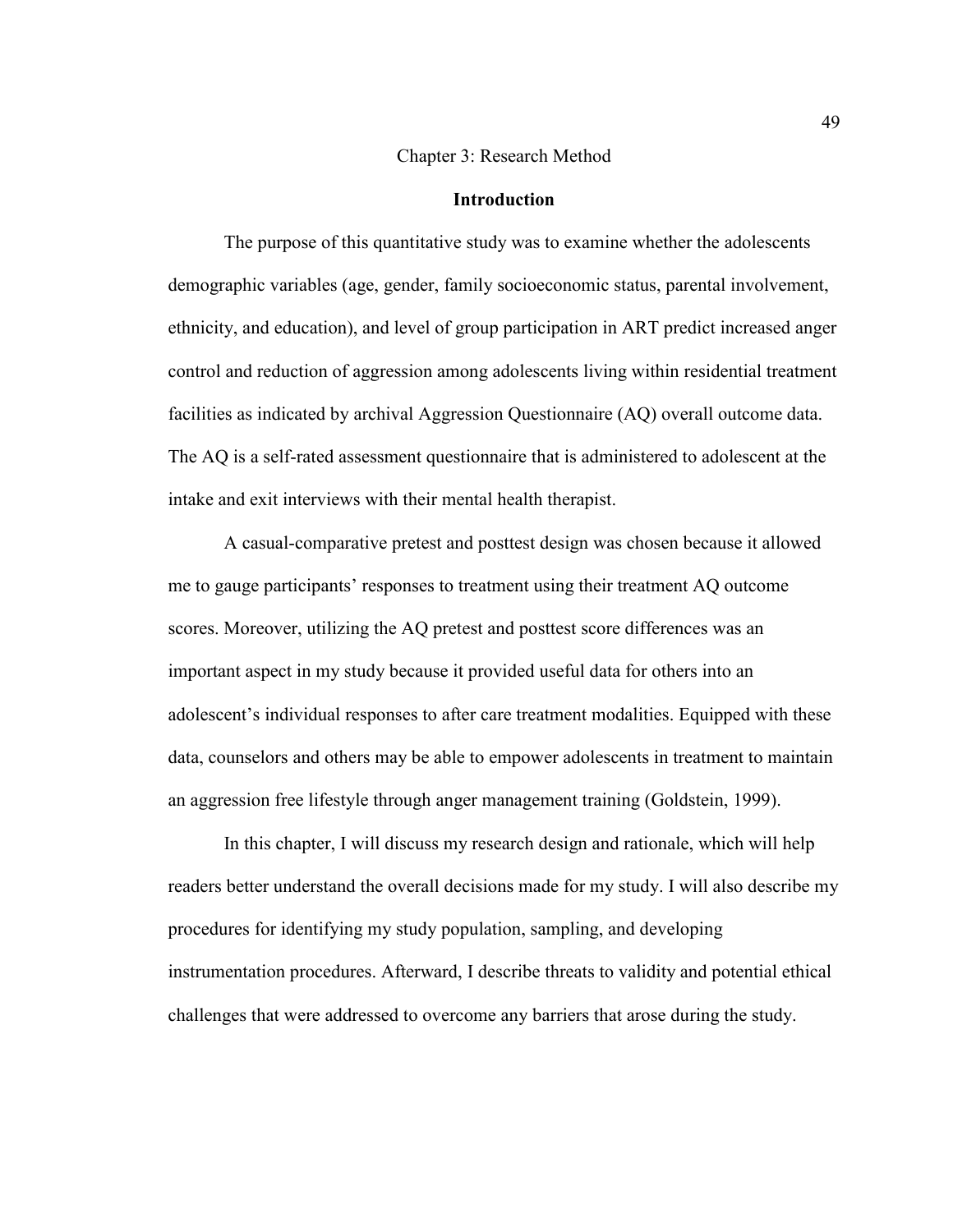# Chapter 3: Research Method

## Introduction

The purpose of this quantitative study was to examine whether the adolescents demographic variables (age, gender, family socioeconomic status, parental involvement, ethnicity, and education), and level of group participation in ART predict increased anger control and reduction of aggression among adolescents living within residential treatment facilities as indicated by archival Aggression Questionnaire (AQ) overall outcome data. The AQ is a self-rated assessment questionnaire that is administered to adolescent at the intake and exit interviews with their mental health therapist.

A casual-comparative pretest and posttest design was chosen because it allowed me to gauge participants' responses to treatment using their treatment AQ outcome scores. Moreover, utilizing the AQ pretest and posttest score differences was an important aspect in my study because it provided useful data for others into an adolescent's individual responses to after care treatment modalities. Equipped with these data, counselors and others may be able to empower adolescents in treatment to maintain an aggression free lifestyle through anger management training (Goldstein, 1999).

In this chapter, I will discuss my research design and rationale, which will help readers better understand the overall decisions made for my study. I will also describe my procedures for identifying my study population, sampling, and developing instrumentation procedures. Afterward, I describe threats to validity and potential ethical challenges that were addressed to overcome any barriers that arose during the study.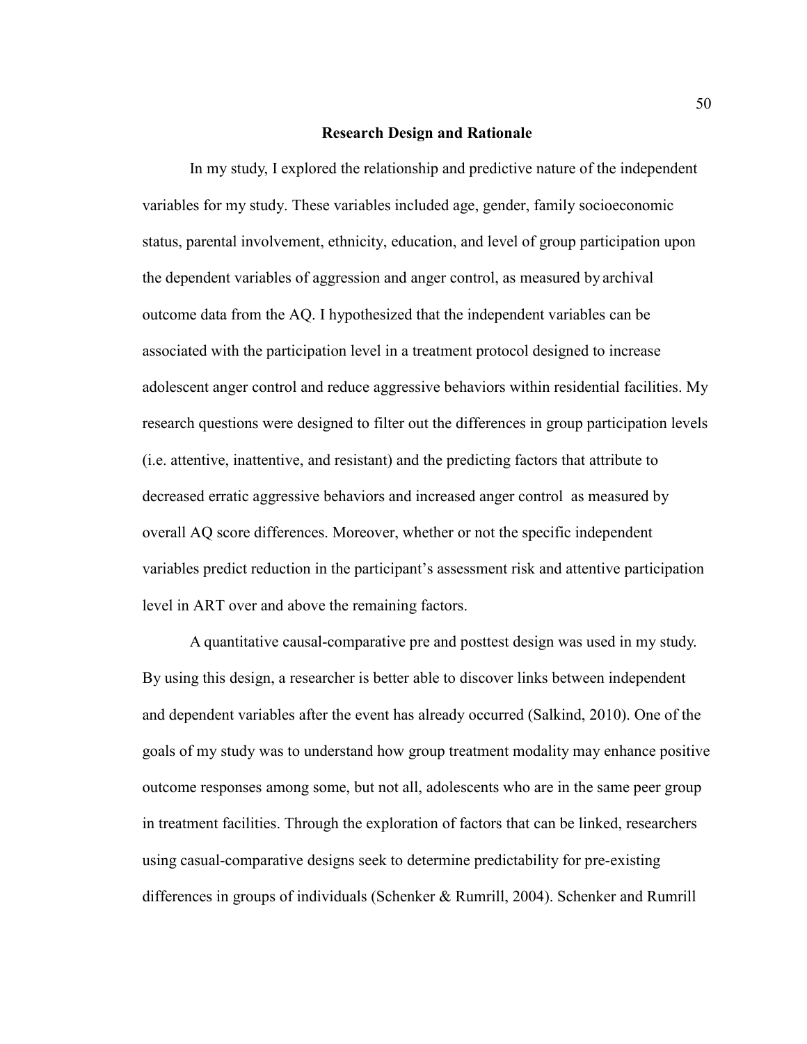## Research Design and Rationale

In my study, I explored the relationship and predictive nature of the independent variables for my study. These variables included age, gender, family socioeconomic status, parental involvement, ethnicity, education, and level of group participation upon the dependent variables of aggression and anger control, as measured by archival outcome data from the AQ. I hypothesized that the independent variables can be associated with the participation level in a treatment protocol designed to increase adolescent anger control and reduce aggressive behaviors within residential facilities. My research questions were designed to filter out the differences in group participation levels (i.e. attentive, inattentive, and resistant) and the predicting factors that attribute to decreased erratic aggressive behaviors and increased anger control as measured by overall AQ score differences. Moreover, whether or not the specific independent variables predict reduction in the participant's assessment risk and attentive participation level in ART over and above the remaining factors.

A quantitative causal-comparative pre and posttest design was used in my study. By using this design, a researcher is better able to discover links between independent and dependent variables after the event has already occurred (Salkind, 2010). One of the goals of my study was to understand how group treatment modality may enhance positive outcome responses among some, but not all, adolescents who are in the same peer group in treatment facilities. Through the exploration of factors that can be linked, researchers using casual-comparative designs seek to determine predictability for pre-existing differences in groups of individuals (Schenker & Rumrill, 2004). Schenker and Rumrill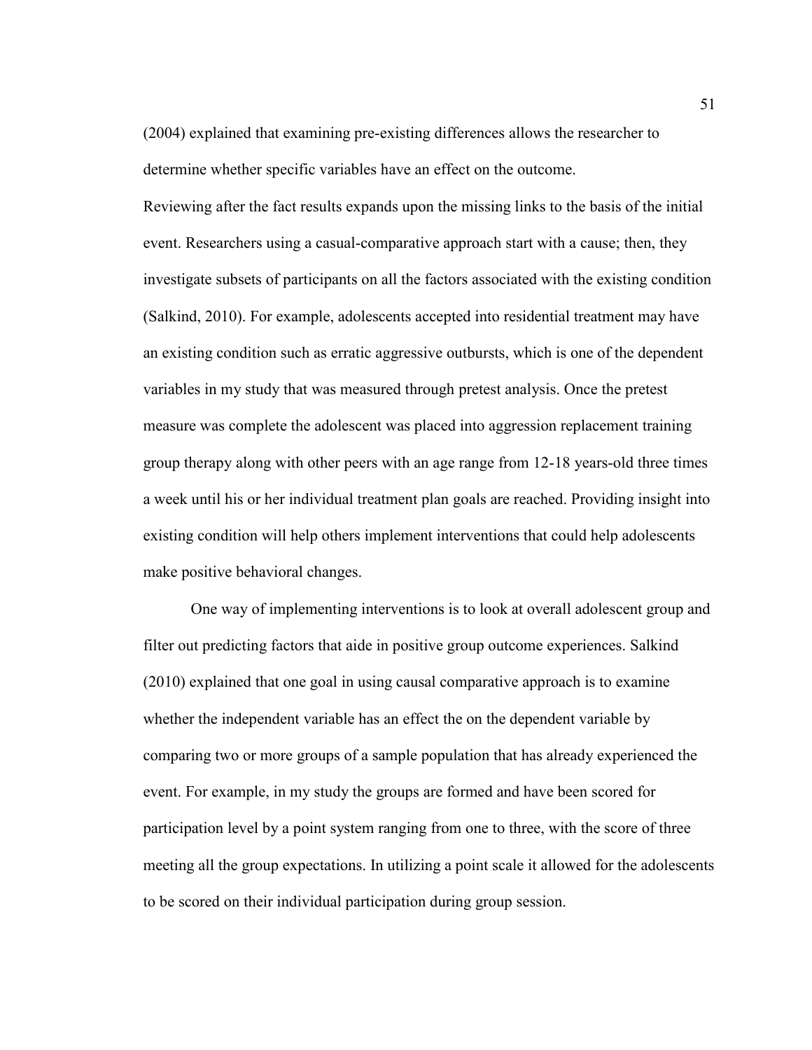(2004) explained that examining pre-existing differences allows the researcher to determine whether specific variables have an effect on the outcome.

Reviewing after the fact results expands upon the missing links to the basis of the initial event. Researchers using a casual-comparative approach start with a cause; then, they investigate subsets of participants on all the factors associated with the existing condition (Salkind, 2010). For example, adolescents accepted into residential treatment may have an existing condition such as erratic aggressive outbursts, which is one of the dependent variables in my study that was measured through pretest analysis. Once the pretest measure was complete the adolescent was placed into aggression replacement training group therapy along with other peers with an age range from 12-18 years-old three times a week until his or her individual treatment plan goals are reached. Providing insight into existing condition will help others implement interventions that could help adolescents make positive behavioral changes.

One way of implementing interventions is to look at overall adolescent group and filter out predicting factors that aide in positive group outcome experiences. Salkind (2010) explained that one goal in using causal comparative approach is to examine whether the independent variable has an effect the on the dependent variable by comparing two or more groups of a sample population that has already experienced the event. For example, in my study the groups are formed and have been scored for participation level by a point system ranging from one to three, with the score of three meeting all the group expectations. In utilizing a point scale it allowed for the adolescents to be scored on their individual participation during group session.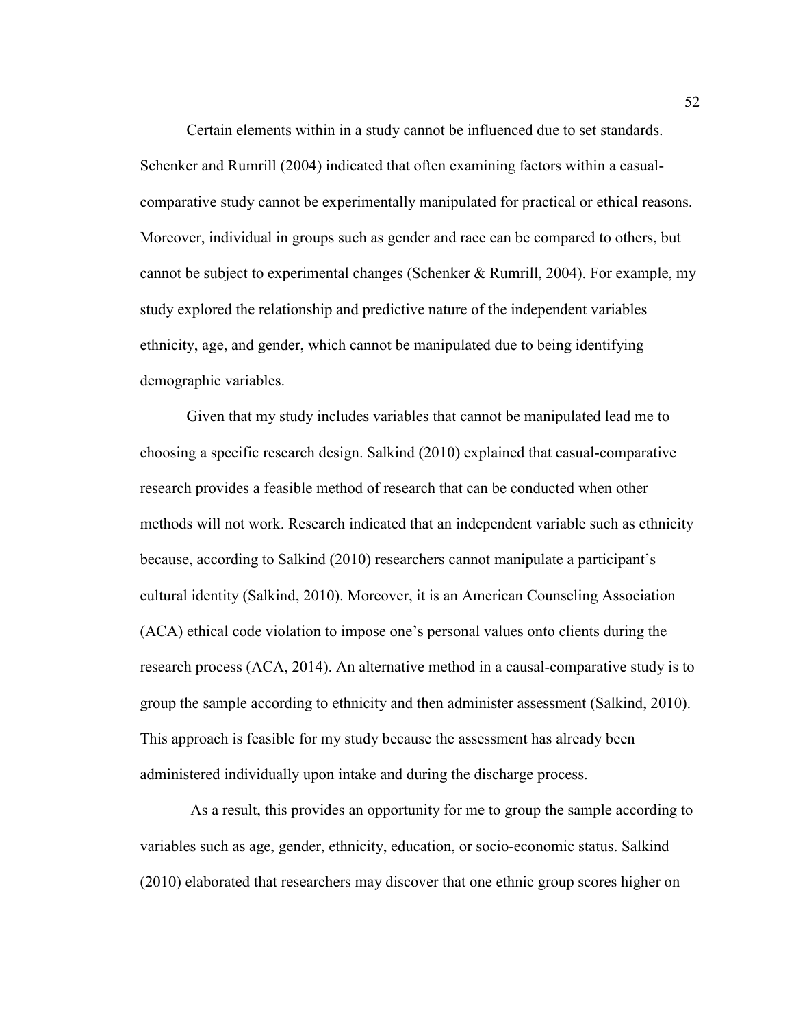Certain elements within in a study cannot be influenced due to set standards. Schenker and Rumrill (2004) indicated that often examining factors within a casual-comparative study cannot be experimentally manipulated for practical or ethical reasons. Moreover, individual in groups such as gender and race can be compared to others, but cannot be subject to experimental changes (Schenker & Rumrill, 2004). For example, my study explored the relationship and predictive nature of the independent variables ethnicity, age, and gender, which cannot be manipulated due to being identifying demographic variables.

Given that my study includes variables that cannot be manipulated lead me to choosing a specific research design. Salkind (2010) explained that casual-comparative research provides a feasible method of research that can be conducted when other methods will not work. Research indicated that an independent variable such as ethnicity because, according to Salkind (2010) researchers cannot manipulate a participant's cultural identity (Salkind, 2010). Moreover, it is an American Counseling Association (ACA) ethical code violation to impose one's personal values onto clients during the research process (ACA, 2014). An alternative method in a causal-comparative study is to group the sample according to ethnicity and then administer assessment (Salkind, 2010). This approach is feasible for my study because the assessment has already been administered individually upon intake and during the discharge process.

As a result, this provides an opportunity for me to group the sample according to variables such as age, gender, ethnicity, education, or socio-economic status. Salkind (2010) elaborated that researchers may discover that one ethnic group scores higher on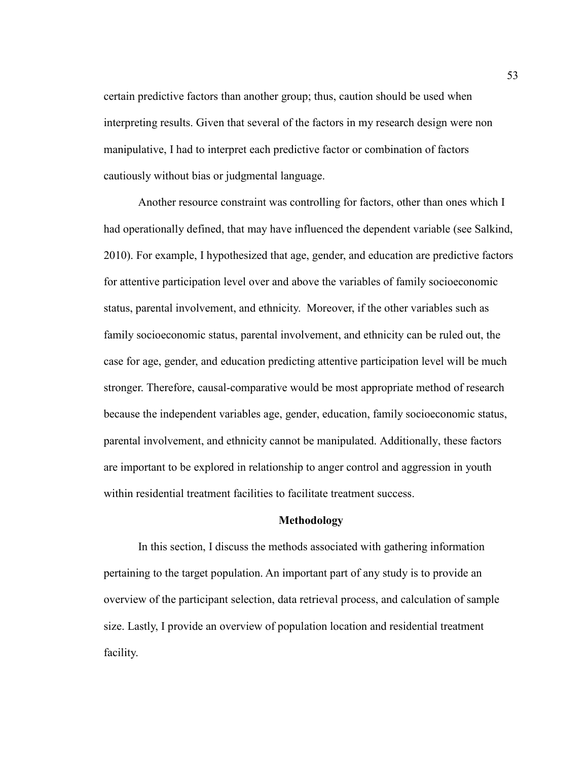certain predictive factors than another group; thus, caution should be used when interpreting results. Given that several of the factors in my research design were non manipulative, I had to interpret each predictive factor or combination of factors cautiously without bias or judgmental language.

Another resource constraint was controlling for factors, other than ones which I had operationally defined, that may have influenced the dependent variable (see Salkind, 2010). For example, I hypothesized that age, gender, and education are predictive factors for attentive participation level over and above the variables of family socioeconomic status, parental involvement, and ethnicity. Moreover, if the other variables such as family socioeconomic status, parental involvement, and ethnicity can be ruled out, the case for age, gender, and education predicting attentive participation level will be much stronger. Therefore, causal-comparative would be most appropriate method of research because the independent variables age, gender, education, family socioeconomic status, parental involvement, and ethnicity cannot be manipulated. Additionally, these factors are important to be explored in relationship to anger control and aggression in youth within residential treatment facilities to facilitate treatment success.

## Methodology

In this section, I discuss the methods associated with gathering information pertaining to the target population. An important part of any study is to provide an overview of the participant selection, data retrieval process, and calculation of sample size. Lastly, I provide an overview of population location and residential treatment facility.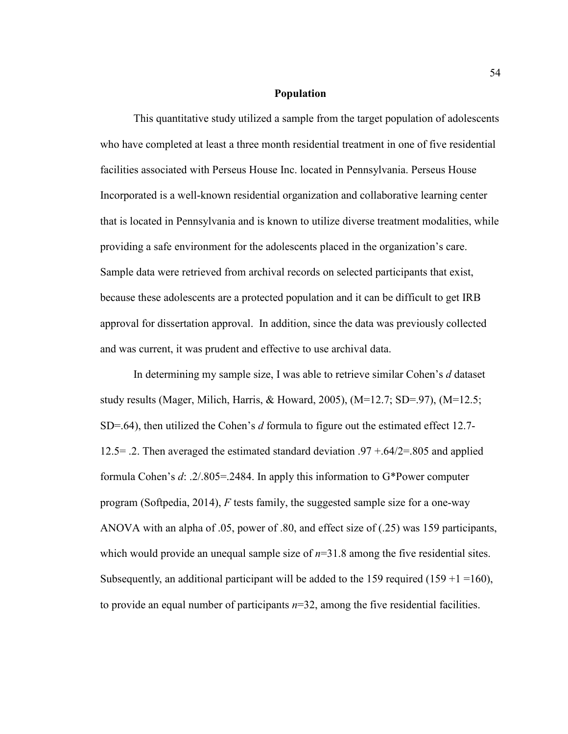## Population

This quantitative study utilized a sample from the target population of adolescents who have completed at least a three month residential treatment in one of five residential facilities associated with Perseus House Inc. located in Pennsylvania. Perseus House Incorporated is a well-known residential organization and collaborative learning center that is located in Pennsylvania and is known to utilize diverse treatment modalities, while providing a safe environment for the adolescents placed in the organization's care. Sample data were retrieved from archival records on selected participants that exist, because these adolescents are a protected population and it can be difficult to get IRB approval for dissertation approval. In addition, since the data was previously collected and was current, it was prudent and effective to use archival data.

In determining my sample size, I was able to retrieve similar Cohen's *d* dataset study results (Mager, Milich, Harris, & Howard, 2005), ($M=12.7$; $SD=.97$), ($M=12.5$; $SD=.64$), then utilized the Cohen's *d* formula to figure out the estimated effect 12.7-12.5= .2. Then averaged the estimated standard deviation .97 +.64/2=.805 and applied formula Cohen's *d*: .2/.805=.2484. In apply this information to G*Power computer program (Softpedia, 2014), *F* tests family, the suggested sample size for a one-way ANOVA with an alpha of .05, power of .80, and effect size of (.25) was 159 participants, which would provide an unequal sample size of $n=31.8$ among the five residential sites. Subsequently, an additional participant will be added to the 159 required (159 +1 =160), to provide an equal number of participants $n=32$, among the five residential facilities.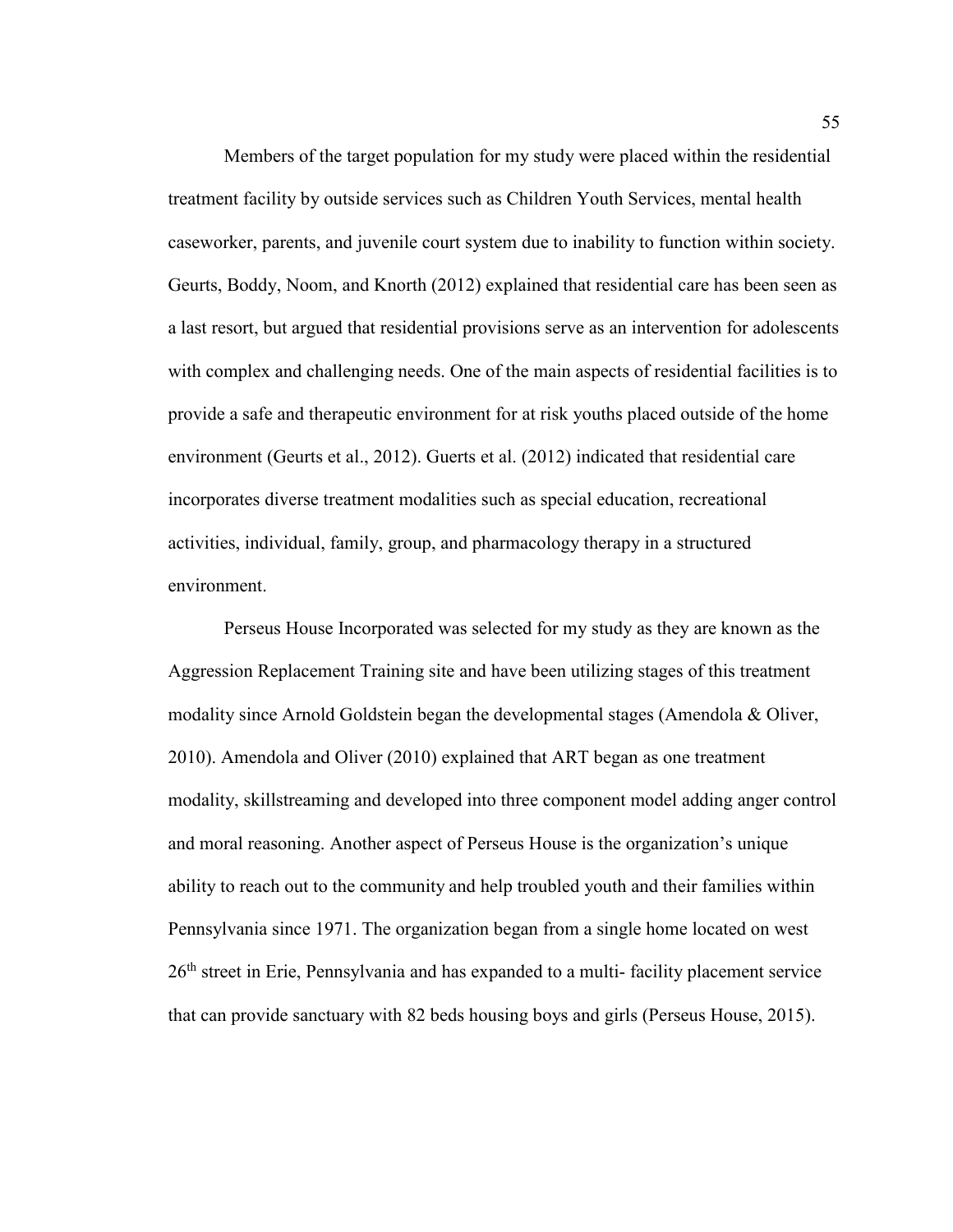Members of the target population for my study were placed within the residential treatment facility by outside services such as Children Youth Services, mental health caseworker, parents, and juvenile court system due to inability to function within society. Geurts, Boddy, Noom, and Knorth (2012) explained that residential care has been seen as a last resort, but argued that residential provisions serve as an intervention for adolescents with complex and challenging needs. One of the main aspects of residential facilities is to provide a safe and therapeutic environment for at risk youths placed outside of the home environment (Geurts et al., 2012). Guerts et al. (2012) indicated that residential care incorporates diverse treatment modalities such as special education, recreational activities, individual, family, group, and pharmacology therapy in a structured environment.

Perseus House Incorporated was selected for my study as they are known as the Aggression Replacement Training site and have been utilizing stages of this treatment modality since Arnold Goldstein began the developmental stages (Amendola & Oliver, 2010). Amendola and Oliver (2010) explained that ART began as one treatment modality, skillstreaming and developed into three component model adding anger control and moral reasoning. Another aspect of Perseus House is the organization's unique ability to reach out to the community and help troubled youth and their families within Pennsylvania since 1971. The organization began from a single home located on west 26th street in Erie, Pennsylvania and has expanded to a multi- facility placement service that can provide sanctuary with 82 beds housing boys and girls (Perseus House, 2015).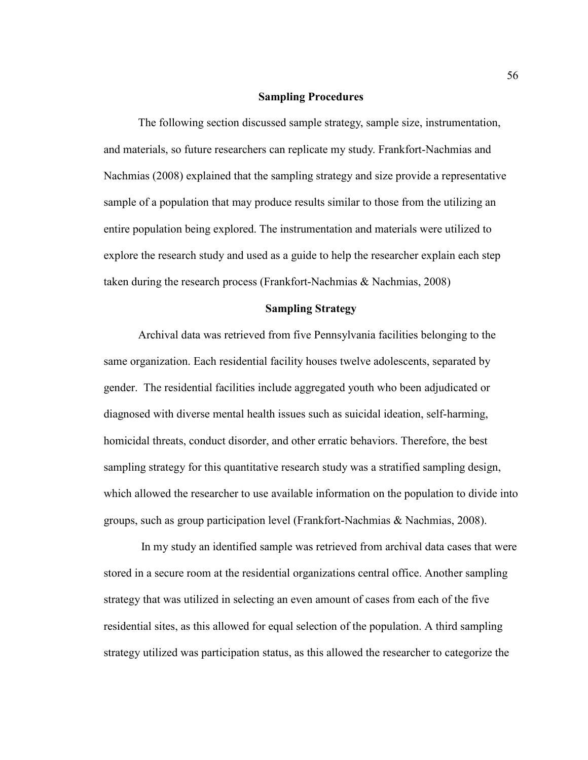## Sampling Procedures

The following section discussed sample strategy, sample size, instrumentation, and materials, so future researchers can replicate my study. Frankfort-Nachmias and Nachmias (2008) explained that the sampling strategy and size provide a representative sample of a population that may produce results similar to those from the utilizing an entire population being explored. The instrumentation and materials were utilized to explore the research study and used as a guide to help the researcher explain each step taken during the research process (Frankfort-Nachmias & Nachmias, 2008)

### Sampling Strategy

Archival data was retrieved from five Pennsylvania facilities belonging to the same organization. Each residential facility houses twelve adolescents, separated by gender. The residential facilities include aggregated youth who been adjudicated or diagnosed with diverse mental health issues such as suicidal ideation, self-harming, homicidal threats, conduct disorder, and other erratic behaviors. Therefore, the best sampling strategy for this quantitative research study was a stratified sampling design, which allowed the researcher to use available information on the population to divide into groups, such as group participation level (Frankfort-Nachmias & Nachmias, 2008).

In my study an identified sample was retrieved from archival data cases that were stored in a secure room at the residential organizations central office. Another sampling strategy that was utilized in selecting an even amount of cases from each of the five residential sites, as this allowed for equal selection of the population. A third sampling strategy utilized was participation status, as this allowed the researcher to categorize the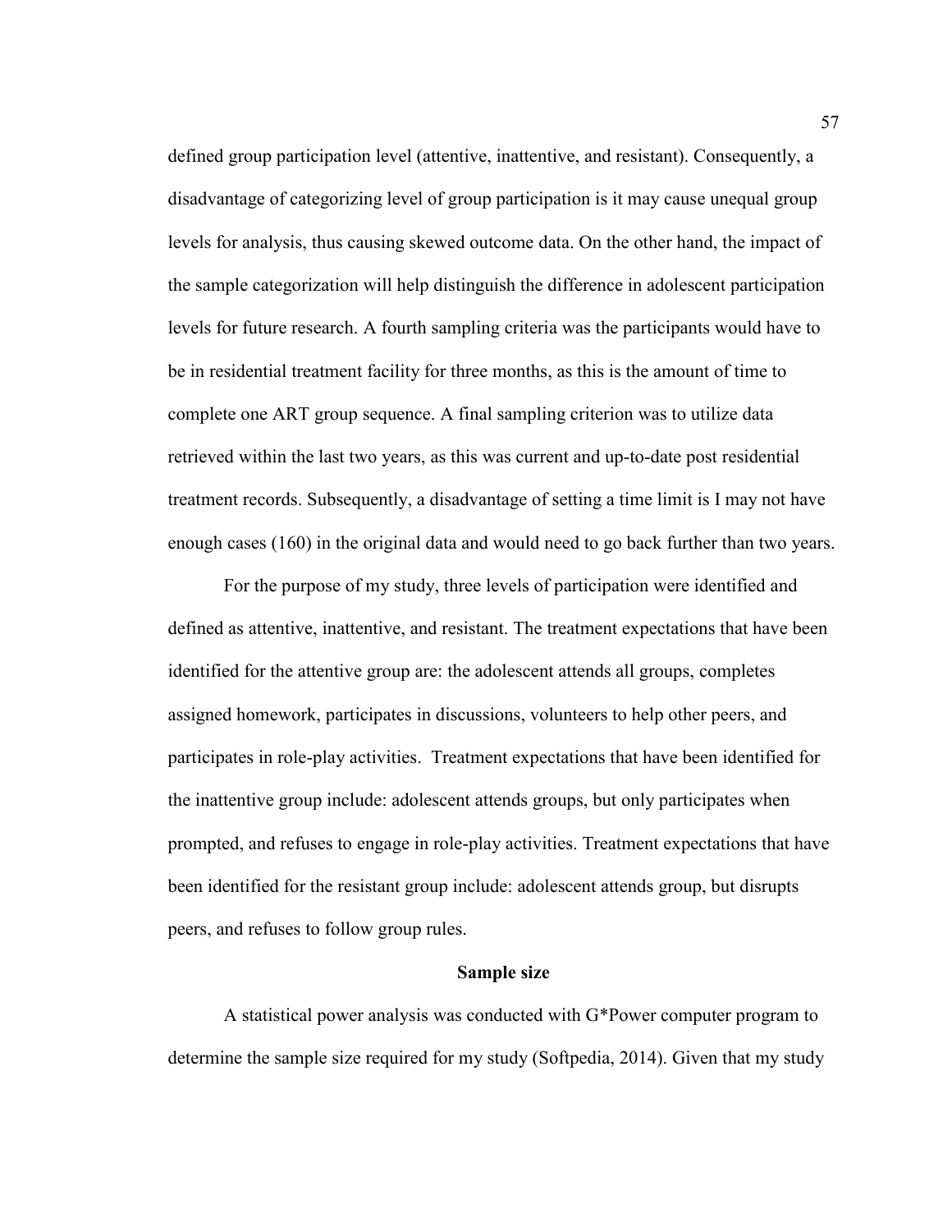defined group participation level (attentive, inattentive, and resistant). Consequently, a disadvantage of categorizing level of group participation is it may cause unequal group levels for analysis, thus causing skewed outcome data. On the other hand, the impact of the sample categorization will help distinguish the difference in adolescent participation levels for future research. A fourth sampling criteria was the participants would have to be in residential treatment facility for three months, as this is the amount of time to complete one ART group sequence. A final sampling criterion was to utilize data retrieved within the last two years, as this was current and up-to-date post residential treatment records. Subsequently, a disadvantage of setting a time limit is I may not have enough cases (160) in the original data and would need to go back further than two years.

For the purpose of my study, three levels of participation were identified and defined as attentive, inattentive, and resistant. The treatment expectations that have been identified for the attentive group are: the adolescent attends all groups, completes assigned homework, participates in discussions, volunteers to help other peers, and participates in role-play activities. Treatment expectations that have been identified for the inattentive group include: adolescent attends groups, but only participates when prompted, and refuses to engage in role-play activities. Treatment expectations that have been identified for the resistant group include: adolescent attends group, but disrupts peers, and refuses to follow group rules.

### Sample size

A statistical power analysis was conducted with G*Power computer program to determine the sample size required for my study (Softpedia, 2014). Given that my study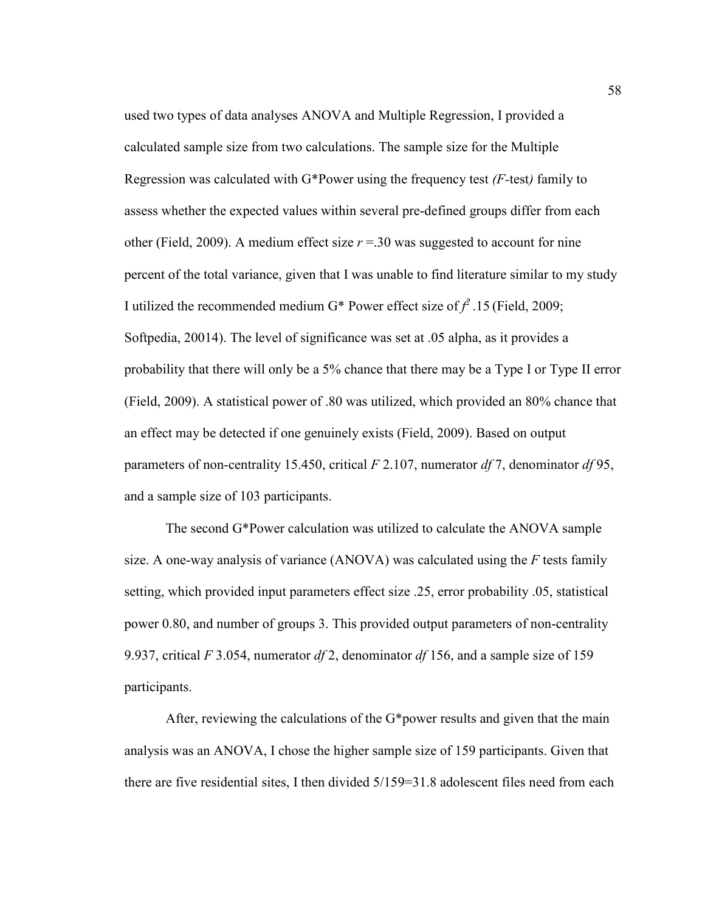used two types of data analyses ANOVA and Multiple Regression, I provided a calculated sample size from two calculations. The sample size for the Multiple Regression was calculated with G*Power using the frequency test *(F*-test*)* family to assess whether the expected values within several pre-defined groups differ from each other (Field, 2009). A medium effect size $r$ =.30 was suggested to account for nine percent of the total variance, given that I was unable to find literature similar to my study I utilized the recommended medium G* Power effect size of $f^2$ .15 (Field, 2009; Softpedia, 20014). The level of significance was set at .05 alpha, as it provides a probability that there will only be a 5% chance that there may be a Type I or Type II error (Field, 2009). A statistical power of .80 was utilized, which provided an 80% chance that an effect may be detected if one genuinely exists (Field, 2009). Based on output parameters of non-centrality 15.450, critical $F$ 2.107, numerator $df$ 7, denominator $df$ 95, and a sample size of 103 participants.

The second G*Power calculation was utilized to calculate the ANOVA sample size. A one-way analysis of variance (ANOVA) was calculated using the $F$ tests family setting, which provided input parameters effect size .25, error probability .05, statistical power 0.80, and number of groups 3. This provided output parameters of non-centrality 9.937, critical $F$ 3.054, numerator $df$ 2, denominator $df$ 156, and a sample size of 159 participants.

After, reviewing the calculations of the G*power results and given that the main analysis was an ANOVA, I chose the higher sample size of 159 participants. Given that there are five residential sites, I then divided 5/159=31.8 adolescent files need from each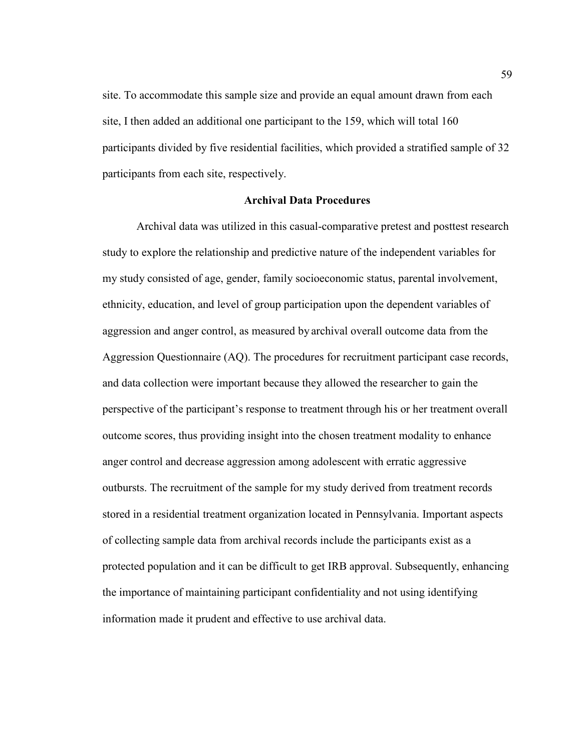site. To accommodate this sample size and provide an equal amount drawn from each site, I then added an additional one participant to the 159, which will total 160 participants divided by five residential facilities, which provided a stratified sample of 32 participants from each site, respectively.

## Archival Data Procedures

Archival data was utilized in this casual-comparative pretest and posttest research study to explore the relationship and predictive nature of the independent variables for my study consisted of age, gender, family socioeconomic status, parental involvement, ethnicity, education, and level of group participation upon the dependent variables of aggression and anger control, as measured by archival overall outcome data from the Aggression Questionnaire (AQ). The procedures for recruitment participant case records, and data collection were important because they allowed the researcher to gain the perspective of the participant's response to treatment through his or her treatment overall outcome scores, thus providing insight into the chosen treatment modality to enhance anger control and decrease aggression among adolescent with erratic aggressive outbursts. The recruitment of the sample for my study derived from treatment records stored in a residential treatment organization located in Pennsylvania. Important aspects of collecting sample data from archival records include the participants exist as a protected population and it can be difficult to get IRB approval. Subsequently, enhancing the importance of maintaining participant confidentiality and not using identifying information made it prudent and effective to use archival data.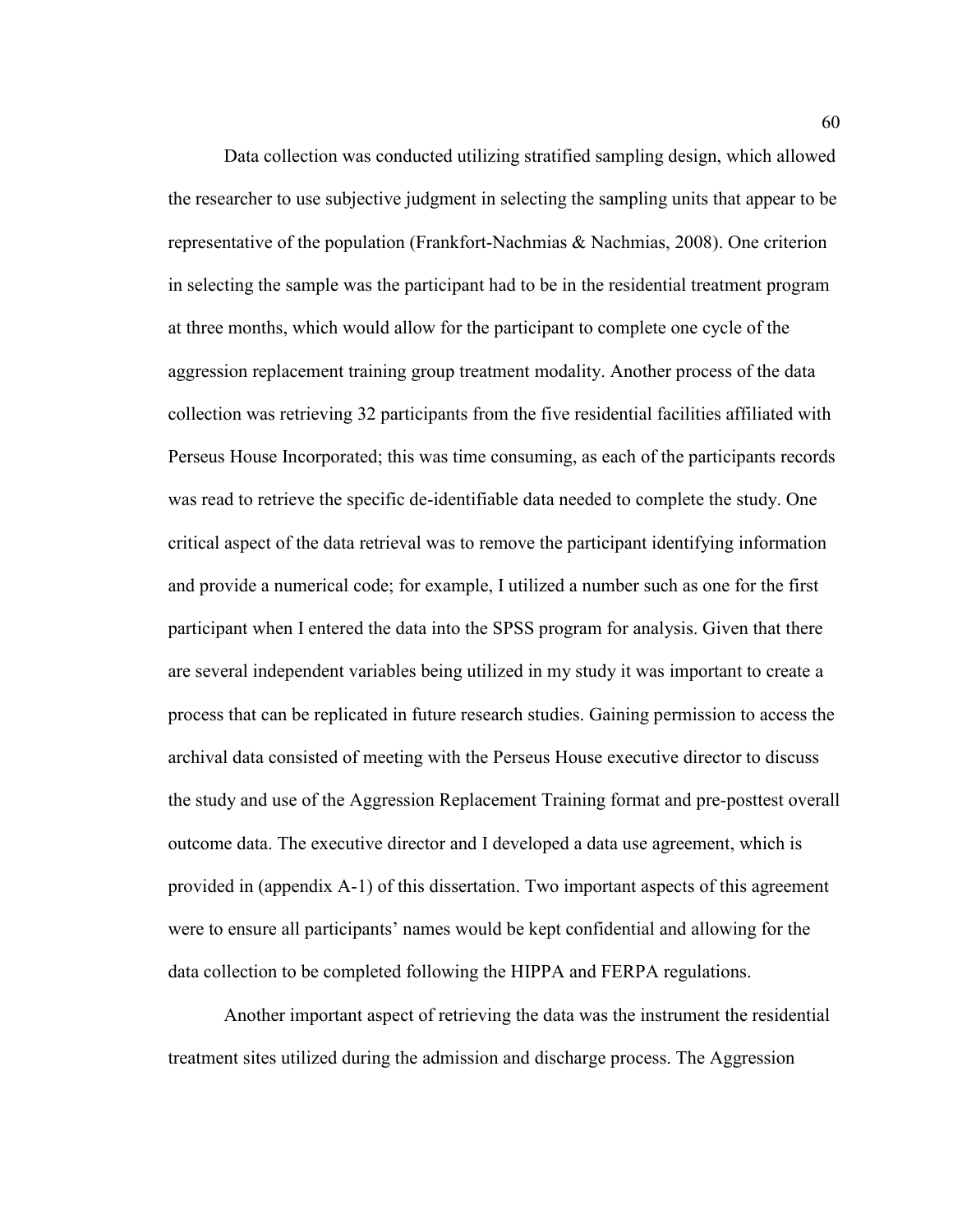Data collection was conducted utilizing stratified sampling design, which allowed the researcher to use subjective judgment in selecting the sampling units that appear to be representative of the population (Frankfort-Nachmias & Nachmias, 2008). One criterion in selecting the sample was the participant had to be in the residential treatment program at three months, which would allow for the participant to complete one cycle of the aggression replacement training group treatment modality. Another process of the data collection was retrieving 32 participants from the five residential facilities affiliated with Perseus House Incorporated; this was time consuming, as each of the participants records was read to retrieve the specific de-identifiable data needed to complete the study. One critical aspect of the data retrieval was to remove the participant identifying information and provide a numerical code; for example, I utilized a number such as one for the first participant when I entered the data into the SPSS program for analysis. Given that there are several independent variables being utilized in my study it was important to create a process that can be replicated in future research studies. Gaining permission to access the archival data consisted of meeting with the Perseus House executive director to discuss the study and use of the Aggression Replacement Training format and pre-posttest overall outcome data. The executive director and I developed a data use agreement, which is provided in (appendix A-1) of this dissertation. Two important aspects of this agreement were to ensure all participants' names would be kept confidential and allowing for the data collection to be completed following the HIPPA and FERPA regulations.

Another important aspect of retrieving the data was the instrument the residential treatment sites utilized during the admission and discharge process. The Aggression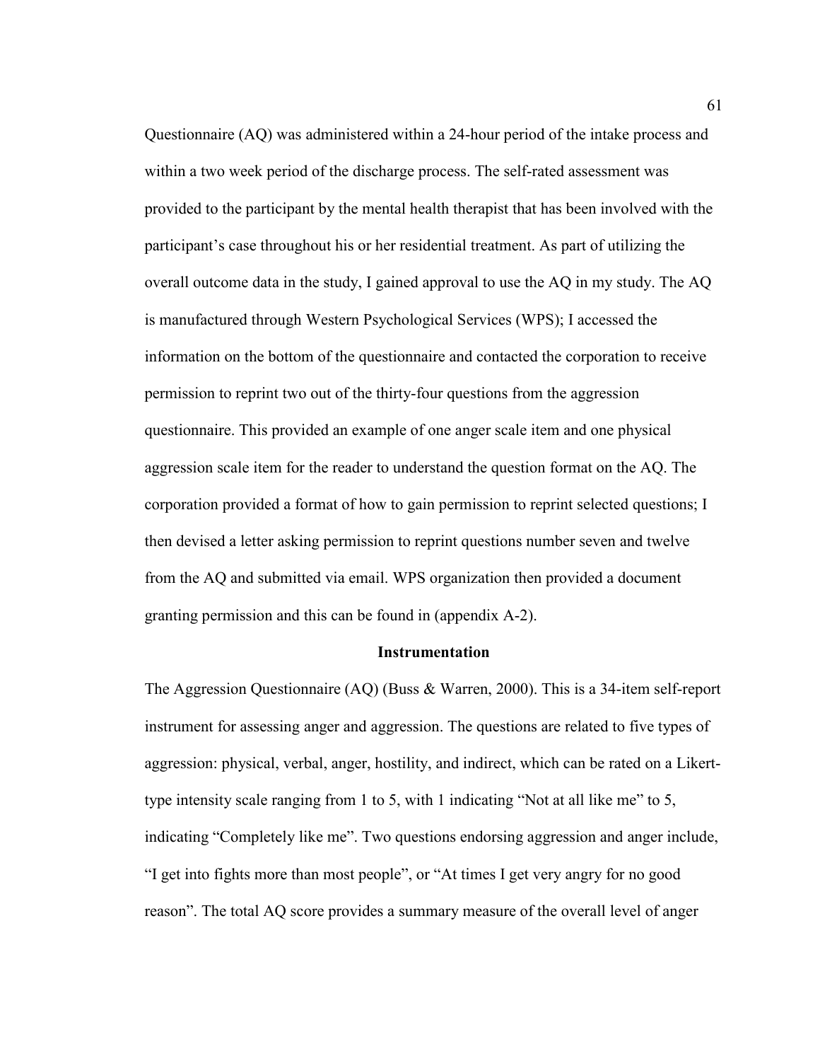Questionnaire (AQ) was administered within a 24-hour period of the intake process and within a two week period of the discharge process. The self-rated assessment was provided to the participant by the mental health therapist that has been involved with the participant's case throughout his or her residential treatment. As part of utilizing the overall outcome data in the study, I gained approval to use the AQ in my study. The AQ is manufactured through Western Psychological Services (WPS); I accessed the information on the bottom of the questionnaire and contacted the corporation to receive permission to reprint two out of the thirty-four questions from the aggression questionnaire. This provided an example of one anger scale item and one physical aggression scale item for the reader to understand the question format on the AQ. The corporation provided a format of how to gain permission to reprint selected questions; I then devised a letter asking permission to reprint questions number seven and twelve from the AQ and submitted via email. WPS organization then provided a document granting permission and this can be found in (appendix A-2).

## Instrumentation

The Aggression Questionnaire (AQ) (Buss & Warren, 2000). This is a 34-item self-report instrument for assessing anger and aggression. The questions are related to five types of aggression: physical, verbal, anger, hostility, and indirect, which can be rated on a Likert-type intensity scale ranging from 1 to 5, with 1 indicating "Not at all like me" to 5, indicating "Completely like me". Two questions endorsing aggression and anger include, "I get into fights more than most people", or "At times I get very angry for no good reason". The total AQ score provides a summary measure of the overall level of anger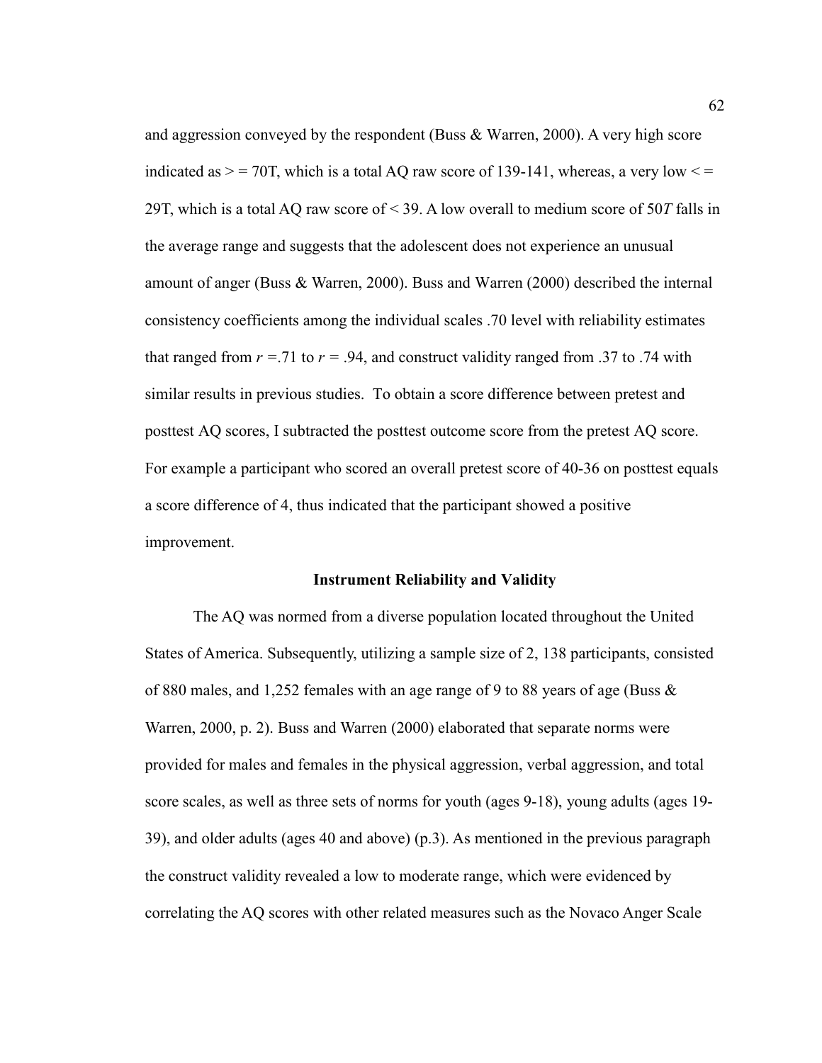and aggression conveyed by the respondent (Buss & Warren, 2000). A very high score indicated as > = 70T, which is a total AQ raw score of 139-141, whereas, a very low < = 29T, which is a total AQ raw score of < 39. A low overall to medium score of 50*T* falls in the average range and suggests that the adolescent does not experience an unusual amount of anger (Buss & Warren, 2000). Buss and Warren (2000) described the internal consistency coefficients among the individual scales .70 level with reliability estimates that ranged from $r$ =.71 to $r$ = .94, and construct validity ranged from .37 to .74 with similar results in previous studies. To obtain a score difference between pretest and posttest AQ scores, I subtracted the posttest outcome score from the pretest AQ score. For example a participant who scored an overall pretest score of 40-36 on posttest equals a score difference of 4, thus indicated that the participant showed a positive improvement.

### Instrument Reliability and Validity

The AQ was normed from a diverse population located throughout the United States of America. Subsequently, utilizing a sample size of 2, 138 participants, consisted of 880 males, and 1,252 females with an age range of 9 to 88 years of age (Buss & Warren, 2000, p. 2). Buss and Warren (2000) elaborated that separate norms were provided for males and females in the physical aggression, verbal aggression, and total score scales, as well as three sets of norms for youth (ages 9-18), young adults (ages 19-39), and older adults (ages 40 and above) (p.3). As mentioned in the previous paragraph the construct validity revealed a low to moderate range, which were evidenced by correlating the AQ scores with other related measures such as the Novaco Anger Scale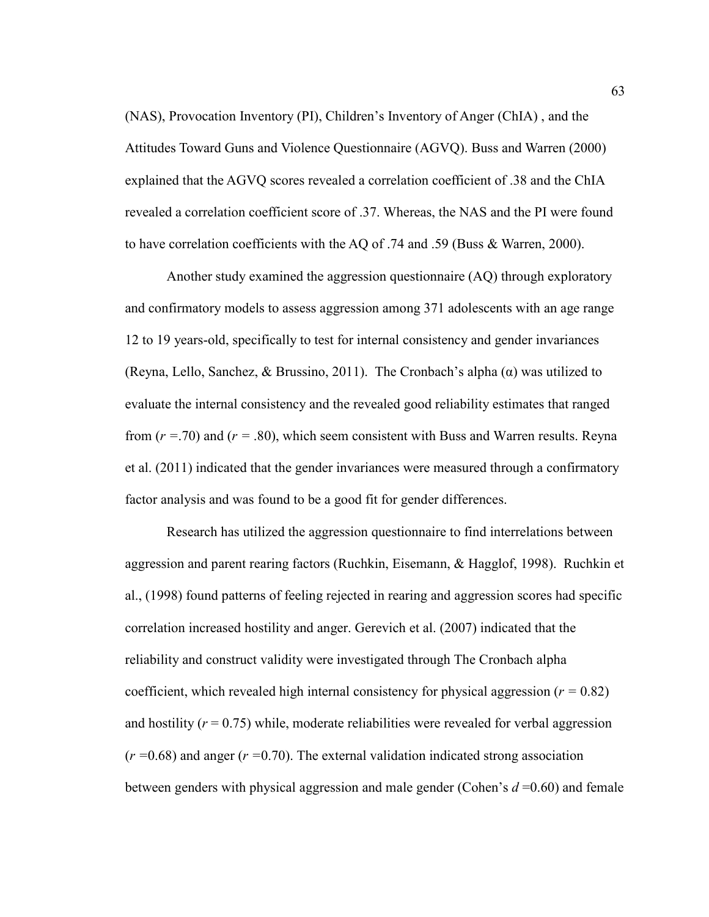(NAS), Provocation Inventory (PI), Children's Inventory of Anger (ChIA) , and the Attitudes Toward Guns and Violence Questionnaire (AGVQ). Buss and Warren (2000) explained that the AGVQ scores revealed a correlation coefficient of .38 and the ChIA revealed a correlation coefficient score of .37. Whereas, the NAS and the PI were found to have correlation coefficients with the AQ of .74 and .59 (Buss & Warren, 2000).

Another study examined the aggression questionnaire (AQ) through exploratory and confirmatory models to assess aggression among 371 adolescents with an age range 12 to 19 years-old, specifically to test for internal consistency and gender invariances (Reyna, Lello, Sanchez, & Brussino, 2011). The Cronbach's alpha (α) was utilized to evaluate the internal consistency and the revealed good reliability estimates that ranged from ($r$ =.70) and ($r$ = .80), which seem consistent with Buss and Warren results. Reyna et al. (2011) indicated that the gender invariances were measured through a confirmatory factor analysis and was found to be a good fit for gender differences.

Research has utilized the aggression questionnaire to find interrelations between aggression and parent rearing factors (Ruchkin, Eisemann, & Hagglof, 1998). Ruchkin et al., (1998) found patterns of feeling rejected in rearing and aggression scores had specific correlation increased hostility and anger. Gerevich et al. (2007) indicated that the reliability and construct validity were investigated through The Cronbach alpha coefficient, which revealed high internal consistency for physical aggression ($r$ = 0.82) and hostility ($r$ = 0.75) while, moderate reliabilities were revealed for verbal aggression ($r$ =0.68) and anger ($r$ =0.70). The external validation indicated strong association between genders with physical aggression and male gender (Cohen's $d$ =0.60) and female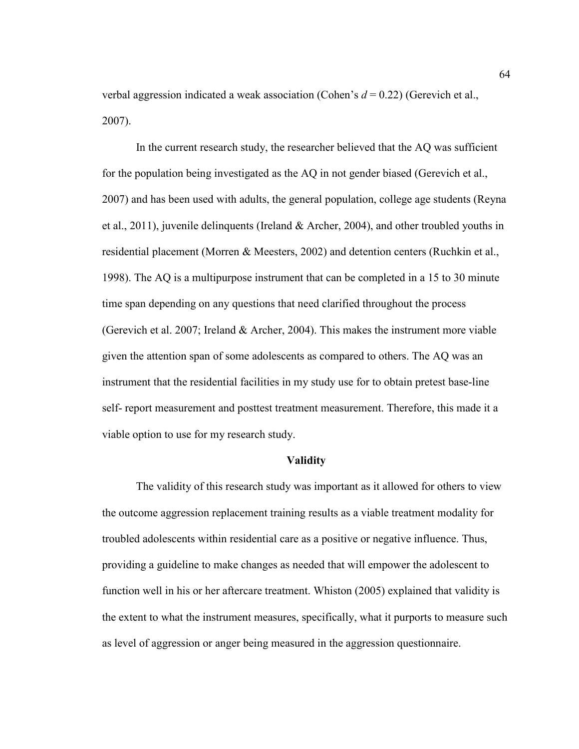verbal aggression indicated a weak association (Cohen's $d = 0.22$) (Gerevich et al., 2007).

In the current research study, the researcher believed that the AQ was sufficient for the population being investigated as the AQ in not gender biased (Gerevich et al., 2007) and has been used with adults, the general population, college age students (Reyna et al., 2011), juvenile delinquents (Ireland & Archer, 2004), and other troubled youths in residential placement (Morren & Meesters, 2002) and detention centers (Ruchkin et al., 1998). The AQ is a multipurpose instrument that can be completed in a 15 to 30 minute time span depending on any questions that need clarified throughout the process (Gerevich et al. 2007; Ireland & Archer, 2004). This makes the instrument more viable given the attention span of some adolescents as compared to others. The AQ was an instrument that the residential facilities in my study use for to obtain pretest base-line self- report measurement and posttest treatment measurement. Therefore, this made it a viable option to use for my research study.

## Validity

The validity of this research study was important as it allowed for others to view the outcome aggression replacement training results as a viable treatment modality for troubled adolescents within residential care as a positive or negative influence. Thus, providing a guideline to make changes as needed that will empower the adolescent to function well in his or her aftercare treatment. Whiston (2005) explained that validity is the extent to what the instrument measures, specifically, what it purports to measure such as level of aggression or anger being measured in the aggression questionnaire.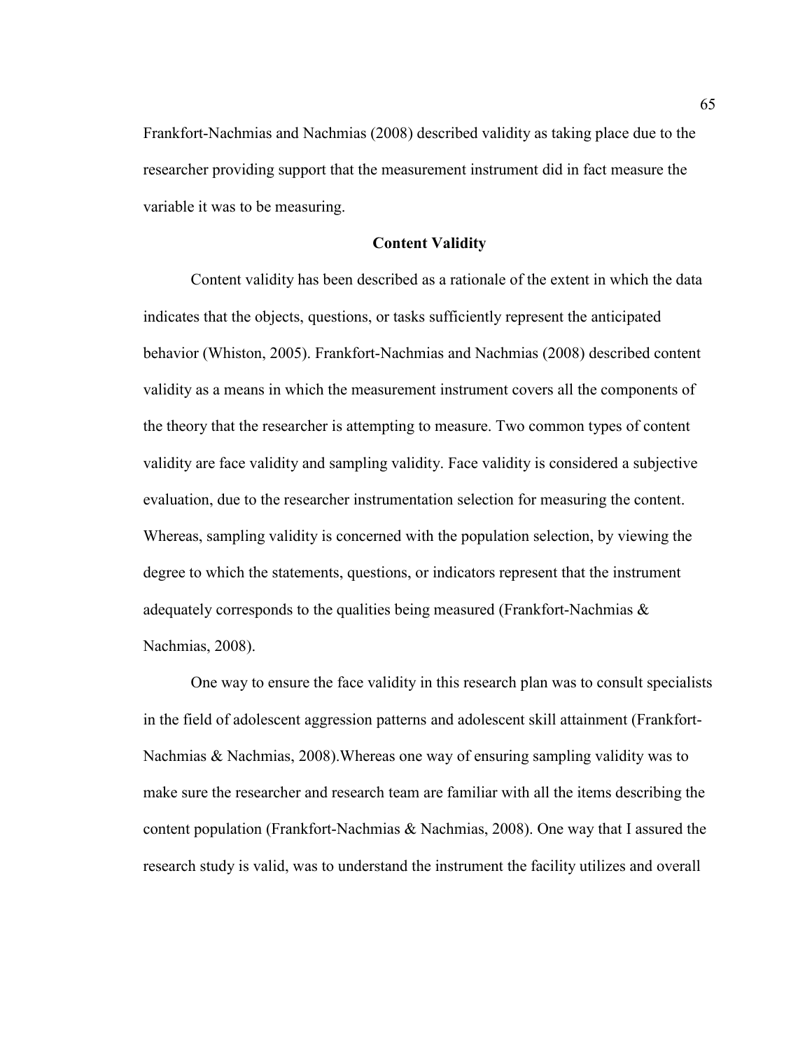Frankfort-Nachmias and Nachmias (2008) described validity as taking place due to the researcher providing support that the measurement instrument did in fact measure the variable it was to be measuring.

## Content Validity

Content validity has been described as a rationale of the extent in which the data indicates that the objects, questions, or tasks sufficiently represent the anticipated behavior (Whiston, 2005). Frankfort-Nachmias and Nachmias (2008) described content validity as a means in which the measurement instrument covers all the components of the theory that the researcher is attempting to measure. Two common types of content validity are face validity and sampling validity. Face validity is considered a subjective evaluation, due to the researcher instrumentation selection for measuring the content. Whereas, sampling validity is concerned with the population selection, by viewing the degree to which the statements, questions, or indicators represent that the instrument adequately corresponds to the qualities being measured (Frankfort-Nachmias & Nachmias, 2008).

One way to ensure the face validity in this research plan was to consult specialists in the field of adolescent aggression patterns and adolescent skill attainment (Frankfort-Nachmias & Nachmias, 2008).Whereas one way of ensuring sampling validity was to make sure the researcher and research team are familiar with all the items describing the content population (Frankfort-Nachmias & Nachmias, 2008). One way that I assured the research study is valid, was to understand the instrument the facility utilizes and overall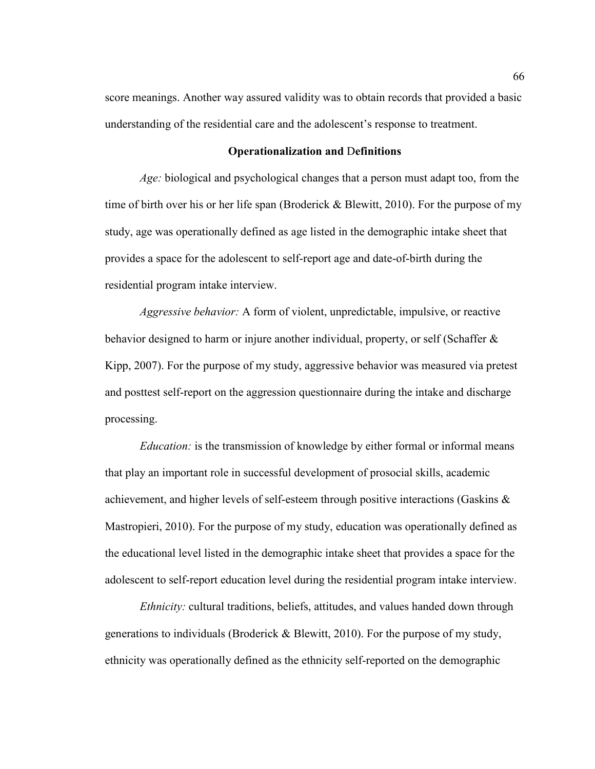score meanings. Another way assured validity was to obtain records that provided a basic understanding of the residential care and the adolescent's response to treatment.

## Operationalization and Definitions

*Age:* biological and psychological changes that a person must adapt too, from the time of birth over his or her life span (Broderick & Blewitt, 2010). For the purpose of my study, age was operationally defined as age listed in the demographic intake sheet that provides a space for the adolescent to self-report age and date-of-birth during the residential program intake interview.

*Aggressive behavior:* A form of violent, unpredictable, impulsive, or reactive behavior designed to harm or injure another individual, property, or self (Schaffer & Kipp, 2007). For the purpose of my study, aggressive behavior was measured via pretest and posttest self-report on the aggression questionnaire during the intake and discharge processing.

*Education:* is the transmission of knowledge by either formal or informal means that play an important role in successful development of prosocial skills, academic achievement, and higher levels of self-esteem through positive interactions (Gaskins & Mastropieri, 2010). For the purpose of my study, education was operationally defined as the educational level listed in the demographic intake sheet that provides a space for the adolescent to self-report education level during the residential program intake interview.

*Ethnicity:* cultural traditions, beliefs, attitudes, and values handed down through generations to individuals (Broderick & Blewitt, 2010). For the purpose of my study, ethnicity was operationally defined as the ethnicity self-reported on the demographic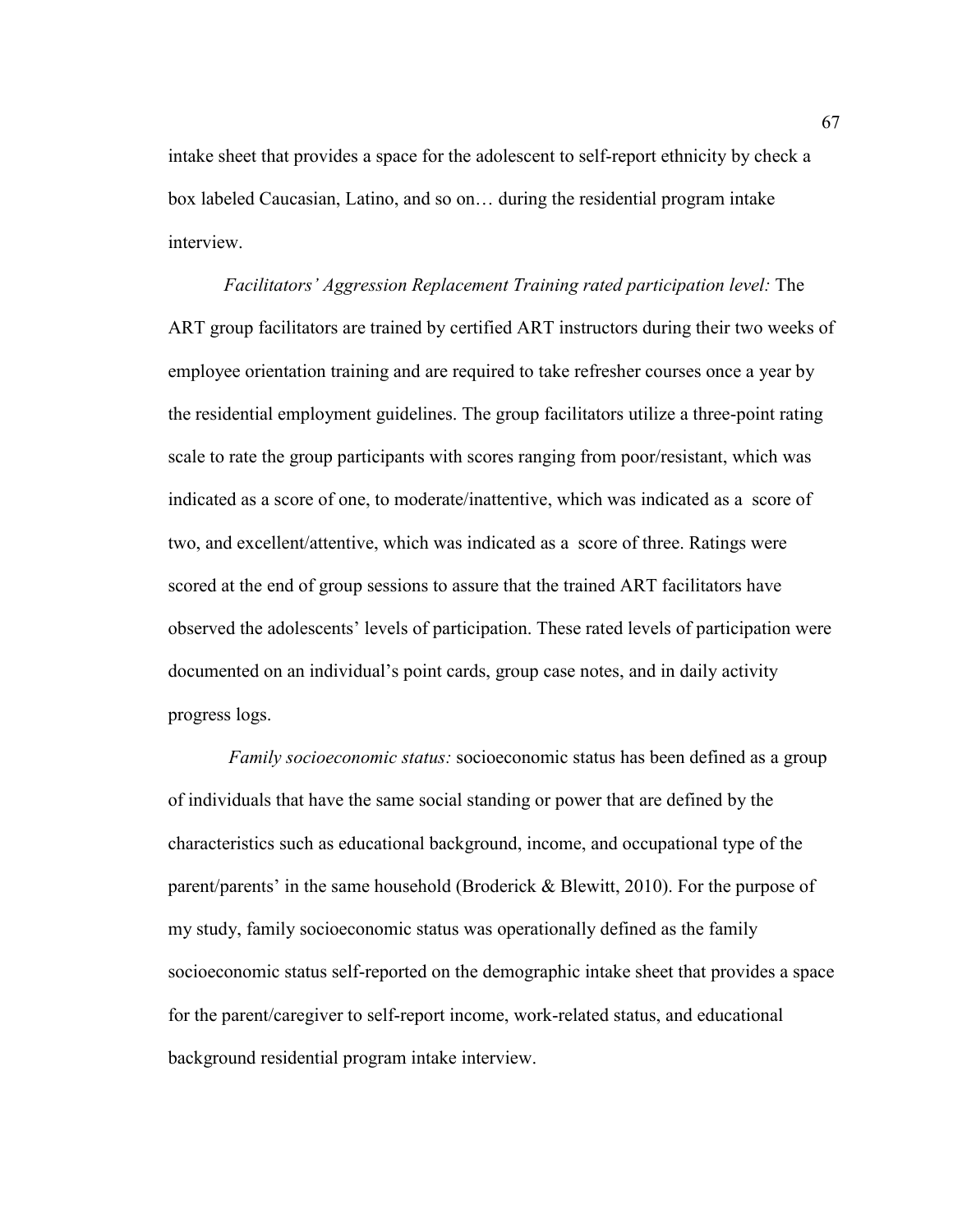intake sheet that provides a space for the adolescent to self-report ethnicity by check a box labeled Caucasian, Latino, and so on… during the residential program intake interview.

*Facilitators' Aggression Replacement Training rated participation level:* The ART group facilitators are trained by certified ART instructors during their two weeks of employee orientation training and are required to take refresher courses once a year by the residential employment guidelines. The group facilitators utilize a three-point rating scale to rate the group participants with scores ranging from poor/resistant, which was indicated as a score of one, to moderate/inattentive, which was indicated as a score of two, and excellent/attentive, which was indicated as a score of three. Ratings were scored at the end of group sessions to assure that the trained ART facilitators have observed the adolescents' levels of participation. These rated levels of participation were documented on an individual's point cards, group case notes, and in daily activity progress logs.

*Family socioeconomic status:* socioeconomic status has been defined as a group of individuals that have the same social standing or power that are defined by the characteristics such as educational background, income, and occupational type of the parent/parents' in the same household (Broderick & Blewitt, 2010). For the purpose of my study, family socioeconomic status was operationally defined as the family socioeconomic status self-reported on the demographic intake sheet that provides a space for the parent/caregiver to self-report income, work-related status, and educational background residential program intake interview.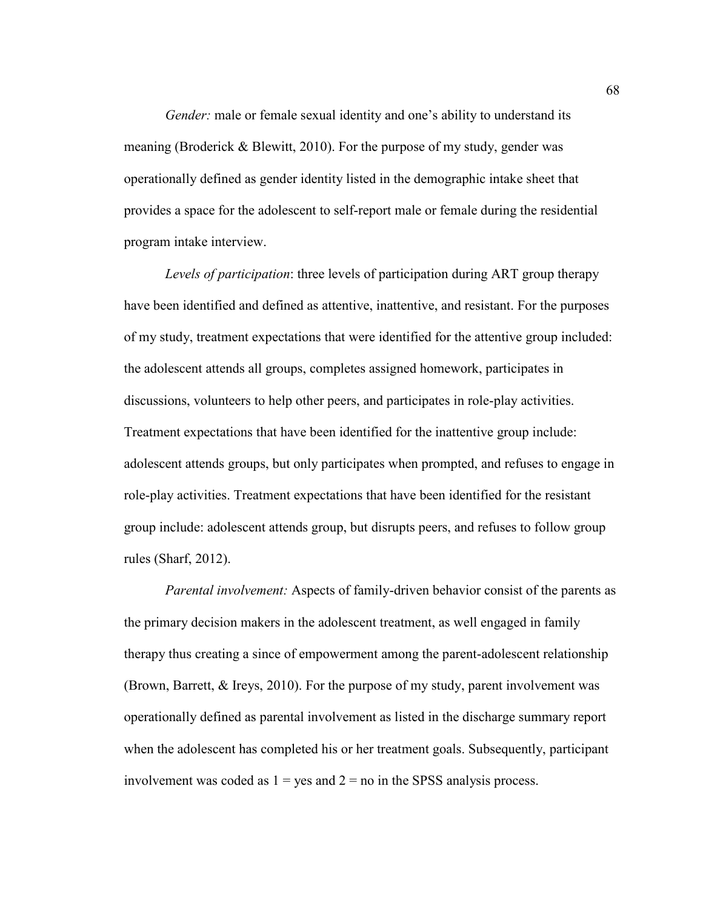*Gender:* male or female sexual identity and one's ability to understand its meaning (Broderick & Blewitt, 2010). For the purpose of my study, gender was operationally defined as gender identity listed in the demographic intake sheet that provides a space for the adolescent to self-report male or female during the residential program intake interview.

*Levels of participation*: three levels of participation during ART group therapy have been identified and defined as attentive, inattentive, and resistant. For the purposes of my study, treatment expectations that were identified for the attentive group included: the adolescent attends all groups, completes assigned homework, participates in discussions, volunteers to help other peers, and participates in role-play activities. Treatment expectations that have been identified for the inattentive group include: adolescent attends groups, but only participates when prompted, and refuses to engage in role-play activities. Treatment expectations that have been identified for the resistant group include: adolescent attends group, but disrupts peers, and refuses to follow group rules (Sharf, 2012).

*Parental involvement:* Aspects of family-driven behavior consist of the parents as the primary decision makers in the adolescent treatment, as well engaged in family therapy thus creating a since of empowerment among the parent-adolescent relationship (Brown, Barrett, & Ireys, 2010). For the purpose of my study, parent involvement was operationally defined as parental involvement as listed in the discharge summary report when the adolescent has completed his or her treatment goals. Subsequently, participant involvement was coded as 1 = yes and 2 = no in the SPSS analysis process.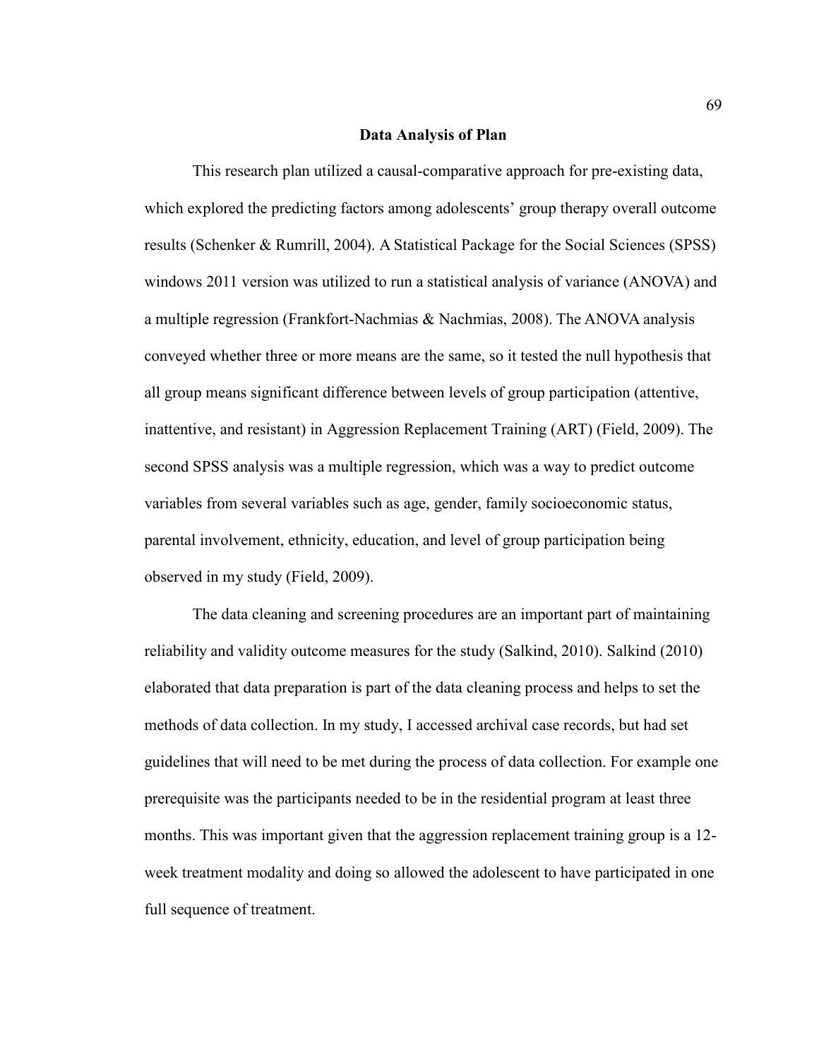## Data Analysis of Plan

This research plan utilized a causal-comparative approach for pre-existing data, which explored the predicting factors among adolescents' group therapy overall outcome results (Schenker & Rumrill, 2004). A Statistical Package for the Social Sciences (SPSS) windows 2011 version was utilized to run a statistical analysis of variance (ANOVA) and a multiple regression (Frankfort-Nachmias & Nachmias, 2008). The ANOVA analysis conveyed whether three or more means are the same, so it tested the null hypothesis that all group means significant difference between levels of group participation (attentive, inattentive, and resistant) in Aggression Replacement Training (ART) (Field, 2009). The second SPSS analysis was a multiple regression, which was a way to predict outcome variables from several variables such as age, gender, family socioeconomic status, parental involvement, ethnicity, education, and level of group participation being observed in my study (Field, 2009).

The data cleaning and screening procedures are an important part of maintaining reliability and validity outcome measures for the study (Salkind, 2010). Salkind (2010) elaborated that data preparation is part of the data cleaning process and helps to set the methods of data collection. In my study, I accessed archival case records, but had set guidelines that will need to be met during the process of data collection. For example one prerequisite was the participants needed to be in the residential program at least three months. This was important given that the aggression replacement training group is a 12-week treatment modality and doing so allowed the adolescent to have participated in one full sequence of treatment.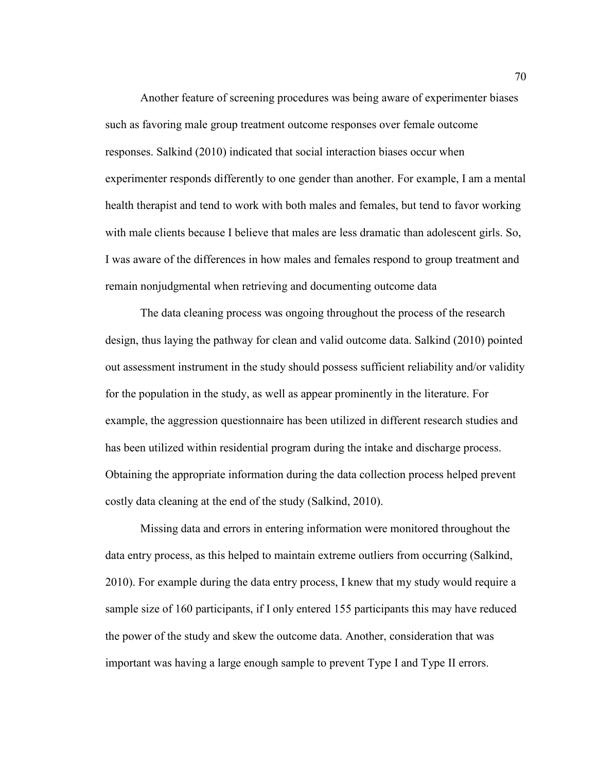Another feature of screening procedures was being aware of experimenter biases such as favoring male group treatment outcome responses over female outcome responses. Salkind (2010) indicated that social interaction biases occur when experimenter responds differently to one gender than another. For example, I am a mental health therapist and tend to work with both males and females, but tend to favor working with male clients because I believe that males are less dramatic than adolescent girls. So, I was aware of the differences in how males and females respond to group treatment and remain nonjudgmental when retrieving and documenting outcome data

The data cleaning process was ongoing throughout the process of the research design, thus laying the pathway for clean and valid outcome data. Salkind (2010) pointed out assessment instrument in the study should possess sufficient reliability and/or validity for the population in the study, as well as appear prominently in the literature. For example, the aggression questionnaire has been utilized in different research studies and has been utilized within residential program during the intake and discharge process. Obtaining the appropriate information during the data collection process helped prevent costly data cleaning at the end of the study (Salkind, 2010).

Missing data and errors in entering information were monitored throughout the data entry process, as this helped to maintain extreme outliers from occurring (Salkind, 2010). For example during the data entry process, I knew that my study would require a sample size of 160 participants, if I only entered 155 participants this may have reduced the power of the study and skew the outcome data. Another, consideration that was important was having a large enough sample to prevent Type I and Type II errors.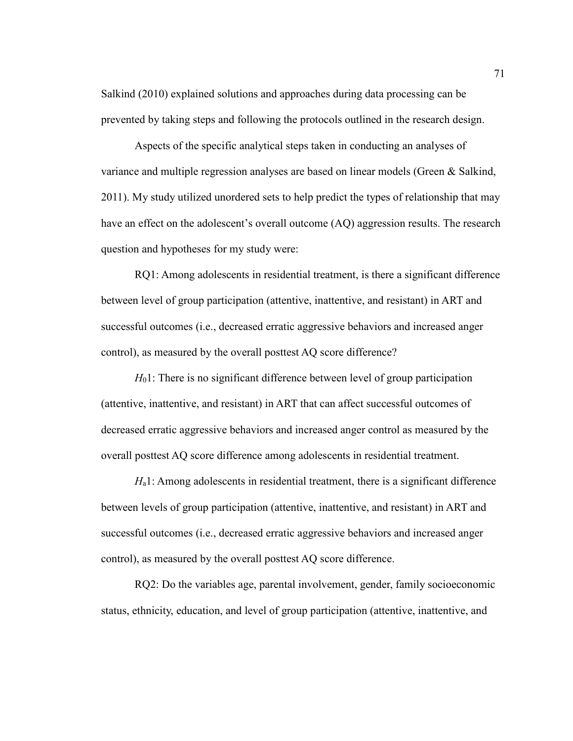Salkind (2010) explained solutions and approaches during data processing can be prevented by taking steps and following the protocols outlined in the research design.

Aspects of the specific analytical steps taken in conducting an analyses of variance and multiple regression analyses are based on linear models (Green & Salkind, 2011). My study utilized unordered sets to help predict the types of relationship that may have an effect on the adolescent's overall outcome (AQ) aggression results. The research question and hypotheses for my study were:

RQ1: Among adolescents in residential treatment, is there a significant difference between level of group participation (attentive, inattentive, and resistant) in ART and successful outcomes (i.e., decreased erratic aggressive behaviors and increased anger control), as measured by the overall posttest AQ score difference?

$H_0 1$: There is no significant difference between level of group participation (attentive, inattentive, and resistant) in ART that can affect successful outcomes of decreased erratic aggressive behaviors and increased anger control as measured by the overall posttest AQ score difference among adolescents in residential treatment.

$H_a 1$: Among adolescents in residential treatment, there is a significant difference between levels of group participation (attentive, inattentive, and resistant) in ART and successful outcomes (i.e., decreased erratic aggressive behaviors and increased anger control), as measured by the overall posttest AQ score difference.

RQ2: Do the variables age, parental involvement, gender, family socioeconomic status, ethnicity, education, and level of group participation (attentive, inattentive, and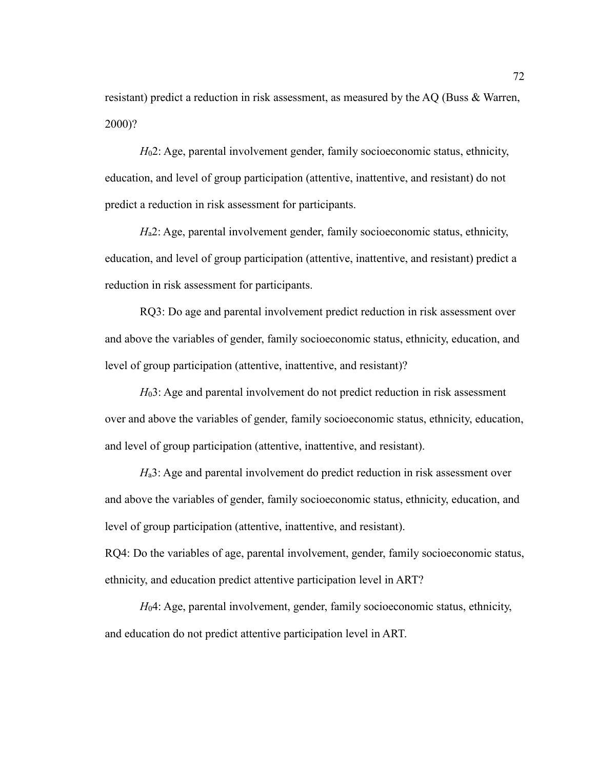resistant) predict a reduction in risk assessment, as measured by the AQ (Buss & Warren, 2000)?

$H_0$2: Age, parental involvement gender, family socioeconomic status, ethnicity, education, and level of group participation (attentive, inattentive, and resistant) do not predict a reduction in risk assessment for participants.

$H_a$2: Age, parental involvement gender, family socioeconomic status, ethnicity, education, and level of group participation (attentive, inattentive, and resistant) predict a reduction in risk assessment for participants.

RQ3: Do age and parental involvement predict reduction in risk assessment over and above the variables of gender, family socioeconomic status, ethnicity, education, and level of group participation (attentive, inattentive, and resistant)?

$H_0$3: Age and parental involvement do not predict reduction in risk assessment over and above the variables of gender, family socioeconomic status, ethnicity, education, and level of group participation (attentive, inattentive, and resistant).

$H_a$3: Age and parental involvement do predict reduction in risk assessment over and above the variables of gender, family socioeconomic status, ethnicity, education, and level of group participation (attentive, inattentive, and resistant).

RQ4: Do the variables of age, parental involvement, gender, family socioeconomic status, ethnicity, and education predict attentive participation level in ART?

$H_0$4: Age, parental involvement, gender, family socioeconomic status, ethnicity, and education do not predict attentive participation level in ART.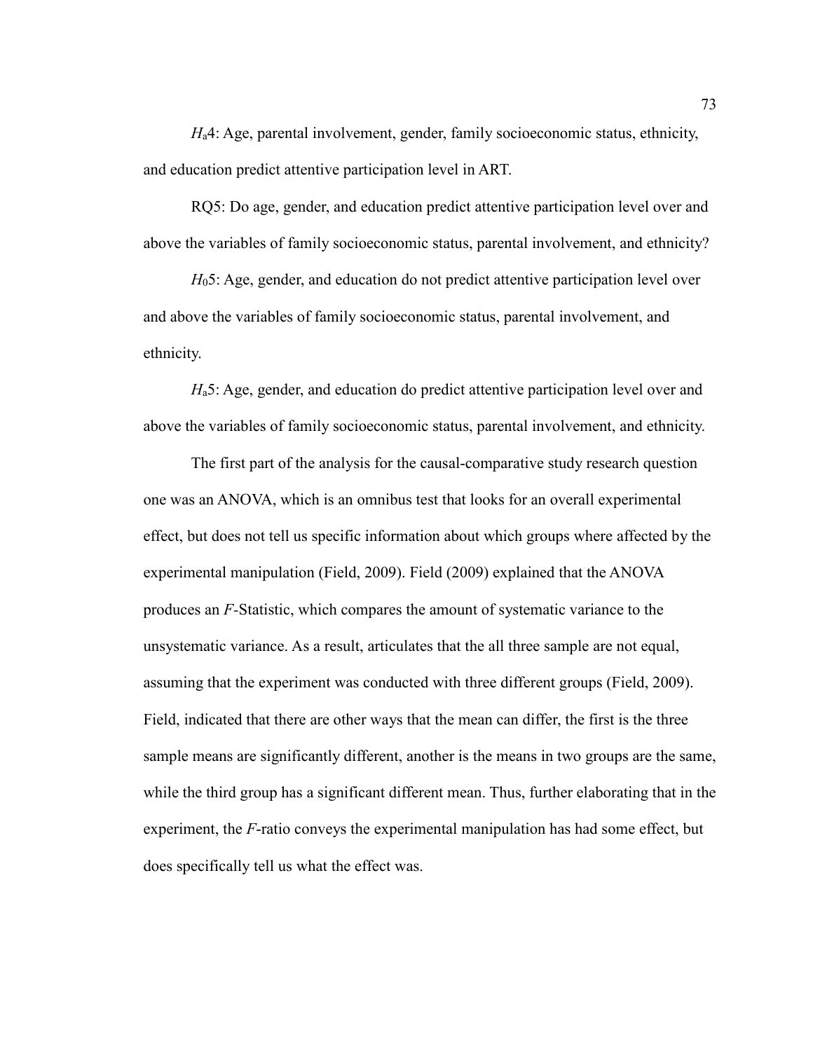*H*a4: Age, parental involvement, gender, family socioeconomic status, ethnicity, and education predict attentive participation level in ART.

RQ5: Do age, gender, and education predict attentive participation level over and above the variables of family socioeconomic status, parental involvement, and ethnicity?

$H_0$5: Age, gender, and education do not predict attentive participation level over and above the variables of family socioeconomic status, parental involvement, and ethnicity.

*H*a5: Age, gender, and education do predict attentive participation level over and above the variables of family socioeconomic status, parental involvement, and ethnicity.

The first part of the analysis for the causal-comparative study research question one was an ANOVA, which is an omnibus test that looks for an overall experimental effect, but does not tell us specific information about which groups where affected by the experimental manipulation (Field, 2009). Field (2009) explained that the ANOVA produces an *F*-Statistic, which compares the amount of systematic variance to the unsystematic variance. As a result, articulates that the all three sample are not equal, assuming that the experiment was conducted with three different groups (Field, 2009). Field, indicated that there are other ways that the mean can differ, the first is the three sample means are significantly different, another is the means in two groups are the same, while the third group has a significant different mean. Thus, further elaborating that in the experiment, the *F*-ratio conveys the experimental manipulation has had some effect, but does specifically tell us what the effect was.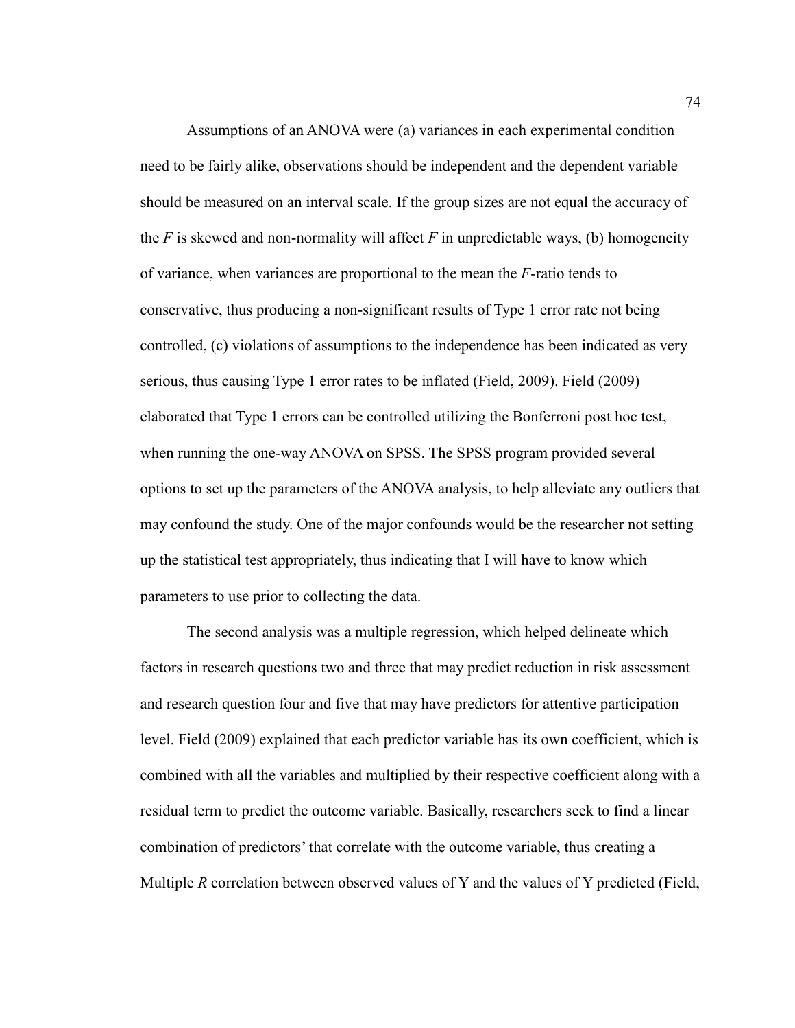Assumptions of an ANOVA were (a) variances in each experimental condition need to be fairly alike, observations should be independent and the dependent variable should be measured on an interval scale. If the group sizes are not equal the accuracy of the $F$ is skewed and non-normality will affect $F$ in unpredictable ways, (b) homogeneity of variance, when variances are proportional to the mean the $F$-ratio tends to conservative, thus producing a non-significant results of Type 1 error rate not being controlled, (c) violations of assumptions to the independence has been indicated as very serious, thus causing Type 1 error rates to be inflated (Field, 2009). Field (2009) elaborated that Type 1 errors can be controlled utilizing the Bonferroni post hoc test, when running the one-way ANOVA on SPSS. The SPSS program provided several options to set up the parameters of the ANOVA analysis, to help alleviate any outliers that may confound the study. One of the major confounds would be the researcher not setting up the statistical test appropriately, thus indicating that I will have to know which parameters to use prior to collecting the data.

The second analysis was a multiple regression, which helped delineate which factors in research questions two and three that may predict reduction in risk assessment and research question four and five that may have predictors for attentive participation level. Field (2009) explained that each predictor variable has its own coefficient, which is combined with all the variables and multiplied by their respective coefficient along with a residual term to predict the outcome variable. Basically, researchers seek to find a linear combination of predictors' that correlate with the outcome variable, thus creating a Multiple $R$ correlation between observed values of Y and the values of Y predicted (Field,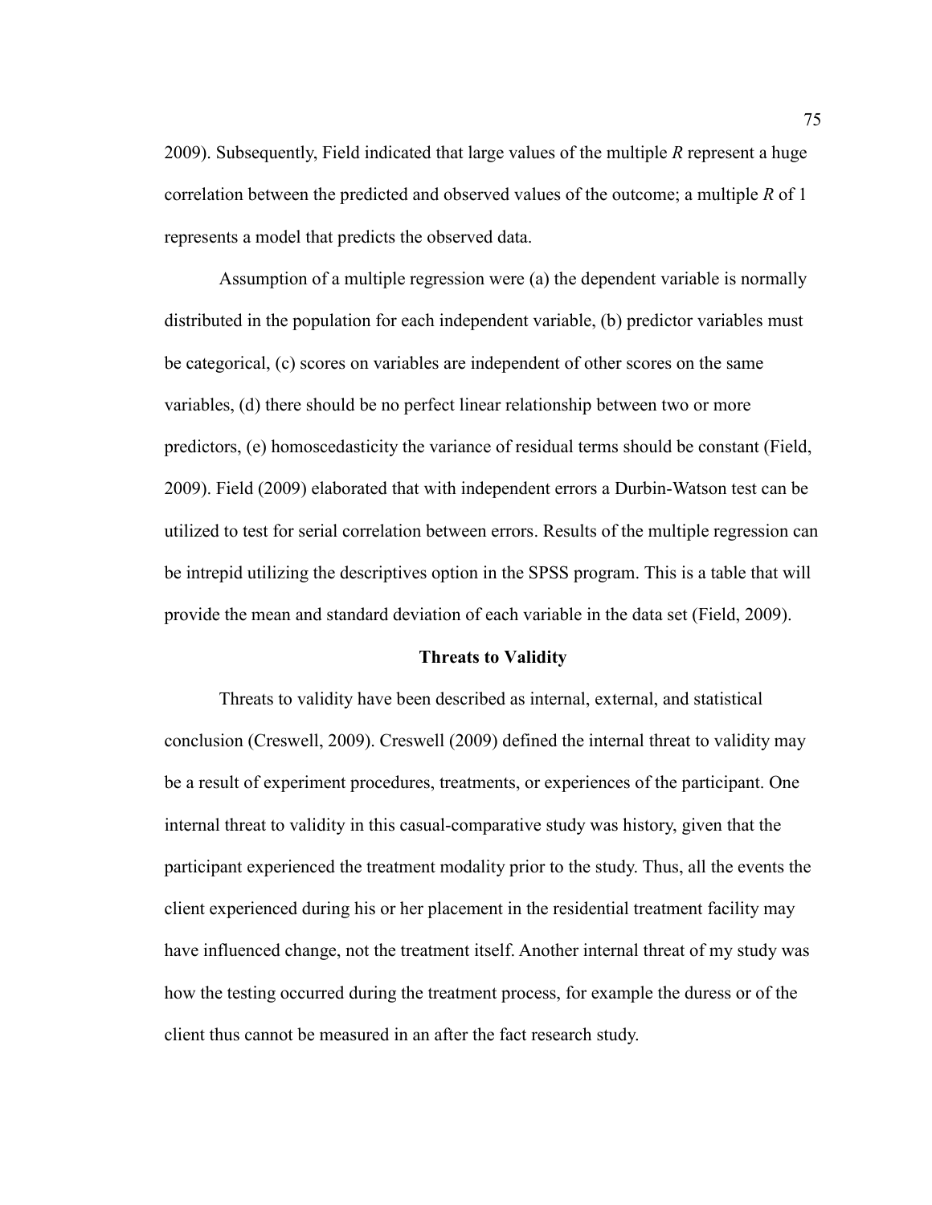2009). Subsequently, Field indicated that large values of the multiple *R* represent a huge correlation between the predicted and observed values of the outcome; a multiple *R* of 1 represents a model that predicts the observed data.

Assumption of a multiple regression were (a) the dependent variable is normally distributed in the population for each independent variable, (b) predictor variables must be categorical, (c) scores on variables are independent of other scores on the same variables, (d) there should be no perfect linear relationship between two or more predictors, (e) homoscedasticity the variance of residual terms should be constant (Field, 2009). Field (2009) elaborated that with independent errors a Durbin-Watson test can be utilized to test for serial correlation between errors. Results of the multiple regression can be intrepid utilizing the descriptives option in the SPSS program. This is a table that will provide the mean and standard deviation of each variable in the data set (Field, 2009).

## Threats to Validity

Threats to validity have been described as internal, external, and statistical conclusion (Creswell, 2009). Creswell (2009) defined the internal threat to validity may be a result of experiment procedures, treatments, or experiences of the participant. One internal threat to validity in this casual-comparative study was history, given that the participant experienced the treatment modality prior to the study. Thus, all the events the client experienced during his or her placement in the residential treatment facility may have influenced change, not the treatment itself. Another internal threat of my study was how the testing occurred during the treatment process, for example the duress or of the client thus cannot be measured in an after the fact research study.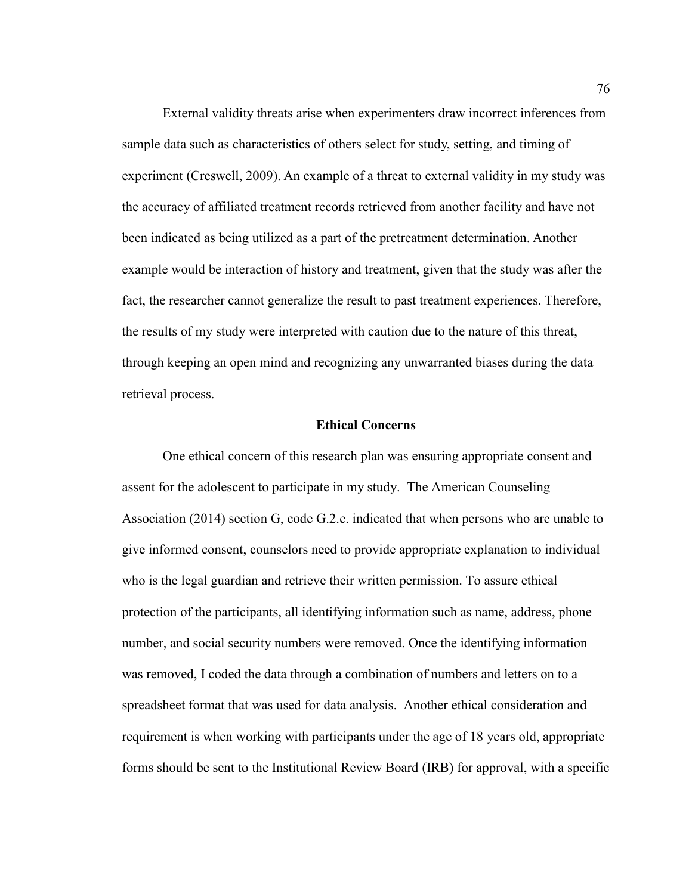External validity threats arise when experimenters draw incorrect inferences from sample data such as characteristics of others select for study, setting, and timing of experiment (Creswell, 2009). An example of a threat to external validity in my study was the accuracy of affiliated treatment records retrieved from another facility and have not been indicated as being utilized as a part of the pretreatment determination. Another example would be interaction of history and treatment, given that the study was after the fact, the researcher cannot generalize the result to past treatment experiences. Therefore, the results of my study were interpreted with caution due to the nature of this threat, through keeping an open mind and recognizing any unwarranted biases during the data retrieval process.

## Ethical Concerns

One ethical concern of this research plan was ensuring appropriate consent and assent for the adolescent to participate in my study. The American Counseling Association (2014) section G, code G.2.e. indicated that when persons who are unable to give informed consent, counselors need to provide appropriate explanation to individual who is the legal guardian and retrieve their written permission. To assure ethical protection of the participants, all identifying information such as name, address, phone number, and social security numbers were removed. Once the identifying information was removed, I coded the data through a combination of numbers and letters on to a spreadsheet format that was used for data analysis. Another ethical consideration and requirement is when working with participants under the age of 18 years old, appropriate forms should be sent to the Institutional Review Board (IRB) for approval, with a specific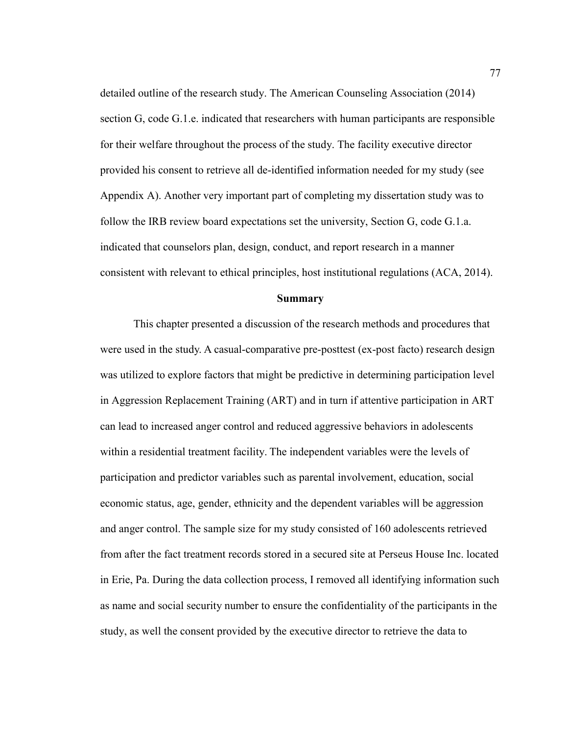detailed outline of the research study. The American Counseling Association (2014) section G, code G.1.e. indicated that researchers with human participants are responsible for their welfare throughout the process of the study. The facility executive director provided his consent to retrieve all de-identified information needed for my study (see Appendix A). Another very important part of completing my dissertation study was to follow the IRB review board expectations set the university, Section G, code G.1.a. indicated that counselors plan, design, conduct, and report research in a manner consistent with relevant to ethical principles, host institutional regulations (ACA, 2014).

## Summary

This chapter presented a discussion of the research methods and procedures that were used in the study. A casual-comparative pre-posttest (ex-post facto) research design was utilized to explore factors that might be predictive in determining participation level in Aggression Replacement Training (ART) and in turn if attentive participation in ART can lead to increased anger control and reduced aggressive behaviors in adolescents within a residential treatment facility. The independent variables were the levels of participation and predictor variables such as parental involvement, education, social economic status, age, gender, ethnicity and the dependent variables will be aggression and anger control. The sample size for my study consisted of 160 adolescents retrieved from after the fact treatment records stored in a secured site at Perseus House Inc. located in Erie, Pa. During the data collection process, I removed all identifying information such as name and social security number to ensure the confidentiality of the participants in the study, as well the consent provided by the executive director to retrieve the data to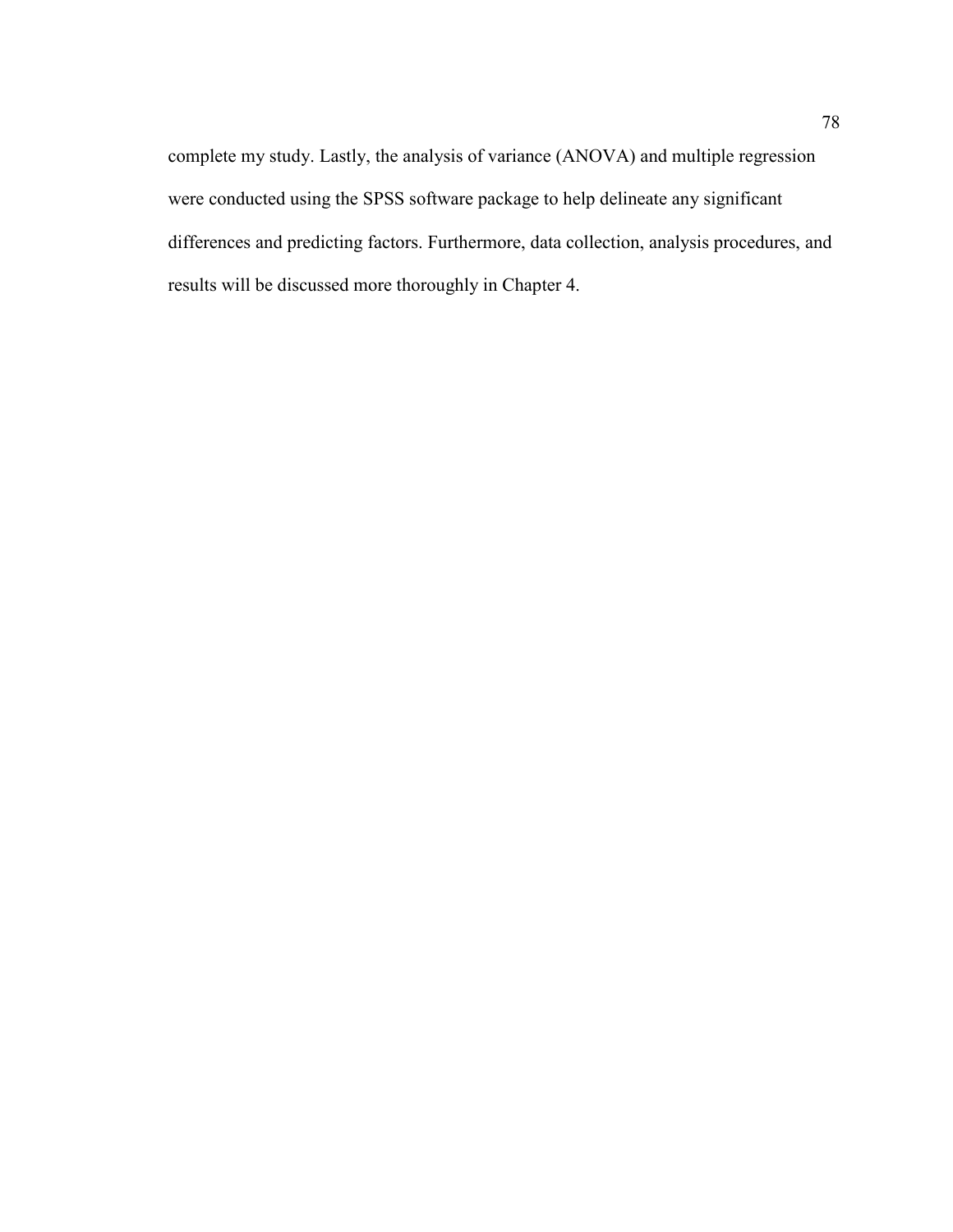complete my study. Lastly, the analysis of variance (ANOVA) and multiple regression were conducted using the SPSS software package to help delineate any significant differences and predicting factors. Furthermore, data collection, analysis procedures, and results will be discussed more thoroughly in Chapter 4.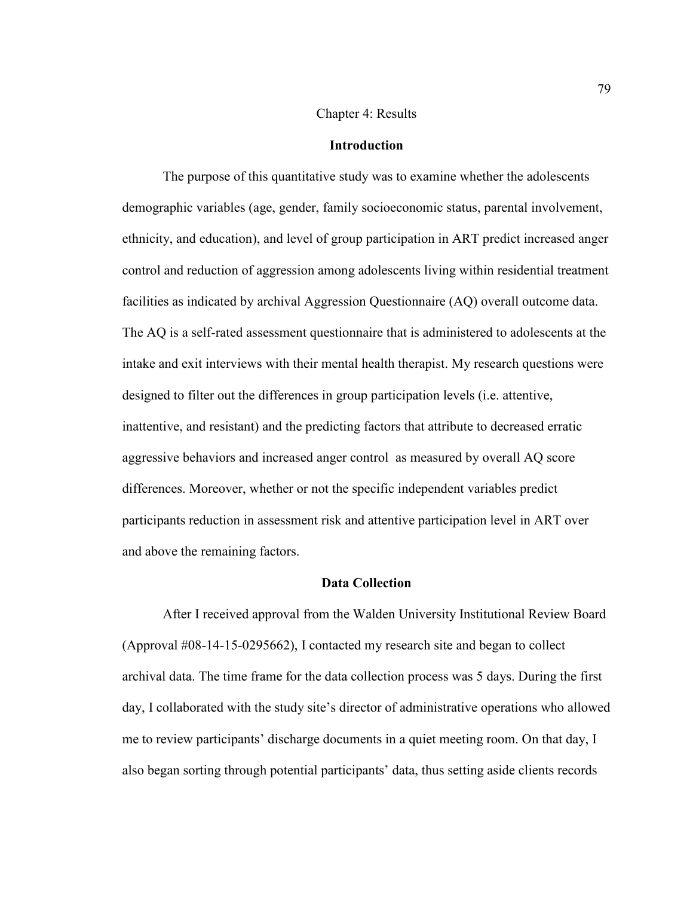# Chapter 4: Results

## Introduction

The purpose of this quantitative study was to examine whether the adolescents demographic variables (age, gender, family socioeconomic status, parental involvement, ethnicity, and education), and level of group participation in ART predict increased anger control and reduction of aggression among adolescents living within residential treatment facilities as indicated by archival Aggression Questionnaire (AQ) overall outcome data. The AQ is a self-rated assessment questionnaire that is administered to adolescents at the intake and exit interviews with their mental health therapist. My research questions were designed to filter out the differences in group participation levels (i.e. attentive, inattentive, and resistant) and the predicting factors that attribute to decreased erratic aggressive behaviors and increased anger control as measured by overall AQ score differences. Moreover, whether or not the specific independent variables predict participants reduction in assessment risk and attentive participation level in ART over and above the remaining factors.

## Data Collection

After I received approval from the Walden University Institutional Review Board (Approval #08-14-15-0295662), I contacted my research site and began to collect archival data. The time frame for the data collection process was 5 days. During the first day, I collaborated with the study site's director of administrative operations who allowed me to review participants' discharge documents in a quiet meeting room. On that day, I also began sorting through potential participants' data, thus setting aside clients records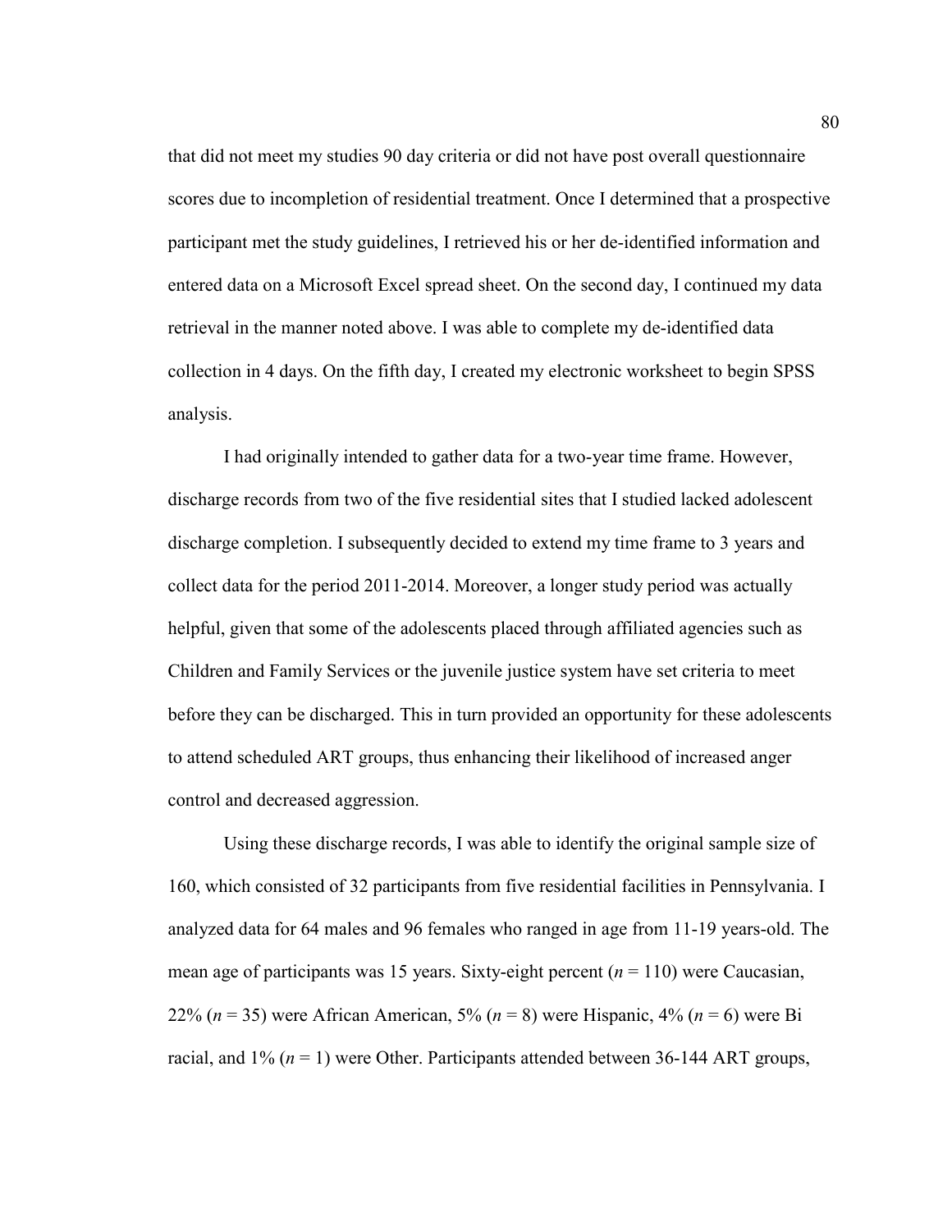that did not meet my studies 90 day criteria or did not have post overall questionnaire scores due to incompletion of residential treatment. Once I determined that a prospective participant met the study guidelines, I retrieved his or her de-identified information and entered data on a Microsoft Excel spread sheet. On the second day, I continued my data retrieval in the manner noted above. I was able to complete my de-identified data collection in 4 days. On the fifth day, I created my electronic worksheet to begin SPSS analysis.

I had originally intended to gather data for a two-year time frame. However, discharge records from two of the five residential sites that I studied lacked adolescent discharge completion. I subsequently decided to extend my time frame to 3 years and collect data for the period 2011-2014. Moreover, a longer study period was actually helpful, given that some of the adolescents placed through affiliated agencies such as Children and Family Services or the juvenile justice system have set criteria to meet before they can be discharged. This in turn provided an opportunity for these adolescents to attend scheduled ART groups, thus enhancing their likelihood of increased anger control and decreased aggression.

Using these discharge records, I was able to identify the original sample size of 160, which consisted of 32 participants from five residential facilities in Pennsylvania. I analyzed data for 64 males and 96 females who ranged in age from 11-19 years-old. The mean age of participants was 15 years. Sixty-eight percent ($n$ = 110) were Caucasian, 22% ($n$ = 35) were African American, 5% ($n$ = 8) were Hispanic, 4% ($n$ = 6) were Bi racial, and 1% ($n$ = 1) were Other. Participants attended between 36-144 ART groups,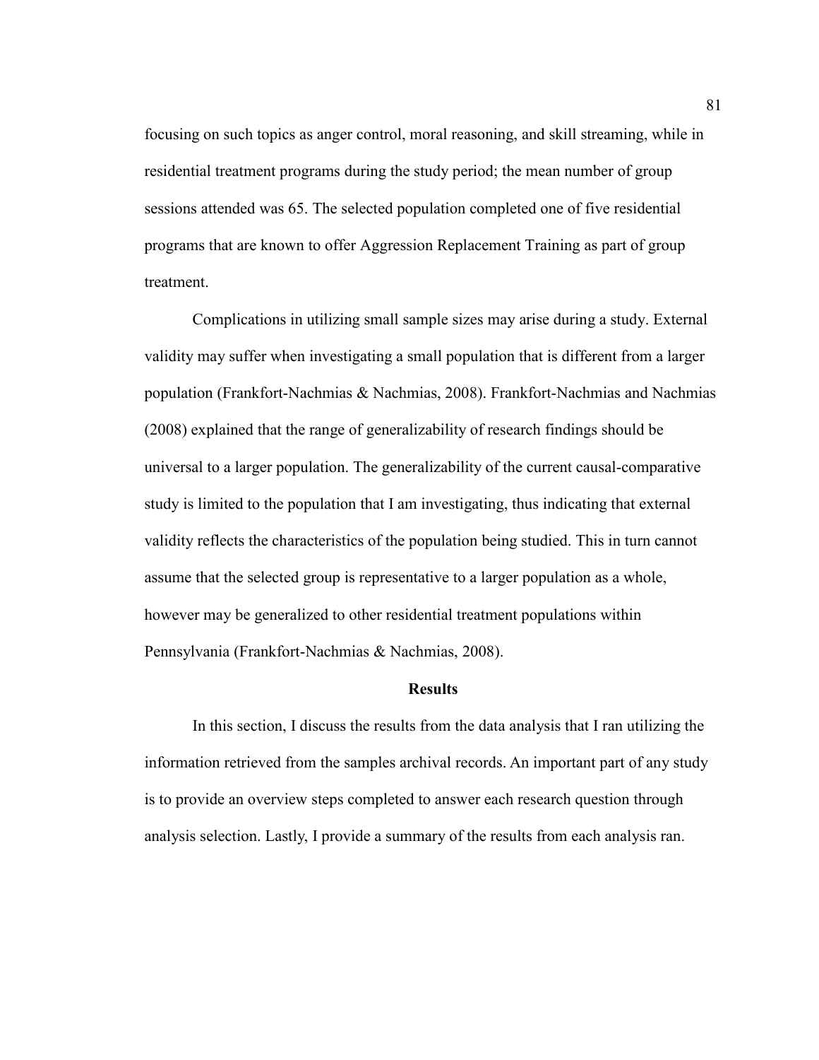focusing on such topics as anger control, moral reasoning, and skill streaming, while in residential treatment programs during the study period; the mean number of group sessions attended was 65. The selected population completed one of five residential programs that are known to offer Aggression Replacement Training as part of group treatment.

Complications in utilizing small sample sizes may arise during a study. External validity may suffer when investigating a small population that is different from a larger population (Frankfort-Nachmias & Nachmias, 2008). Frankfort-Nachmias and Nachmias (2008) explained that the range of generalizability of research findings should be universal to a larger population. The generalizability of the current causal-comparative study is limited to the population that I am investigating, thus indicating that external validity reflects the characteristics of the population being studied. This in turn cannot assume that the selected group is representative to a larger population as a whole, however may be generalized to other residential treatment populations within Pennsylvania (Frankfort-Nachmias & Nachmias, 2008).

## Results

In this section, I discuss the results from the data analysis that I ran utilizing the information retrieved from the samples archival records. An important part of any study is to provide an overview steps completed to answer each research question through analysis selection. Lastly, I provide a summary of the results from each analysis ran.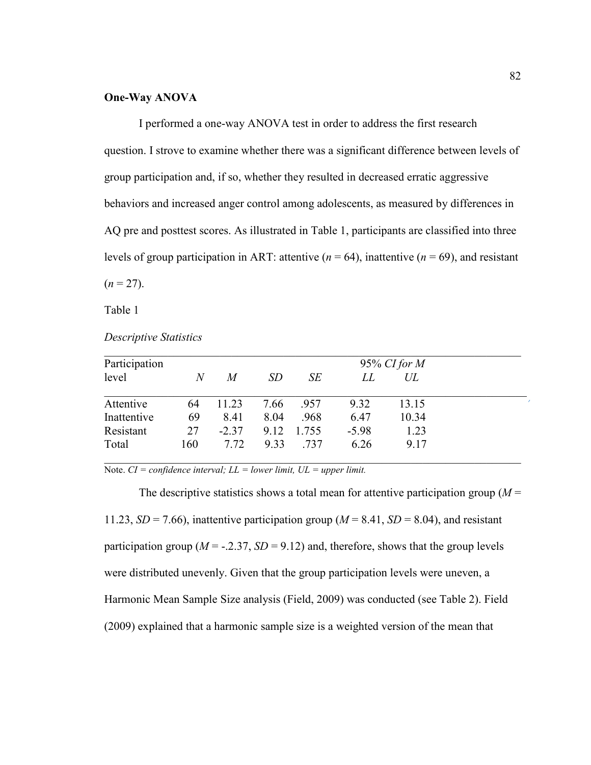## One-Way ANOVA

I performed a one-way ANOVA test in order to address the first research question. I strove to examine whether there was a significant difference between levels of group participation and, if so, whether they resulted in decreased erratic aggressive behaviors and increased anger control among adolescents, as measured by differences in AQ pre and posttest scores. As illustrated in Table 1, participants are classified into three levels of group participation in ART: attentive (*n* = 64), inattentive (*n* = 69), and resistant (*n* = 27).

Table 1

*Descriptive Statistics*

| Participation level | *N* | *M* | *SD* | *SE* | 95% *CI for M* *LL* | *UL* |
|---|---|---|---|---|---|---|
| Attentive | 64 | 11.23 | 7.66 | .957 | 9.32 | 13.15 |
| Inattentive | 69 | 8.41 | 8.04 | .968 | 6.47 | 10.34 |
| Resistant | 27 | -2.37 | 9.12 | 1.755 | -5.98 | 1.23 |
| Total | 160 | 7.72 | 9.33 | .737 | 6.26 | 9.17 |

Note. *CI = confidence interval; LL = lower limit, UL = upper limit.*

The descriptive statistics shows a total mean for attentive participation group (*M* = 11.23, *SD* = 7.66), inattentive participation group (*M* = 8.41, *SD* = 8.04), and resistant participation group (*M* = -.2.37, *SD* = 9.12) and, therefore, shows that the group levels were distributed unevenly. Given that the group participation levels were uneven, a Harmonic Mean Sample Size analysis (Field, 2009) was conducted (see Table 2). Field (2009) explained that a harmonic sample size is a weighted version of the mean that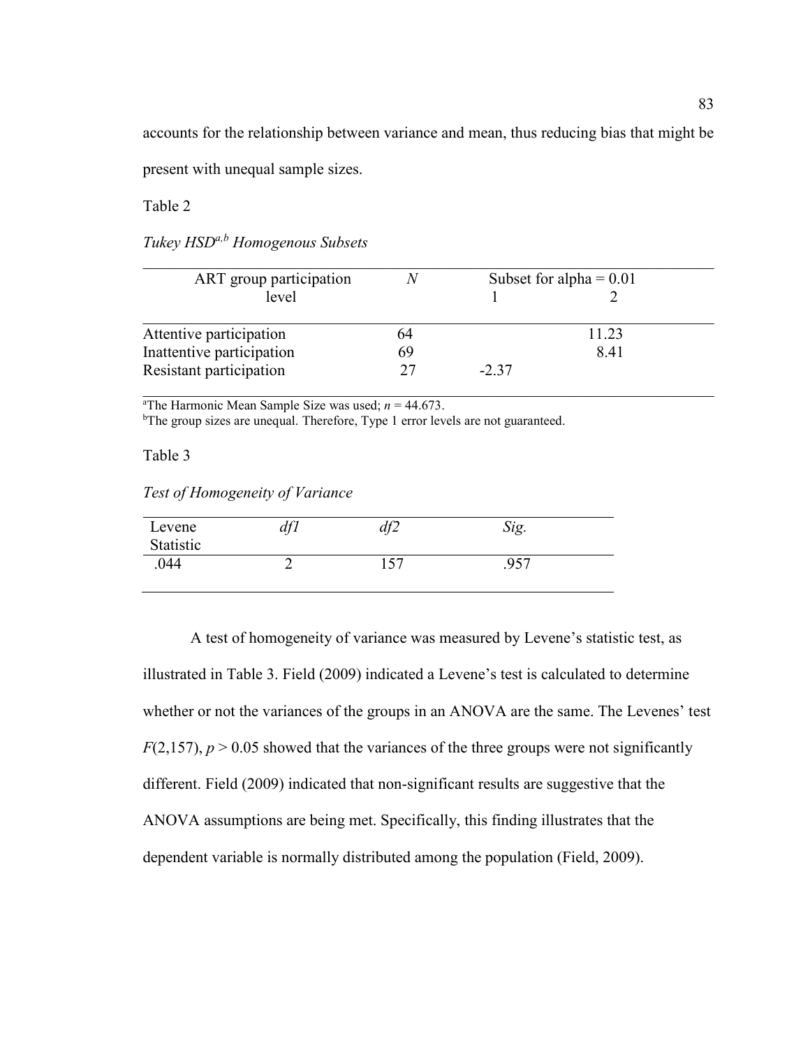accounts for the relationship between variance and mean, thus reducing bias that might be present with unequal sample sizes.

Table 2

*Tukey HSD[a,b] Homogenous Subsets*

| ART group participation level | *N* | Subset for alpha = 0.01 | |
|---|---|---|---|
| | | 1 | 2 |
| Attentive participation | 64 | | 11.23 |
| Inattentive participation | 69 | | 8.41 |
| Resistant participation | 27 | -2.37 | |

[a]The Harmonic Mean Sample Size was used; *n* = 44.673.
[b]The group sizes are unequal. Therefore, Type 1 error levels are not guaranteed.

Table 3

*Test of Homogeneity of Variance*

| Levene Statistic | *df1* | *df2* | *Sig.* |
|---|---|---|---|
| .044 | 2 | 157 | .957 |

A test of homogeneity of variance was measured by Levene's statistic test, as illustrated in Table 3. Field (2009) indicated a Levene's test is calculated to determine whether or not the variances of the groups in an ANOVA are the same. The Levenes' test $F(2,157)$, $p > 0.05$ showed that the variances of the three groups were not significantly different. Field (2009) indicated that non-significant results are suggestive that the ANOVA assumptions are being met. Specifically, this finding illustrates that the dependent variable is normally distributed among the population (Field, 2009).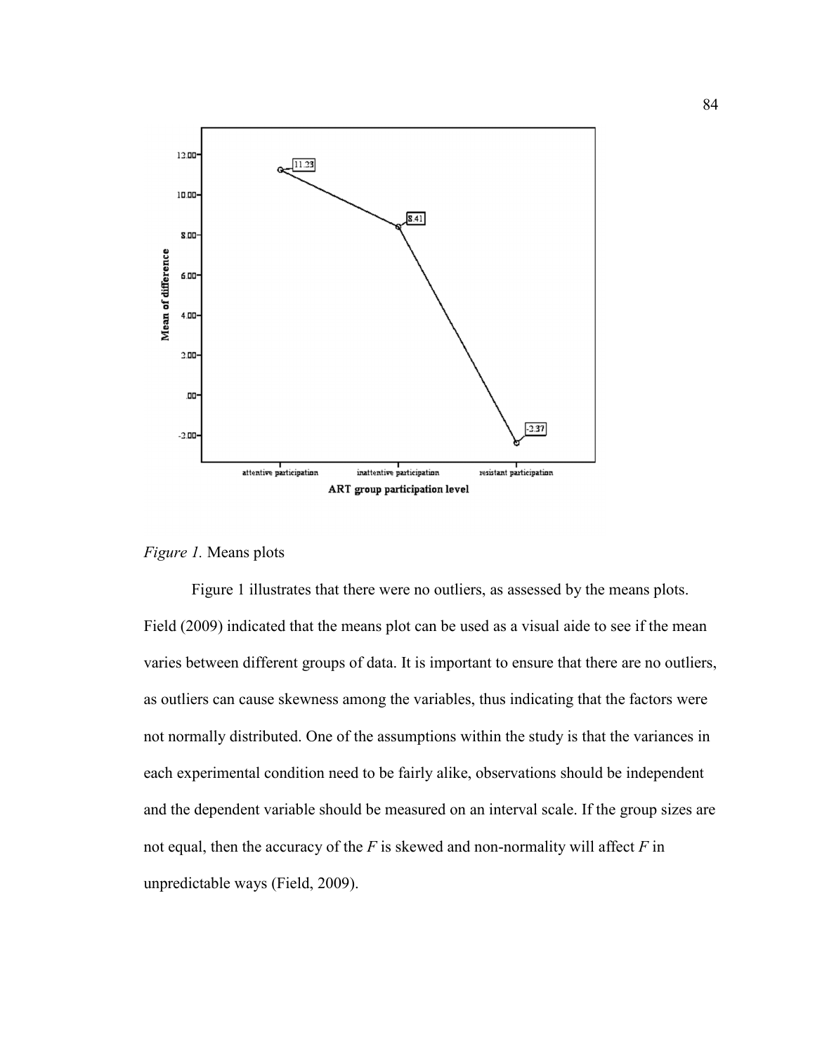*Figure 1.* Means plots

Figure 1 illustrates that there were no outliers, as assessed by the means plots. Field (2009) indicated that the means plot can be used as a visual aide to see if the mean varies between different groups of data. It is important to ensure that there are no outliers, as outliers can cause skewness among the variables, thus indicating that the factors were not normally distributed. One of the assumptions within the study is that the variances in each experimental condition need to be fairly alike, observations should be independent and the dependent variable should be measured on an interval scale. If the group sizes are not equal, then the accuracy of the *F* is skewed and non-normality will affect *F* in unpredictable ways (Field, 2009).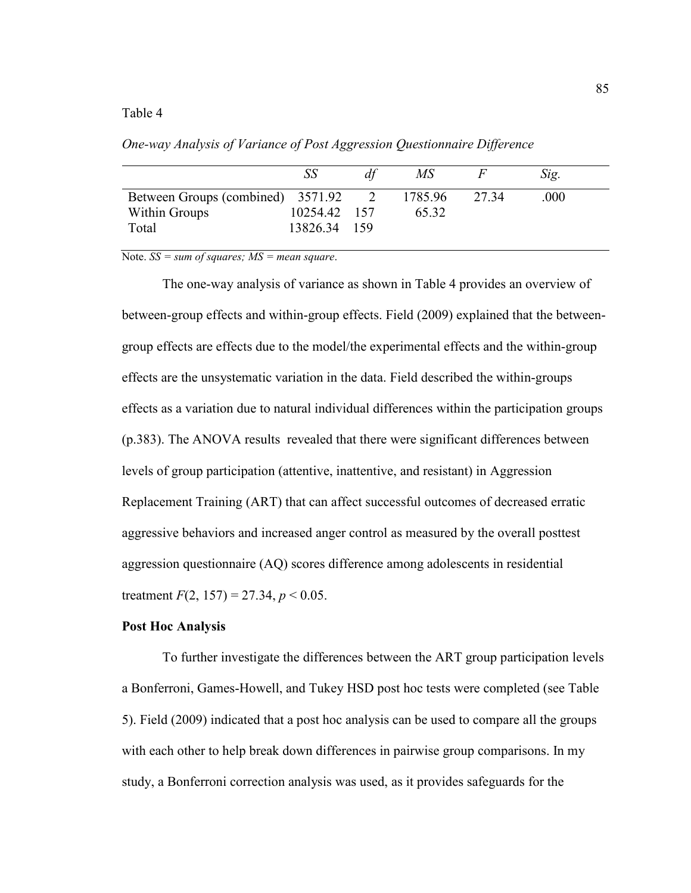Table 4

*One-way Analysis of Variance of Post Aggression Questionnaire Difference*

| | *SS* | *df* | *MS* | *F* | *Sig.* |
|---|---|---|---|---|---|
| Between Groups (combined) | 3571.92 | 2 | 1785.96 | 27.34 | .000 |
| Within Groups | 10254.42 | 157 | 65.32 | | |
| Total | 13826.34 | 159 | | | |

Note. *SS = sum of squares; MS = mean square*.

The one-way analysis of variance as shown in Table 4 provides an overview of between-group effects and within-group effects. Field (2009) explained that the between-group effects are effects due to the model/the experimental effects and the within-group effects are the unsystematic variation in the data. Field described the within-groups effects as a variation due to natural individual differences within the participation groups (p.383). The ANOVA results revealed that there were significant differences between levels of group participation (attentive, inattentive, and resistant) in Aggression Replacement Training (ART) that can affect successful outcomes of decreased erratic aggressive behaviors and increased anger control as measured by the overall posttest aggression questionnaire (AQ) scores difference among adolescents in residential treatment $F(2, 157) = 27.34$, $p < 0.05$.

**Post Hoc Analysis**

To further investigate the differences between the ART group participation levels a Bonferroni, Games-Howell, and Tukey HSD post hoc tests were completed (see Table 5). Field (2009) indicated that a post hoc analysis can be used to compare all the groups with each other to help break down differences in pairwise group comparisons. In my study, a Bonferroni correction analysis was used, as it provides safeguards for the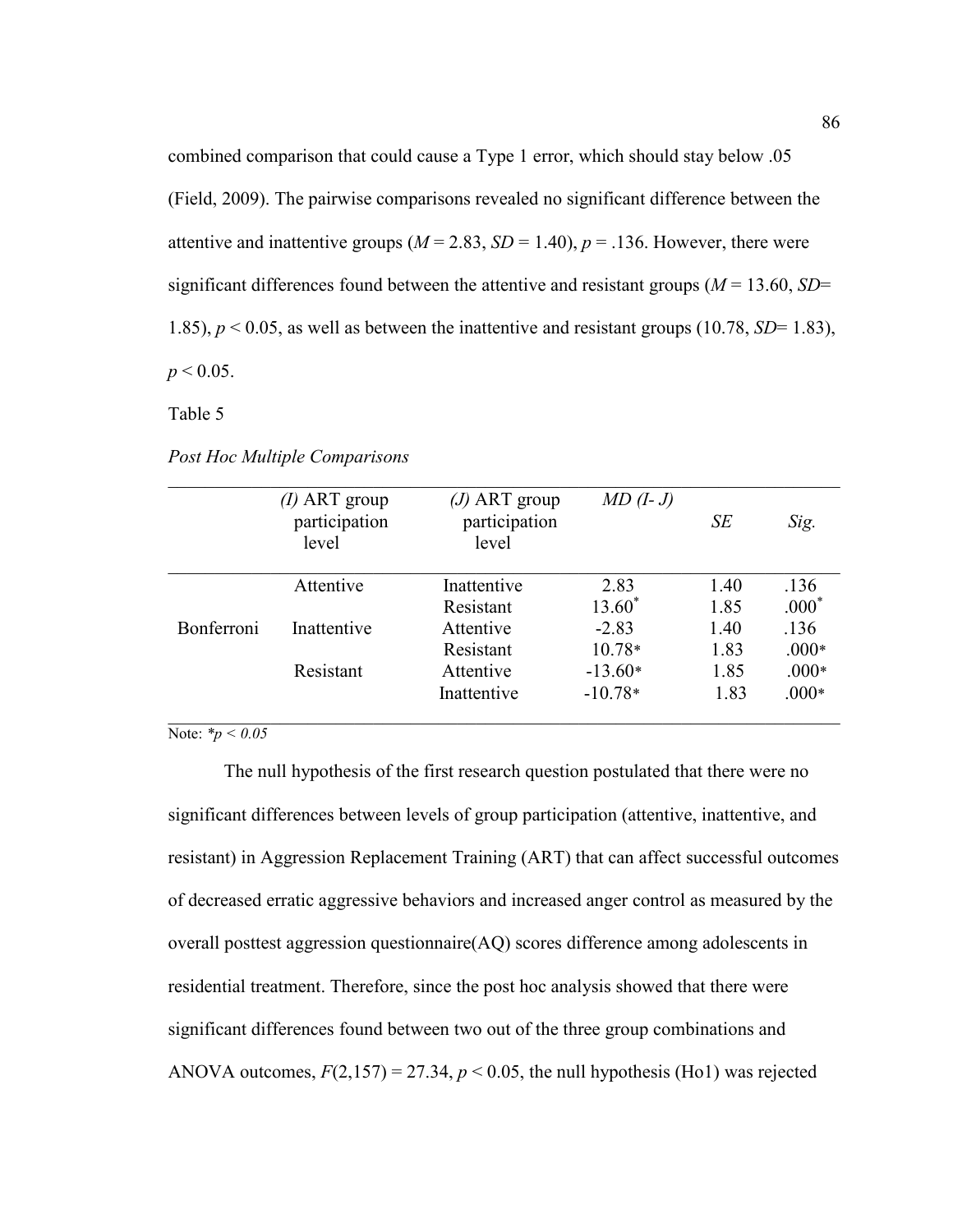combined comparison that could cause a Type 1 error, which should stay below .05 (Field, 2009). The pairwise comparisons revealed no significant difference between the attentive and inattentive groups ($M$ = 2.83, $SD$ = 1.40), $p$ = .136. However, there were significant differences found between the attentive and resistant groups ($M$ = 13.60, $SD$= 1.85), $p < 0.05$, as well as between the inattentive and resistant groups (10.78, $SD$= 1.83), $p < 0.05$.

Table 5

*Post Hoc Multiple Comparisons*

| | *(I)* ART group participation level | *(J)* ART group participation level | *MD (I- J)* | *SE* | *Sig.* |
|---|---|---|---|---|---|
| | Attentive | Inattentive | 2.83 | 1.40 | .136 |
| | | Resistant | 13.60* | 1.85 | .000* |
| Bonferroni | Inattentive | Attentive | -2.83 | 1.40 | .136 |
| | | Resistant | 10.78* | 1.83 | .000* |
| | Resistant | Attentive | -13.60* | 1.85 | .000* |
| | | Inattentive | -10.78* | 1.83 | .000* |

Note: *$*p < 0.05$*

The null hypothesis of the first research question postulated that there were no significant differences between levels of group participation (attentive, inattentive, and resistant) in Aggression Replacement Training (ART) that can affect successful outcomes of decreased erratic aggressive behaviors and increased anger control as measured by the overall posttest aggression questionnaire(AQ) scores difference among adolescents in residential treatment. Therefore, since the post hoc analysis showed that there were significant differences found between two out of the three group combinations and ANOVA outcomes, $F(2,157) = 27.34$, $p < 0.05$, the null hypothesis (Ho1) was rejected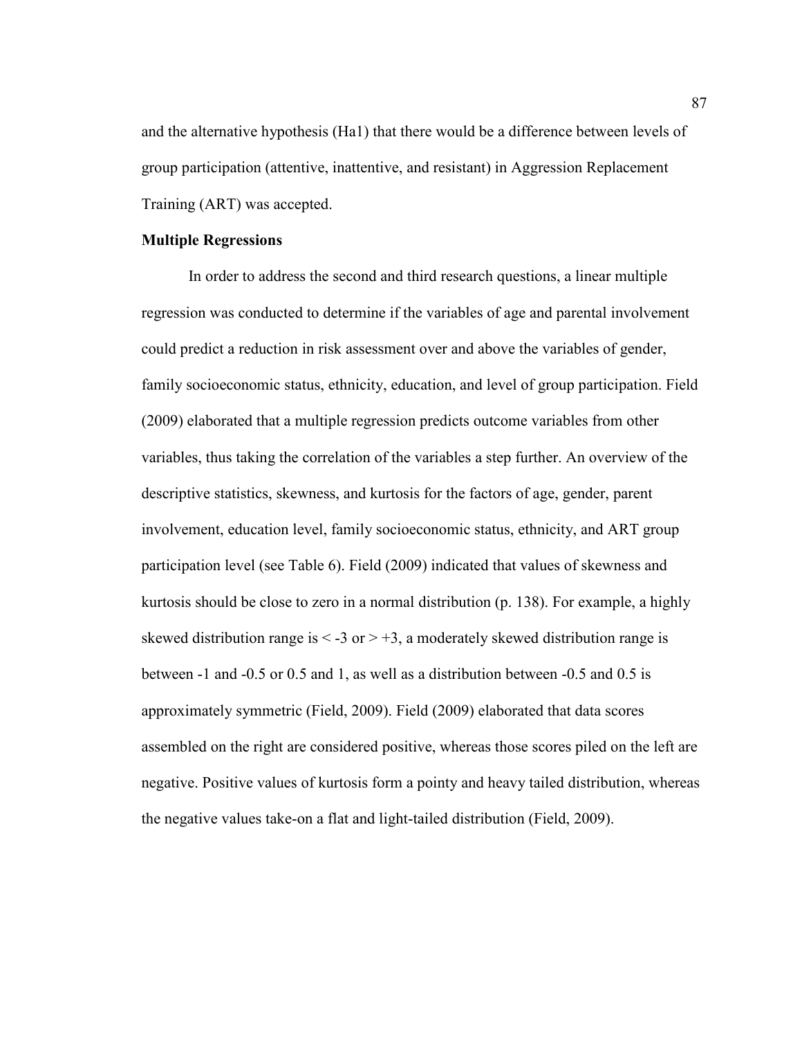and the alternative hypothesis (Ha1) that there would be a difference between levels of group participation (attentive, inattentive, and resistant) in Aggression Replacement Training (ART) was accepted.

**Multiple Regressions**

In order to address the second and third research questions, a linear multiple regression was conducted to determine if the variables of age and parental involvement could predict a reduction in risk assessment over and above the variables of gender, family socioeconomic status, ethnicity, education, and level of group participation. Field (2009) elaborated that a multiple regression predicts outcome variables from other variables, thus taking the correlation of the variables a step further. An overview of the descriptive statistics, skewness, and kurtosis for the factors of age, gender, parent involvement, education level, family socioeconomic status, ethnicity, and ART group participation level (see Table 6). Field (2009) indicated that values of skewness and kurtosis should be close to zero in a normal distribution (p. 138). For example, a highly skewed distribution range is < -3 or > +3, a moderately skewed distribution range is between -1 and -0.5 or 0.5 and 1, as well as a distribution between -0.5 and 0.5 is approximately symmetric (Field, 2009). Field (2009) elaborated that data scores assembled on the right are considered positive, whereas those scores piled on the left are negative. Positive values of kurtosis form a pointy and heavy tailed distribution, whereas the negative values take-on a flat and light-tailed distribution (Field, 2009).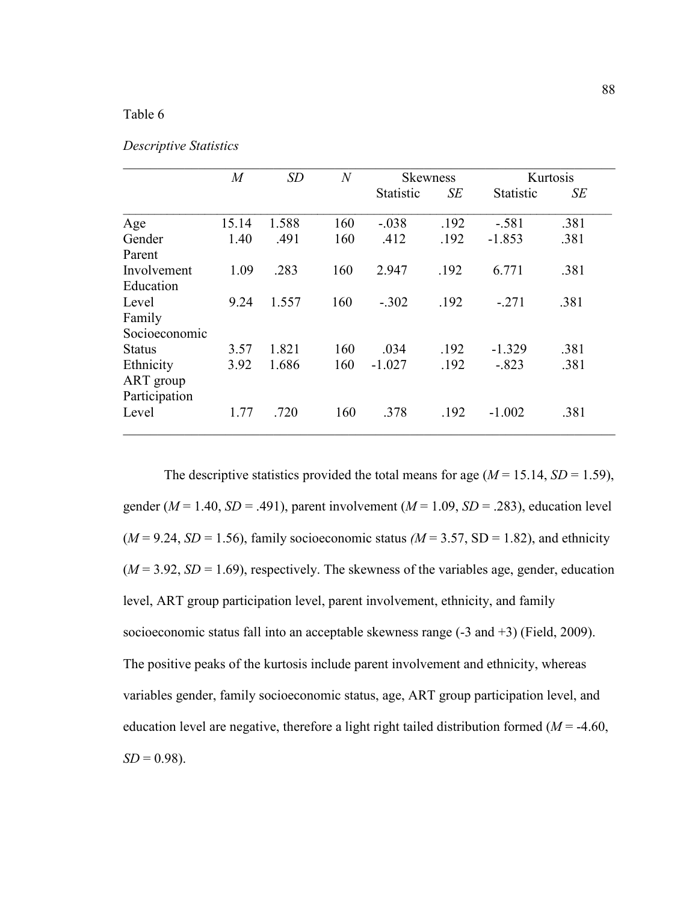Table 6

*Descriptive Statistics*

| | *M* | *SD* | *N* | Skewness | | Kurtosis | |
|---|---|---|---|---|---|---|---|
| | | | | Statistic | *SE* | Statistic | *SE* |
| Age | 15.14 | 1.588 | 160 | -.038 | .192 | -.581 | .381 |
| Gender | 1.40 | .491 | 160 | .412 | .192 | -1.853 | .381 |
| Parent Involvement | 1.09 | .283 | 160 | 2.947 | .192 | 6.771 | .381 |
| Education Level | 9.24 | 1.557 | 160 | -.302 | .192 | -.271 | .381 |
| Family Socioeconomic Status | 3.57 | 1.821 | 160 | .034 | .192 | -1.329 | .381 |
| Ethnicity | 3.92 | 1.686 | 160 | -1.027 | .192 | -.823 | .381 |
| ART group Participation Level | 1.77 | .720 | 160 | .378 | .192 | -1.002 | .381 |

The descriptive statistics provided the total means for age ($M$ = 15.14, $SD$ = 1.59), gender ($M$ = 1.40, $SD$ = .491), parent involvement ($M$ = 1.09, $SD$ = .283), education level ($M$ = 9.24, $SD$ = 1.56), family socioeconomic status ($M$ = 3.57, SD = 1.82), and ethnicity ($M$ = 3.92, $SD$ = 1.69), respectively. The skewness of the variables age, gender, education level, ART group participation level, parent involvement, ethnicity, and family socioeconomic status fall into an acceptable skewness range (-3 and +3) (Field, 2009). The positive peaks of the kurtosis include parent involvement and ethnicity, whereas variables gender, family socioeconomic status, age, ART group participation level, and education level are negative, therefore a light right tailed distribution formed ($M$ = -4.60, $SD$ = 0.98).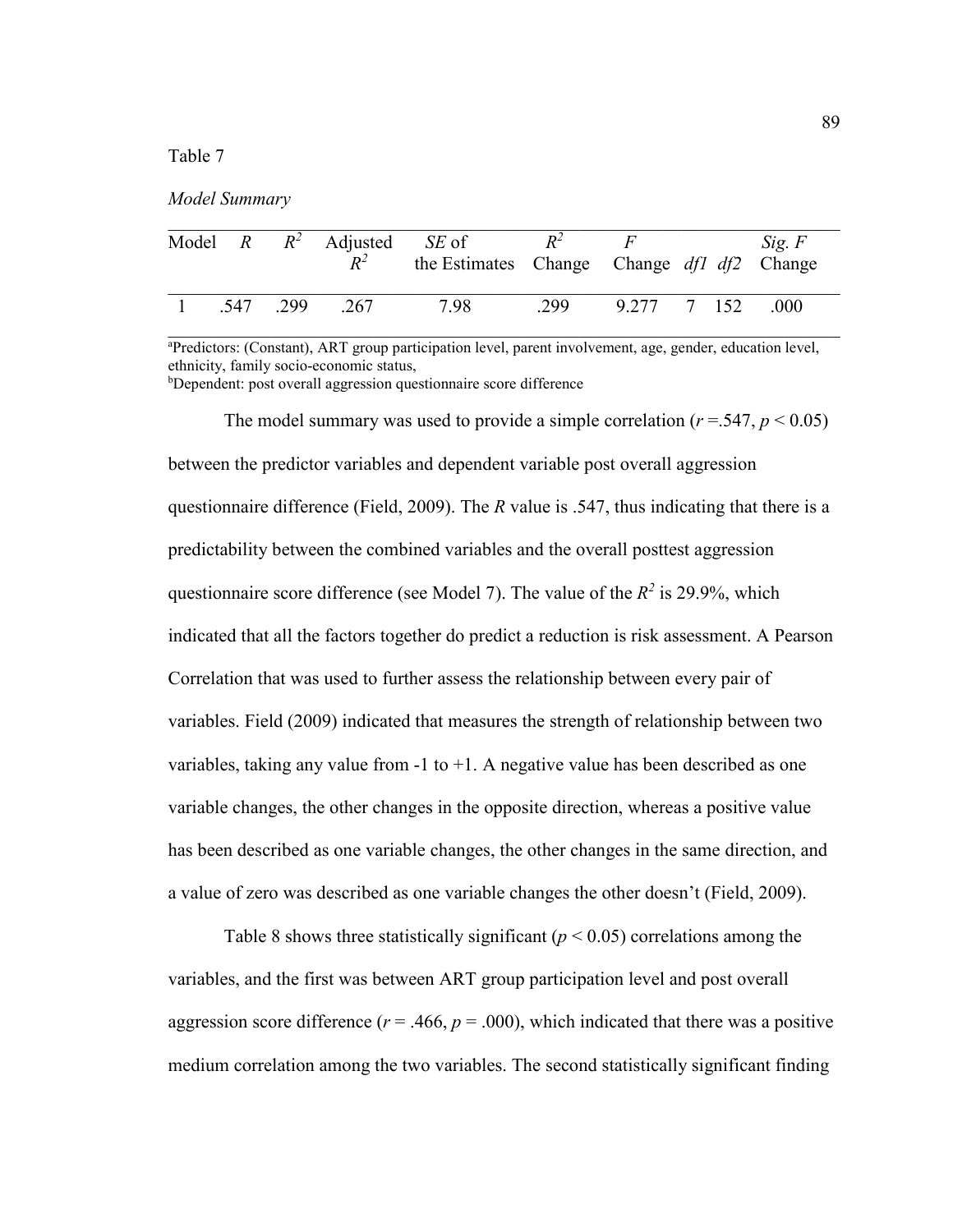Table 7

*Model Summary*

| Model | *R* | $R^2$ | Adjusted $R^2$ | *SE* of the Estimates | $R^2$ Change | *F* Change | *df1* | *df2* | *Sig. F* Change |
|---|---|---|---|---|---|---|---|---|---|
| 1 | .547 | .299 | .267 | 7.98 | .299 | 9.277 | 7 | 152 | .000 |

[a]Predictors: (Constant), ART group participation level, parent involvement, age, gender, education level, ethnicity, family socio-economic status,
[b]Dependent: post overall aggression questionnaire score difference

The model summary was used to provide a simple correlation ($r$ =.547, $p < 0.05$) between the predictor variables and dependent variable post overall aggression questionnaire difference (Field, 2009). The *R* value is .547, thus indicating that there is a predictability between the combined variables and the overall posttest aggression questionnaire score difference (see Model 7). The value of the $R^2$ is 29.9%, which indicated that all the factors together do predict a reduction is risk assessment. A Pearson Correlation that was used to further assess the relationship between every pair of variables. Field (2009) indicated that measures the strength of relationship between two variables, taking any value from -1 to +1. A negative value has been described as one variable changes, the other changes in the opposite direction, whereas a positive value has been described as one variable changes, the other changes in the same direction, and a value of zero was described as one variable changes the other doesn't (Field, 2009).

Table 8 shows three statistically significant ($p < 0.05$) correlations among the variables, and the first was between ART group participation level and post overall aggression score difference ($r$ = .466, $p$ = .000), which indicated that there was a positive medium correlation among the two variables. The second statistically significant finding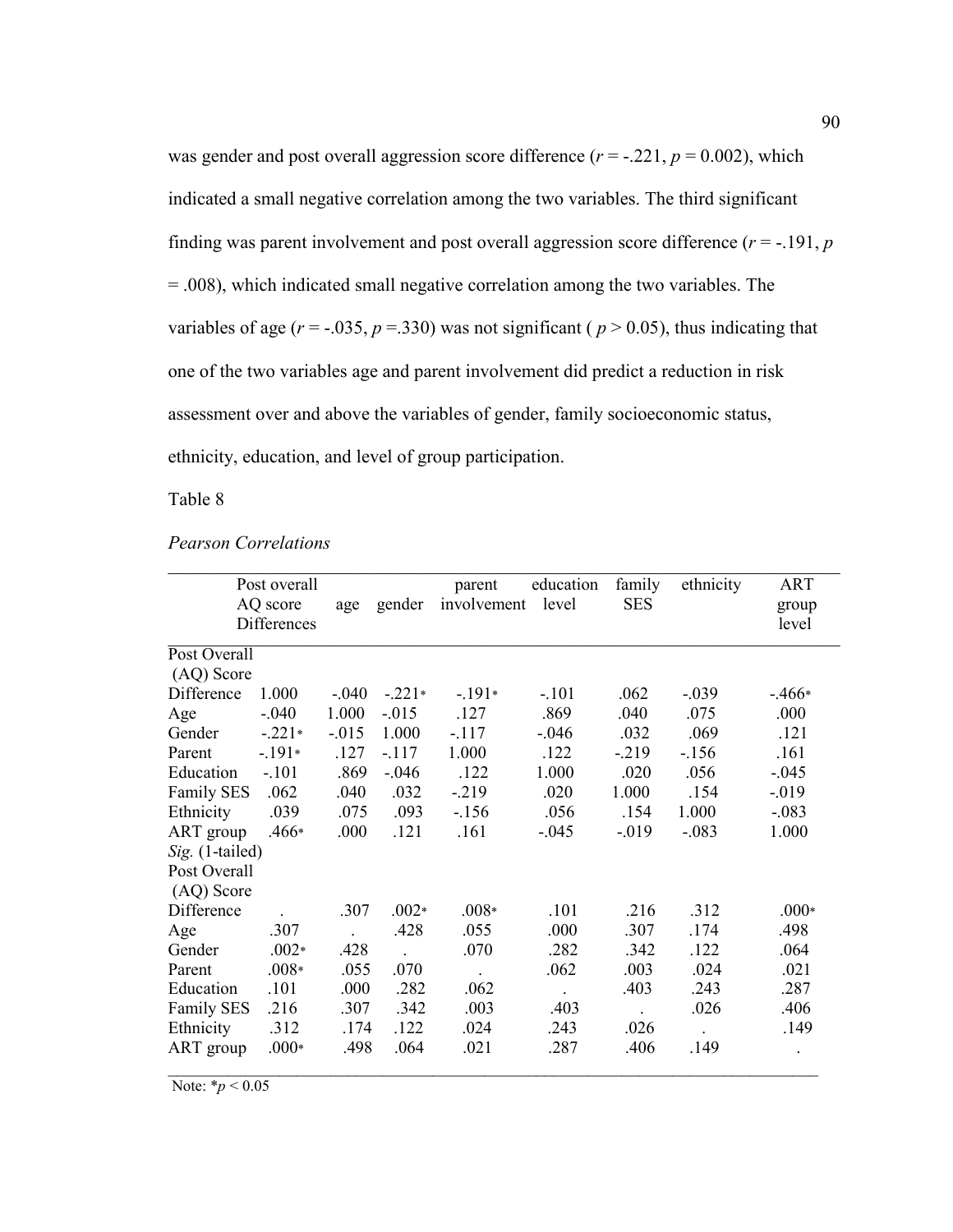was gender and post overall aggression score difference (*r* = -.221, *p* = 0.002), which indicated a small negative correlation among the two variables. The third significant finding was parent involvement and post overall aggression score difference (*r* = -.191, *p* = .008), which indicated small negative correlation among the two variables. The variables of age (*r* = -.035, *p* =.330) was not significant ( *p* > 0.05), thus indicating that one of the two variables age and parent involvement did predict a reduction in risk assessment over and above the variables of gender, family socioeconomic status, ethnicity, education, and level of group participation.

Table 8

*Pearson Correlations*

| | Post overall AQ score Differences | age | gender | parent involvement | education level | family SES | ethnicity | ART group level |
|---|---|---|---|---|---|---|---|---|
| Post Overall (AQ) Score Difference | 1.000 | -.040 | -.221* | -.191* | -.101 | .062 | -.039 | -.466* |
| Age | -.040 | 1.000 | -.015 | .127 | .869 | .040 | .075 | .000 |
| Gender | -.221* | -.015 | 1.000 | -.117 | -.046 | .032 | .069 | .121 |
| Parent | -.191* | .127 | -.117 | 1.000 | .122 | -.219 | -.156 | .161 |
| Education | -.101 | .869 | -.046 | .122 | 1.000 | .020 | .056 | -.045 |
| Family SES | .062 | .040 | .032 | -.219 | .020 | 1.000 | .154 | -.019 |
| Ethnicity | .039 | .075 | .093 | -.156 | .056 | .154 | 1.000 | -.083 |
| ART group | .466* | .000 | .121 | .161 | -.045 | -.019 | -.083 | 1.000 |
| *Sig.* (1-tailed) | | | | | | | | |
| Post Overall (AQ) Score Difference | . | .307 | .002* | .008* | .101 | .216 | .312 | .000* |
| Age | .307 | . | .428 | .055 | .000 | .307 | .174 | .498 |
| Gender | .002* | .428 | . | .070 | .282 | .342 | .122 | .064 |
| Parent | .008* | .055 | .070 | . | .062 | .003 | .024 | .021 |
| Education | .101 | .000 | .282 | .062 | . | .403 | .243 | .287 |
| Family SES | .216 | .307 | .342 | .003 | .403 | . | .026 | .406 |
| Ethnicity | .312 | .174 | .122 | .024 | .243 | .026 | . | .149 |
| ART group | .000* | .498 | .064 | .021 | .287 | .406 | .149 | . |

Note: \**p* < 0.05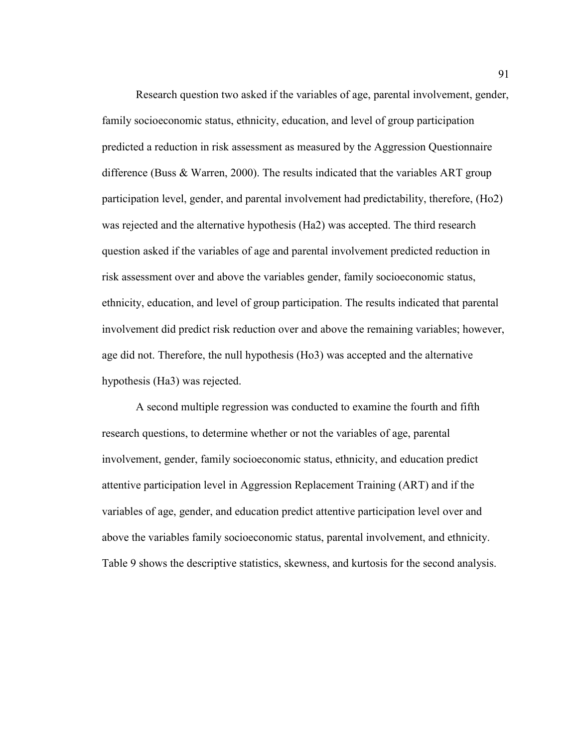Research question two asked if the variables of age, parental involvement, gender, family socioeconomic status, ethnicity, education, and level of group participation predicted a reduction in risk assessment as measured by the Aggression Questionnaire difference (Buss & Warren, 2000). The results indicated that the variables ART group participation level, gender, and parental involvement had predictability, therefore, (Ho2) was rejected and the alternative hypothesis (Ha2) was accepted. The third research question asked if the variables of age and parental involvement predicted reduction in risk assessment over and above the variables gender, family socioeconomic status, ethnicity, education, and level of group participation. The results indicated that parental involvement did predict risk reduction over and above the remaining variables; however, age did not. Therefore, the null hypothesis (Ho3) was accepted and the alternative hypothesis (Ha3) was rejected.

A second multiple regression was conducted to examine the fourth and fifth research questions, to determine whether or not the variables of age, parental involvement, gender, family socioeconomic status, ethnicity, and education predict attentive participation level in Aggression Replacement Training (ART) and if the variables of age, gender, and education predict attentive participation level over and above the variables family socioeconomic status, parental involvement, and ethnicity. Table 9 shows the descriptive statistics, skewness, and kurtosis for the second analysis.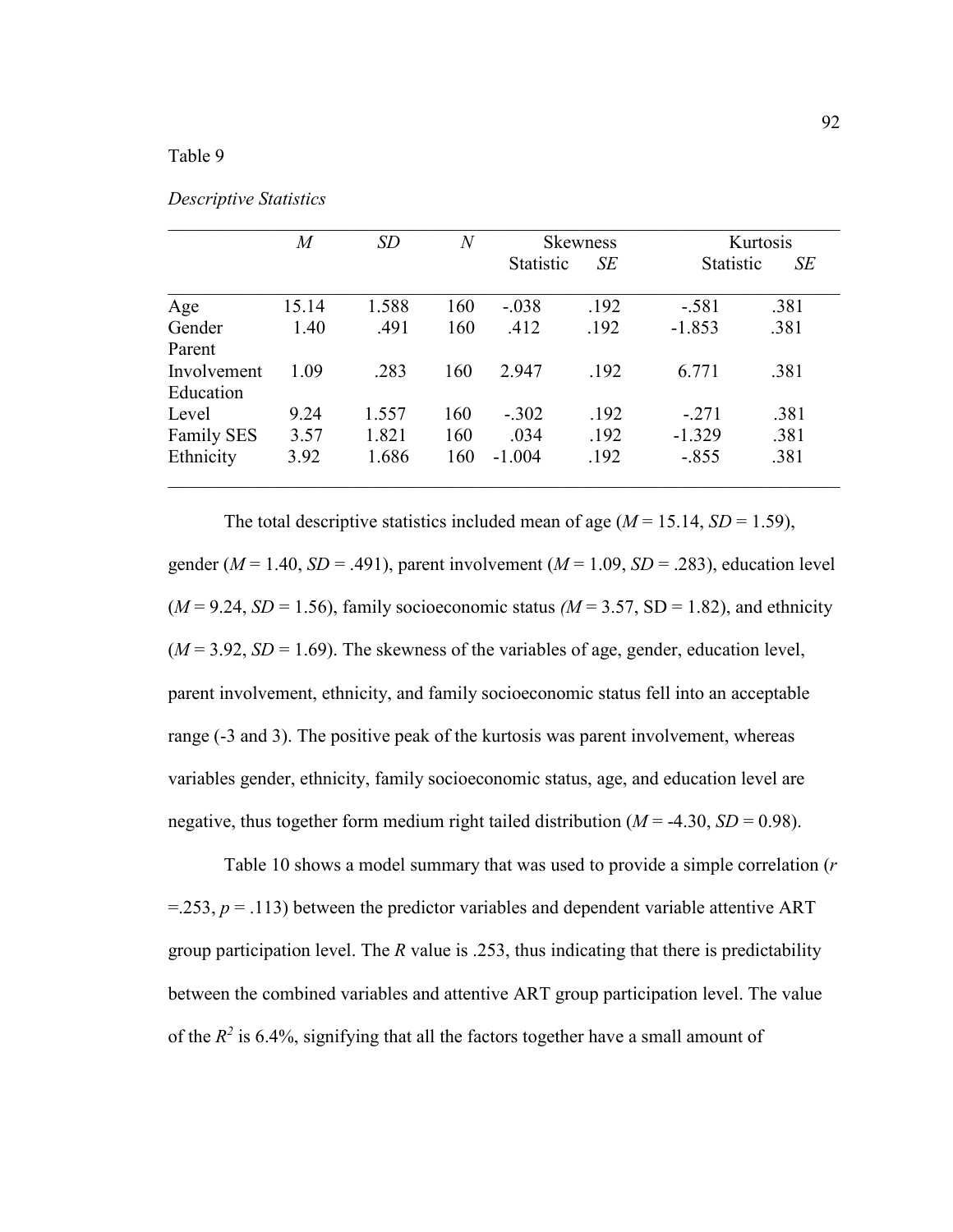Table 9

*Descriptive Statistics*

| | *M* | *SD* | *N* | Skewness | | Kurtosis | |
|---|---|---|---|---|---|---|---|
| | | | | Statistic | *SE* | Statistic | *SE* |
| Age | 15.14 | 1.588 | 160 | -.038 | .192 | -.581 | .381 |
| Gender | 1.40 | .491 | 160 | .412 | .192 | -1.853 | .381 |
| Parent Involvement | 1.09 | .283 | 160 | 2.947 | .192 | 6.771 | .381 |
| Education Level | 9.24 | 1.557 | 160 | -.302 | .192 | -.271 | .381 |
| Family SES | 3.57 | 1.821 | 160 | .034 | .192 | -1.329 | .381 |
| Ethnicity | 3.92 | 1.686 | 160 | -1.004 | .192 | -.855 | .381 |

The total descriptive statistics included mean of age (*M* = 15.14, *SD* = 1.59), gender (*M* = 1.40, *SD* = .491), parent involvement (*M* = 1.09, *SD* = .283), education level (*M* = 9.24, *SD* = 1.56), family socioeconomic status *(M* = 3.57, SD = 1.82), and ethnicity (*M* = 3.92, *SD* = 1.69). The skewness of the variables of age, gender, education level, parent involvement, ethnicity, and family socioeconomic status fell into an acceptable range (-3 and 3). The positive peak of the kurtosis was parent involvement, whereas variables gender, ethnicity, family socioeconomic status, age, and education level are negative, thus together form medium right tailed distribution (*M* = -4.30, *SD* = 0.98).

Table 10 shows a model summary that was used to provide a simple correlation (*r* =.253, *p* = .113) between the predictor variables and dependent variable attentive ART group participation level. The *R* value is .253, thus indicating that there is predictability between the combined variables and attentive ART group participation level. The value of the $R^2$ is 6.4%, signifying that all the factors together have a small amount of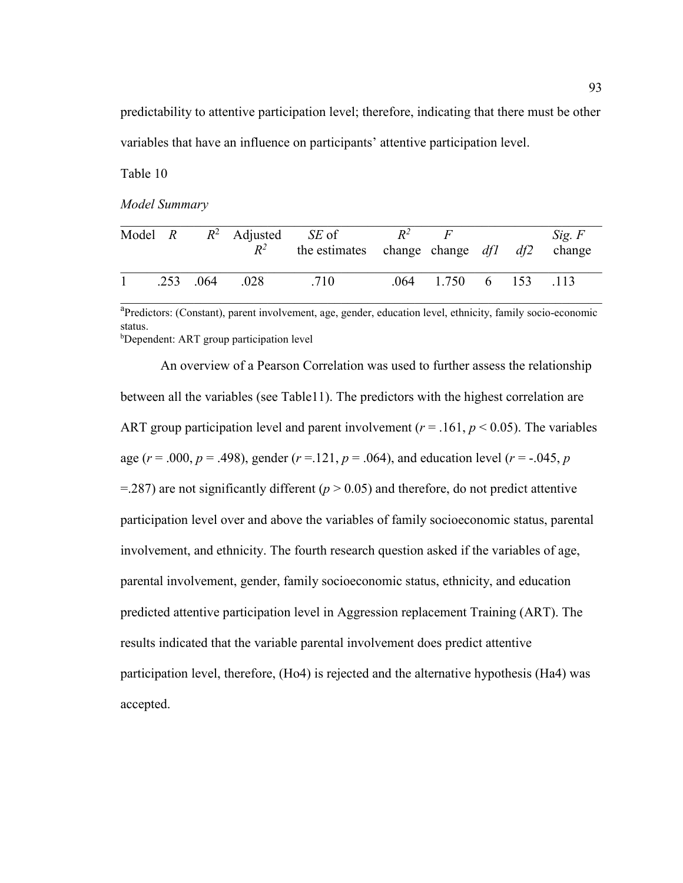predictability to attentive participation level; therefore, indicating that there must be other variables that have an influence on participants' attentive participation level.

Table 10

*Model Summary*

| Model | *R* | $R^2$ | Adjusted $R^2$ | *SE* of the estimates | $R^2$ change | *F* change | *df1* | *df2* | *Sig. F* change |
|---|---|---|---|---|---|---|---|---|---|
| 1 | .253 | .064 | .028 | .710 | .064 | 1.750 | 6 | 153 | .113 |

[a]Predictors: (Constant), parent involvement, age, gender, education level, ethnicity, family socio-economic status.
[b]Dependent: ART group participation level

An overview of a Pearson Correlation was used to further assess the relationship between all the variables (see Table11). The predictors with the highest correlation are ART group participation level and parent involvement ($r$ = .161, $p < 0.05$). The variables age ($r$ = .000, $p$ = .498), gender ($r$ =.121, $p$ = .064), and education level ($r$ = -.045, $p$ =.287) are not significantly different ($p > 0.05$) and therefore, do not predict attentive participation level over and above the variables of family socioeconomic status, parental involvement, and ethnicity. The fourth research question asked if the variables of age, parental involvement, gender, family socioeconomic status, ethnicity, and education predicted attentive participation level in Aggression replacement Training (ART). The results indicated that the variable parental involvement does predict attentive participation level, therefore, (Ho4) is rejected and the alternative hypothesis (Ha4) was accepted.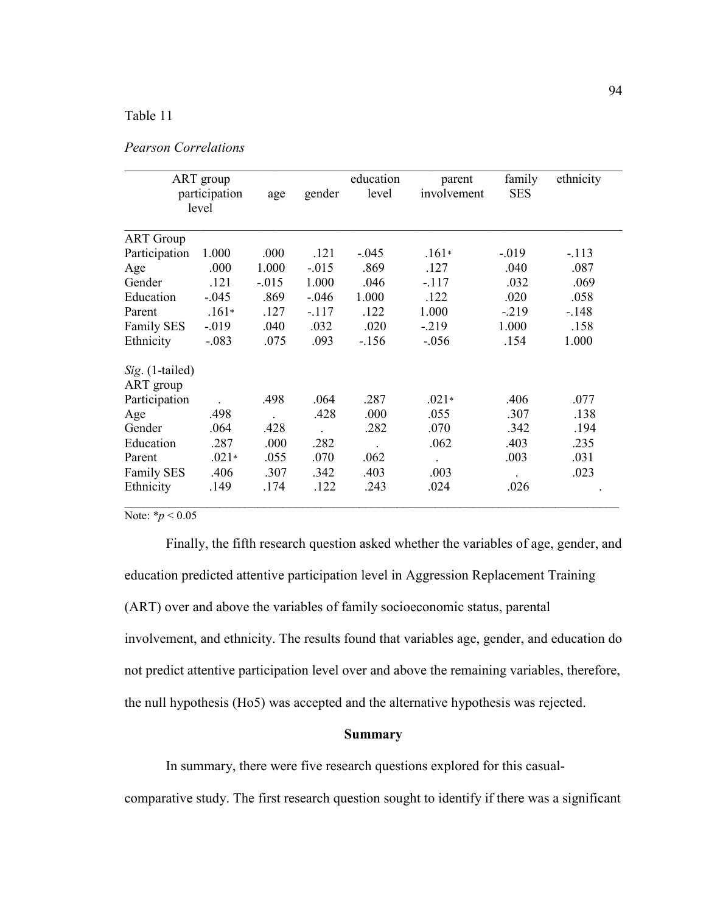Table 11

*Pearson Correlations*

| | ART group participation level | age | gender | education level | parent involvement | family SES | ethnicity |
|---|---|---|---|---|---|---|---|
| ART Group Participation | 1.000 | .000 | .121 | -.045 | .161* | -.019 | -.113 |
| Age | .000 | 1.000 | -.015 | .869 | .127 | .040 | .087 |
| Gender | .121 | -.015 | 1.000 | .046 | -.117 | .032 | .069 |
| Education | -.045 | .869 | -.046 | 1.000 | .122 | .020 | .058 |
| Parent | .161* | .127 | -.117 | .122 | 1.000 | -.219 | -.148 |
| Family SES | -.019 | .040 | .032 | .020 | -.219 | 1.000 | .158 |
| Ethnicity | -.083 | .075 | .093 | -.156 | -.056 | .154 | 1.000 |
| *Sig*. (1-tailed) | | | | | | | |
| ART group Participation | . | .498 | .064 | .287 | .021* | .406 | .077 |
| Age | .498 | . | .428 | .000 | .055 | .307 | .138 |
| Gender | .064 | .428 | . | .282 | .070 | .342 | .194 |
| Education | .287 | .000 | .282 | . | .062 | .403 | .235 |
| Parent | .021* | .055 | .070 | .062 | . | .003 | .031 |
| Family SES | .406 | .307 | .342 | .403 | .003 | . | .023 |
| Ethnicity | .149 | .174 | .122 | .243 | .024 | .026 | . |

Note: *$p < 0.05$

Finally, the fifth research question asked whether the variables of age, gender, and education predicted attentive participation level in Aggression Replacement Training (ART) over and above the variables of family socioeconomic status, parental involvement, and ethnicity. The results found that variables age, gender, and education do not predict attentive participation level over and above the remaining variables, therefore, the null hypothesis (Ho5) was accepted and the alternative hypothesis was rejected.

## Summary

In summary, there were five research questions explored for this casual-comparative study. The first research question sought to identify if there was a significant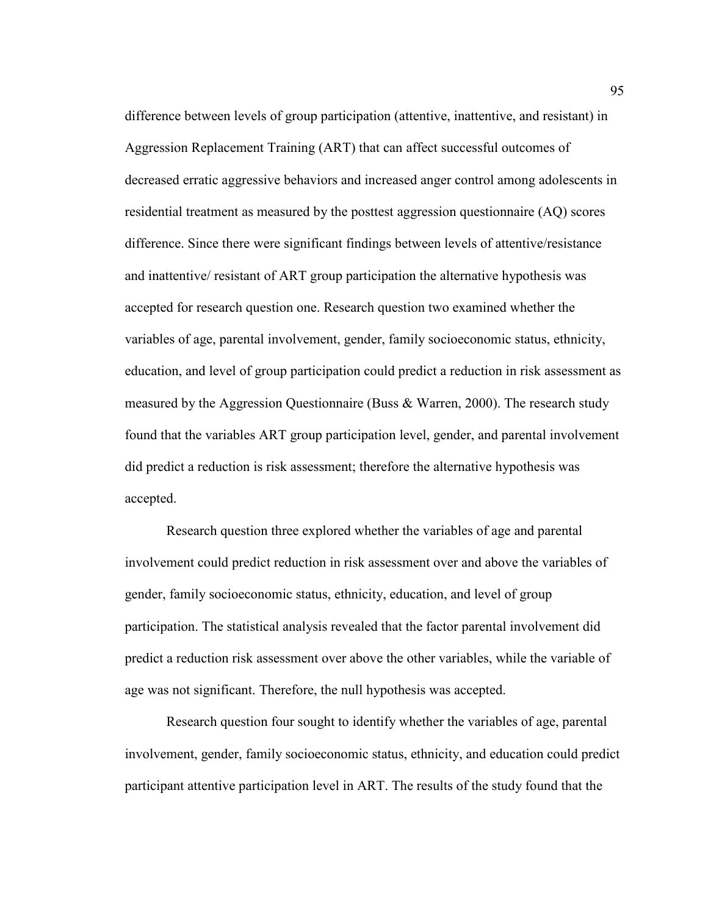difference between levels of group participation (attentive, inattentive, and resistant) in Aggression Replacement Training (ART) that can affect successful outcomes of decreased erratic aggressive behaviors and increased anger control among adolescents in residential treatment as measured by the posttest aggression questionnaire (AQ) scores difference. Since there were significant findings between levels of attentive/resistance and inattentive/ resistant of ART group participation the alternative hypothesis was accepted for research question one. Research question two examined whether the variables of age, parental involvement, gender, family socioeconomic status, ethnicity, education, and level of group participation could predict a reduction in risk assessment as measured by the Aggression Questionnaire (Buss & Warren, 2000). The research study found that the variables ART group participation level, gender, and parental involvement did predict a reduction is risk assessment; therefore the alternative hypothesis was accepted.

Research question three explored whether the variables of age and parental involvement could predict reduction in risk assessment over and above the variables of gender, family socioeconomic status, ethnicity, education, and level of group participation. The statistical analysis revealed that the factor parental involvement did predict a reduction risk assessment over above the other variables, while the variable of age was not significant. Therefore, the null hypothesis was accepted.

Research question four sought to identify whether the variables of age, parental involvement, gender, family socioeconomic status, ethnicity, and education could predict participant attentive participation level in ART. The results of the study found that the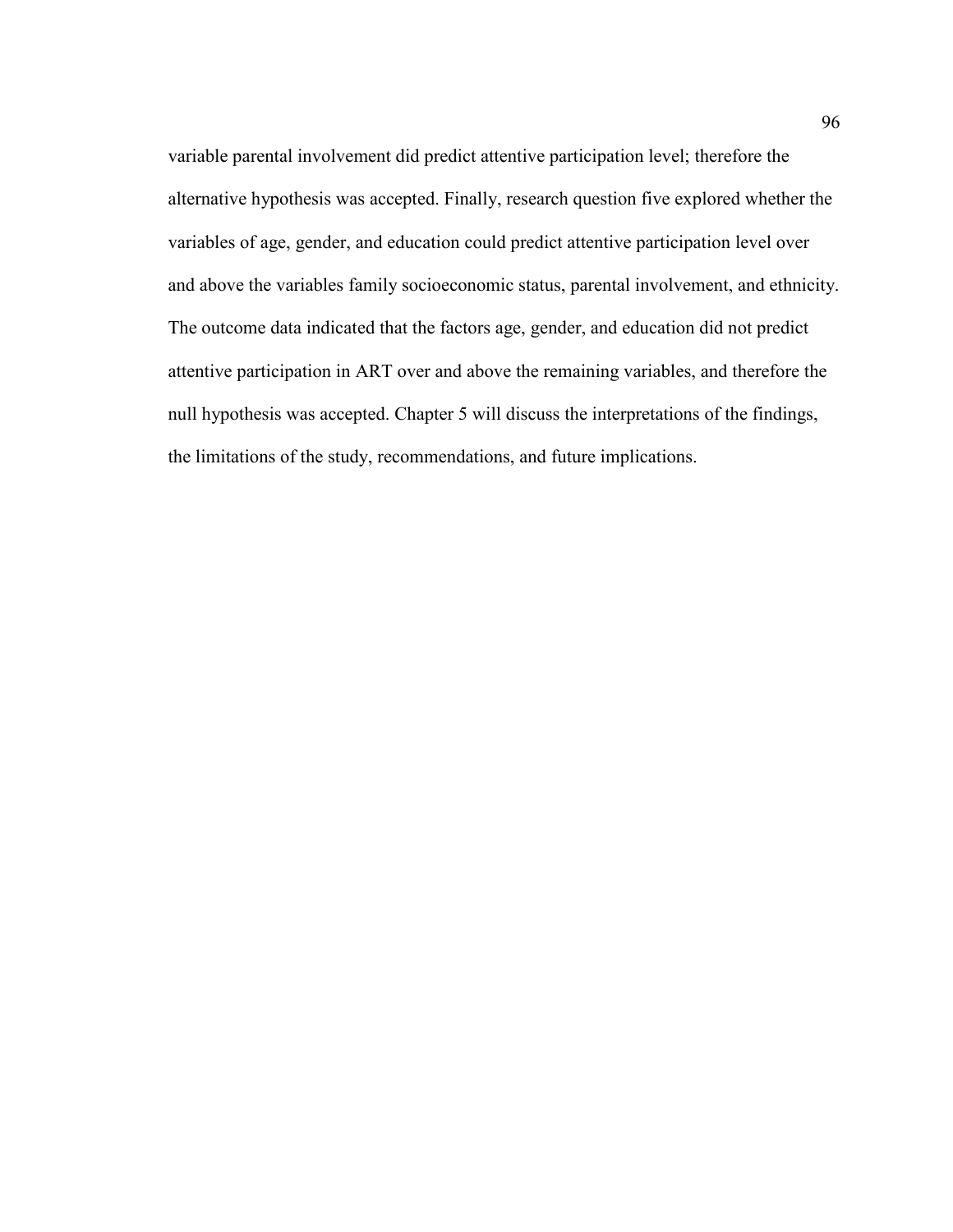variable parental involvement did predict attentive participation level; therefore the alternative hypothesis was accepted. Finally, research question five explored whether the variables of age, gender, and education could predict attentive participation level over and above the variables family socioeconomic status, parental involvement, and ethnicity. The outcome data indicated that the factors age, gender, and education did not predict attentive participation in ART over and above the remaining variables, and therefore the null hypothesis was accepted. Chapter 5 will discuss the interpretations of the findings, the limitations of the study, recommendations, and future implications.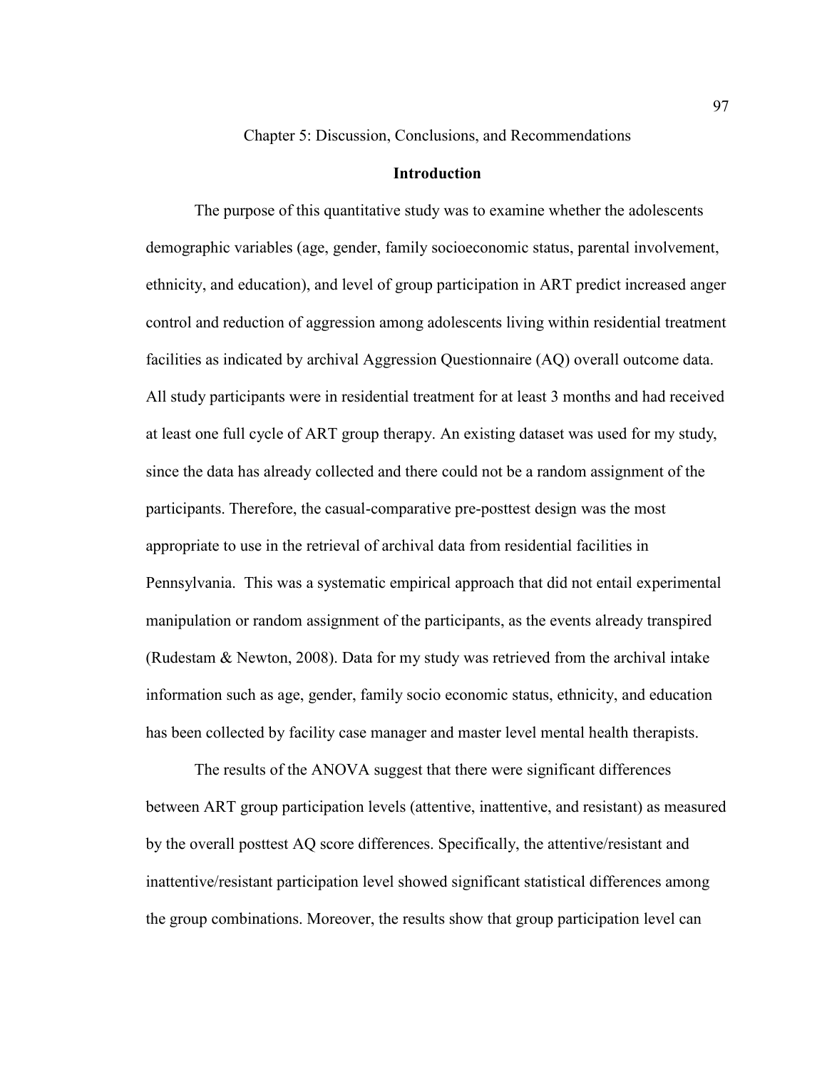# Chapter 5: Discussion, Conclusions, and Recommendations

## Introduction

The purpose of this quantitative study was to examine whether the adolescents demographic variables (age, gender, family socioeconomic status, parental involvement, ethnicity, and education), and level of group participation in ART predict increased anger control and reduction of aggression among adolescents living within residential treatment facilities as indicated by archival Aggression Questionnaire (AQ) overall outcome data. All study participants were in residential treatment for at least 3 months and had received at least one full cycle of ART group therapy. An existing dataset was used for my study, since the data has already collected and there could not be a random assignment of the participants. Therefore, the casual-comparative pre-posttest design was the most appropriate to use in the retrieval of archival data from residential facilities in Pennsylvania. This was a systematic empirical approach that did not entail experimental manipulation or random assignment of the participants, as the events already transpired (Rudestam & Newton, 2008). Data for my study was retrieved from the archival intake information such as age, gender, family socio economic status, ethnicity, and education has been collected by facility case manager and master level mental health therapists.

The results of the ANOVA suggest that there were significant differences between ART group participation levels (attentive, inattentive, and resistant) as measured by the overall posttest AQ score differences. Specifically, the attentive/resistant and inattentive/resistant participation level showed significant statistical differences among the group combinations. Moreover, the results show that group participation level can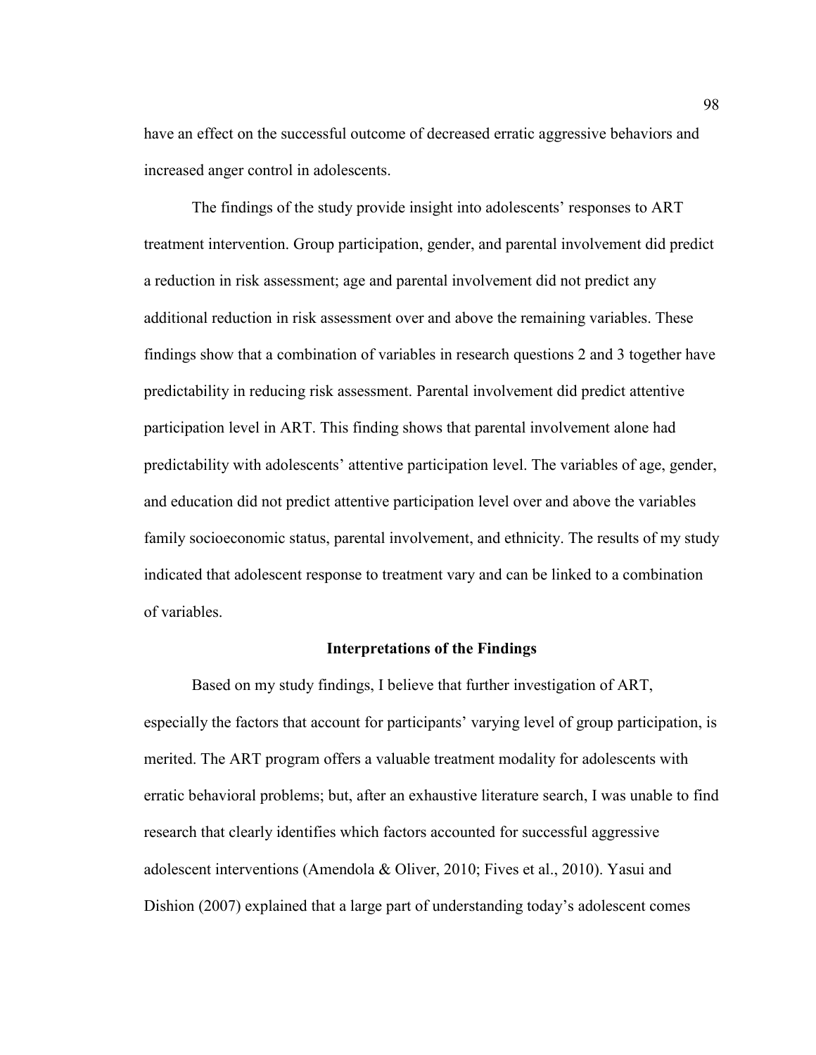have an effect on the successful outcome of decreased erratic aggressive behaviors and increased anger control in adolescents.

The findings of the study provide insight into adolescents' responses to ART treatment intervention. Group participation, gender, and parental involvement did predict a reduction in risk assessment; age and parental involvement did not predict any additional reduction in risk assessment over and above the remaining variables. These findings show that a combination of variables in research questions 2 and 3 together have predictability in reducing risk assessment. Parental involvement did predict attentive participation level in ART. This finding shows that parental involvement alone had predictability with adolescents' attentive participation level. The variables of age, gender, and education did not predict attentive participation level over and above the variables family socioeconomic status, parental involvement, and ethnicity. The results of my study indicated that adolescent response to treatment vary and can be linked to a combination of variables.

## Interpretations of the Findings

Based on my study findings, I believe that further investigation of ART, especially the factors that account for participants' varying level of group participation, is merited. The ART program offers a valuable treatment modality for adolescents with erratic behavioral problems; but, after an exhaustive literature search, I was unable to find research that clearly identifies which factors accounted for successful aggressive adolescent interventions (Amendola & Oliver, 2010; Fives et al., 2010). Yasui and Dishion (2007) explained that a large part of understanding today's adolescent comes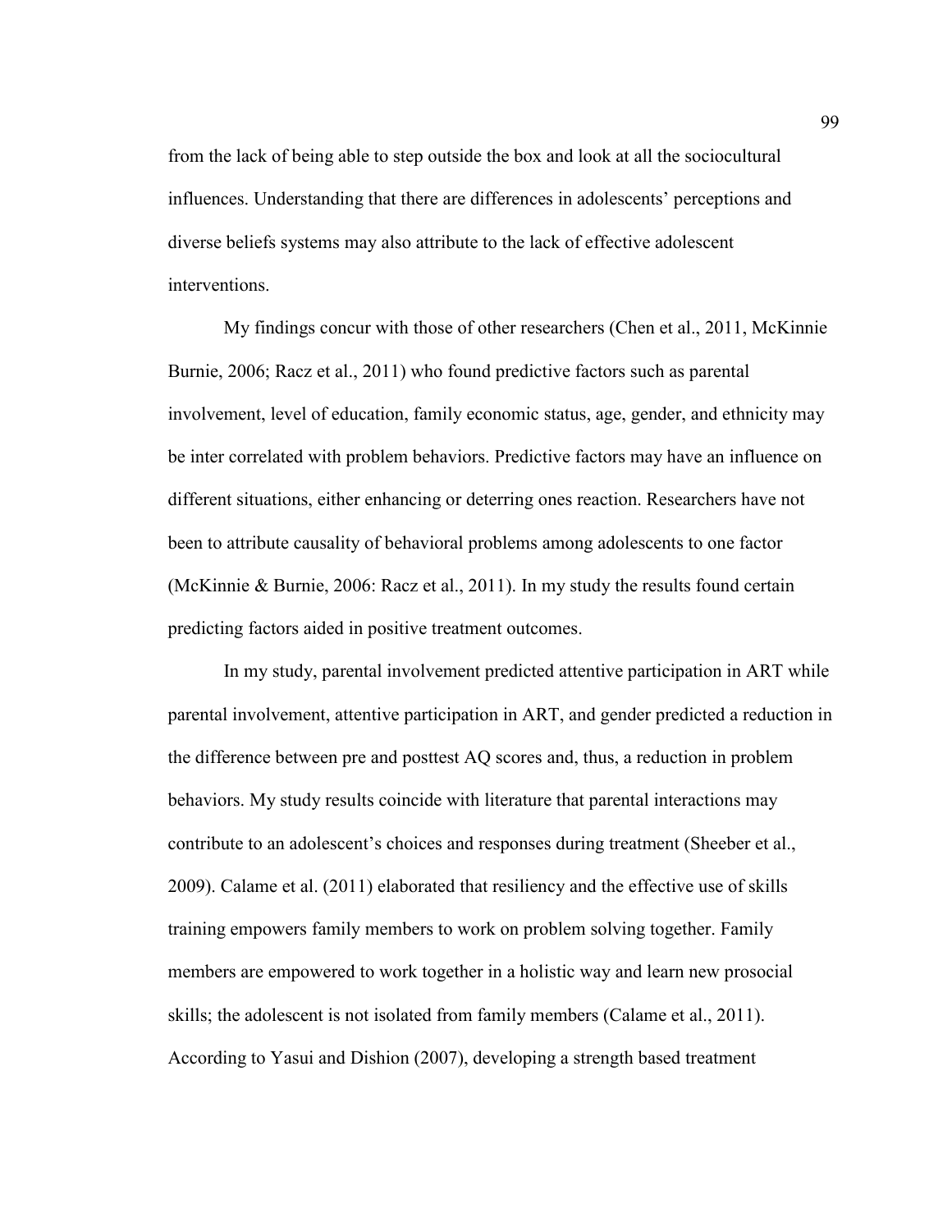from the lack of being able to step outside the box and look at all the sociocultural influences. Understanding that there are differences in adolescents' perceptions and diverse beliefs systems may also attribute to the lack of effective adolescent interventions.

My findings concur with those of other researchers (Chen et al., 2011, McKinnie Burnie, 2006; Racz et al., 2011) who found predictive factors such as parental involvement, level of education, family economic status, age, gender, and ethnicity may be inter correlated with problem behaviors. Predictive factors may have an influence on different situations, either enhancing or deterring ones reaction. Researchers have not been to attribute causality of behavioral problems among adolescents to one factor (McKinnie & Burnie, 2006: Racz et al., 2011). In my study the results found certain predicting factors aided in positive treatment outcomes.

In my study, parental involvement predicted attentive participation in ART while parental involvement, attentive participation in ART, and gender predicted a reduction in the difference between pre and posttest AQ scores and, thus, a reduction in problem behaviors. My study results coincide with literature that parental interactions may contribute to an adolescent's choices and responses during treatment (Sheeber et al., 2009). Calame et al. (2011) elaborated that resiliency and the effective use of skills training empowers family members to work on problem solving together. Family members are empowered to work together in a holistic way and learn new prosocial skills; the adolescent is not isolated from family members (Calame et al., 2011). According to Yasui and Dishion (2007), developing a strength based treatment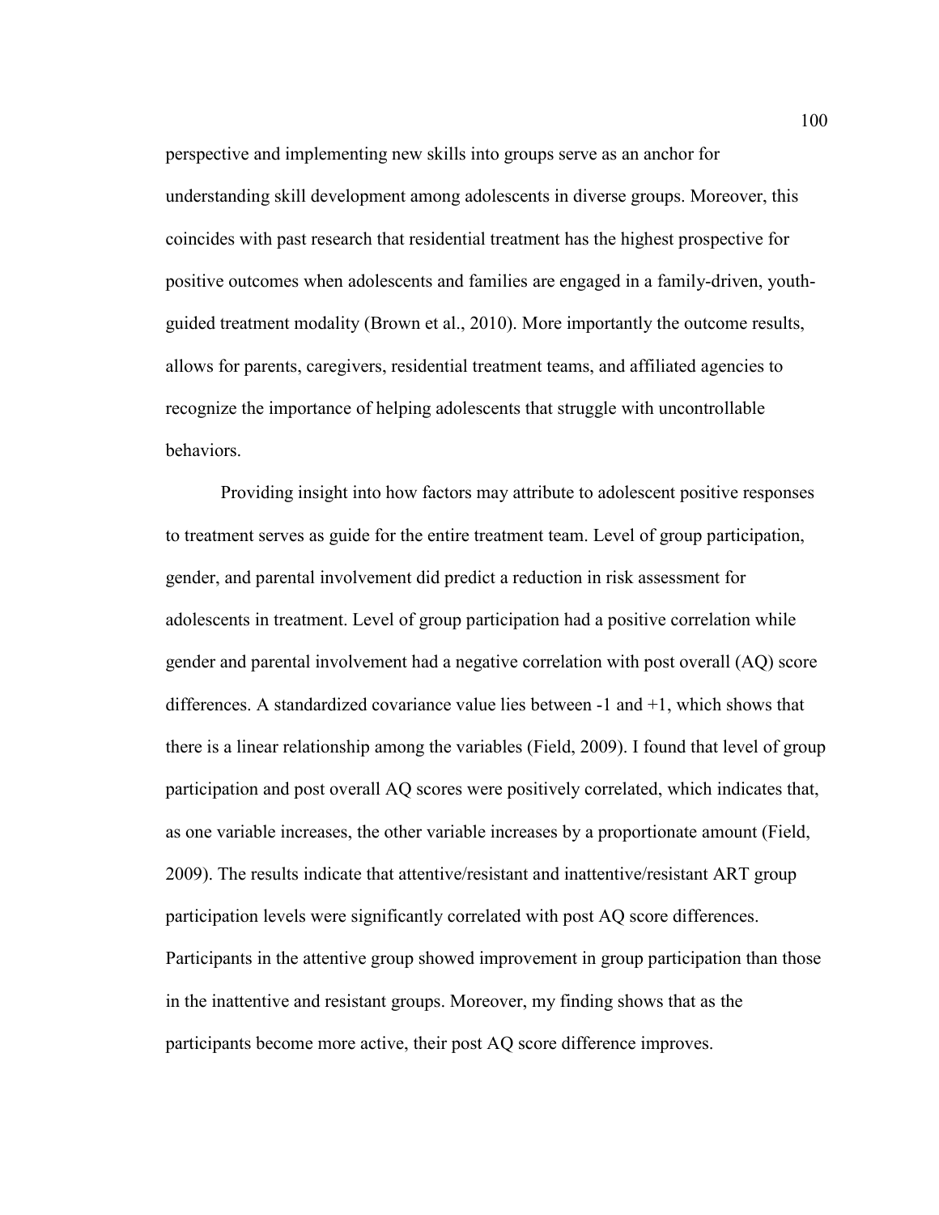perspective and implementing new skills into groups serve as an anchor for understanding skill development among adolescents in diverse groups. Moreover, this coincides with past research that residential treatment has the highest prospective for positive outcomes when adolescents and families are engaged in a family-driven, youth-guided treatment modality (Brown et al., 2010). More importantly the outcome results, allows for parents, caregivers, residential treatment teams, and affiliated agencies to recognize the importance of helping adolescents that struggle with uncontrollable behaviors.

Providing insight into how factors may attribute to adolescent positive responses to treatment serves as guide for the entire treatment team. Level of group participation, gender, and parental involvement did predict a reduction in risk assessment for adolescents in treatment. Level of group participation had a positive correlation while gender and parental involvement had a negative correlation with post overall (AQ) score differences. A standardized covariance value lies between -1 and +1, which shows that there is a linear relationship among the variables (Field, 2009). I found that level of group participation and post overall AQ scores were positively correlated, which indicates that, as one variable increases, the other variable increases by a proportionate amount (Field, 2009). The results indicate that attentive/resistant and inattentive/resistant ART group participation levels were significantly correlated with post AQ score differences. Participants in the attentive group showed improvement in group participation than those in the inattentive and resistant groups. Moreover, my finding shows that as the participants become more active, their post AQ score difference improves.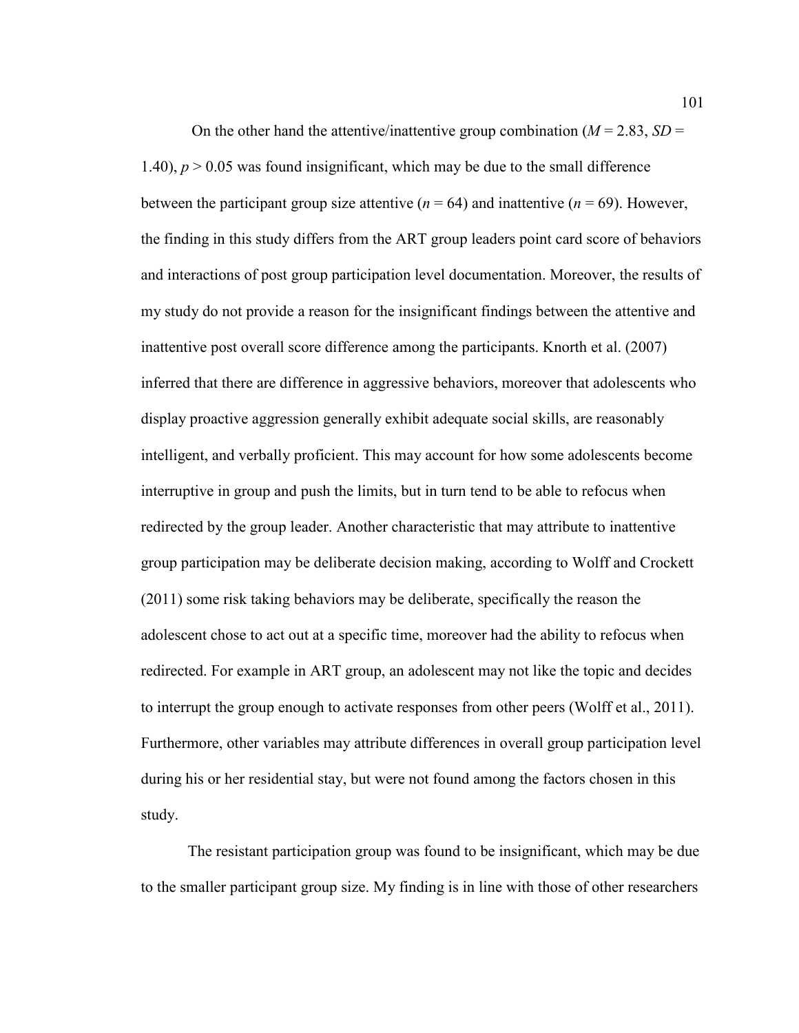On the other hand the attentive/inattentive group combination ($M$ = 2.83, $SD$ = 1.40), $p > 0.05$ was found insignificant, which may be due to the small difference between the participant group size attentive ($n$ = 64) and inattentive ($n$ = 69). However, the finding in this study differs from the ART group leaders point card score of behaviors and interactions of post group participation level documentation. Moreover, the results of my study do not provide a reason for the insignificant findings between the attentive and inattentive post overall score difference among the participants. Knorth et al. (2007) inferred that there are difference in aggressive behaviors, moreover that adolescents who display proactive aggression generally exhibit adequate social skills, are reasonably intelligent, and verbally proficient. This may account for how some adolescents become interruptive in group and push the limits, but in turn tend to be able to refocus when redirected by the group leader. Another characteristic that may attribute to inattentive group participation may be deliberate decision making, according to Wolff and Crockett (2011) some risk taking behaviors may be deliberate, specifically the reason the adolescent chose to act out at a specific time, moreover had the ability to refocus when redirected. For example in ART group, an adolescent may not like the topic and decides to interrupt the group enough to activate responses from other peers (Wolff et al., 2011). Furthermore, other variables may attribute differences in overall group participation level during his or her residential stay, but were not found among the factors chosen in this study.

The resistant participation group was found to be insignificant, which may be due to the smaller participant group size. My finding is in line with those of other researchers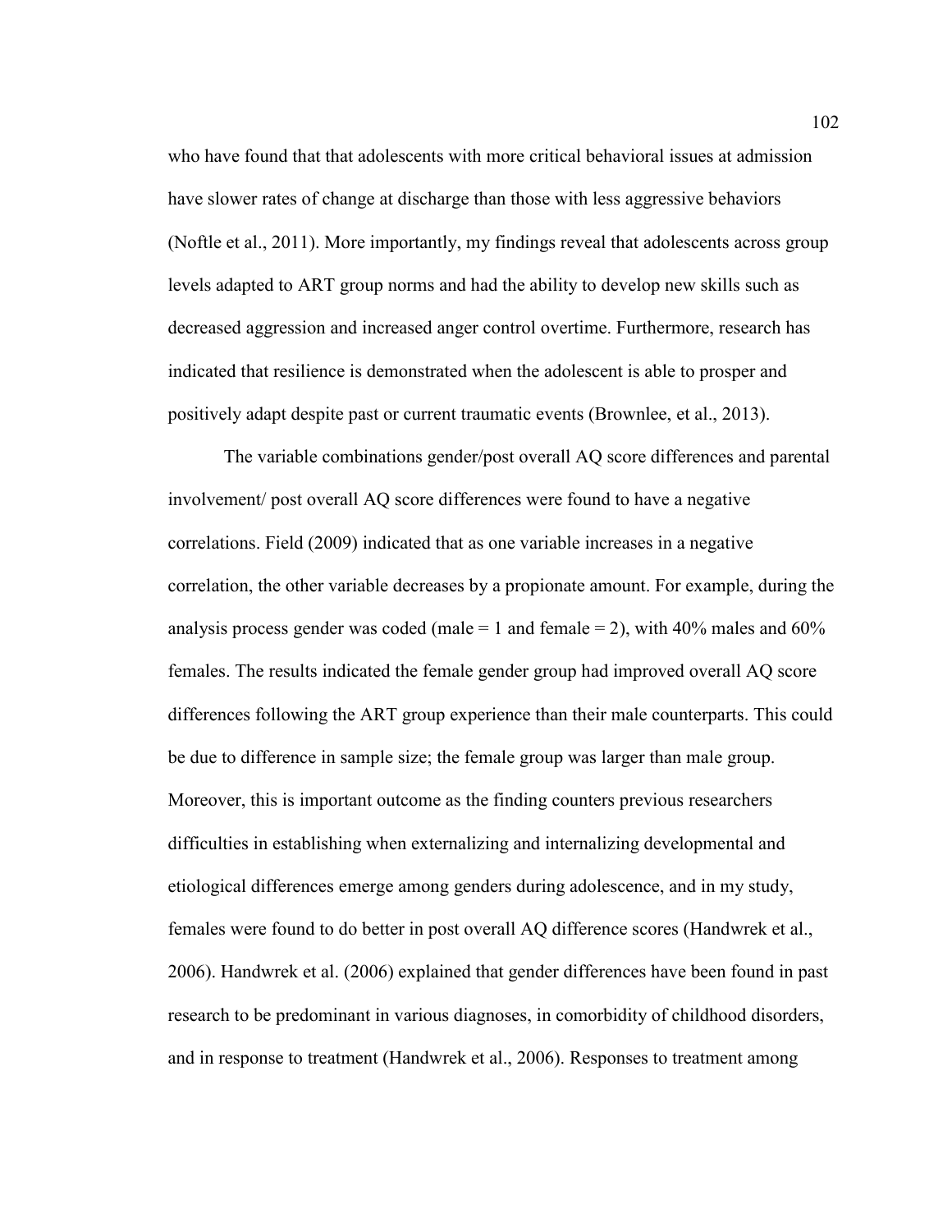who have found that that adolescents with more critical behavioral issues at admission have slower rates of change at discharge than those with less aggressive behaviors (Noftle et al., 2011). More importantly, my findings reveal that adolescents across group levels adapted to ART group norms and had the ability to develop new skills such as decreased aggression and increased anger control overtime. Furthermore, research has indicated that resilience is demonstrated when the adolescent is able to prosper and positively adapt despite past or current traumatic events (Brownlee, et al., 2013).

The variable combinations gender/post overall AQ score differences and parental involvement/ post overall AQ score differences were found to have a negative correlations. Field (2009) indicated that as one variable increases in a negative correlation, the other variable decreases by a propionate amount. For example, during the analysis process gender was coded (male = 1 and female = 2), with 40% males and 60% females. The results indicated the female gender group had improved overall AQ score differences following the ART group experience than their male counterparts. This could be due to difference in sample size; the female group was larger than male group. Moreover, this is important outcome as the finding counters previous researchers difficulties in establishing when externalizing and internalizing developmental and etiological differences emerge among genders during adolescence, and in my study, females were found to do better in post overall AQ difference scores (Handwrek et al., 2006). Handwrek et al. (2006) explained that gender differences have been found in past research to be predominant in various diagnoses, in comorbidity of childhood disorders, and in response to treatment (Handwrek et al., 2006). Responses to treatment among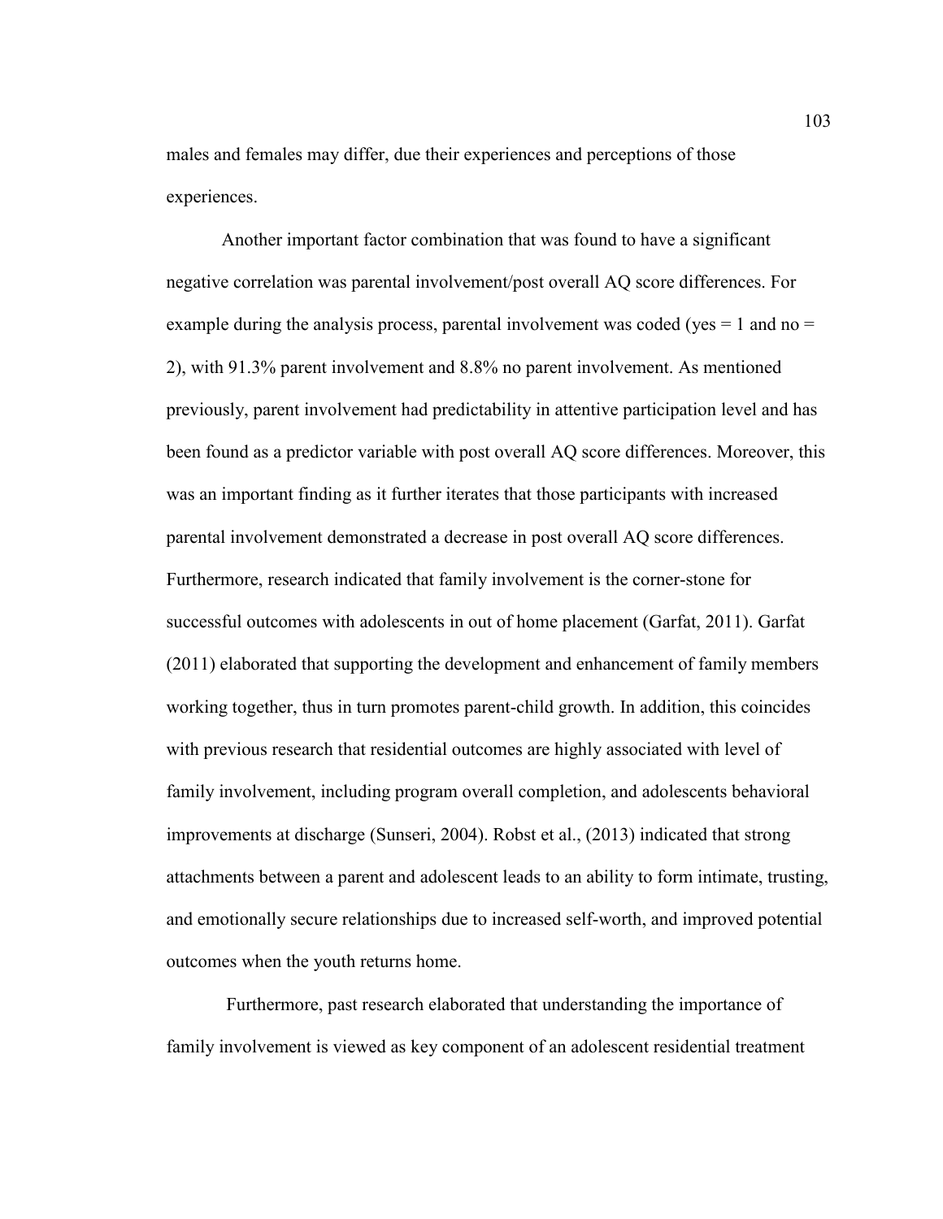males and females may differ, due their experiences and perceptions of those experiences.

Another important factor combination that was found to have a significant negative correlation was parental involvement/post overall AQ score differences. For example during the analysis process, parental involvement was coded (yes = 1 and no = 2), with 91.3% parent involvement and 8.8% no parent involvement. As mentioned previously, parent involvement had predictability in attentive participation level and has been found as a predictor variable with post overall AQ score differences. Moreover, this was an important finding as it further iterates that those participants with increased parental involvement demonstrated a decrease in post overall AQ score differences. Furthermore, research indicated that family involvement is the corner-stone for successful outcomes with adolescents in out of home placement (Garfat, 2011). Garfat (2011) elaborated that supporting the development and enhancement of family members working together, thus in turn promotes parent-child growth. In addition, this coincides with previous research that residential outcomes are highly associated with level of family involvement, including program overall completion, and adolescents behavioral improvements at discharge (Sunseri, 2004). Robst et al., (2013) indicated that strong attachments between a parent and adolescent leads to an ability to form intimate, trusting, and emotionally secure relationships due to increased self-worth, and improved potential outcomes when the youth returns home.

Furthermore, past research elaborated that understanding the importance of family involvement is viewed as key component of an adolescent residential treatment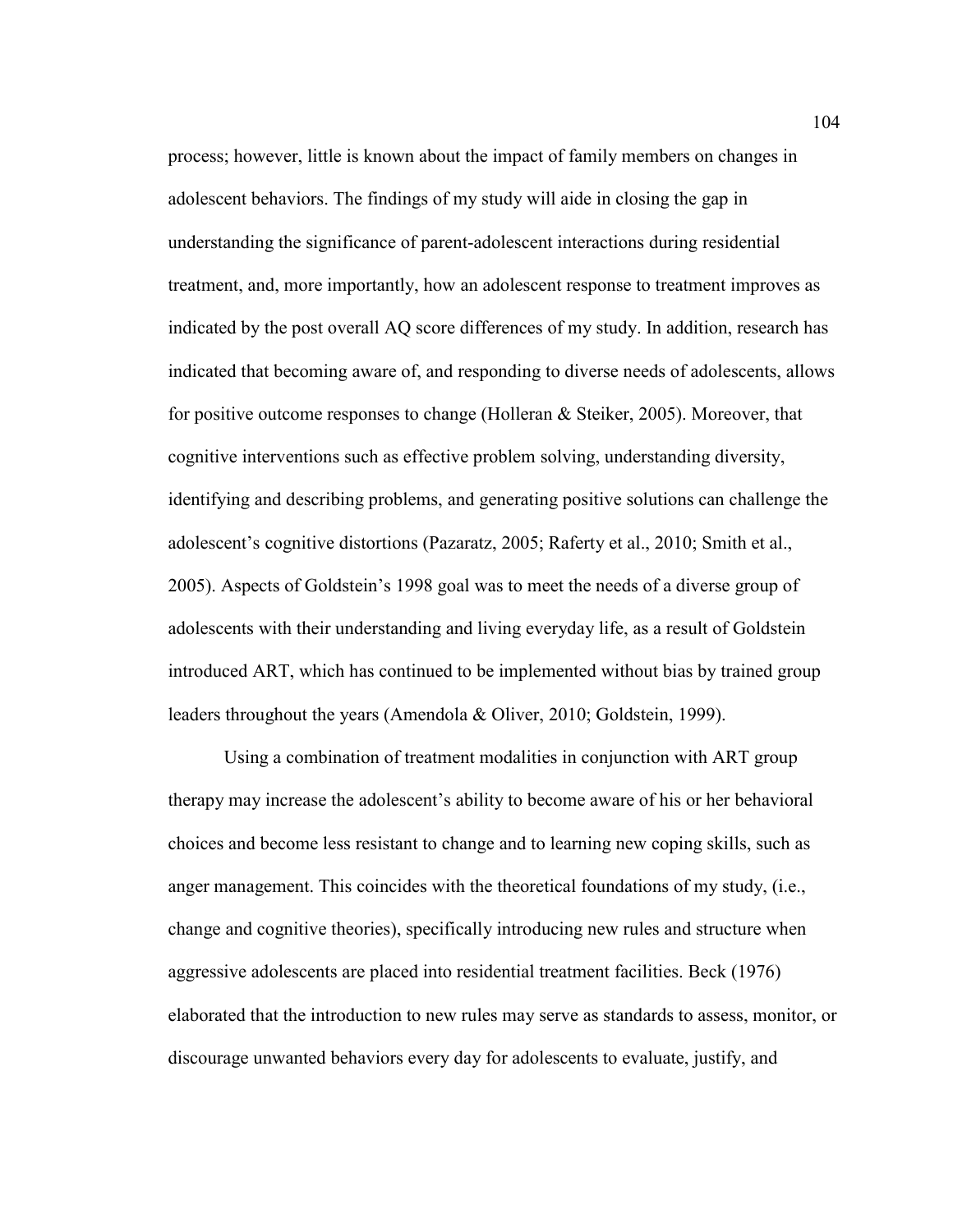process; however, little is known about the impact of family members on changes in adolescent behaviors. The findings of my study will aide in closing the gap in understanding the significance of parent-adolescent interactions during residential treatment, and, more importantly, how an adolescent response to treatment improves as indicated by the post overall AQ score differences of my study. In addition, research has indicated that becoming aware of, and responding to diverse needs of adolescents, allows for positive outcome responses to change (Holleran & Steiker, 2005). Moreover, that cognitive interventions such as effective problem solving, understanding diversity, identifying and describing problems, and generating positive solutions can challenge the adolescent's cognitive distortions (Pazaratz, 2005; Raferty et al., 2010; Smith et al., 2005). Aspects of Goldstein's 1998 goal was to meet the needs of a diverse group of adolescents with their understanding and living everyday life, as a result of Goldstein introduced ART, which has continued to be implemented without bias by trained group leaders throughout the years (Amendola & Oliver, 2010; Goldstein, 1999).

Using a combination of treatment modalities in conjunction with ART group therapy may increase the adolescent's ability to become aware of his or her behavioral choices and become less resistant to change and to learning new coping skills, such as anger management. This coincides with the theoretical foundations of my study, (i.e., change and cognitive theories), specifically introducing new rules and structure when aggressive adolescents are placed into residential treatment facilities. Beck (1976) elaborated that the introduction to new rules may serve as standards to assess, monitor, or discourage unwanted behaviors every day for adolescents to evaluate, justify, and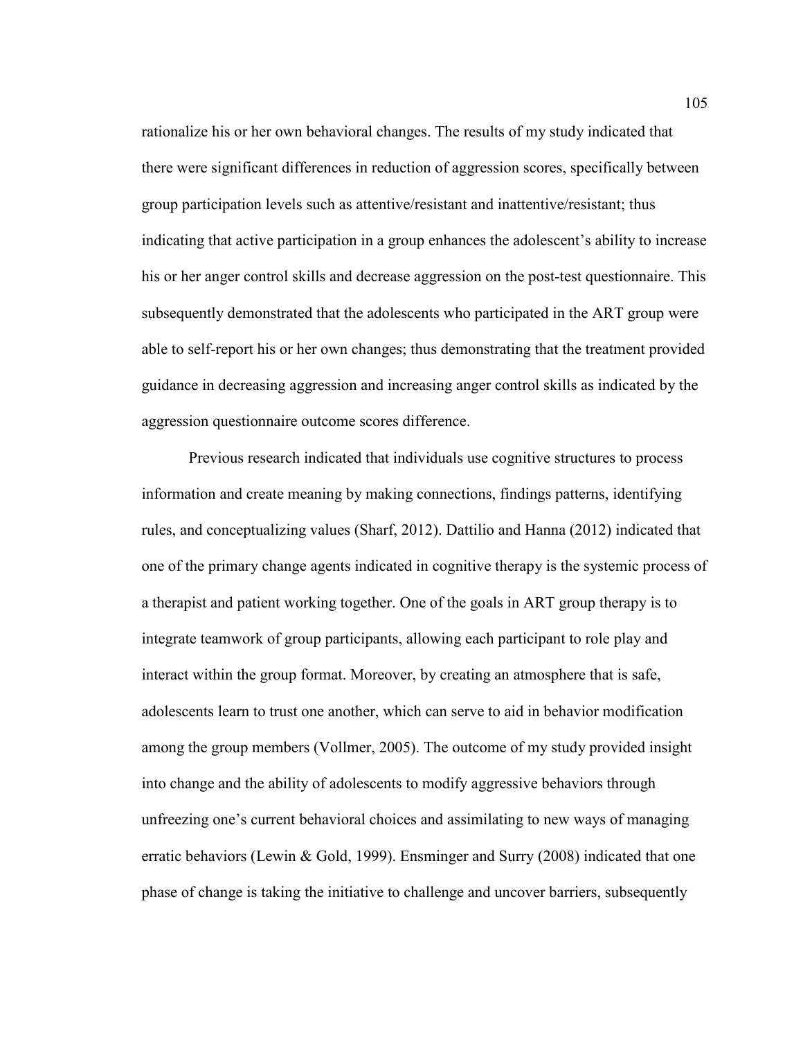rationalize his or her own behavioral changes. The results of my study indicated that there were significant differences in reduction of aggression scores, specifically between group participation levels such as attentive/resistant and inattentive/resistant; thus indicating that active participation in a group enhances the adolescent's ability to increase his or her anger control skills and decrease aggression on the post-test questionnaire. This subsequently demonstrated that the adolescents who participated in the ART group were able to self-report his or her own changes; thus demonstrating that the treatment provided guidance in decreasing aggression and increasing anger control skills as indicated by the aggression questionnaire outcome scores difference.

Previous research indicated that individuals use cognitive structures to process information and create meaning by making connections, findings patterns, identifying rules, and conceptualizing values (Sharf, 2012). Dattilio and Hanna (2012) indicated that one of the primary change agents indicated in cognitive therapy is the systemic process of a therapist and patient working together. One of the goals in ART group therapy is to integrate teamwork of group participants, allowing each participant to role play and interact within the group format. Moreover, by creating an atmosphere that is safe, adolescents learn to trust one another, which can serve to aid in behavior modification among the group members (Vollmer, 2005). The outcome of my study provided insight into change and the ability of adolescents to modify aggressive behaviors through unfreezing one's current behavioral choices and assimilating to new ways of managing erratic behaviors (Lewin & Gold, 1999). Ensminger and Surry (2008) indicated that one phase of change is taking the initiative to challenge and uncover barriers, subsequently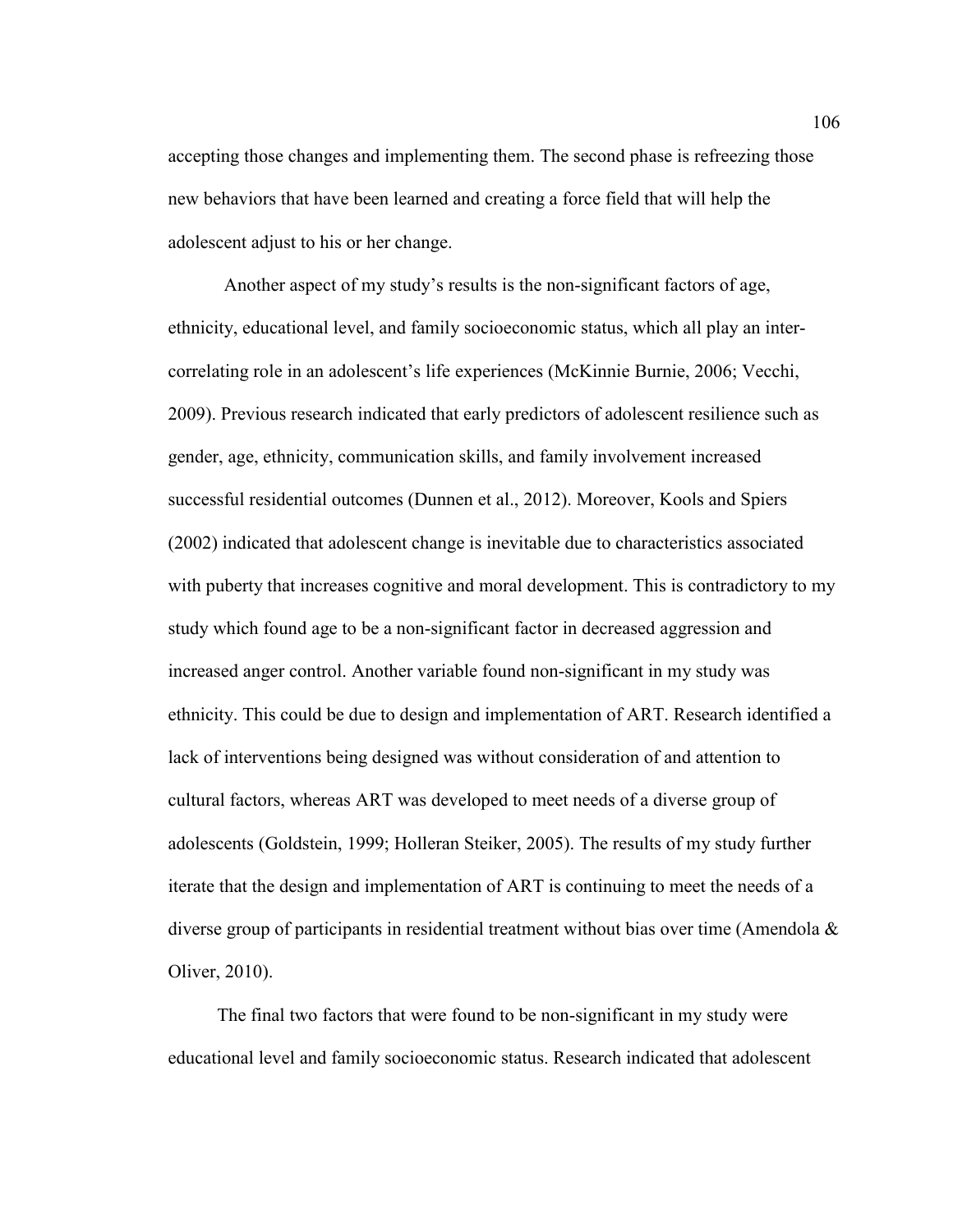accepting those changes and implementing them. The second phase is refreezing those new behaviors that have been learned and creating a force field that will help the adolescent adjust to his or her change.

Another aspect of my study's results is the non-significant factors of age, ethnicity, educational level, and family socioeconomic status, which all play an inter-correlating role in an adolescent's life experiences (McKinnie Burnie, 2006; Vecchi, 2009). Previous research indicated that early predictors of adolescent resilience such as gender, age, ethnicity, communication skills, and family involvement increased successful residential outcomes (Dunnen et al., 2012). Moreover, Kools and Spiers (2002) indicated that adolescent change is inevitable due to characteristics associated with puberty that increases cognitive and moral development. This is contradictory to my study which found age to be a non-significant factor in decreased aggression and increased anger control. Another variable found non-significant in my study was ethnicity. This could be due to design and implementation of ART. Research identified a lack of interventions being designed was without consideration of and attention to cultural factors, whereas ART was developed to meet needs of a diverse group of adolescents (Goldstein, 1999; Holleran Steiker, 2005). The results of my study further iterate that the design and implementation of ART is continuing to meet the needs of a diverse group of participants in residential treatment without bias over time (Amendola & Oliver, 2010).

The final two factors that were found to be non-significant in my study were educational level and family socioeconomic status. Research indicated that adolescent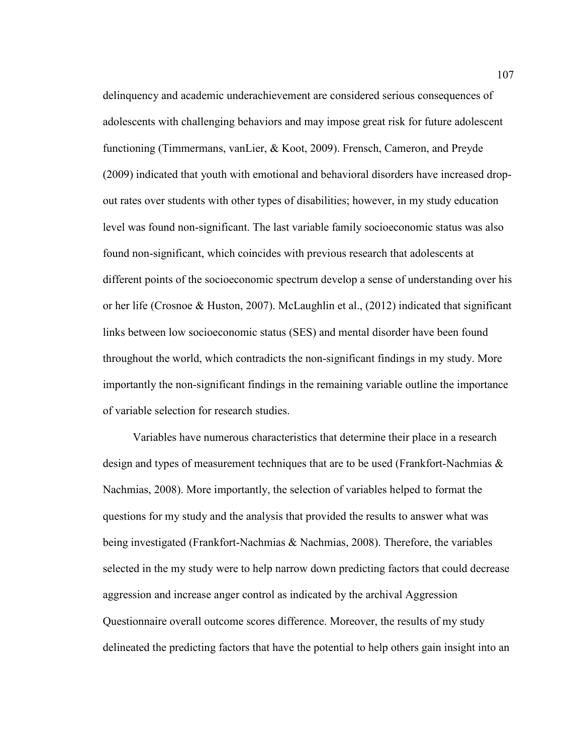delinquency and academic underachievement are considered serious consequences of adolescents with challenging behaviors and may impose great risk for future adolescent functioning (Timmermans, vanLier, & Koot, 2009). Frensch, Cameron, and Preyde (2009) indicated that youth with emotional and behavioral disorders have increased drop-out rates over students with other types of disabilities; however, in my study education level was found non-significant. The last variable family socioeconomic status was also found non-significant, which coincides with previous research that adolescents at different points of the socioeconomic spectrum develop a sense of understanding over his or her life (Crosnoe & Huston, 2007). McLaughlin et al., (2012) indicated that significant links between low socioeconomic status (SES) and mental disorder have been found throughout the world, which contradicts the non-significant findings in my study. More importantly the non-significant findings in the remaining variable outline the importance of variable selection for research studies.

Variables have numerous characteristics that determine their place in a research design and types of measurement techniques that are to be used (Frankfort-Nachmias & Nachmias, 2008). More importantly, the selection of variables helped to format the questions for my study and the analysis that provided the results to answer what was being investigated (Frankfort-Nachmias & Nachmias, 2008). Therefore, the variables selected in the my study were to help narrow down predicting factors that could decrease aggression and increase anger control as indicated by the archival Aggression Questionnaire overall outcome scores difference. Moreover, the results of my study delineated the predicting factors that have the potential to help others gain insight into an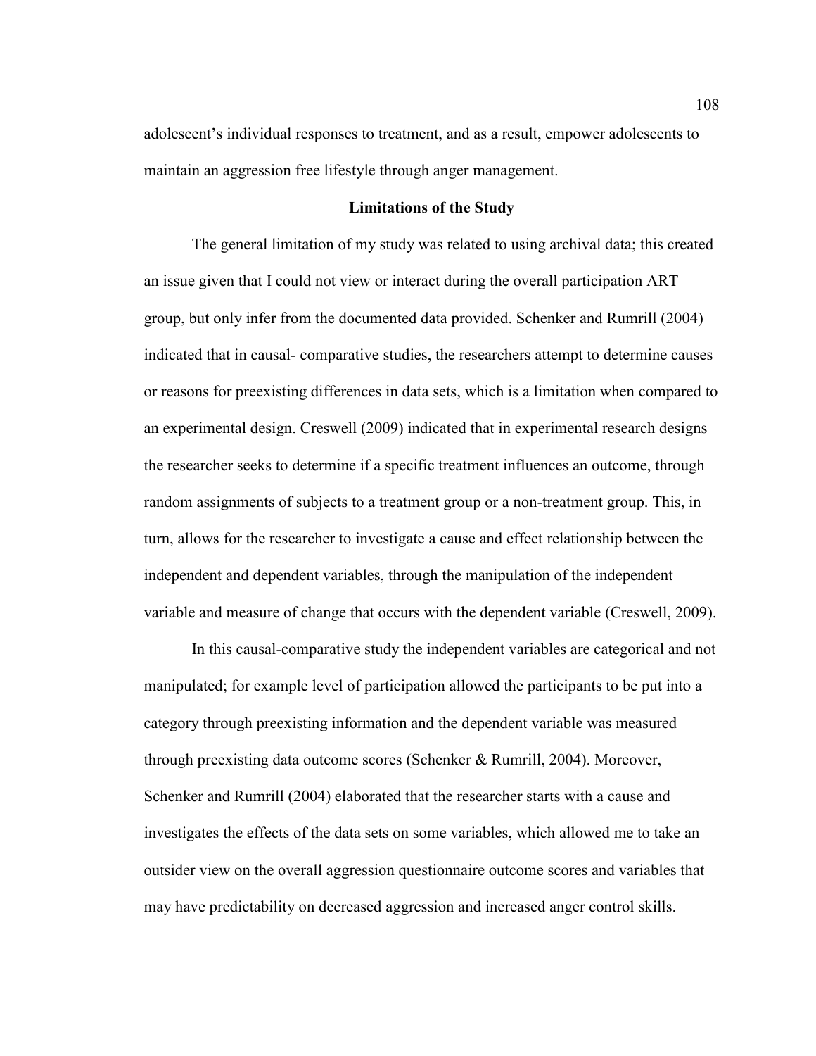adolescent's individual responses to treatment, and as a result, empower adolescents to maintain an aggression free lifestyle through anger management.

## Limitations of the Study

The general limitation of my study was related to using archival data; this created an issue given that I could not view or interact during the overall participation ART group, but only infer from the documented data provided. Schenker and Rumrill (2004) indicated that in causal- comparative studies, the researchers attempt to determine causes or reasons for preexisting differences in data sets, which is a limitation when compared to an experimental design. Creswell (2009) indicated that in experimental research designs the researcher seeks to determine if a specific treatment influences an outcome, through random assignments of subjects to a treatment group or a non-treatment group. This, in turn, allows for the researcher to investigate a cause and effect relationship between the independent and dependent variables, through the manipulation of the independent variable and measure of change that occurs with the dependent variable (Creswell, 2009).

In this causal-comparative study the independent variables are categorical and not manipulated; for example level of participation allowed the participants to be put into a category through preexisting information and the dependent variable was measured through preexisting data outcome scores (Schenker & Rumrill, 2004). Moreover, Schenker and Rumrill (2004) elaborated that the researcher starts with a cause and investigates the effects of the data sets on some variables, which allowed me to take an outsider view on the overall aggression questionnaire outcome scores and variables that may have predictability on decreased aggression and increased anger control skills.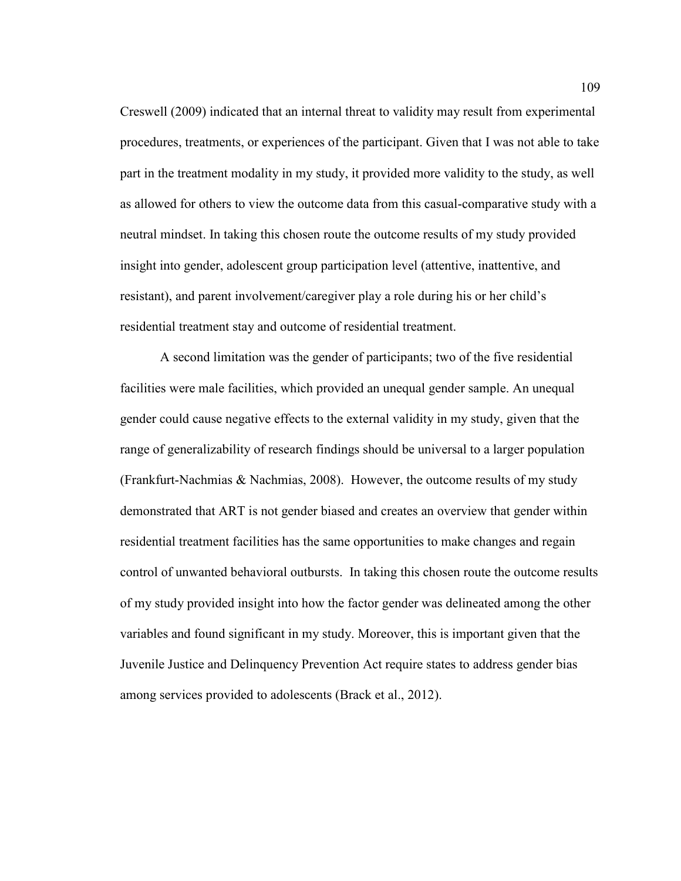Creswell (2009) indicated that an internal threat to validity may result from experimental procedures, treatments, or experiences of the participant. Given that I was not able to take part in the treatment modality in my study, it provided more validity to the study, as well as allowed for others to view the outcome data from this casual-comparative study with a neutral mindset. In taking this chosen route the outcome results of my study provided insight into gender, adolescent group participation level (attentive, inattentive, and resistant), and parent involvement/caregiver play a role during his or her child's residential treatment stay and outcome of residential treatment.

A second limitation was the gender of participants; two of the five residential facilities were male facilities, which provided an unequal gender sample. An unequal gender could cause negative effects to the external validity in my study, given that the range of generalizability of research findings should be universal to a larger population (Frankfurt-Nachmias & Nachmias, 2008). However, the outcome results of my study demonstrated that ART is not gender biased and creates an overview that gender within residential treatment facilities has the same opportunities to make changes and regain control of unwanted behavioral outbursts. In taking this chosen route the outcome results of my study provided insight into how the factor gender was delineated among the other variables and found significant in my study. Moreover, this is important given that the Juvenile Justice and Delinquency Prevention Act require states to address gender bias among services provided to adolescents (Brack et al., 2012).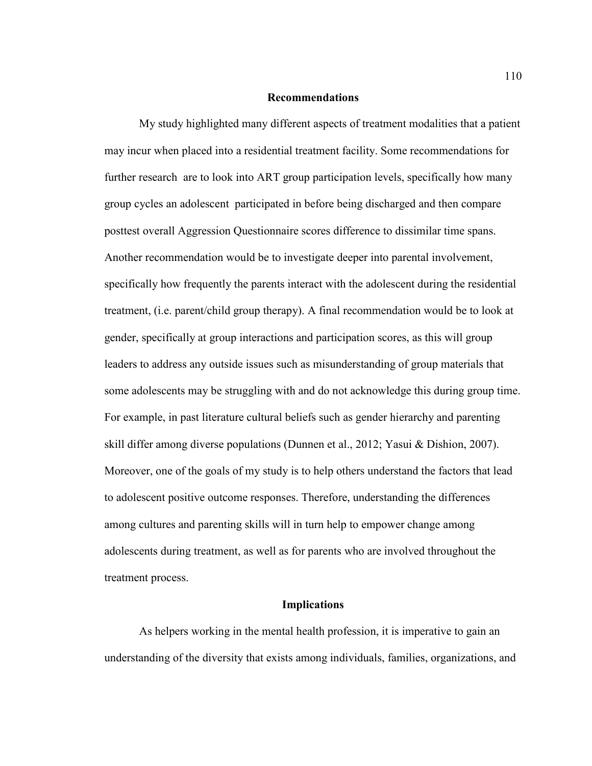## Recommendations

My study highlighted many different aspects of treatment modalities that a patient may incur when placed into a residential treatment facility. Some recommendations for further research are to look into ART group participation levels, specifically how many group cycles an adolescent participated in before being discharged and then compare posttest overall Aggression Questionnaire scores difference to dissimilar time spans. Another recommendation would be to investigate deeper into parental involvement, specifically how frequently the parents interact with the adolescent during the residential treatment, (i.e. parent/child group therapy). A final recommendation would be to look at gender, specifically at group interactions and participation scores, as this will group leaders to address any outside issues such as misunderstanding of group materials that some adolescents may be struggling with and do not acknowledge this during group time. For example, in past literature cultural beliefs such as gender hierarchy and parenting skill differ among diverse populations (Dunnen et al., 2012; Yasui & Dishion, 2007). Moreover, one of the goals of my study is to help others understand the factors that lead to adolescent positive outcome responses. Therefore, understanding the differences among cultures and parenting skills will in turn help to empower change among adolescents during treatment, as well as for parents who are involved throughout the treatment process.

## Implications

As helpers working in the mental health profession, it is imperative to gain an understanding of the diversity that exists among individuals, families, organizations, and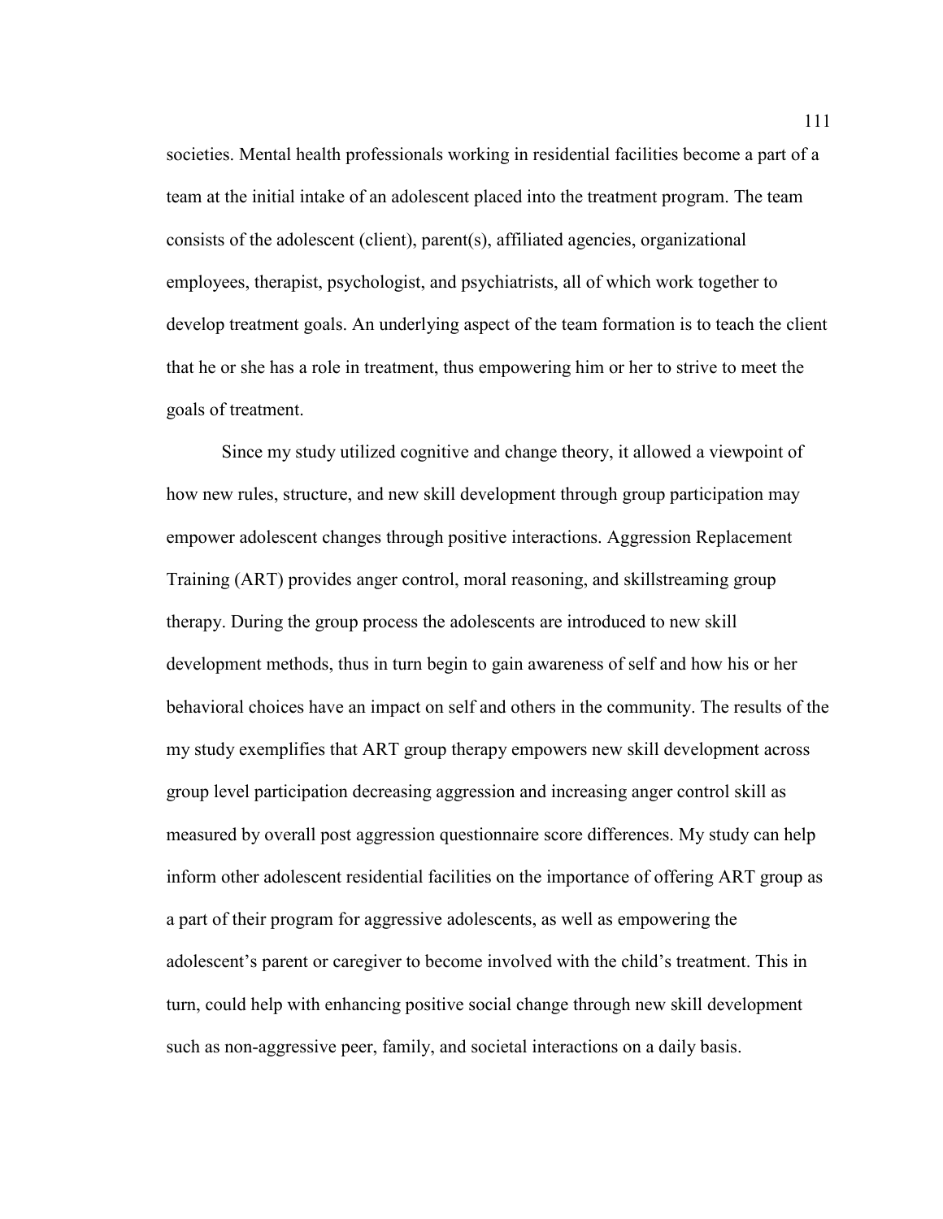societies. Mental health professionals working in residential facilities become a part of a team at the initial intake of an adolescent placed into the treatment program. The team consists of the adolescent (client), parent(s), affiliated agencies, organizational employees, therapist, psychologist, and psychiatrists, all of which work together to develop treatment goals. An underlying aspect of the team formation is to teach the client that he or she has a role in treatment, thus empowering him or her to strive to meet the goals of treatment.

Since my study utilized cognitive and change theory, it allowed a viewpoint of how new rules, structure, and new skill development through group participation may empower adolescent changes through positive interactions. Aggression Replacement Training (ART) provides anger control, moral reasoning, and skillstreaming group therapy. During the group process the adolescents are introduced to new skill development methods, thus in turn begin to gain awareness of self and how his or her behavioral choices have an impact on self and others in the community. The results of the my study exemplifies that ART group therapy empowers new skill development across group level participation decreasing aggression and increasing anger control skill as measured by overall post aggression questionnaire score differences. My study can help inform other adolescent residential facilities on the importance of offering ART group as a part of their program for aggressive adolescents, as well as empowering the adolescent's parent or caregiver to become involved with the child's treatment. This in turn, could help with enhancing positive social change through new skill development such as non-aggressive peer, family, and societal interactions on a daily basis.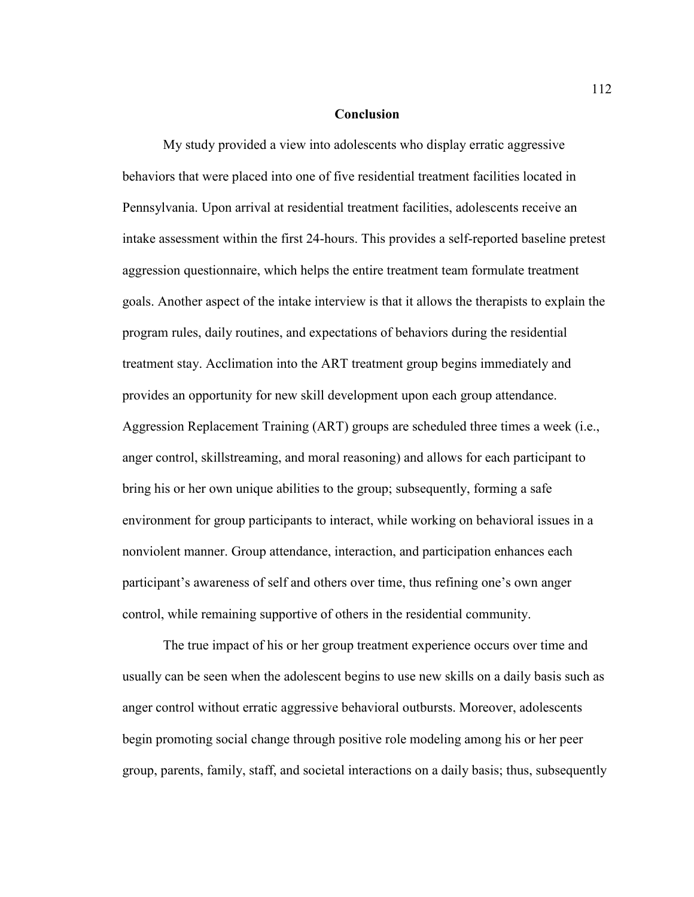## Conclusion

My study provided a view into adolescents who display erratic aggressive behaviors that were placed into one of five residential treatment facilities located in Pennsylvania. Upon arrival at residential treatment facilities, adolescents receive an intake assessment within the first 24-hours. This provides a self-reported baseline pretest aggression questionnaire, which helps the entire treatment team formulate treatment goals. Another aspect of the intake interview is that it allows the therapists to explain the program rules, daily routines, and expectations of behaviors during the residential treatment stay. Acclimation into the ART treatment group begins immediately and provides an opportunity for new skill development upon each group attendance. Aggression Replacement Training (ART) groups are scheduled three times a week (i.e., anger control, skillstreaming, and moral reasoning) and allows for each participant to bring his or her own unique abilities to the group; subsequently, forming a safe environment for group participants to interact, while working on behavioral issues in a nonviolent manner. Group attendance, interaction, and participation enhances each participant's awareness of self and others over time, thus refining one's own anger control, while remaining supportive of others in the residential community.

The true impact of his or her group treatment experience occurs over time and usually can be seen when the adolescent begins to use new skills on a daily basis such as anger control without erratic aggressive behavioral outbursts. Moreover, adolescents begin promoting social change through positive role modeling among his or her peer group, parents, family, staff, and societal interactions on a daily basis; thus, subsequently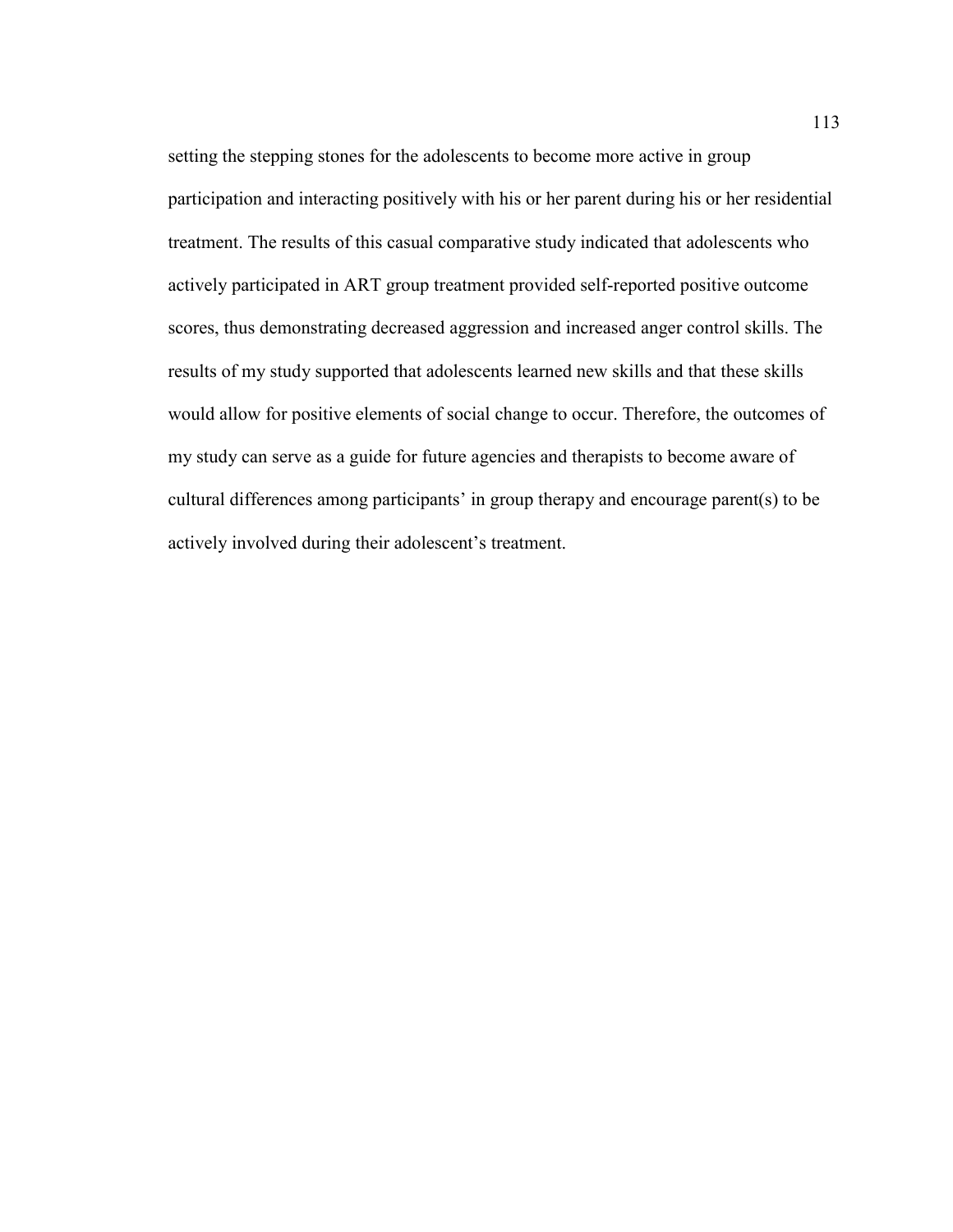setting the stepping stones for the adolescents to become more active in group participation and interacting positively with his or her parent during his or her residential treatment. The results of this casual comparative study indicated that adolescents who actively participated in ART group treatment provided self-reported positive outcome scores, thus demonstrating decreased aggression and increased anger control skills. The results of my study supported that adolescents learned new skills and that these skills would allow for positive elements of social change to occur. Therefore, the outcomes of my study can serve as a guide for future agencies and therapists to become aware of cultural differences among participants' in group therapy and encourage parent(s) to be actively involved during their adolescent's treatment.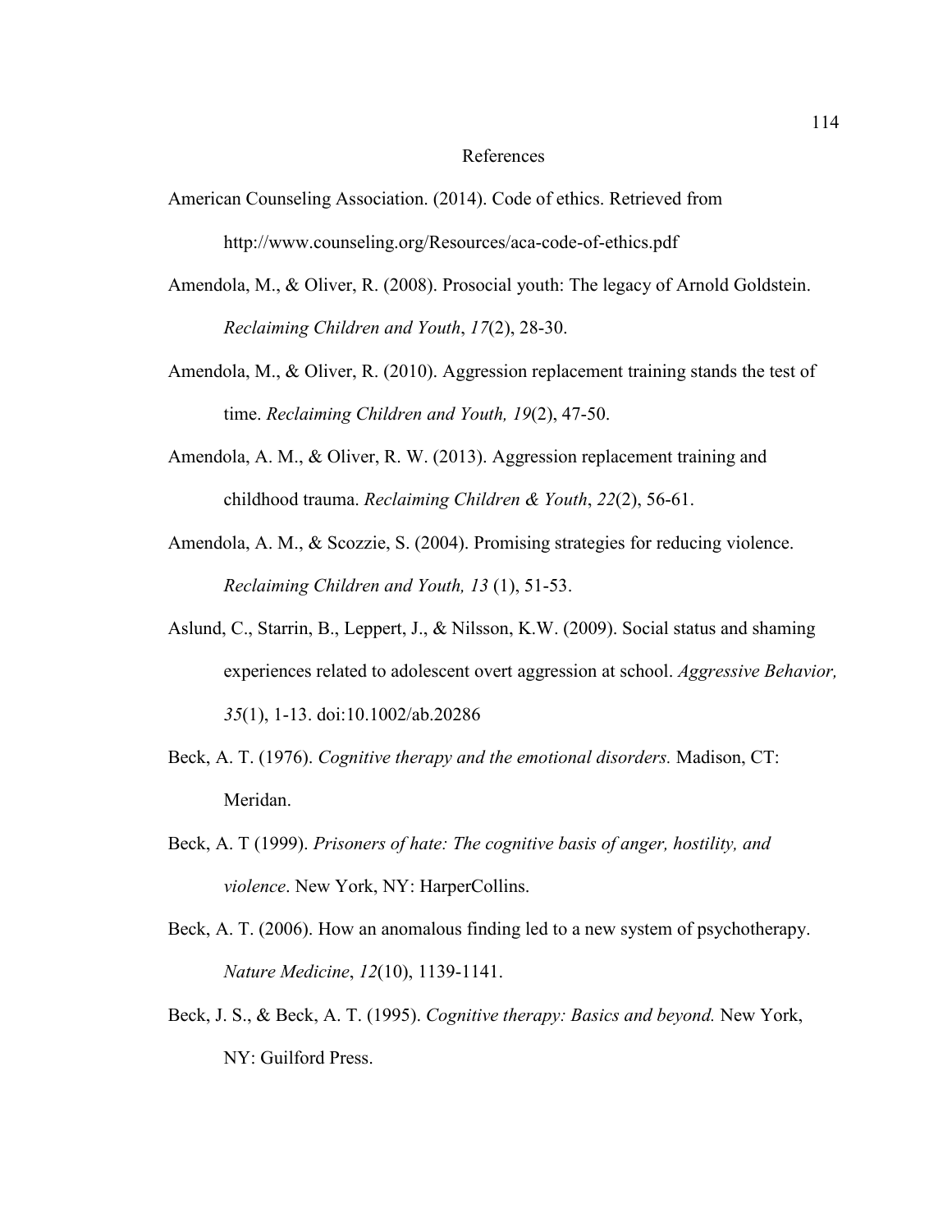# References

American Counseling Association. (2014). Code of ethics. Retrieved from http://www.counseling.org/Resources/aca-code-of-ethics.pdf

Amendola, M., & Oliver, R. (2008). Prosocial youth: The legacy of Arnold Goldstein. *Reclaiming Children and Youth*, *17*(2), 28-30.

Amendola, M., & Oliver, R. (2010). Aggression replacement training stands the test of time. *Reclaiming Children and Youth, 19*(2), 47-50.

Amendola, A. M., & Oliver, R. W. (2013). Aggression replacement training and childhood trauma. *Reclaiming Children & Youth*, *22*(2), 56-61.

Amendola, A. M., & Scozzie, S. (2004). Promising strategies for reducing violence. *Reclaiming Children and Youth, 13* (1), 51-53.

Aslund, C., Starrin, B., Leppert, J., & Nilsson, K.W. (2009). Social status and shaming experiences related to adolescent overt aggression at school. *Aggressive Behavior, 35*(1), 1-13. doi:10.1002/ab.20286

Beck, A. T. (1976). *Cognitive therapy and the emotional disorders.* Madison, CT: Meridan.

Beck, A. T (1999). *Prisoners of hate: The cognitive basis of anger, hostility, and violence*. New York, NY: HarperCollins.

Beck, A. T. (2006). How an anomalous finding led to a new system of psychotherapy. *Nature Medicine*, *12*(10), 1139-1141.

Beck, J. S., & Beck, A. T. (1995). *Cognitive therapy: Basics and beyond.* New York, NY: Guilford Press.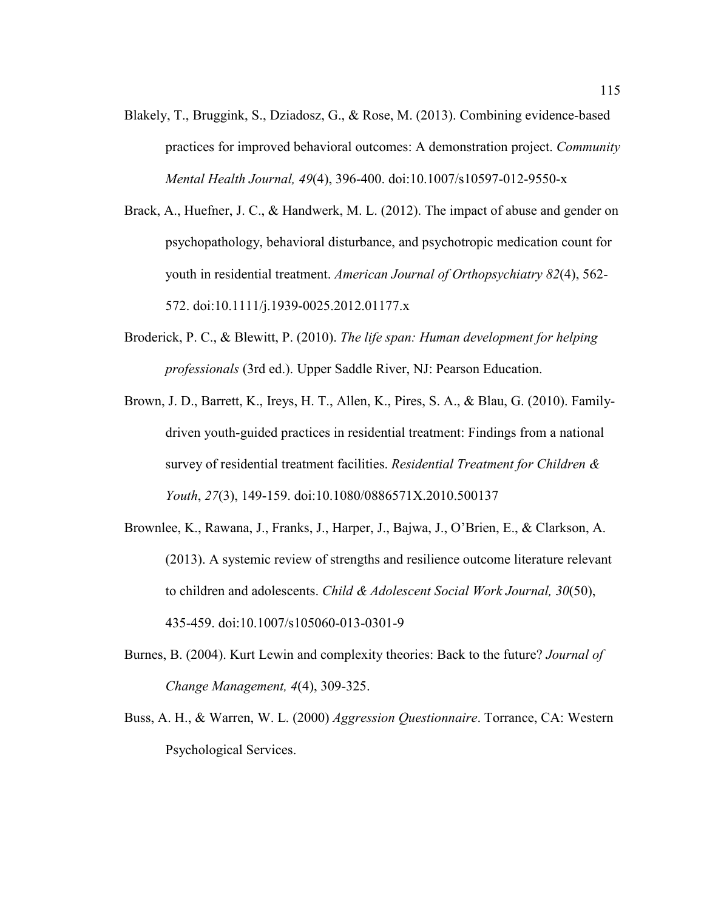Blakely, T., Bruggink, S., Dziadosz, G., & Rose, M. (2013). Combining evidence-based practices for improved behavioral outcomes: A demonstration project. *Community Mental Health Journal, 49*(4), 396-400. doi:10.1007/s10597-012-9550-x

Brack, A., Huefner, J. C., & Handwerk, M. L. (2012). The impact of abuse and gender on psychopathology, behavioral disturbance, and psychotropic medication count for youth in residential treatment. *American Journal of Orthopsychiatry 82*(4), 562-572. doi:10.1111/j.1939-0025.2012.01177.x

Broderick, P. C., & Blewitt, P. (2010). *The life span: Human development for helping professionals* (3rd ed.). Upper Saddle River, NJ: Pearson Education.

Brown, J. D., Barrett, K., Ireys, H. T., Allen, K., Pires, S. A., & Blau, G. (2010). Family-driven youth-guided practices in residential treatment: Findings from a national survey of residential treatment facilities. *Residential Treatment for Children & Youth*, *27*(3), 149-159. doi:10.1080/0886571X.2010.500137

Brownlee, K., Rawana, J., Franks, J., Harper, J., Bajwa, J., O'Brien, E., & Clarkson, A. (2013). A systemic review of strengths and resilience outcome literature relevant to children and adolescents. *Child & Adolescent Social Work Journal, 30*(50), 435-459. doi:10.1007/s105060-013-0301-9

Burnes, B. (2004). Kurt Lewin and complexity theories: Back to the future? *Journal of Change Management, 4*(4), 309-325.

Buss, A. H., & Warren, W. L. (2000) *Aggression Questionnaire*. Torrance, CA: Western Psychological Services.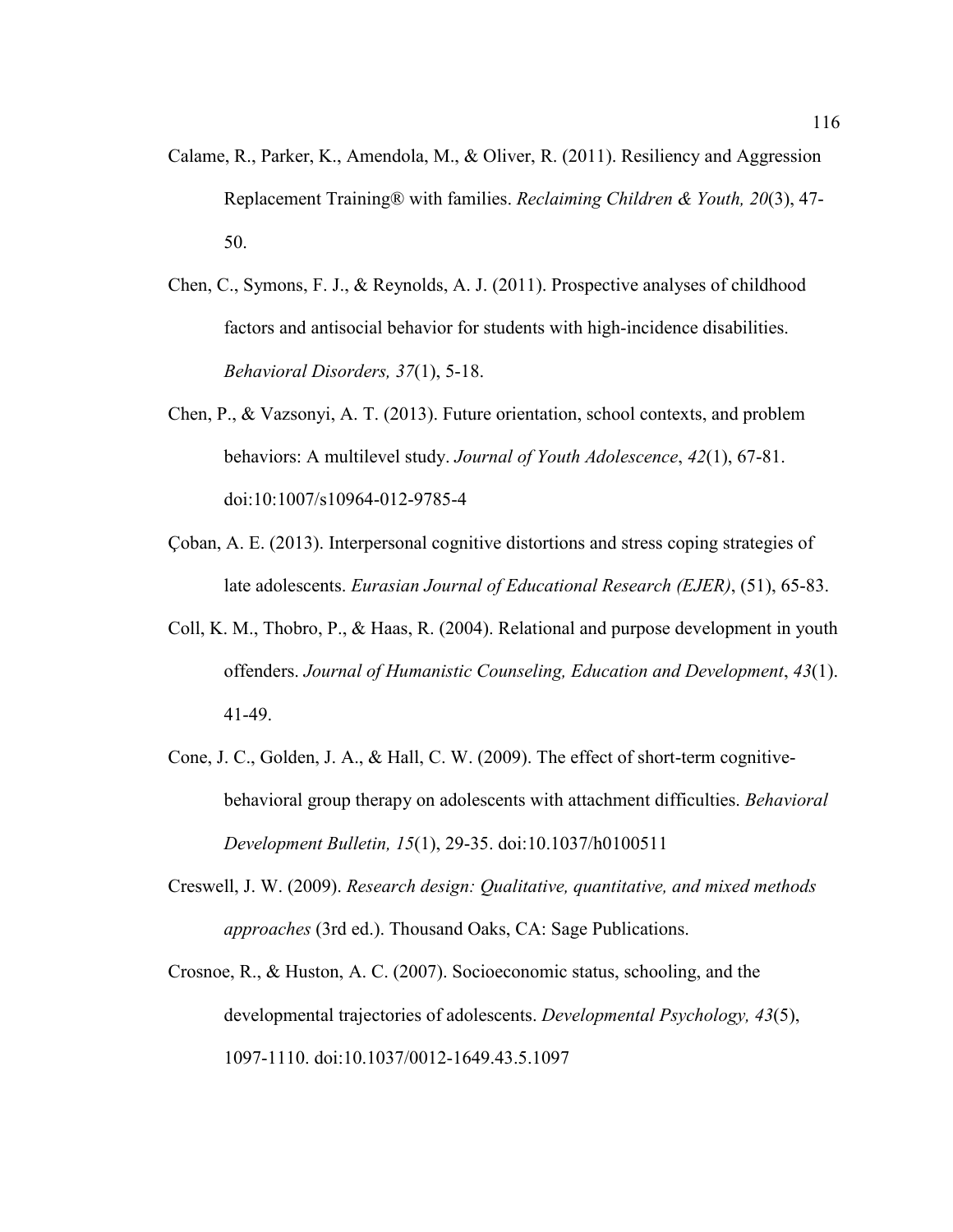Calame, R., Parker, K., Amendola, M., & Oliver, R. (2011). Resiliency and Aggression Replacement Training® with families. *Reclaiming Children & Youth, 20*(3), 47-50.

Chen, C., Symons, F. J., & Reynolds, A. J. (2011). Prospective analyses of childhood factors and antisocial behavior for students with high-incidence disabilities. *Behavioral Disorders, 37*(1), 5-18.

Chen, P., & Vazsonyi, A. T. (2013). Future orientation, school contexts, and problem behaviors: A multilevel study. *Journal of Youth Adolescence*, *42*(1), 67-81. doi:10:1007/s10964-012-9785-4

Çoban, A. E. (2013). Interpersonal cognitive distortions and stress coping strategies of late adolescents. *Eurasian Journal of Educational Research (EJER)*, (51), 65-83.

Coll, K. M., Thobro, P., & Haas, R. (2004). Relational and purpose development in youth offenders. *Journal of Humanistic Counseling, Education and Development*, *43*(1). 41-49.

Cone, J. C., Golden, J. A., & Hall, C. W. (2009). The effect of short-term cognitive-behavioral group therapy on adolescents with attachment difficulties. *Behavioral Development Bulletin, 15*(1), 29-35. doi:10.1037/h0100511

Creswell, J. W. (2009). *Research design: Qualitative, quantitative, and mixed methods approaches* (3rd ed.). Thousand Oaks, CA: Sage Publications.

Crosnoe, R., & Huston, A. C. (2007). Socioeconomic status, schooling, and the developmental trajectories of adolescents. *Developmental Psychology, 43*(5), 1097-1110. doi:10.1037/0012-1649.43.5.1097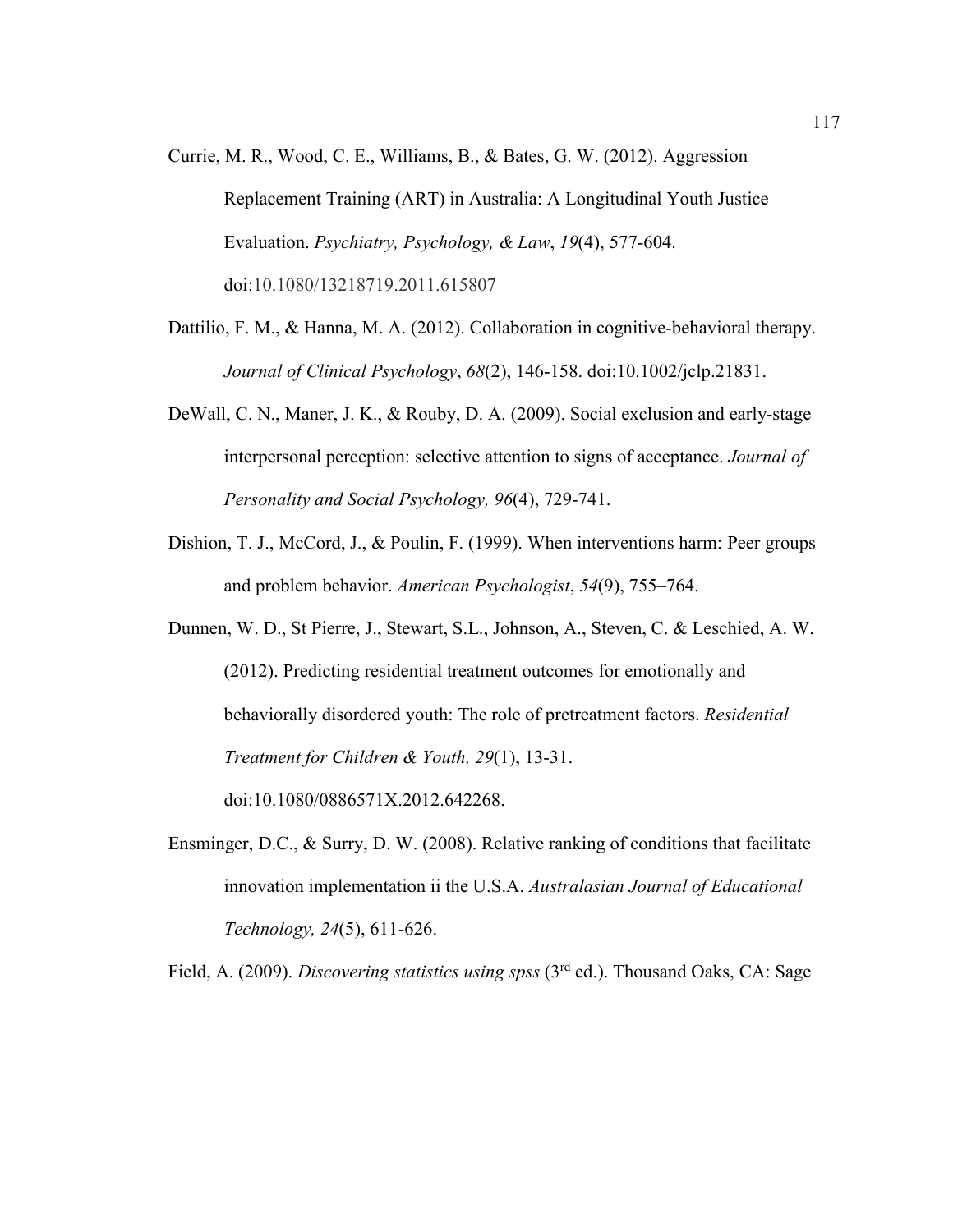Currie, M. R., Wood, C. E., Williams, B., & Bates, G. W. (2012). Aggression Replacement Training (ART) in Australia: A Longitudinal Youth Justice Evaluation. *Psychiatry, Psychology, & Law*, *19*(4), 577-604. doi:10.1080/13218719.2011.615807

Dattilio, F. M., & Hanna, M. A. (2012). Collaboration in cognitive-behavioral therapy. *Journal of Clinical Psychology*, *68*(2), 146-158. doi:10.1002/jclp.21831.

DeWall, C. N., Maner, J. K., & Rouby, D. A. (2009). Social exclusion and early-stage interpersonal perception: selective attention to signs of acceptance. *Journal of Personality and Social Psychology, 96*(4), 729-741.

Dishion, T. J., McCord, J., & Poulin, F. (1999). When interventions harm: Peer groups and problem behavior. *American Psychologist*, *54*(9), 755–764.

Dunnen, W. D., St Pierre, J., Stewart, S.L., Johnson, A., Steven, C. & Leschied, A. W. (2012). Predicting residential treatment outcomes for emotionally and behaviorally disordered youth: The role of pretreatment factors. *Residential Treatment for Children & Youth, 29*(1), 13-31. doi:10.1080/0886571X.2012.642268.

Ensminger, D.C., & Surry, D. W. (2008). Relative ranking of conditions that facilitate innovation implementation ii the U.S.A. *Australasian Journal of Educational Technology, 24*(5), 611-626.

Field, A. (2009). *Discovering statistics using spss* (3rd ed.). Thousand Oaks, CA: Sage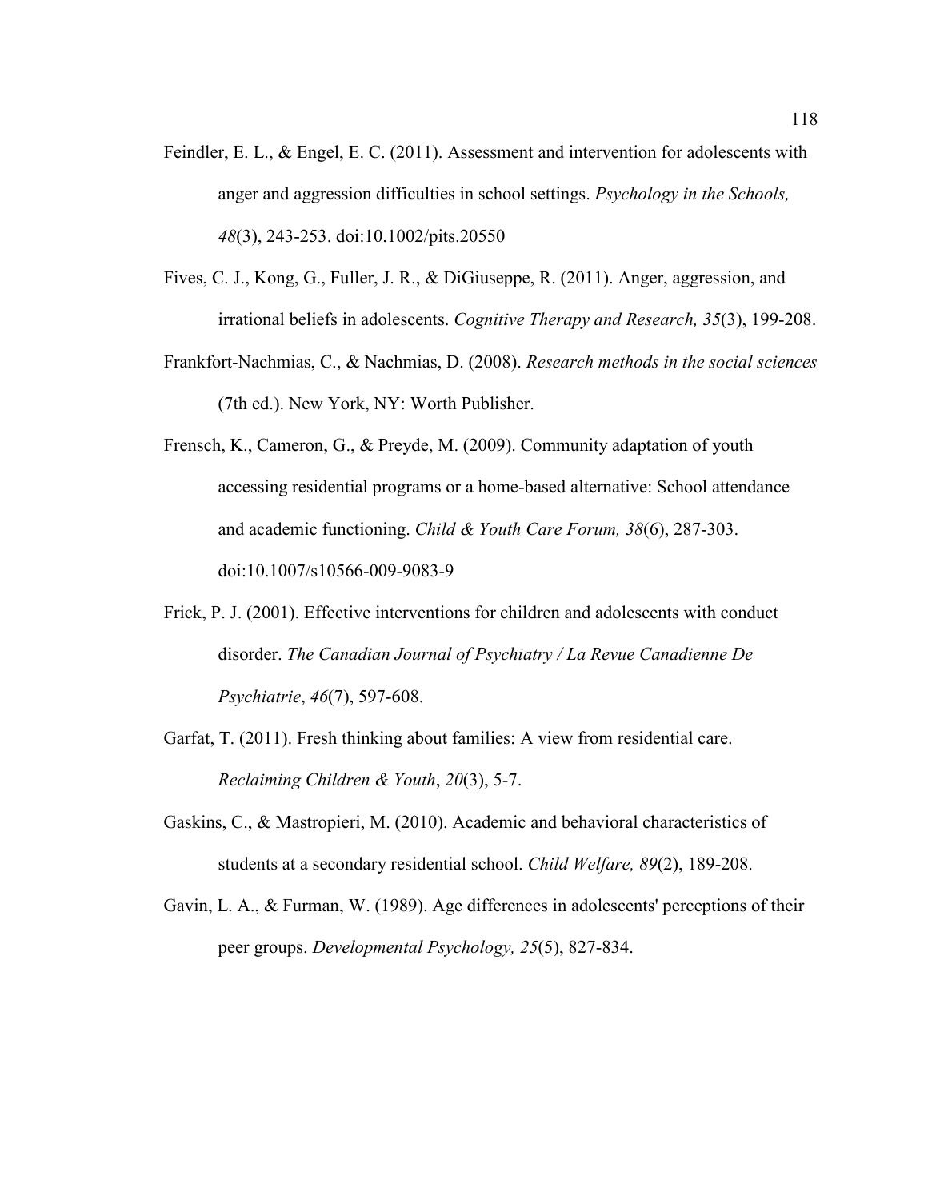Feindler, E. L., & Engel, E. C. (2011). Assessment and intervention for adolescents with anger and aggression difficulties in school settings. *Psychology in the Schools, 48*(3), 243-253. doi:10.1002/pits.20550

Fives, C. J., Kong, G., Fuller, J. R., & DiGiuseppe, R. (2011). Anger, aggression, and irrational beliefs in adolescents. *Cognitive Therapy and Research, 35*(3), 199-208.

Frankfort-Nachmias, C., & Nachmias, D. (2008). *Research methods in the social sciences* (7th ed.). New York, NY: Worth Publisher.

Frensch, K., Cameron, G., & Preyde, M. (2009). Community adaptation of youth accessing residential programs or a home-based alternative: School attendance and academic functioning. *Child & Youth Care Forum, 38*(6), 287-303. doi:10.1007/s10566-009-9083-9

Frick, P. J. (2001). Effective interventions for children and adolescents with conduct disorder. *The Canadian Journal of Psychiatry / La Revue Canadienne De Psychiatrie*, *46*(7), 597-608.

Garfat, T. (2011). Fresh thinking about families: A view from residential care. *Reclaiming Children & Youth*, *20*(3), 5-7.

Gaskins, C., & Mastropieri, M. (2010). Academic and behavioral characteristics of students at a secondary residential school. *Child Welfare, 89*(2), 189-208.

Gavin, L. A., & Furman, W. (1989). Age differences in adolescents' perceptions of their peer groups. *Developmental Psychology, 25*(5), 827-834.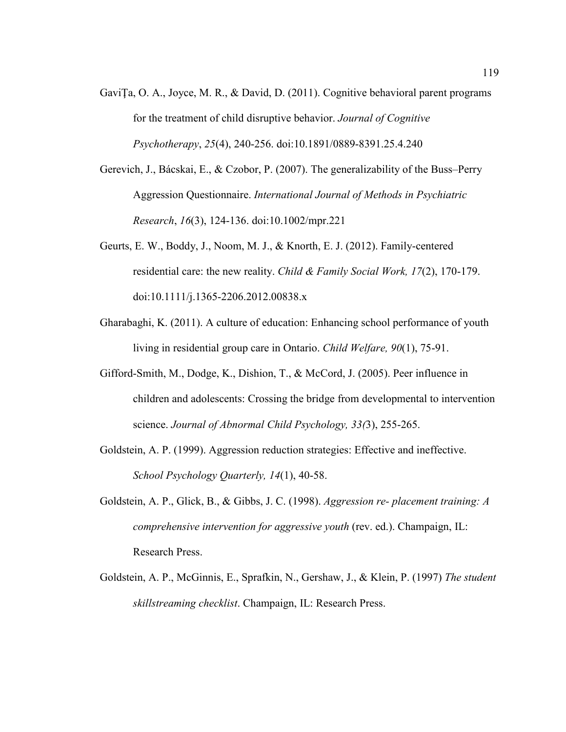GaviŢa, O. A., Joyce, M. R., & David, D. (2011). Cognitive behavioral parent programs for the treatment of child disruptive behavior. *Journal of Cognitive Psychotherapy*, *25*(4), 240-256. doi:10.1891/0889-8391.25.4.240

Gerevich, J., Bácskai, E., & Czobor, P. (2007). The generalizability of the Buss–Perry Aggression Questionnaire. *International Journal of Methods in Psychiatric Research*, *16*(3), 124-136. doi:10.1002/mpr.221

Geurts, E. W., Boddy, J., Noom, M. J., & Knorth, E. J. (2012). Family-centered residential care: the new reality. *Child & Family Social Work, 17*(2), 170-179. doi:10.1111/j.1365-2206.2012.00838.x

Gharabaghi, K. (2011). A culture of education: Enhancing school performance of youth living in residential group care in Ontario. *Child Welfare, 90*(1), 75-91.

Gifford-Smith, M., Dodge, K., Dishion, T., & McCord, J. (2005). Peer influence in children and adolescents: Crossing the bridge from developmental to intervention science. *Journal of Abnormal Child Psychology, 33(*3), 255-265.

Goldstein, A. P. (1999). Aggression reduction strategies: Effective and ineffective. *School Psychology Quarterly, 14*(1), 40-58.

Goldstein, A. P., Glick, B., & Gibbs, J. C. (1998). *Aggression re- placement training: A comprehensive intervention for aggressive youth* (rev. ed.). Champaign, IL: Research Press.

Goldstein, A. P., McGinnis, E., Sprafkin, N., Gershaw, J., & Klein, P. (1997) *The student skillstreaming checklist*. Champaign, IL: Research Press.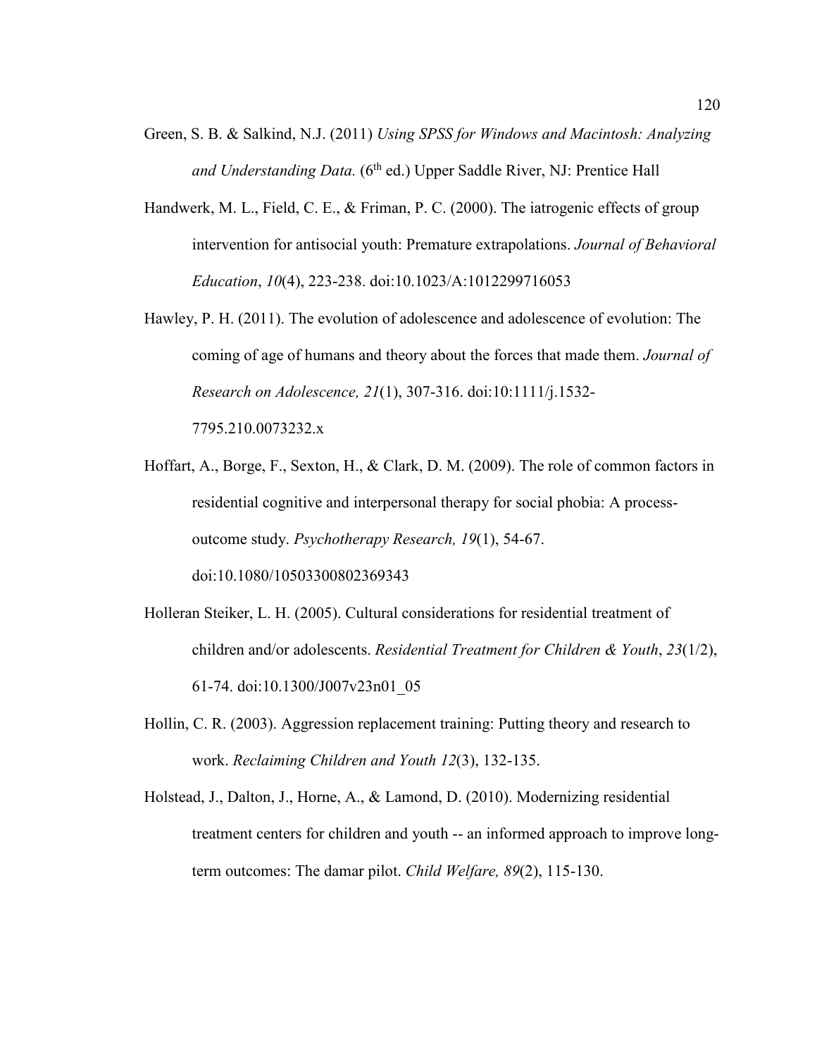Green, S. B. & Salkind, N.J. (2011) *Using SPSS for Windows and Macintosh: Analyzing and Understanding Data.* (6th ed.) Upper Saddle River, NJ: Prentice Hall

Handwerk, M. L., Field, C. E., & Friman, P. C. (2000). The iatrogenic effects of group intervention for antisocial youth: Premature extrapolations. *Journal of Behavioral Education*, *10*(4), 223-238. doi:10.1023/A:1012299716053

Hawley, P. H. (2011). The evolution of adolescence and adolescence of evolution: The coming of age of humans and theory about the forces that made them. *Journal of Research on Adolescence, 21*(1), 307-316. doi:10:1111/j.1532-7795.210.0073232.x

Hoffart, A., Borge, F., Sexton, H., & Clark, D. M. (2009). The role of common factors in residential cognitive and interpersonal therapy for social phobia: A process-outcome study. *Psychotherapy Research, 19*(1), 54-67. doi:10.1080/10503300802369343

Holleran Steiker, L. H. (2005). Cultural considerations for residential treatment of children and/or adolescents. *Residential Treatment for Children & Youth*, *23*(1/2), 61-74. doi:10.1300/J007v23n01_05

Hollin, C. R. (2003). Aggression replacement training: Putting theory and research to work. *Reclaiming Children and Youth 12*(3), 132-135.

Holstead, J., Dalton, J., Horne, A., & Lamond, D. (2010). Modernizing residential treatment centers for children and youth -- an informed approach to improve long-term outcomes: The damar pilot. *Child Welfare, 89*(2), 115-130.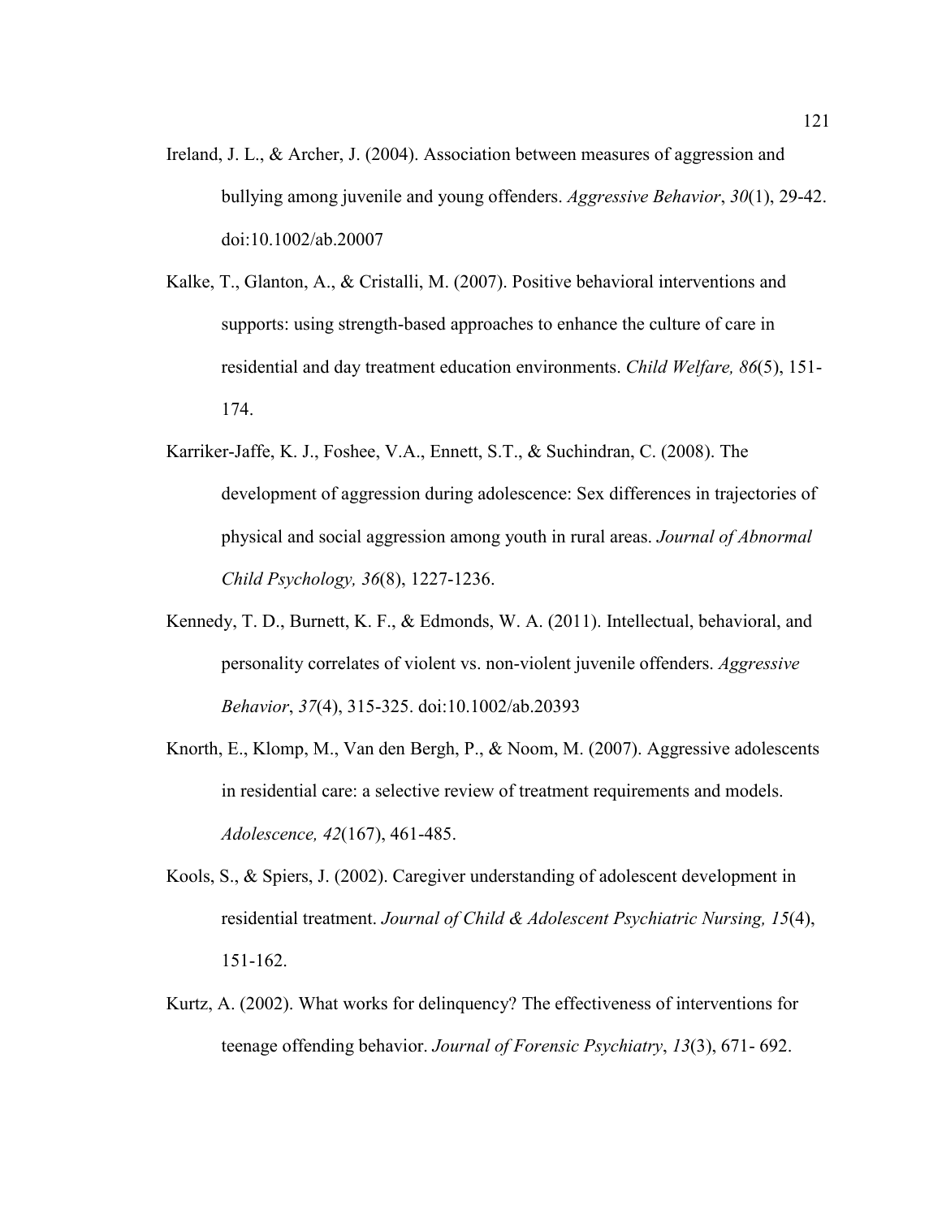Ireland, J. L., & Archer, J. (2004). Association between measures of aggression and bullying among juvenile and young offenders. *Aggressive Behavior*, *30*(1), 29-42. doi:10.1002/ab.20007

Kalke, T., Glanton, A., & Cristalli, M. (2007). Positive behavioral interventions and supports: using strength-based approaches to enhance the culture of care in residential and day treatment education environments. *Child Welfare, 86*(5), 151-174.

Karriker-Jaffe, K. J., Foshee, V.A., Ennett, S.T., & Suchindran, C. (2008). The development of aggression during adolescence: Sex differences in trajectories of physical and social aggression among youth in rural areas. *Journal of Abnormal Child Psychology, 36*(8), 1227-1236.

Kennedy, T. D., Burnett, K. F., & Edmonds, W. A. (2011). Intellectual, behavioral, and personality correlates of violent vs. non-violent juvenile offenders. *Aggressive Behavior*, *37*(4), 315-325. doi:10.1002/ab.20393

Knorth, E., Klomp, M., Van den Bergh, P., & Noom, M. (2007). Aggressive adolescents in residential care: a selective review of treatment requirements and models. *Adolescence, 42*(167), 461-485.

Kools, S., & Spiers, J. (2002). Caregiver understanding of adolescent development in residential treatment. *Journal of Child & Adolescent Psychiatric Nursing, 15*(4), 151-162.

Kurtz, A. (2002). What works for delinquency? The effectiveness of interventions for teenage offending behavior. *Journal of Forensic Psychiatry*, *13*(3), 671- 692.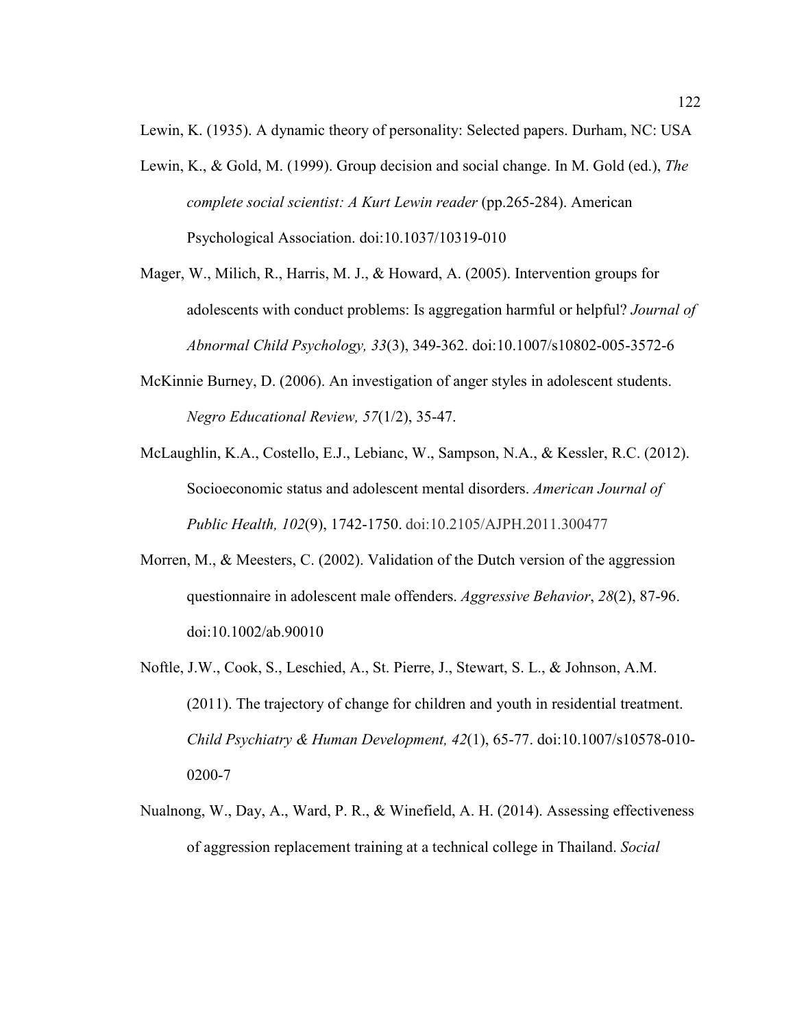Lewin, K. (1935). A dynamic theory of personality: Selected papers. Durham, NC: USA

Lewin, K., & Gold, M. (1999). Group decision and social change. In M. Gold (ed.), *The complete social scientist: A Kurt Lewin reader* (pp.265-284). American Psychological Association. doi:10.1037/10319-010

Mager, W., Milich, R., Harris, M. J., & Howard, A. (2005). Intervention groups for adolescents with conduct problems: Is aggregation harmful or helpful? *Journal of Abnormal Child Psychology, 33*(3), 349-362. doi:10.1007/s10802-005-3572-6

McKinnie Burney, D. (2006). An investigation of anger styles in adolescent students. *Negro Educational Review, 57*(1/2), 35-47.

McLaughlin, K.A., Costello, E.J., Lebianc, W., Sampson, N.A., & Kessler, R.C. (2012). Socioeconomic status and adolescent mental disorders. *American Journal of Public Health, 102*(9), 1742-1750. doi:10.2105/AJPH.2011.300477

Morren, M., & Meesters, C. (2002). Validation of the Dutch version of the aggression questionnaire in adolescent male offenders. *Aggressive Behavior*, *28*(2), 87-96. doi:10.1002/ab.90010

Noftle, J.W., Cook, S., Leschied, A., St. Pierre, J., Stewart, S. L., & Johnson, A.M. (2011). The trajectory of change for children and youth in residential treatment. *Child Psychiatry & Human Development, 42*(1), 65-77. doi:10.1007/s10578-010-0200-7

Nualnong, W., Day, A., Ward, P. R., & Winefield, A. H. (2014). Assessing effectiveness of aggression replacement training at a technical college in Thailand. *Social*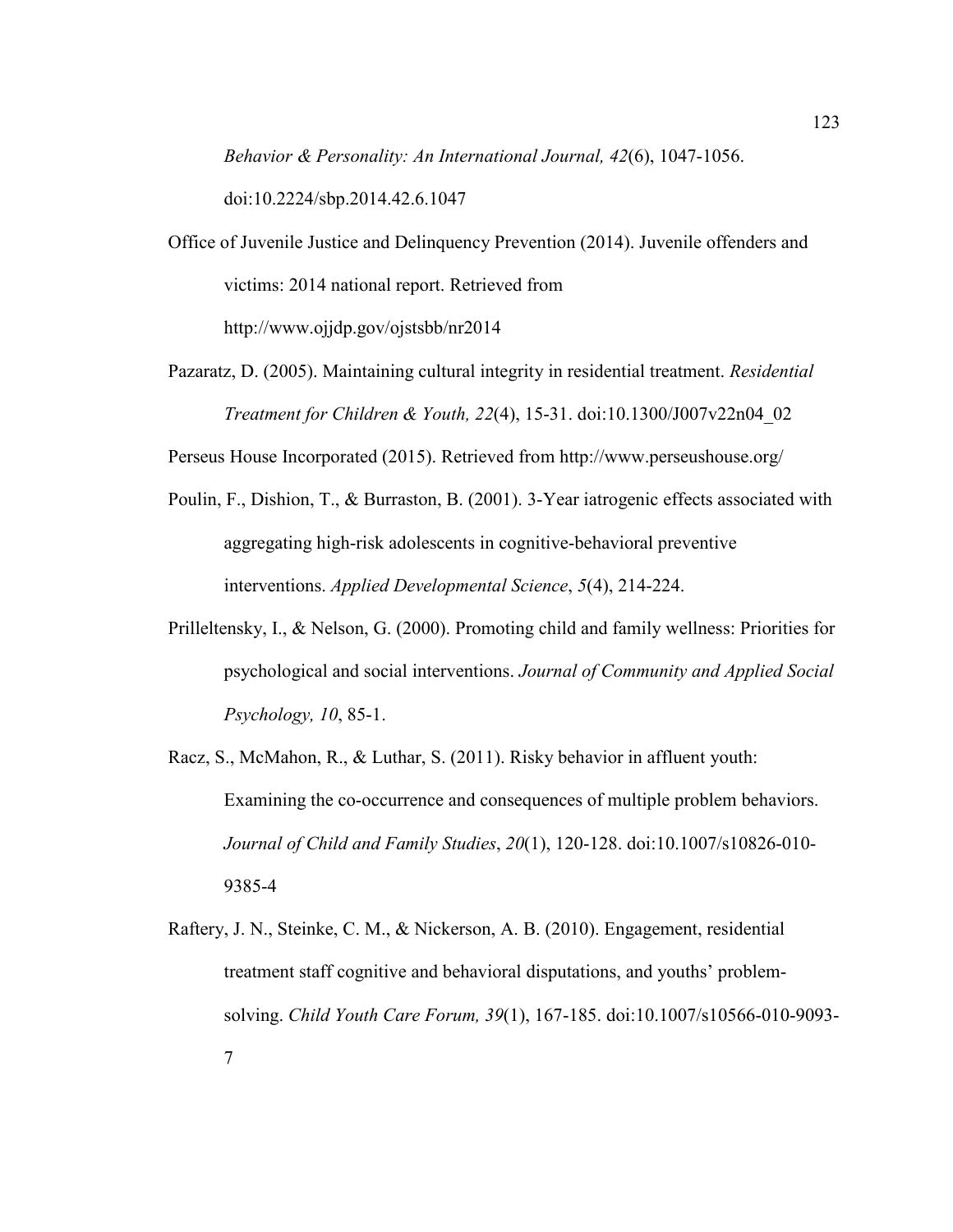*Behavior & Personality: An International Journal, 42*(6), 1047-1056. doi:10.2224/sbp.2014.42.6.1047

Office of Juvenile Justice and Delinquency Prevention (2014). Juvenile offenders and victims: 2014 national report. Retrieved from http://www.ojjdp.gov/ojstsbb/nr2014

Pazaratz, D. (2005). Maintaining cultural integrity in residential treatment. *Residential Treatment for Children & Youth, 22*(4), 15-31. doi:10.1300/J007v22n04_02

Perseus House Incorporated (2015). Retrieved from http://www.perseushouse.org/

Poulin, F., Dishion, T., & Burraston, B. (2001). 3-Year iatrogenic effects associated with aggregating high-risk adolescents in cognitive-behavioral preventive interventions. *Applied Developmental Science*, *5*(4), 214-224.

Prilleltensky, I., & Nelson, G. (2000). Promoting child and family wellness: Priorities for psychological and social interventions. *Journal of Community and Applied Social Psychology, 10*, 85-1.

Racz, S., McMahon, R., & Luthar, S. (2011). Risky behavior in affluent youth: Examining the co-occurrence and consequences of multiple problem behaviors. *Journal of Child and Family Studies*, *20*(1), 120-128. doi:10.1007/s10826-010-9385-4

Raftery, J. N., Steinke, C. M., & Nickerson, A. B. (2010). Engagement, residential treatment staff cognitive and behavioral disputations, and youths' problem-solving. *Child Youth Care Forum, 39*(1), 167-185. doi:10.1007/s10566-010-9093-7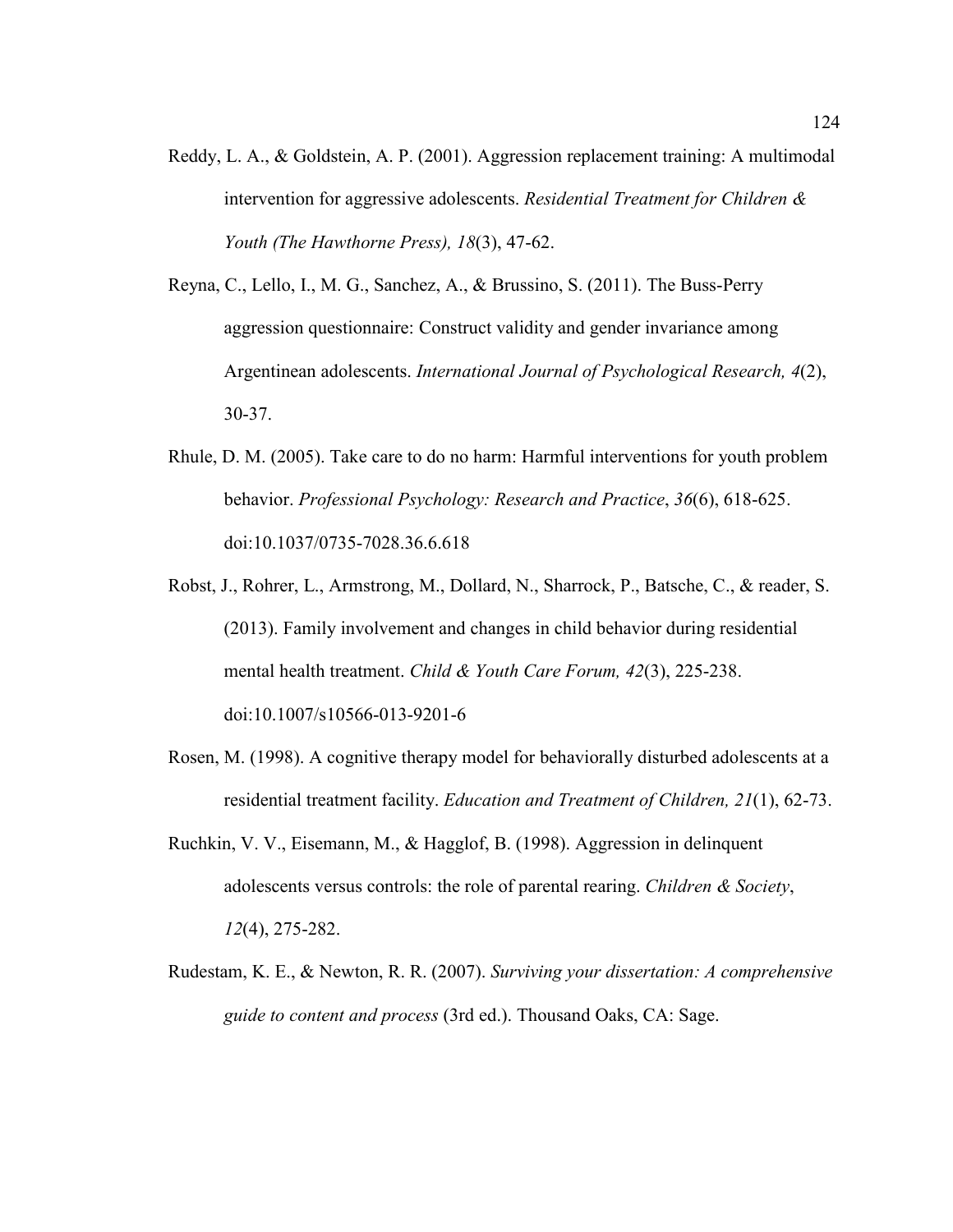Reddy, L. A., & Goldstein, A. P. (2001). Aggression replacement training: A multimodal intervention for aggressive adolescents. *Residential Treatment for Children & Youth (The Hawthorne Press), 18*(3), 47-62.

Reyna, C., Lello, I., M. G., Sanchez, A., & Brussino, S. (2011). The Buss-Perry aggression questionnaire: Construct validity and gender invariance among Argentinean adolescents. *International Journal of Psychological Research, 4*(2), 30-37.

Rhule, D. M. (2005). Take care to do no harm: Harmful interventions for youth problem behavior. *Professional Psychology: Research and Practice*, *36*(6), 618-625. doi:10.1037/0735-7028.36.6.618

Robst, J., Rohrer, L., Armstrong, M., Dollard, N., Sharrock, P., Batsche, C., & reader, S. (2013). Family involvement and changes in child behavior during residential mental health treatment. *Child & Youth Care Forum, 42*(3), 225-238. doi:10.1007/s10566-013-9201-6

Rosen, M. (1998). A cognitive therapy model for behaviorally disturbed adolescents at a residential treatment facility. *Education and Treatment of Children, 21*(1), 62-73.

Ruchkin, V. V., Eisemann, M., & Hagglof, B. (1998). Aggression in delinquent adolescents versus controls: the role of parental rearing. *Children & Society*, *12*(4), 275-282.

Rudestam, K. E., & Newton, R. R. (2007). *Surviving your dissertation: A comprehensive guide to content and process* (3rd ed.). Thousand Oaks, CA: Sage.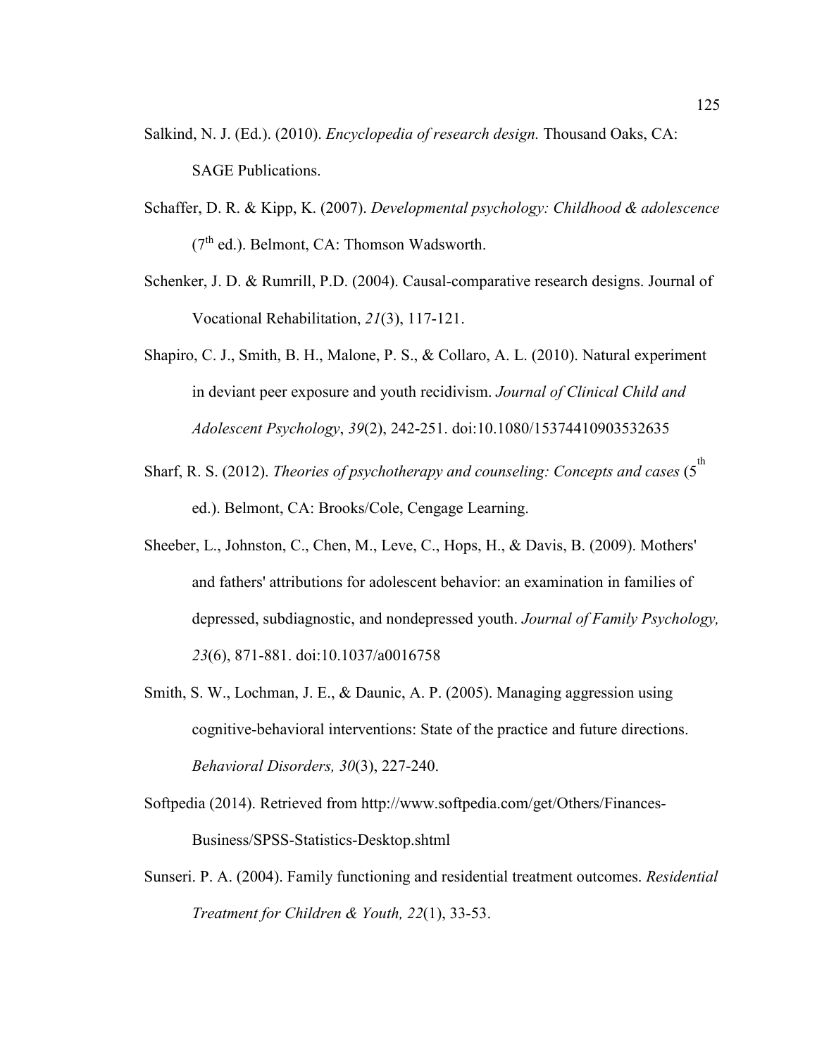Salkind, N. J. (Ed.). (2010). *Encyclopedia of research design.* Thousand Oaks, CA: SAGE Publications.

Schaffer, D. R. & Kipp, K. (2007). *Developmental psychology: Childhood & adolescence* (7th ed.). Belmont, CA: Thomson Wadsworth.

Schenker, J. D. & Rumrill, P.D. (2004). Causal-comparative research designs. Journal of Vocational Rehabilitation, *21*(3), 117-121.

Shapiro, C. J., Smith, B. H., Malone, P. S., & Collaro, A. L. (2010). Natural experiment in deviant peer exposure and youth recidivism. *Journal of Clinical Child and Adolescent Psychology*, *39*(2), 242-251. doi:10.1080/15374410903532635

Sharf, R. S. (2012). *Theories of psychotherapy and counseling: Concepts and cases* (5th ed.). Belmont, CA: Brooks/Cole, Cengage Learning.

Sheeber, L., Johnston, C., Chen, M., Leve, C., Hops, H., & Davis, B. (2009). Mothers' and fathers' attributions for adolescent behavior: an examination in families of depressed, subdiagnostic, and nondepressed youth. *Journal of Family Psychology, 23*(6), 871-881. doi:10.1037/a0016758

Smith, S. W., Lochman, J. E., & Daunic, A. P. (2005). Managing aggression using cognitive-behavioral interventions: State of the practice and future directions. *Behavioral Disorders, 30*(3), 227-240.

Softpedia (2014). Retrieved from http://www.softpedia.com/get/Others/Finances-Business/SPSS-Statistics-Desktop.shtml

Sunseri. P. A. (2004). Family functioning and residential treatment outcomes. *Residential Treatment for Children & Youth, 22*(1), 33-53.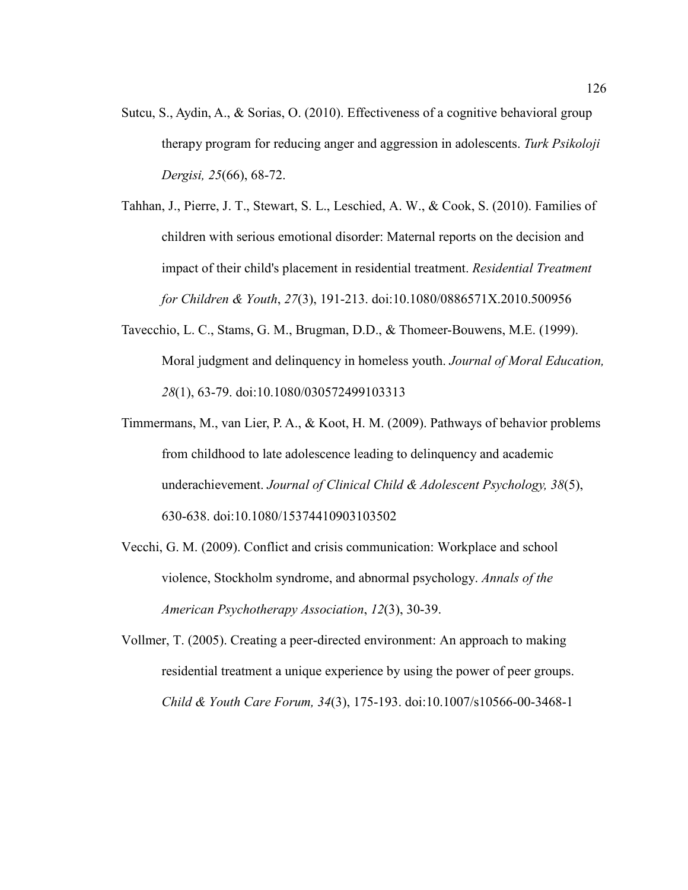Sutcu, S., Aydin, A., & Sorias, O. (2010). Effectiveness of a cognitive behavioral group therapy program for reducing anger and aggression in adolescents. *Turk Psikoloji Dergisi, 25*(66), 68-72.

Tahhan, J., Pierre, J. T., Stewart, S. L., Leschied, A. W., & Cook, S. (2010). Families of children with serious emotional disorder: Maternal reports on the decision and impact of their child's placement in residential treatment. *Residential Treatment for Children & Youth*, *27*(3), 191-213. doi:10.1080/0886571X.2010.500956

Tavecchio, L. C., Stams, G. M., Brugman, D.D., & Thomeer-Bouwens, M.E. (1999). Moral judgment and delinquency in homeless youth. *Journal of Moral Education, 28*(1), 63-79. doi:10.1080/030572499103313

Timmermans, M., van Lier, P. A., & Koot, H. M. (2009). Pathways of behavior problems from childhood to late adolescence leading to delinquency and academic underachievement. *Journal of Clinical Child & Adolescent Psychology, 38*(5), 630-638. doi:10.1080/15374410903103502

Vecchi, G. M. (2009). Conflict and crisis communication: Workplace and school violence, Stockholm syndrome, and abnormal psychology. *Annals of the American Psychotherapy Association*, *12*(3), 30-39.

Vollmer, T. (2005). Creating a peer-directed environment: An approach to making residential treatment a unique experience by using the power of peer groups. *Child & Youth Care Forum, 34*(3), 175-193. doi:10.1007/s10566-00-3468-1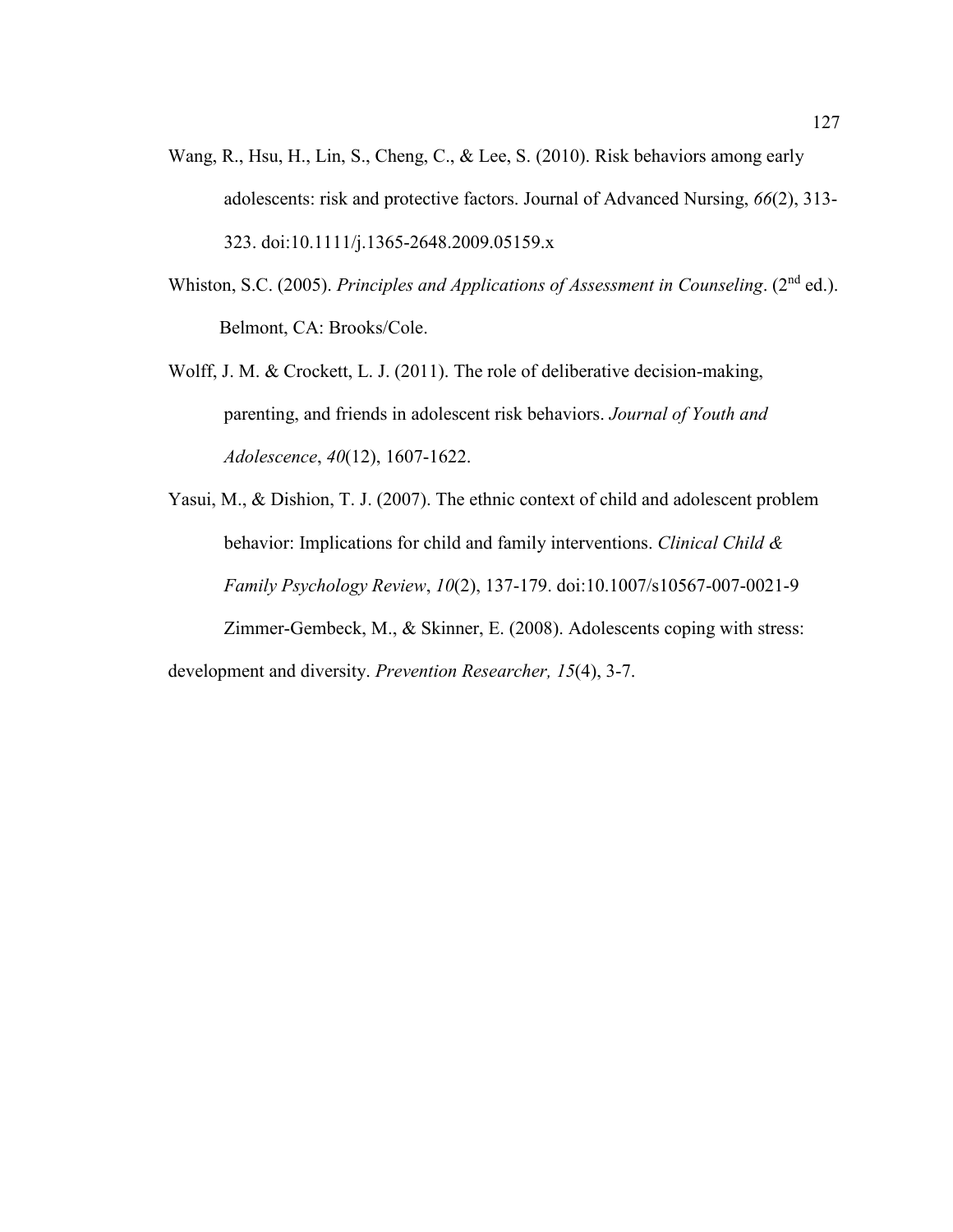Wang, R., Hsu, H., Lin, S., Cheng, C., & Lee, S. (2010). Risk behaviors among early adolescents: risk and protective factors. Journal of Advanced Nursing, *66*(2), 313-323. doi:10.1111/j.1365-2648.2009.05159.x

Whiston, S.C. (2005). *Principles and Applications of Assessment in Counseling*. (2nd ed.). Belmont, CA: Brooks/Cole.

Wolff, J. M. & Crockett, L. J. (2011). The role of deliberative decision-making, parenting, and friends in adolescent risk behaviors. *Journal of Youth and Adolescence*, *40*(12), 1607-1622.

Yasui, M., & Dishion, T. J. (2007). The ethnic context of child and adolescent problem behavior: Implications for child and family interventions. *Clinical Child & Family Psychology Review*, *10*(2), 137-179. doi:10.1007/s10567-007-0021-9

Zimmer-Gembeck, M., & Skinner, E. (2008). Adolescents coping with stress: development and diversity. *Prevention Researcher, 15*(4), 3-7.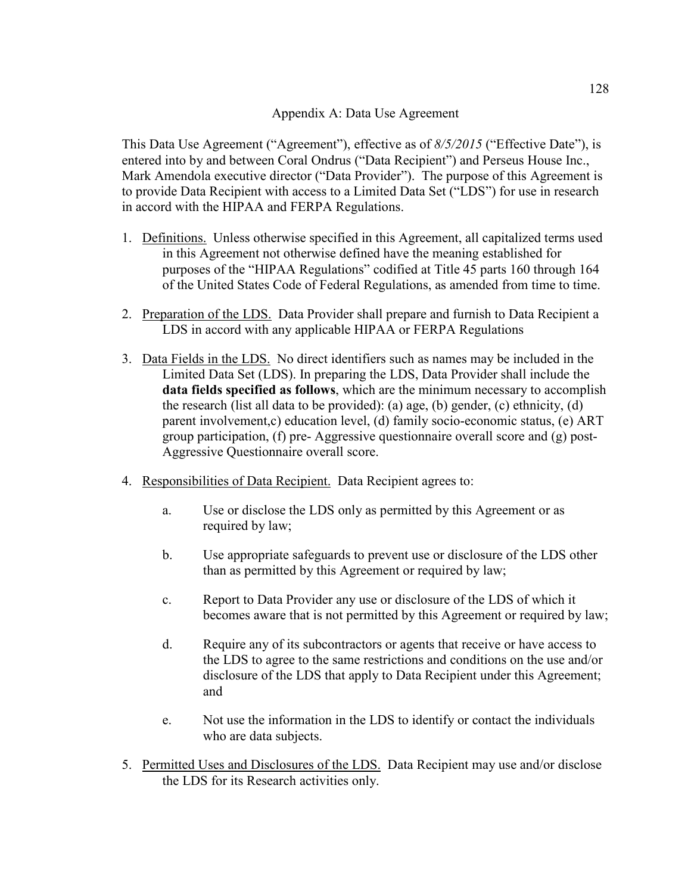## Appendix A: Data Use Agreement

This Data Use Agreement ("Agreement"), effective as of *8/5/2015* ("Effective Date"), is entered into by and between Coral Ondrus ("Data Recipient") and Perseus House Inc., Mark Amendola executive director ("Data Provider"). The purpose of this Agreement is to provide Data Recipient with access to a Limited Data Set ("LDS") for use in research in accord with the HIPAA and FERPA Regulations.

1. <u>Definitions.</u> Unless otherwise specified in this Agreement, all capitalized terms used in this Agreement not otherwise defined have the meaning established for purposes of the "HIPAA Regulations" codified at Title 45 parts 160 through 164 of the United States Code of Federal Regulations, as amended from time to time.

2. <u>Preparation of the LDS.</u> Data Provider shall prepare and furnish to Data Recipient a LDS in accord with any applicable HIPAA or FERPA Regulations

3. <u>Data Fields in the LDS.</u> No direct identifiers such as names may be included in the Limited Data Set (LDS). In preparing the LDS, Data Provider shall include the **data fields specified as follows**, which are the minimum necessary to accomplish the research (list all data to be provided): (a) age, (b) gender, (c) ethnicity, (d) parent involvement,c) education level, (d) family socio-economic status, (e) ART group participation, (f) pre- Aggressive questionnaire overall score and (g) post-Aggressive Questionnaire overall score.

4. <u>Responsibilities of Data Recipient.</u> Data Recipient agrees to:

    a. Use or disclose the LDS only as permitted by this Agreement or as required by law;

    b. Use appropriate safeguards to prevent use or disclosure of the LDS other than as permitted by this Agreement or required by law;

    c. Report to Data Provider any use or disclosure of the LDS of which it becomes aware that is not permitted by this Agreement or required by law;

    d. Require any of its subcontractors or agents that receive or have access to the LDS to agree to the same restrictions and conditions on the use and/or disclosure of the LDS that apply to Data Recipient under this Agreement; and

    e. Not use the information in the LDS to identify or contact the individuals who are data subjects.

5. <u>Permitted Uses and Disclosures of the LDS.</u> Data Recipient may use and/or disclose the LDS for its Research activities only.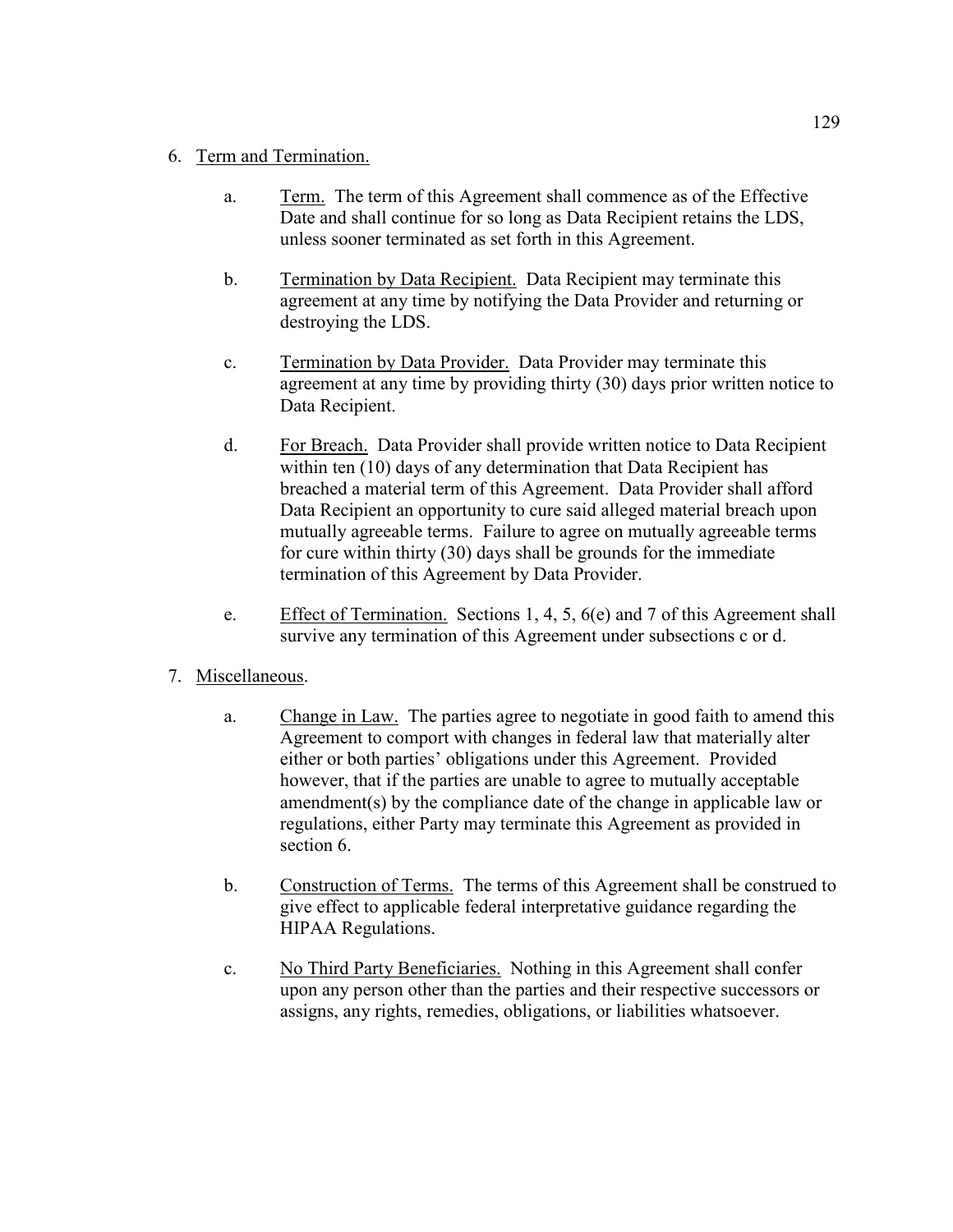6. Term and Termination.

   a. Term. The term of this Agreement shall commence as of the Effective Date and shall continue for so long as Data Recipient retains the LDS, unless sooner terminated as set forth in this Agreement.

   b. Termination by Data Recipient. Data Recipient may terminate this agreement at any time by notifying the Data Provider and returning or destroying the LDS.

   c. Termination by Data Provider. Data Provider may terminate this agreement at any time by providing thirty (30) days prior written notice to Data Recipient.

   d. For Breach. Data Provider shall provide written notice to Data Recipient within ten (10) days of any determination that Data Recipient has breached a material term of this Agreement. Data Provider shall afford Data Recipient an opportunity to cure said alleged material breach upon mutually agreeable terms. Failure to agree on mutually agreeable terms for cure within thirty (30) days shall be grounds for the immediate termination of this Agreement by Data Provider.

   e. Effect of Termination. Sections 1, 4, 5, 6(e) and 7 of this Agreement shall survive any termination of this Agreement under subsections c or d.

7. Miscellaneous.

   a. Change in Law. The parties agree to negotiate in good faith to amend this Agreement to comport with changes in federal law that materially alter either or both parties' obligations under this Agreement. Provided however, that if the parties are unable to agree to mutually acceptable amendment(s) by the compliance date of the change in applicable law or regulations, either Party may terminate this Agreement as provided in section 6.

   b. Construction of Terms. The terms of this Agreement shall be construed to give effect to applicable federal interpretative guidance regarding the HIPAA Regulations.

   c. No Third Party Beneficiaries. Nothing in this Agreement shall confer upon any person other than the parties and their respective successors or assigns, any rights, remedies, obligations, or liabilities whatsoever.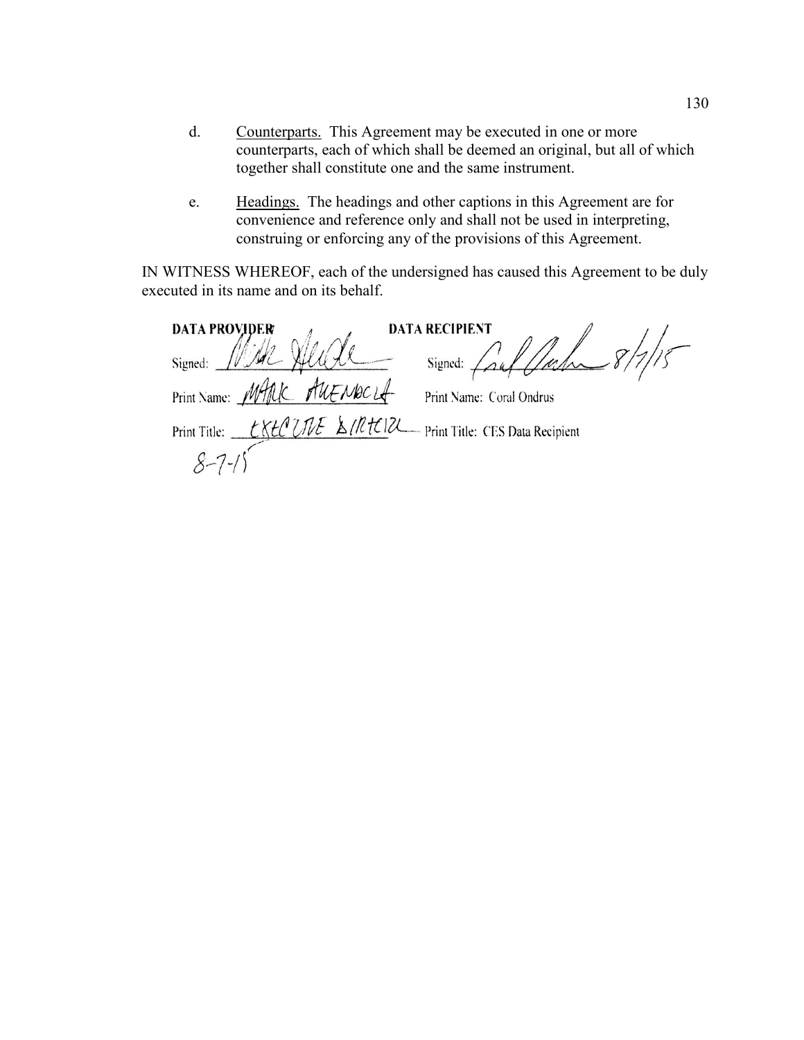d. Counterparts. This Agreement may be executed in one or more counterparts, each of which shall be deemed an original, but all of which together shall constitute one and the same instrument.

e. Headings. The headings and other captions in this Agreement are for convenience and reference only and shall not be used in interpreting, construing or enforcing any of the provisions of this Agreement.

IN WITNESS WHEREOF, each of the undersigned has caused this Agreement to be duly executed in its name and on its behalf.

| **DATA PROVIDER** | **DATA RECIPIENT** |
|---|---|
| Signed: [signature] | Signed: [signature] 8/7/15 |
| Print Name: MARK AUERBACH | Print Name: Coral Ondrus |
| Print Title: EXECUTIVE DIRECTOR | Print Title: CES Data Recipient |
| 8-7-15 | |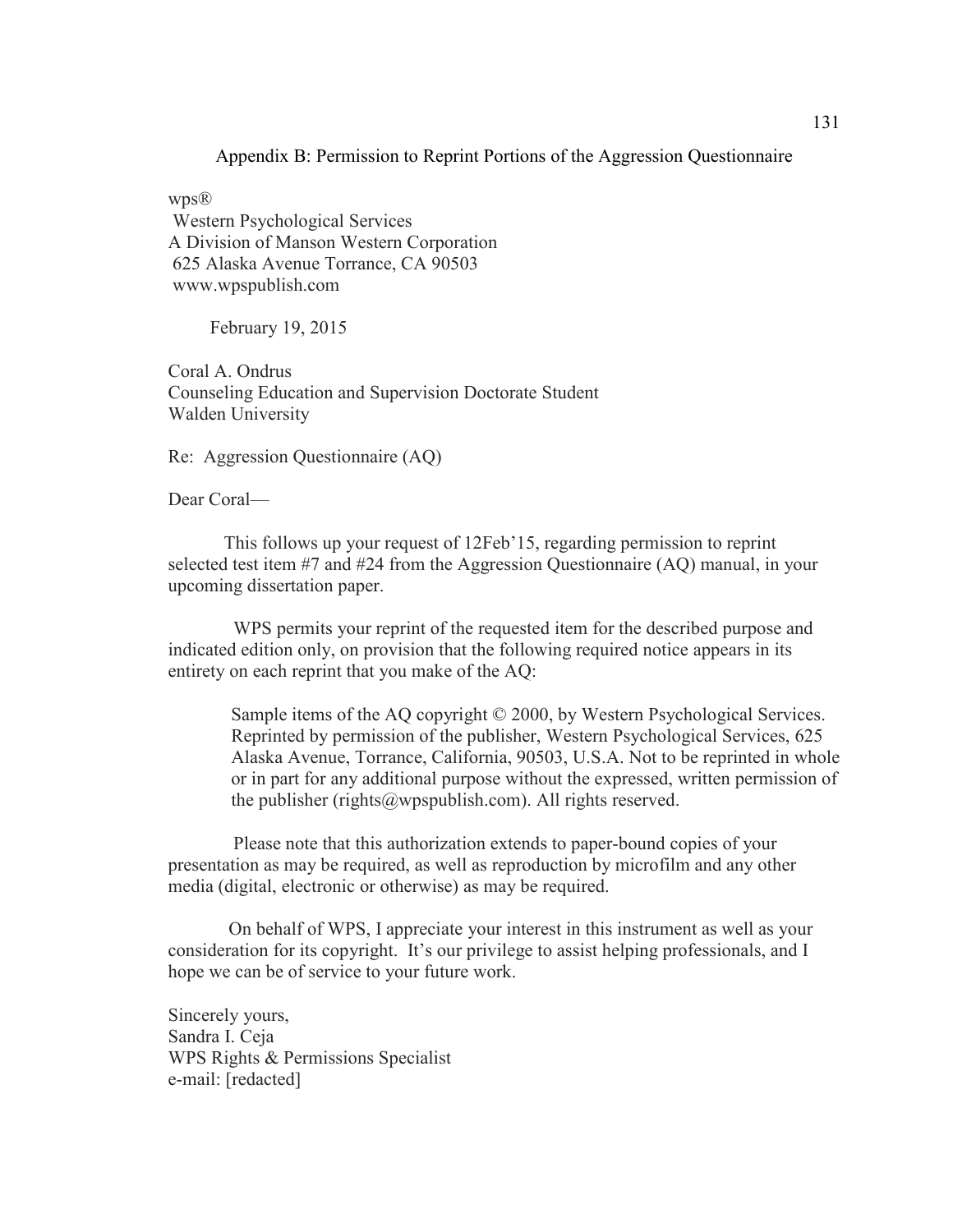## Appendix B: Permission to Reprint Portions of the Aggression Questionnaire

wps®
Western Psychological Services
A Division of Manson Western Corporation
625 Alaska Avenue Torrance, CA 90503
www.wpspublish.com

February 19, 2015

Coral A. Ondrus
Counseling Education and Supervision Doctorate Student
Walden University

Re: Aggression Questionnaire (AQ)

Dear Coral—

This follows up your request of 12Feb'15, regarding permission to reprint selected test item #7 and #24 from the Aggression Questionnaire (AQ) manual, in your upcoming dissertation paper.

WPS permits your reprint of the requested item for the described purpose and indicated edition only, on provision that the following required notice appears in its entirety on each reprint that you make of the AQ:

> Sample items of the AQ copyright © 2000, by Western Psychological Services. Reprinted by permission of the publisher, Western Psychological Services, 625 Alaska Avenue, Torrance, California, 90503, U.S.A. Not to be reprinted in whole or in part for any additional purpose without the expressed, written permission of the publisher (rights@wpspublish.com). All rights reserved.

Please note that this authorization extends to paper-bound copies of your presentation as may be required, as well as reproduction by microfilm and any other media (digital, electronic or otherwise) as may be required.

On behalf of WPS, I appreciate your interest in this instrument as well as your consideration for its copyright. It's our privilege to assist helping professionals, and I hope we can be of service to your future work.

Sincerely yours,
Sandra I. Ceja
WPS Rights & Permissions Specialist
e-mail: [redacted]